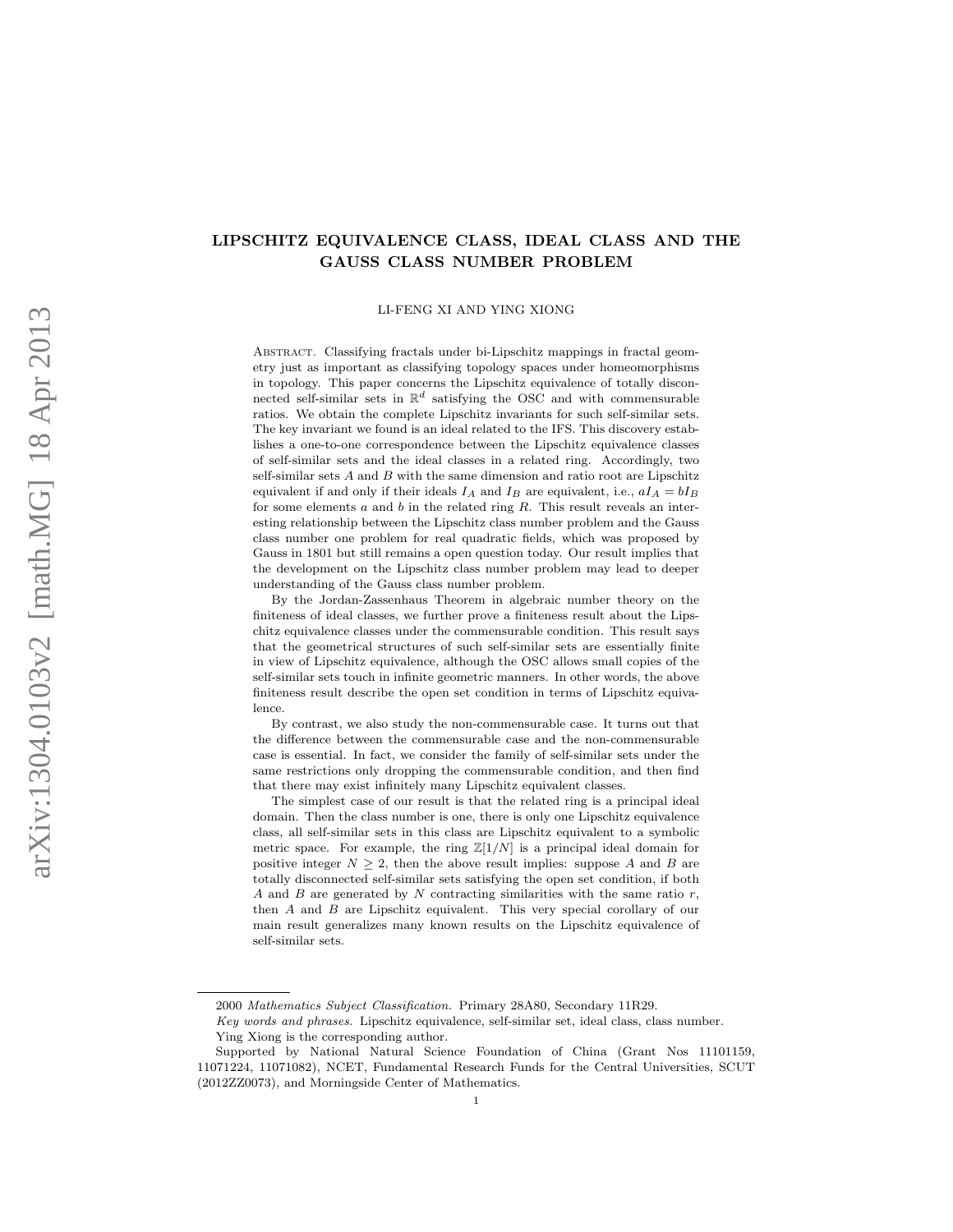# LIPSCHITZ EQUIVALENCE CLASS, IDEAL CLASS AND THE GAUSS CLASS NUMBER PROBLEM

LI-FENG XI AND YING XIONG

Abstract. Classifying fractals under bi-Lipschitz mappings in fractal geometry just as important as classifying topology spaces under homeomorphisms in topology. This paper concerns the Lipschitz equivalence of totally disconnected self-similar sets in $\mathbb{R}^d$ satisfying the OSC and with commensurable ratios. We obtain the complete Lipschitz invariants for such self-similar sets. The key invariant we found is an ideal related to the IFS. This discovery establishes a one-to-one correspondence between the Lipschitz equivalence classes of self-similar sets and the ideal classes in a related ring. Accordingly, two self-similar sets $A$ and $B$ with the same dimension and ratio root are Lipschitz equivalent if and only if their ideals $I_A$ and $I_B$ are equivalent, i.e., $aI_A = bI_B$ for some elements $a$ and $b$ in the related ring $R$. This result reveals an interesting relationship between the Lipschitz class number problem and the Gauss class number one problem for real quadratic fields, which was proposed by Gauss in 1801 but still remains a open question today. Our result implies that the development on the Lipschitz class number problem may lead to deeper understanding of the Gauss class number problem.

By the Jordan-Zassenhaus Theorem in algebraic number theory on the finiteness of ideal classes, we further prove a finiteness result about the Lipschitz equivalence classes under the commensurable condition. This result says that the geometrical structures of such self-similar sets are essentially finite in view of Lipschitz equivalence, although the OSC allows small copies of the self-similar sets touch in infinite geometric manners. In other words, the above finiteness result describe the open set condition in terms of Lipschitz equivalence.

By contrast, we also study the non-commensurable case. It turns out that the difference between the commensurable case and the non-commensurable case is essential. In fact, we consider the family of self-similar sets under the same restrictions only dropping the commensurable condition, and then find that there may exist infinitely many Lipschitz equivalent classes.

The simplest case of our result is that the related ring is a principal ideal domain. Then the class number is one, there is only one Lipschitz equivalence class, all self-similar sets in this class are Lipschitz equivalent to a symbolic metric space. For example, the ring $\mathbb{Z}[1/N]$ is a principal ideal domain for positive integer $N \geq 2$, then the above result implies: suppose $A$ and $B$ are totally disconnected self-similar sets satisfying the open set condition, if both $A$ and $B$ are generated by $N$ contracting similarities with the same ratio $r$, then $A$ and $B$ are Lipschitz equivalent. This very special corollary of our main result generalizes many known results on the Lipschitz equivalence of self-similar sets.

---

2000 *Mathematics Subject Classification.* Primary 28A80, Secondary 11R29.

*Key words and phrases.* Lipschitz equivalence, self-similar set, ideal class, class number.

Ying Xiong is the corresponding author.

Supported by National Natural Science Foundation of China (Grant Nos 11101159, 11071224, 11071082), NCET, Fundamental Research Funds for the Central Universities, SCUT (2012ZZ0073), and Morningside Center of Mathematics.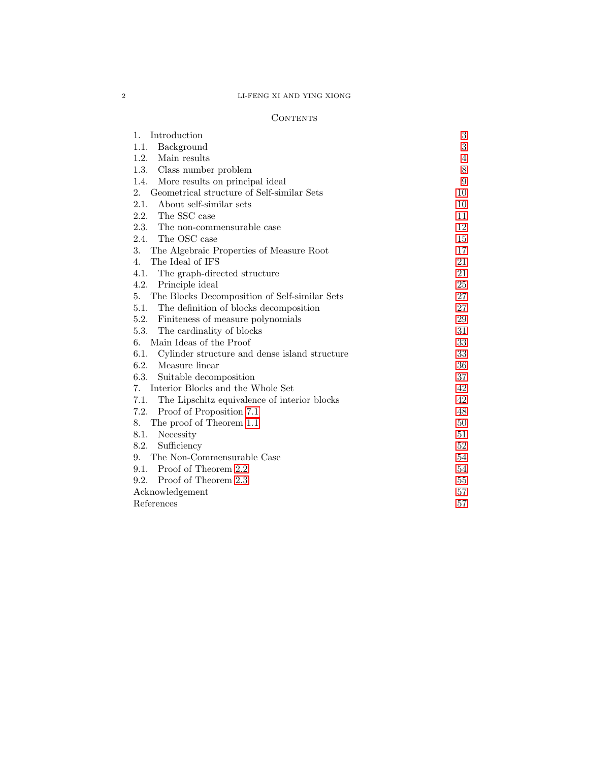## Contents

1. Introduction 3
1.1. Background 3
1.2. Main results 4
1.3. Class number problem 8
1.4. More results on principal ideal 9
2. Geometrical structure of Self-similar Sets 10
2.1. About self-similar sets 10
2.2. The SSC case 11
2.3. The non-commensurable case 12
2.4. The OSC case 15
3. The Algebraic Properties of Measure Root 17
4. The Ideal of IFS 21
4.1. The graph-directed structure 21
4.2. Principle ideal 25
5. The Blocks Decomposition of Self-similar Sets 27
5.1. The definition of blocks decomposition 27
5.2. Finiteness of measure polynomials 29
5.3. The cardinality of blocks 31
6. Main Ideas of the Proof 33
6.1. Cylinder structure and dense island structure 33
6.2. Measure linear 36
6.3. Suitable decomposition 37
7. Interior Blocks and the Whole Set 42
7.1. The Lipschitz equivalence of interior blocks 42
7.2. Proof of Proposition 7.1 48
8. The proof of Theorem 1.1 50
8.1. Necessity 51
8.2. Sufficiency 52
9. The Non-Commensurable Case 54
9.1. Proof of Theorem 2.2 54
9.2. Proof of Theorem 2.3 55
Acknowledgement 57
References 57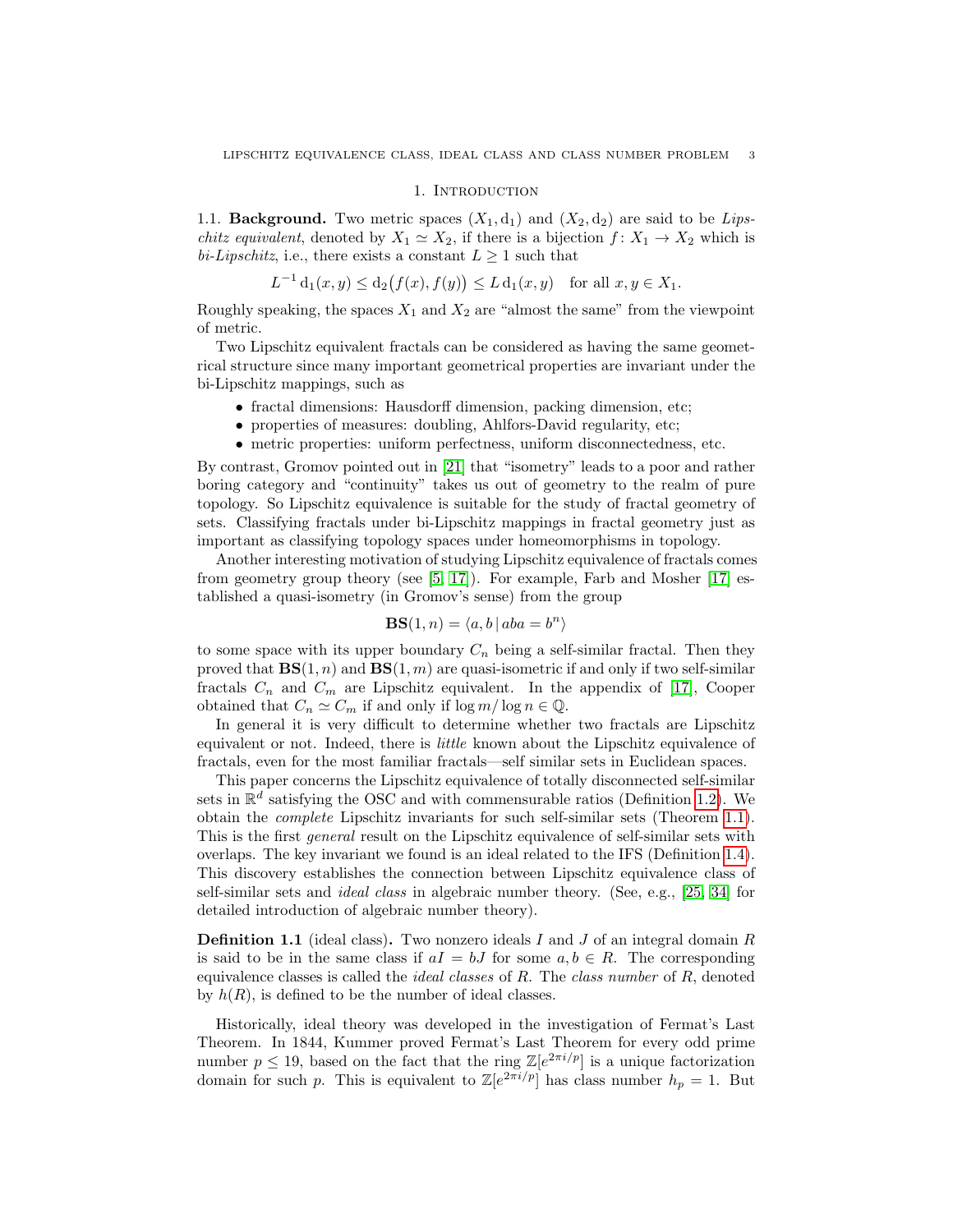## 1. Introduction

1.1. **Background.** Two metric spaces $(X_1, \mathrm{d}_1)$ and $(X_2, \mathrm{d}_2)$ are said to be *Lipschitz equivalent*, denoted by $X_1 \simeq X_2$, if there is a bijection $f\colon X_1 \to X_2$ which is *bi-Lipschitz*, i.e., there exists a constant $L \geq 1$ such that

$$L^{-1}\,\mathrm{d}_1(x,y) \leq \mathrm{d}_2\big(f(x), f(y)\big) \leq L\,\mathrm{d}_1(x,y) \quad \text{for all } x, y \in X_1.$$

Roughly speaking, the spaces $X_1$ and $X_2$ are "almost the same" from the viewpoint of metric.

Two Lipschitz equivalent fractals can be considered as having the same geometrical structure since many important geometrical properties are invariant under the bi-Lipschitz mappings, such as

- fractal dimensions: Hausdorff dimension, packing dimension, etc;
- properties of measures: doubling, Ahlfors-David regularity, etc;
- metric properties: uniform perfectness, uniform disconnectedness, etc.

By contrast, Gromov pointed out in [21] that "isometry" leads to a poor and rather boring category and "continuity" takes us out of geometry to the realm of pure topology. So Lipschitz equivalence is suitable for the study of fractal geometry of sets. Classifying fractals under bi-Lipschitz mappings in fractal geometry just as important as classifying topology spaces under homeomorphisms in topology.

Another interesting motivation of studying Lipschitz equivalence of fractals comes from geometry group theory (see [5, 17]). For example, Farb and Mosher [17] established a quasi-isometry (in Gromov's sense) from the group

$$\mathbf{BS}(1, n) = \langle a, b \,|\, aba = b^n \rangle$$

to some space with its upper boundary $C_n$ being a self-similar fractal. Then they proved that $\mathbf{BS}(1,n)$ and $\mathbf{BS}(1,m)$ are quasi-isometric if and only if two self-similar fractals $C_n$ and $C_m$ are Lipschitz equivalent. In the appendix of [17], Cooper obtained that $C_n \simeq C_m$ if and only if $\log m / \log n \in \mathbb{Q}$.

In general it is very difficult to determine whether two fractals are Lipschitz equivalent or not. Indeed, there is *little* known about the Lipschitz equivalence of fractals, even for the most familiar fractals—self similar sets in Euclidean spaces.

This paper concerns the Lipschitz equivalence of totally disconnected self-similar sets in $\mathbb{R}^d$ satisfying the OSC and with commensurable ratios (Definition 1.2). We obtain the *complete* Lipschitz invariants for such self-similar sets (Theorem 1.1). This is the first *general* result on the Lipschitz equivalence of self-similar sets with overlaps. The key invariant we found is an ideal related to the IFS (Definition 1.4). This discovery establishes the connection between Lipschitz equivalence class of self-similar sets and *ideal class* in algebraic number theory. (See, e.g., [25, 34] for detailed introduction of algebraic number theory).

**Definition 1.1** (ideal class)**.** Two nonzero ideals $I$ and $J$ of an integral domain $R$ is said to be in the same class if $aI = bJ$ for some $a, b \in R$. The corresponding equivalence classes is called the *ideal classes* of $R$. The *class number* of $R$, denoted by $h(R)$, is defined to be the number of ideal classes.

Historically, ideal theory was developed in the investigation of Fermat's Last Theorem. In 1844, Kummer proved Fermat's Last Theorem for every odd prime number $p \leq 19$, based on the fact that the ring $\mathbb{Z}[e^{2\pi i/p}]$ is a unique factorization domain for such $p$. This is equivalent to $\mathbb{Z}[e^{2\pi i/p}]$ has class number $h_p = 1$. But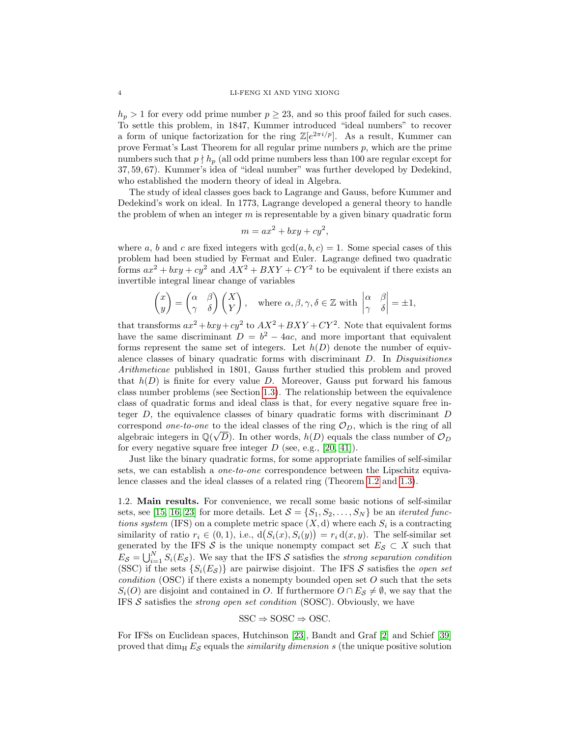$h_p > 1$ for every odd prime number $p \geq 23$, and so this proof failed for such cases. To settle this problem, in 1847, Kummer introduced "ideal numbers" to recover a form of unique factorization for the ring $\mathbb{Z}[e^{2\pi i/p}]$. As a result, Kummer can prove Fermat's Last Theorem for all regular prime numbers $p$, which are the prime numbers such that $p \nmid h_p$ (all odd prime numbers less than 100 are regular except for $37, 59, 67$). Kummer's idea of "ideal number" was further developed by Dedekind, who established the modern theory of ideal in Algebra.

The study of ideal classes goes back to Lagrange and Gauss, before Kummer and Dedekind's work on ideal. In 1773, Lagrange developed a general theory to handle the problem of when an integer $m$ is representable by a given binary quadratic form

$$m = ax^2 + bxy + cy^2,$$

where $a$, $b$ and $c$ are fixed integers with $\gcd(a, b, c) = 1$. Some special cases of this problem had been studied by Fermat and Euler. Lagrange defined two quadratic forms $ax^2 + bxy + cy^2$ and $AX^2 + BXY + CY^2$ to be equivalent if there exists an invertible integral linear change of variables

$$\begin{pmatrix} x \\ y \end{pmatrix} = \begin{pmatrix} \alpha & \beta \\ \gamma & \delta \end{pmatrix} \begin{pmatrix} X \\ Y \end{pmatrix}, \quad \text{where } \alpha, \beta, \gamma, \delta \in \mathbb{Z} \text{ with } \begin{vmatrix} \alpha & \beta \\ \gamma & \delta \end{vmatrix} = \pm 1,$$

that transforms $ax^2 + bxy + cy^2$ to $AX^2 + BXY + CY^2$. Note that equivalent forms have the same discriminant $D = b^2 - 4ac$, and more important that equivalent forms represent the same set of integers. Let $h(D)$ denote the number of equivalence classes of binary quadratic forms with discriminant $D$. In *Disquisitiones Arithmeticae* published in 1801, Gauss further studied this problem and proved that $h(D)$ is finite for every value $D$. Moreover, Gauss put forward his famous class number problems (see Section 1.3). The relationship between the equivalence class of quadratic forms and ideal class is that, for every negative square free integer $D$, the equivalence classes of binary quadratic forms with discriminant $D$ correspond *one-to-one* to the ideal classes of the ring $\mathcal{O}_D$, which is the ring of all algebraic integers in $\mathbb{Q}(\sqrt{D})$. In other words, $h(D)$ equals the class number of $\mathcal{O}_D$ for every negative square free integer $D$ (see, e.g., [20, 41]).

Just like the binary quadratic forms, for some appropriate families of self-similar sets, we can establish a *one-to-one* correspondence between the Lipschitz equivalence classes and the ideal classes of a related ring (Theorem 1.2 and 1.3).

**1.2. Main results.** For convenience, we recall some basic notions of self-similar sets, see [15, 16, 23] for more details. Let $\mathcal{S} = \{S_1, S_2, \ldots, S_N\}$ be an *iterated functions system* (IFS) on a complete metric space $(X, \mathrm{d})$ where each $S_i$ is a contracting similarity of ratio $r_i \in (0, 1)$, i.e., $\mathrm{d}\big(S_i(x), S_i(y)\big) = r_i \, \mathrm{d}(x, y)$. The self-similar set generated by the IFS $\mathcal{S}$ is the unique nonempty compact set $E_{\mathcal{S}} \subset X$ such that $E_{\mathcal{S}} = \bigcup_{i=1}^{N} S_i(E_{\mathcal{S}})$. We say that the IFS $\mathcal{S}$ satisfies the *strong separation condition* (SSC) if the sets $\{S_i(E_{\mathcal{S}})\}$ are pairwise disjoint. The IFS $\mathcal{S}$ satisfies the *open set condition* (OSC) if there exists a nonempty bounded open set $O$ such that the sets $S_i(O)$ are disjoint and contained in $O$. If furthermore $O \cap E_{\mathcal{S}} \neq \emptyset$, we say that the IFS $\mathcal{S}$ satisfies the *strong open set condition* (SOSC). Obviously, we have

$$\text{SSC} \Rightarrow \text{SOSC} \Rightarrow \text{OSC}.$$

For IFSs on Euclidean spaces, Hutchinson [23], Bandt and Graf [2] and Schief [39] proved that $\dim_{\mathrm{H}} E_{\mathcal{S}}$ equals the *similarity dimension* $s$ (the unique positive solution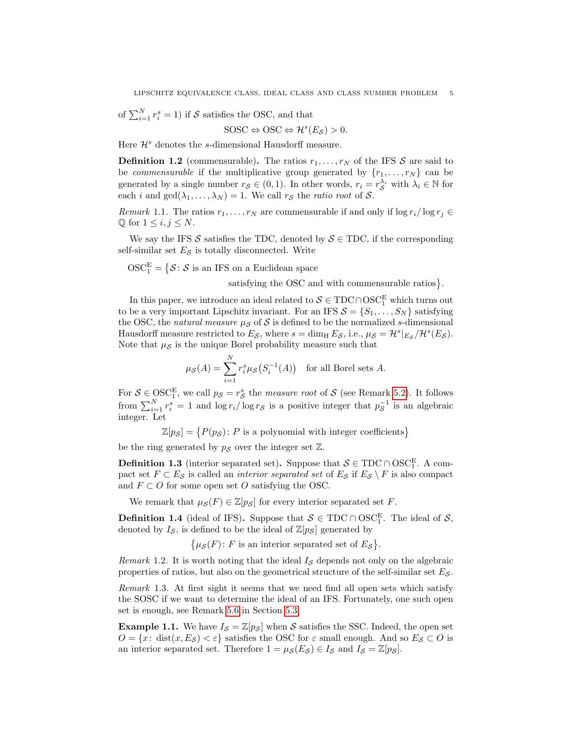of $\sum_{i=1}^N r_i^s = 1$) if $\mathcal{S}$ satisfies the OSC, and that

$$\text{SOSC} \Leftrightarrow \text{OSC} \Leftrightarrow \mathcal{H}^s(E_{\mathcal{S}}) > 0.$$

Here $\mathcal{H}^s$ denotes the $s$-dimensional Hausdorff measure.

**Definition 1.2** (commensurable)**.** The ratios $r_1, \dots, r_N$ of the IFS $\mathcal{S}$ are said to be *commensurable* if the multiplicative group generated by $\{r_1, \dots, r_N\}$ can be generated by a single number $r_{\mathcal{S}} \in (0, 1)$. In other words, $r_i = r_{\mathcal{S}}^{\lambda_i}$ with $\lambda_i \in \mathbb{N}$ for each $i$ and $\gcd(\lambda_1, \dots, \lambda_N) = 1$. We call $r_{\mathcal{S}}$ the *ratio root* of $\mathcal{S}$.

*Remark* 1.1. The ratios $r_1, \dots, r_N$ are commensurable if and only if $\log r_i / \log r_j \in \mathbb{Q}$ for $1 \le i, j \le N$.

We say the IFS $\mathcal{S}$ satisfies the TDC, denoted by $\mathcal{S} \in \text{TDC}$, if the corresponding self-similar set $E_{\mathcal{S}}$ is totally disconnected. Write

$$\text{OSC}_1^{\text{E}} = \big\{\mathcal{S} \colon \mathcal{S} \text{ is an IFS on a Euclidean space satisfying the OSC and with commensurable ratios}\big\}.$$

In this paper, we introduce an ideal related to $\mathcal{S} \in \text{TDC} \cap \text{OSC}_1^{\text{E}}$ which turns out to be a very important Lipschitz invariant. For an IFS $\mathcal{S} = \{S_1, \dots, S_N\}$ satisfying the OSC, the *natural measure* $\mu_{\mathcal{S}}$ of $\mathcal{S}$ is defined to be the normalized $s$-dimensional Hausdorff measure restricted to $E_{\mathcal{S}}$, where $s = \dim_{\text{H}} E_{\mathcal{S}}$, i.e., $\mu_{\mathcal{S}} = \mathcal{H}^s|_{E_{\mathcal{S}}} / \mathcal{H}^s(E_{\mathcal{S}})$. Note that $\mu_{\mathcal{S}}$ is the unique Borel probability measure such that

$$\mu_{\mathcal{S}}(A) = \sum_{i=1}^N r_i^s \mu_{\mathcal{S}}\big(S_i^{-1}(A)\big) \quad \text{for all Borel sets } A.$$

For $\mathcal{S} \in \text{OSC}_1^{\text{E}}$, we call $p_{\mathcal{S}} = r_{\mathcal{S}}^s$ the *measure root* of $\mathcal{S}$ (see Remark 5.2). It follows from $\sum_{i=1}^N r_i^s = 1$ and $\log r_i / \log r_{\mathcal{S}}$ is a positive integer that $p_{\mathcal{S}}^{-1}$ is an algebraic integer. Let

$$\mathbb{Z}[p_{\mathcal{S}}] = \big\{P(p_{\mathcal{S}}) \colon P \text{ is a polynomial with integer coefficients}\big\}$$

be the ring generated by $p_{\mathcal{S}}$ over the integer set $\mathbb{Z}$.

**Definition 1.3** (interior separated set)**.** Suppose that $\mathcal{S} \in \text{TDC} \cap \text{OSC}_1^{\text{E}}$. A compact set $F \subset E_{\mathcal{S}}$ is called an *interior separated set* of $E_{\mathcal{S}}$ if $E_{\mathcal{S}} \setminus F$ is also compact and $F \subset O$ for some open set $O$ satisfying the OSC.

We remark that $\mu_{\mathcal{S}}(F) \in \mathbb{Z}[p_{\mathcal{S}}]$ for every interior separated set $F$.

**Definition 1.4** (ideal of IFS)**.** Suppose that $\mathcal{S} \in \text{TDC} \cap \text{OSC}_1^{\text{E}}$. The ideal of $\mathcal{S}$, denoted by $I_{\mathcal{S}}$, is defined to be the ideal of $\mathbb{Z}[p_{\mathcal{S}}]$ generated by

$$\big\{\mu_{\mathcal{S}}(F) \colon F \text{ is an interior separated set of } E_{\mathcal{S}}\big\}.$$

*Remark* 1.2. It is worth noting that the ideal $I_{\mathcal{S}}$ depends not only on the algebraic properties of ratios, but also on the geometrical structure of the self-similar set $E_{\mathcal{S}}$.

*Remark* 1.3. At first sight it seems that we need find all open sets which satisfy the SOSC if we want to determine the ideal of an IFS. Fortunately, one such open set is enough, see Remark 5.6 in Section 5.3.

**Example 1.1.** We have $I_{\mathcal{S}} = \mathbb{Z}[p_{\mathcal{S}}]$ when $\mathcal{S}$ satisfies the SSC. Indeed, the open set $O = \{x \colon \text{dist}(x, E_{\mathcal{S}}) < \varepsilon\}$ satisfies the OSC for $\varepsilon$ small enough. And so $E_{\mathcal{S}} \subset O$ is an interior separated set. Therefore $1 = \mu_{\mathcal{S}}(E_{\mathcal{S}}) \in I_{\mathcal{S}}$ and $I_{\mathcal{S}} = \mathbb{Z}[p_{\mathcal{S}}]$.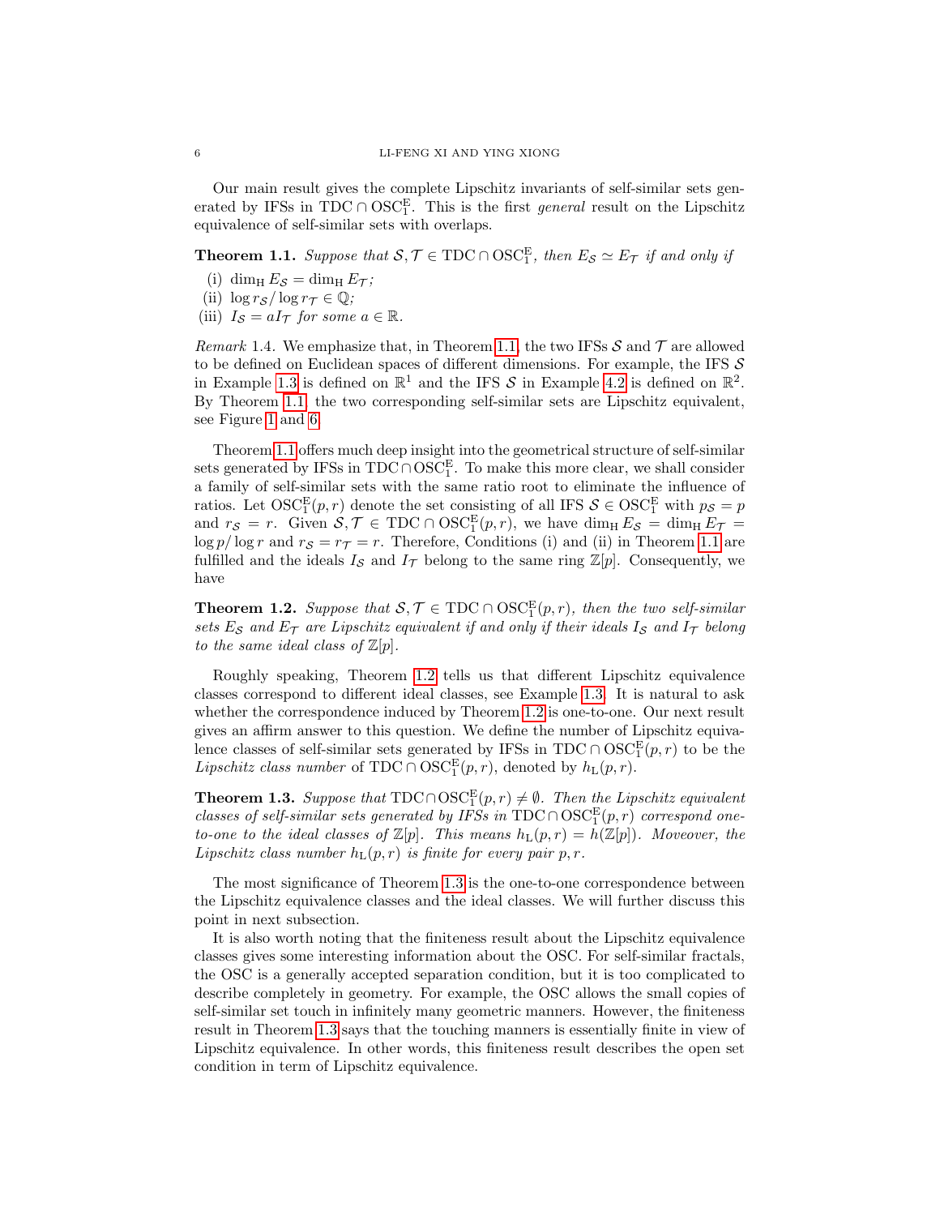Our main result gives the complete Lipschitz invariants of self-similar sets generated by IFSs in $\mathrm{TDC} \cap \mathrm{OSC}_1^{\mathrm{E}}$. This is the first *general* result on the Lipschitz equivalence of self-similar sets with overlaps.

**Theorem 1.1.** *Suppose that $\mathcal{S}, \mathcal{T} \in \mathrm{TDC} \cap \mathrm{OSC}_1^{\mathrm{E}}$, then $E_{\mathcal{S}} \simeq E_{\mathcal{T}}$ if and only if*

- (i) $\dim_{\mathrm{H}} E_{\mathcal{S}} = \dim_{\mathrm{H}} E_{\mathcal{T}}$;
- (ii) $\log r_{\mathcal{S}} / \log r_{\mathcal{T}} \in \mathbb{Q}$;
- (iii) $I_{\mathcal{S}} = a I_{\mathcal{T}}$ *for some* $a \in \mathbb{R}$.

*Remark* 1.4. We emphasize that, in Theorem 1.1, the two IFSs $\mathcal{S}$ and $\mathcal{T}$ are allowed to be defined on Euclidean spaces of different dimensions. For example, the IFS $\mathcal{S}$ in Example 1.3 is defined on $\mathbb{R}^1$ and the IFS $\mathcal{S}$ in Example 4.2 is defined on $\mathbb{R}^2$. By Theorem 1.1, the two corresponding self-similar sets are Lipschitz equivalent, see Figure 1 and 6.

Theorem 1.1 offers much deep insight into the geometrical structure of self-similar sets generated by IFSs in $\mathrm{TDC} \cap \mathrm{OSC}_1^{\mathrm{E}}$. To make this more clear, we shall consider a family of self-similar sets with the same ratio root to eliminate the influence of ratios. Let $\mathrm{OSC}_1^{\mathrm{E}}(p, r)$ denote the set consisting of all IFS $\mathcal{S} \in \mathrm{OSC}_1^{\mathrm{E}}$ with $p_{\mathcal{S}} = p$ and $r_{\mathcal{S}} = r$. Given $\mathcal{S}, \mathcal{T} \in \mathrm{TDC} \cap \mathrm{OSC}_1^{\mathrm{E}}(p, r)$, we have $\dim_{\mathrm{H}} E_{\mathcal{S}} = \dim_{\mathrm{H}} E_{\mathcal{T}} = \log p / \log r$ and $r_{\mathcal{S}} = r_{\mathcal{T}} = r$. Therefore, Conditions (i) and (ii) in Theorem 1.1 are fulfilled and the ideals $I_{\mathcal{S}}$ and $I_{\mathcal{T}}$ belong to the same ring $\mathbb{Z}[p]$. Consequently, we have

**Theorem 1.2.** *Suppose that $\mathcal{S}, \mathcal{T} \in \mathrm{TDC} \cap \mathrm{OSC}_1^{\mathrm{E}}(p, r)$, then the two self-similar sets $E_{\mathcal{S}}$ and $E_{\mathcal{T}}$ are Lipschitz equivalent if and only if their ideals $I_{\mathcal{S}}$ and $I_{\mathcal{T}}$ belong to the same ideal class of $\mathbb{Z}[p]$.*

Roughly speaking, Theorem 1.2 tells us that different Lipschitz equivalence classes correspond to different ideal classes, see Example 1.3. It is natural to ask whether the correspondence induced by Theorem 1.2 is one-to-one. Our next result gives an affirm answer to this question. We define the number of Lipschitz equivalence classes of self-similar sets generated by IFSs in $\mathrm{TDC} \cap \mathrm{OSC}_1^{\mathrm{E}}(p, r)$ to be the *Lipschitz class number* of $\mathrm{TDC} \cap \mathrm{OSC}_1^{\mathrm{E}}(p, r)$, denoted by $h_{\mathrm{L}}(p, r)$.

**Theorem 1.3.** *Suppose that $\mathrm{TDC} \cap \mathrm{OSC}_1^{\mathrm{E}}(p, r) \neq \emptyset$. Then the Lipschitz equivalent classes of self-similar sets generated by IFSs in $\mathrm{TDC} \cap \mathrm{OSC}_1^{\mathrm{E}}(p, r)$ correspond one-to-one to the ideal classes of $\mathbb{Z}[p]$. This means $h_{\mathrm{L}}(p, r) = h(\mathbb{Z}[p])$. Moveover, the Lipschitz class number $h_{\mathrm{L}}(p, r)$ is finite for every pair $p, r$.*

The most significance of Theorem 1.3 is the one-to-one correspondence between the Lipschitz equivalence classes and the ideal classes. We will further discuss this point in next subsection.

It is also worth noting that the finiteness result about the Lipschitz equivalence classes gives some interesting information about the OSC. For self-similar fractals, the OSC is a generally accepted separation condition, but it is too complicated to describe completely in geometry. For example, the OSC allows the small copies of self-similar set touch in infinitely many geometric manners. However, the finiteness result in Theorem 1.3 says that the touching manners is essentially finite in view of Lipschitz equivalence. In other words, this finiteness result describes the open set condition in term of Lipschitz equivalence.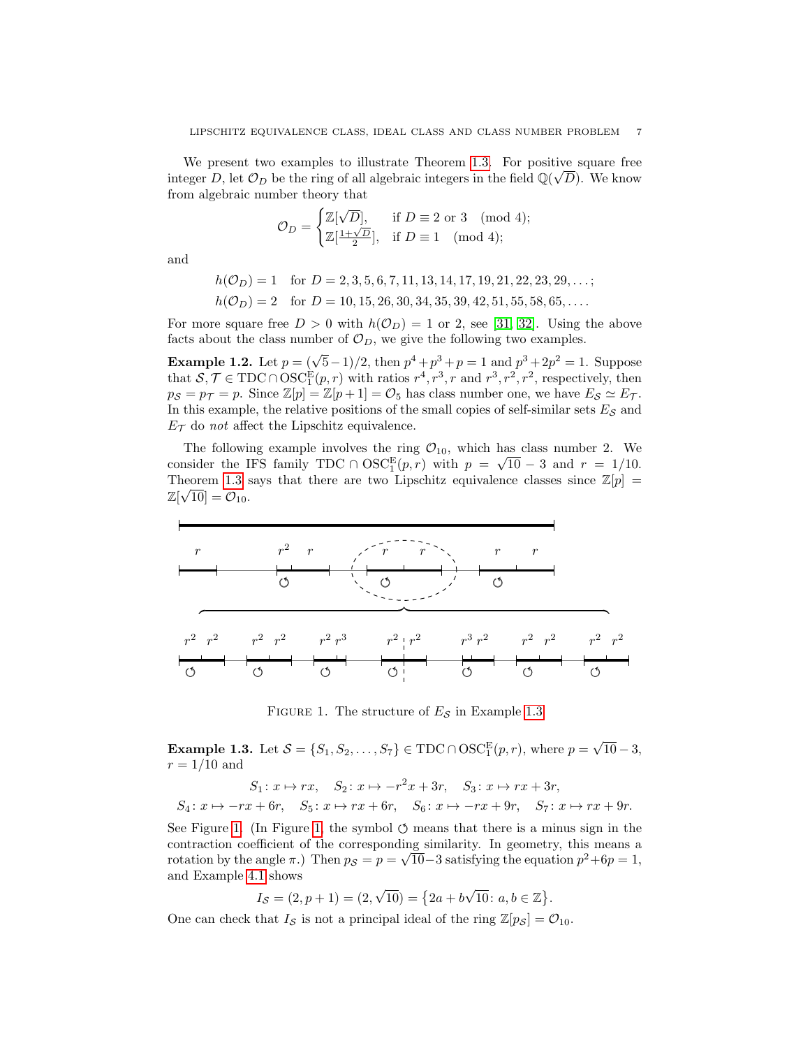We present two examples to illustrate Theorem 1.3. For positive square free integer $D$, let $\mathcal{O}_D$ be the ring of all algebraic integers in the field $\mathbb{Q}(\sqrt{D})$. We know from algebraic number theory that

$$\mathcal{O}_D = \begin{cases} \mathbb{Z}[\sqrt{D}], & \text{if } D \equiv 2 \text{ or } 3 \pmod 4; \\ \mathbb{Z}[\frac{1+\sqrt{D}}{2}], & \text{if } D \equiv 1 \pmod 4; \end{cases}$$

and

$$h(\mathcal{O}_D) = 1 \quad \text{for } D = 2, 3, 5, 6, 7, 11, 13, 14, 17, 19, 21, 22, 23, 29, \ldots;$$
$$h(\mathcal{O}_D) = 2 \quad \text{for } D = 10, 15, 26, 30, 34, 35, 39, 42, 51, 55, 58, 65, \ldots.$$

For more square free $D > 0$ with $h(\mathcal{O}_D) = 1$ or 2, see [31, 32]. Using the above facts about the class number of $\mathcal{O}_D$, we give the following two examples.

**Example 1.2.** Let $p = (\sqrt{5}-1)/2$, then $p^4+p^3+p = 1$ and $p^3+2p^2 = 1$. Suppose that $\mathcal{S}, \mathcal{T} \in \mathrm{TDC} \cap \mathrm{OSC}_1^{\mathrm{E}}(p, r)$ with ratios $r^4, r^3, r$ and $r^3, r^2, r^2$, respectively, then $p_{\mathcal{S}} = p_{\mathcal{T}} = p$. Since $\mathbb{Z}[p] = \mathbb{Z}[p+1] = \mathcal{O}_5$ has class number one, we have $E_{\mathcal{S}} \simeq E_{\mathcal{T}}$. In this example, the relative positions of the small copies of self-similar sets $E_{\mathcal{S}}$ and $E_{\mathcal{T}}$ do *not* affect the Lipschitz equivalence.

The following example involves the ring $\mathcal{O}_{10}$, which has class number 2. We consider the IFS family $\mathrm{TDC} \cap \mathrm{OSC}_1^{\mathrm{E}}(p, r)$ with $p = \sqrt{10} - 3$ and $r = 1/10$. Theorem 1.3 says that there are two Lipschitz equivalence classes since $\mathbb{Z}[p] = \mathbb{Z}[\sqrt{10}] = \mathcal{O}_{10}$.

FIGURE 1. The structure of $E_{\mathcal{S}}$ in Example 1.3

**Example 1.3.** Let $\mathcal{S} = \{S_1, S_2, \ldots, S_7\} \in \mathrm{TDC} \cap \mathrm{OSC}_1^{\mathrm{E}}(p, r)$, where $p = \sqrt{10} - 3$, $r = 1/10$ and

$$S_1 \colon x \mapsto rx, \quad S_2 \colon x \mapsto -r^2 x + 3r, \quad S_3 \colon x \mapsto rx + 3r,$$
$$S_4 \colon x \mapsto -rx + 6r, \quad S_5 \colon x \mapsto rx + 6r, \quad S_6 \colon x \mapsto -rx + 9r, \quad S_7 \colon x \mapsto rx + 9r.$$

See Figure 1. (In Figure 1, the symbol ↻ means that there is a minus sign in the contraction coefficient of the corresponding similarity. In geometry, this means a rotation by the angle $\pi$.) Then $p_{\mathcal{S}} = p = \sqrt{10}-3$ satisfying the equation $p^2+6p = 1$, and Example 4.1 shows

$$I_{\mathcal{S}} = (2, p+1) = (2, \sqrt{10}) = \{2a + b\sqrt{10} \colon a, b \in \mathbb{Z}\}.$$

One can check that $I_{\mathcal{S}}$ is not a principal ideal of the ring $\mathbb{Z}[p_{\mathcal{S}}] = \mathcal{O}_{10}$.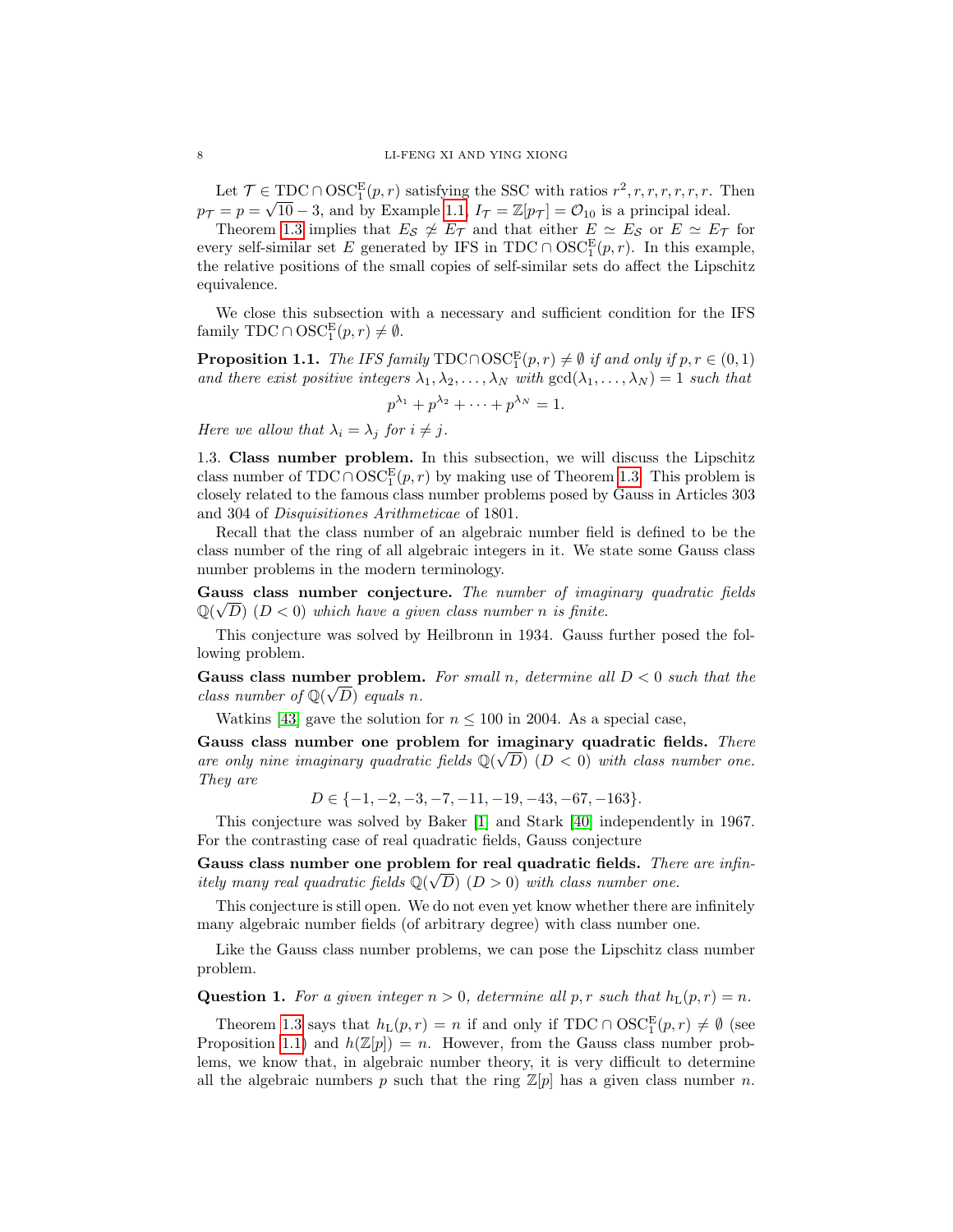Let $\mathcal{T} \in \mathrm{TDC} \cap \mathrm{OSC}_1^{\mathrm{E}}(p,r)$ satisfying the SSC with ratios $r^2, r, r, r, r, r, r$. Then $p_\mathcal{T} = p = \sqrt{10} - 3$, and by Example 1.1, $I_\mathcal{T} = \mathbb{Z}[p_\mathcal{T}] = \mathcal{O}_{10}$ is a principal ideal.

Theorem 1.3 implies that $E_\mathcal{S} \not\simeq E_\mathcal{T}$ and that either $E \simeq E_\mathcal{S}$ or $E \simeq E_\mathcal{T}$ for every self-similar set $E$ generated by IFS in $\mathrm{TDC} \cap \mathrm{OSC}_1^{\mathrm{E}}(p,r)$. In this example, the relative positions of the small copies of self-similar sets do affect the Lipschitz equivalence.

We close this subsection with a necessary and sufficient condition for the IFS family $\mathrm{TDC} \cap \mathrm{OSC}_1^{\mathrm{E}}(p,r) \neq \emptyset$.

**Proposition 1.1.** *The IFS family* $\mathrm{TDC} \cap \mathrm{OSC}_1^{\mathrm{E}}(p,r) \neq \emptyset$ *if and only if* $p, r \in (0,1)$ *and there exist positive integers* $\lambda_1, \lambda_2, \ldots, \lambda_N$ *with* $\gcd(\lambda_1, \ldots, \lambda_N) = 1$ *such that*

$$p^{\lambda_1} + p^{\lambda_2} + \cdots + p^{\lambda_N} = 1.$$

*Here we allow that* $\lambda_i = \lambda_j$ *for* $i \neq j$.

1.3. **Class number problem.** In this subsection, we will discuss the Lipschitz class number of $\mathrm{TDC} \cap \mathrm{OSC}_1^{\mathrm{E}}(p,r)$ by making use of Theorem 1.3. This problem is closely related to the famous class number problems posed by Gauss in Articles 303 and 304 of *Disquisitiones Arithmeticae* of 1801.

Recall that the class number of an algebraic number field is defined to be the class number of the ring of all algebraic integers in it. We state some Gauss class number problems in the modern terminology.

**Gauss class number conjecture.** *The number of imaginary quadratic fields* $\mathbb{Q}(\sqrt{D})$ $(D < 0)$ *which have a given class number* $n$ *is finite.*

This conjecture was solved by Heilbronn in 1934. Gauss further posed the following problem.

**Gauss class number problem.** *For small* $n$*, determine all* $D < 0$ *such that the class number of* $\mathbb{Q}(\sqrt{D})$ *equals* $n$.

Watkins [43] gave the solution for $n \leq 100$ in 2004. As a special case,

**Gauss class number one problem for imaginary quadratic fields.** *There are only nine imaginary quadratic fields* $\mathbb{Q}(\sqrt{D})$ $(D < 0)$ *with class number one. They are*

$$D \in \{-1, -2, -3, -7, -11, -19, -43, -67, -163\}.$$

This conjecture was solved by Baker [1] and Stark [40] independently in 1967. For the contrasting case of real quadratic fields, Gauss conjecture

**Gauss class number one problem for real quadratic fields.** *There are infinitely many real quadratic fields* $\mathbb{Q}(\sqrt{D})$ $(D > 0)$ *with class number one.*

This conjecture is still open. We do not even yet know whether there are infinitely many algebraic number fields (of arbitrary degree) with class number one.

Like the Gauss class number problems, we can pose the Lipschitz class number problem.

**Question 1.** *For a given integer* $n > 0$*, determine all* $p, r$ *such that* $h_{\mathrm{L}}(p,r) = n$.

Theorem 1.3 says that $h_{\mathrm{L}}(p,r) = n$ if and only if $\mathrm{TDC} \cap \mathrm{OSC}_1^{\mathrm{E}}(p,r) \neq \emptyset$ (see Proposition 1.1) and $h(\mathbb{Z}[p]) = n$. However, from the Gauss class number problems, we know that, in algebraic number theory, it is very difficult to determine all the algebraic numbers $p$ such that the ring $\mathbb{Z}[p]$ has a given class number $n$.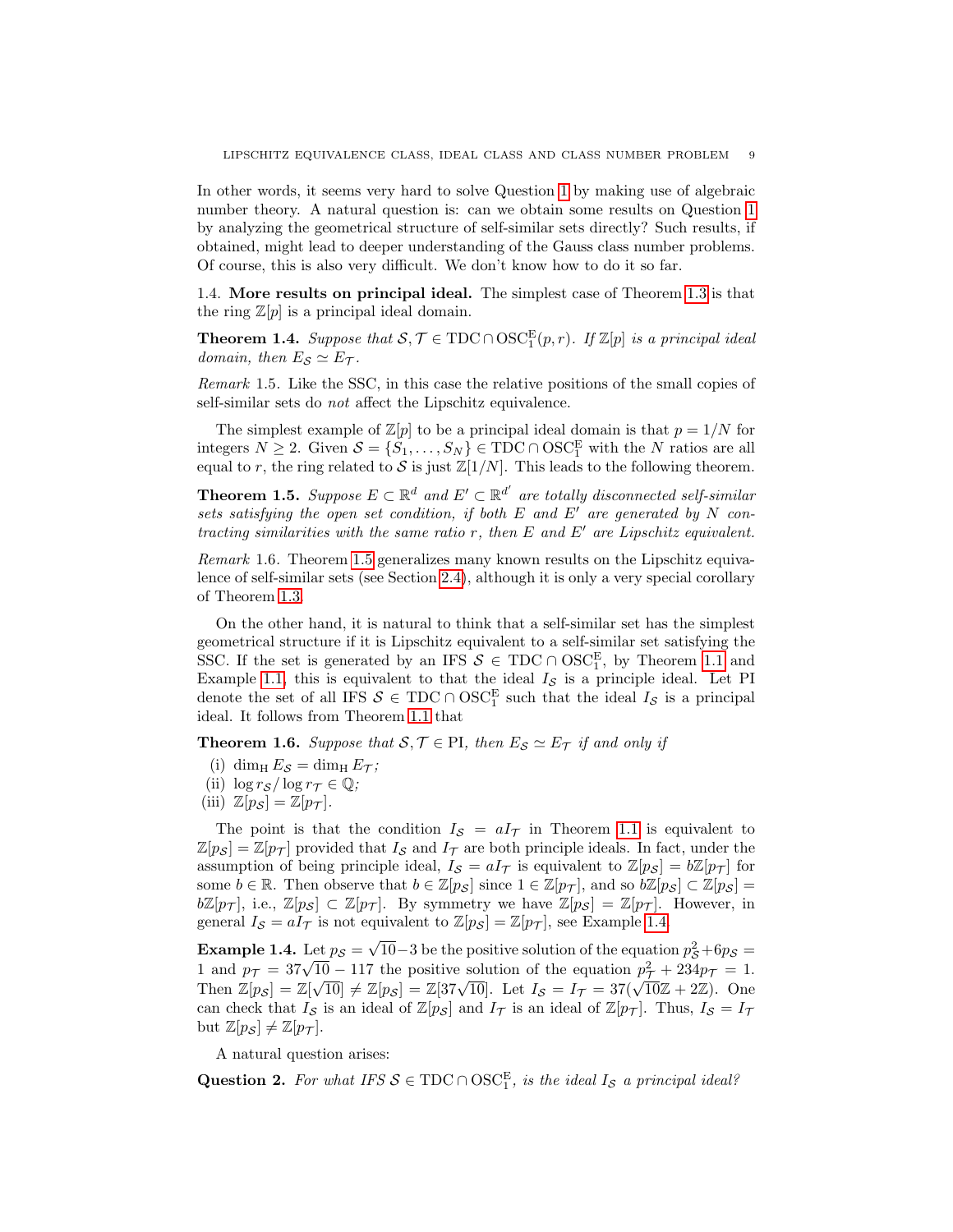In other words, it seems very hard to solve Question 1 by making use of algebraic number theory. A natural question is: can we obtain some results on Question 1 by analyzing the geometrical structure of self-similar sets directly? Such results, if obtained, might lead to deeper understanding of the Gauss class number problems. Of course, this is also very difficult. We don't know how to do it so far.

1.4. **More results on principal ideal.** The simplest case of Theorem 1.3 is that the ring $\mathbb{Z}[p]$ is a principal ideal domain.

**Theorem 1.4.** *Suppose that $\mathcal{S}, \mathcal{T} \in \mathrm{TDC} \cap \mathrm{OSC}_1^{\mathrm{E}}(p, r)$. If $\mathbb{Z}[p]$ is a principal ideal domain, then $E_{\mathcal{S}} \simeq E_{\mathcal{T}}$.*

*Remark* 1.5. Like the SSC, in this case the relative positions of the small copies of self-similar sets do *not* affect the Lipschitz equivalence.

The simplest example of $\mathbb{Z}[p]$ to be a principal ideal domain is that $p = 1/N$ for integers $N \geq 2$. Given $\mathcal{S} = \{S_1, \ldots, S_N\} \in \mathrm{TDC} \cap \mathrm{OSC}_1^{\mathrm{E}}$ with the $N$ ratios are all equal to $r$, the ring related to $\mathcal{S}$ is just $\mathbb{Z}[1/N]$. This leads to the following theorem.

**Theorem 1.5.** *Suppose $E \subset \mathbb{R}^d$ and $E' \subset \mathbb{R}^{d'}$ are totally disconnected self-similar sets satisfying the open set condition, if both $E$ and $E'$ are generated by $N$ contracting similarities with the same ratio $r$, then $E$ and $E'$ are Lipschitz equivalent.*

*Remark* 1.6. Theorem 1.5 generalizes many known results on the Lipschitz equivalence of self-similar sets (see Section 2.4), although it is only a very special corollary of Theorem 1.3.

On the other hand, it is natural to think that a self-similar set has the simplest geometrical structure if it is Lipschitz equivalent to a self-similar set satisfying the SSC. If the set is generated by an IFS $\mathcal{S} \in \mathrm{TDC} \cap \mathrm{OSC}_1^{\mathrm{E}}$, by Theorem 1.1 and Example 1.1, this is equivalent to that the ideal $I_{\mathcal{S}}$ is a principle ideal. Let PI denote the set of all IFS $\mathcal{S} \in \mathrm{TDC} \cap \mathrm{OSC}_1^{\mathrm{E}}$ such that the ideal $I_{\mathcal{S}}$ is a principal ideal. It follows from Theorem 1.1 that

**Theorem 1.6.** *Suppose that $\mathcal{S}, \mathcal{T} \in \mathrm{PI}$, then $E_{\mathcal{S}} \simeq E_{\mathcal{T}}$ if and only if*

(i) $\dim_{\mathrm{H}} E_{\mathcal{S}} = \dim_{\mathrm{H}} E_{\mathcal{T}}$;
(ii) $\log r_{\mathcal{S}} / \log r_{\mathcal{T}} \in \mathbb{Q}$;
(iii) $\mathbb{Z}[p_{\mathcal{S}}] = \mathbb{Z}[p_{\mathcal{T}}]$.

The point is that the condition $I_{\mathcal{S}} = aI_{\mathcal{T}}$ in Theorem 1.1 is equivalent to $\mathbb{Z}[p_{\mathcal{S}}] = \mathbb{Z}[p_{\mathcal{T}}]$ provided that $I_{\mathcal{S}}$ and $I_{\mathcal{T}}$ are both principle ideals. In fact, under the assumption of being principle ideal, $I_{\mathcal{S}} = aI_{\mathcal{T}}$ is equivalent to $\mathbb{Z}[p_{\mathcal{S}}] = b\mathbb{Z}[p_{\mathcal{T}}]$ for some $b \in \mathbb{R}$. Then observe that $b \in \mathbb{Z}[p_{\mathcal{S}}]$ since $1 \in \mathbb{Z}[p_{\mathcal{T}}]$, and so $b\mathbb{Z}[p_{\mathcal{S}}] \subset \mathbb{Z}[p_{\mathcal{S}}] = b\mathbb{Z}[p_{\mathcal{T}}]$, i.e., $\mathbb{Z}[p_{\mathcal{S}}] \subset \mathbb{Z}[p_{\mathcal{T}}]$. By symmetry we have $\mathbb{Z}[p_{\mathcal{S}}] = \mathbb{Z}[p_{\mathcal{T}}]$. However, in general $I_{\mathcal{S}} = aI_{\mathcal{T}}$ is not equivalent to $\mathbb{Z}[p_{\mathcal{S}}] = \mathbb{Z}[p_{\mathcal{T}}]$, see Example 1.4.

**Example 1.4.** Let $p_{\mathcal{S}} = \sqrt{10} - 3$ be the positive solution of the equation $p_{\mathcal{S}}^2 + 6p_{\mathcal{S}} = 1$ and $p_{\mathcal{T}} = 37\sqrt{10} - 117$ the positive solution of the equation $p_{\mathcal{T}}^2 + 234p_{\mathcal{T}} = 1$. Then $\mathbb{Z}[p_{\mathcal{S}}] = \mathbb{Z}[\sqrt{10}] \neq \mathbb{Z}[p_{\mathcal{S}}] = \mathbb{Z}[37\sqrt{10}]$. Let $I_{\mathcal{S}} = I_{\mathcal{T}} = 37(\sqrt{10}\mathbb{Z} + 2\mathbb{Z})$. One can check that $I_{\mathcal{S}}$ is an ideal of $\mathbb{Z}[p_{\mathcal{S}}]$ and $I_{\mathcal{T}}$ is an ideal of $\mathbb{Z}[p_{\mathcal{T}}]$. Thus, $I_{\mathcal{S}} = I_{\mathcal{T}}$ but $\mathbb{Z}[p_{\mathcal{S}}] \neq \mathbb{Z}[p_{\mathcal{T}}]$.

A natural question arises:

**Question 2.** *For what IFS $\mathcal{S} \in \mathrm{TDC} \cap \mathrm{OSC}_1^{\mathrm{E}}$, is the ideal $I_{\mathcal{S}}$ a principal ideal?*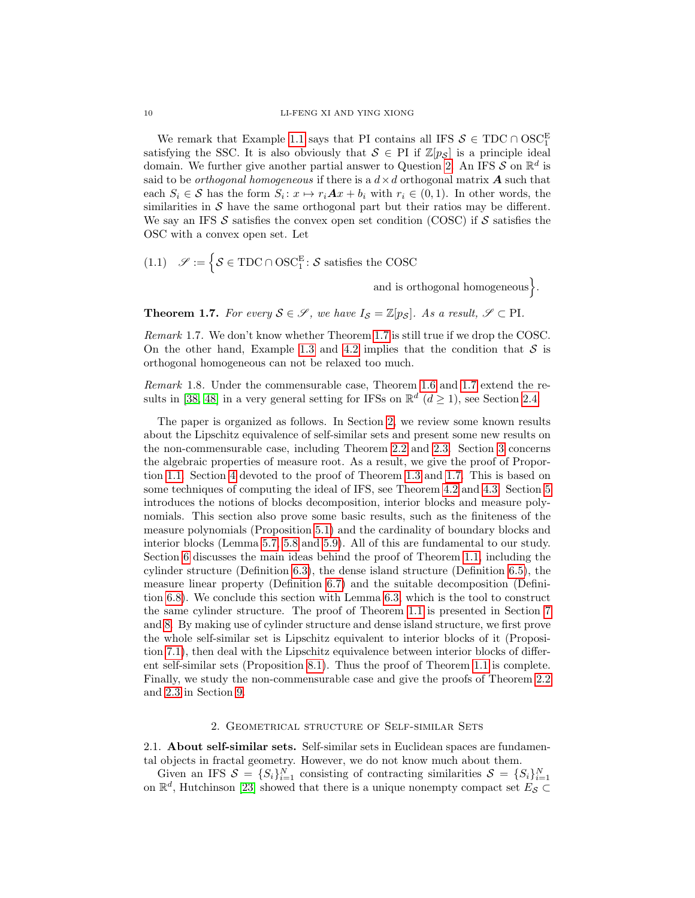We remark that Example 1.1 says that PI contains all IFS $\mathcal{S} \in \mathrm{TDC} \cap \mathrm{OSC}_1^{\mathrm{E}}$ satisfying the SSC. It is also obviously that $\mathcal{S} \in \mathrm{PI}$ if $\mathbb{Z}[p_{\mathcal{S}}]$ is a principle ideal domain. We further give another partial answer to Question 2. An IFS $\mathcal{S}$ on $\mathbb{R}^d$ is said to be *orthogonal homogeneous* if there is a $d \times d$ orthogonal matrix $\boldsymbol{A}$ such that each $S_i \in \mathcal{S}$ has the form $S_i \colon x \mapsto r_i \boldsymbol{A} x + b_i$ with $r_i \in (0,1)$. In other words, the similarities in $\mathcal{S}$ have the same orthogonal part but their ratios may be different. We say an IFS $\mathcal{S}$ satisfies the convex open set condition (COSC) if $\mathcal{S}$ satisfies the OSC with a convex open set. Let

$$\mathscr{S} := \Big\{ \mathcal{S} \in \mathrm{TDC} \cap \mathrm{OSC}_1^{\mathrm{E}} \colon \mathcal{S} \text{ satisfies the COSC and is orthogonal homogeneous} \Big\}. \tag{1.1}$$

**Theorem 1.7.** *For every $\mathcal{S} \in \mathscr{S}$, we have $I_{\mathcal{S}} = \mathbb{Z}[p_{\mathcal{S}}]$. As a result, $\mathscr{S} \subset \mathrm{PI}$.*

*Remark* 1.7. We don't know whether Theorem 1.7 is still true if we drop the COSC. On the other hand, Example 1.3 and 4.2 implies that the condition that $\mathcal{S}$ is orthogonal homogeneous can not be relaxed too much.

*Remark* 1.8. Under the commensurable case, Theorem 1.6 and 1.7 extend the results in [38, 48] in a very general setting for IFSs on $\mathbb{R}^d$ ($d \geq 1$), see Section 2.4.

The paper is organized as follows. In Section 2, we review some known results about the Lipschitz equivalence of self-similar sets and present some new results on the non-commensurable case, including Theorem 2.2 and 2.3. Section 3 concerns the algebraic properties of measure root. As a result, we give the proof of Proportion 1.1. Section 4 devoted to the proof of Theorem 1.3 and 1.7. This is based on some techniques of computing the ideal of IFS, see Theorem 4.2 and 4.3. Section 5 introduces the notions of blocks decomposition, interior blocks and measure polynomials. This section also prove some basic results, such as the finiteness of the measure polynomials (Proposition 5.1) and the cardinality of boundary blocks and interior blocks (Lemma 5.7, 5.8 and 5.9). All of this are fundamental to our study. Section 6 discusses the main ideas behind the proof of Theorem 1.1, including the cylinder structure (Definition 6.3), the dense island structure (Definition 6.5), the measure linear property (Definition 6.7) and the suitable decomposition (Definition 6.8). We conclude this section with Lemma 6.3, which is the tool to construct the same cylinder structure. The proof of Theorem 1.1 is presented in Section 7 and 8. By making use of cylinder structure and dense island structure, we first prove the whole self-similar set is Lipschitz equivalent to interior blocks of it (Proposition 7.1), then deal with the Lipschitz equivalence between interior blocks of different self-similar sets (Proposition 8.1). Thus the proof of Theorem 1.1 is complete. Finally, we study the non-commensurable case and give the proofs of Theorem 2.2 and 2.3 in Section 9.

## 2. Geometrical structure of Self-similar Sets

**2.1. About self-similar sets.** Self-similar sets in Euclidean spaces are fundamental objects in fractal geometry. However, we do not know much about them.

Given an IFS $\mathcal{S} = \{S_i\}_{i=1}^N$ consisting of contracting similarities $\mathcal{S} = \{S_i\}_{i=1}^N$ on $\mathbb{R}^d$, Hutchinson [23] showed that there is a unique nonempty compact set $E_{\mathcal{S}} \subset$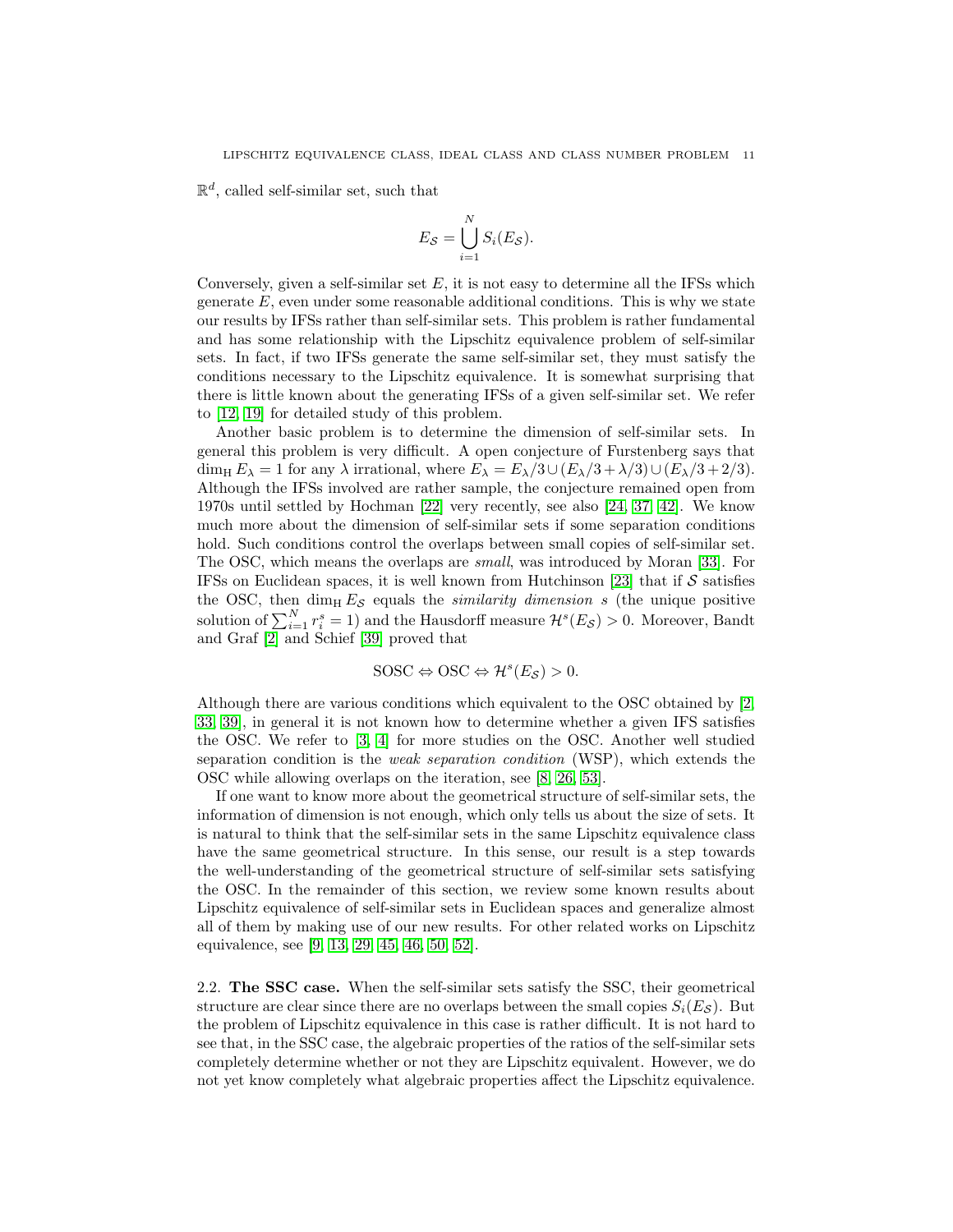$\mathbb{R}^d$, called self-similar set, such that

$$E_{\mathcal{S}} = \bigcup_{i=1}^{N} S_i(E_{\mathcal{S}}).$$

Conversely, given a self-similar set $E$, it is not easy to determine all the IFSs which generate $E$, even under some reasonable additional conditions. This is why we state our results by IFSs rather than self-similar sets. This problem is rather fundamental and has some relationship with the Lipschitz equivalence problem of self-similar sets. In fact, if two IFSs generate the same self-similar set, they must satisfy the conditions necessary to the Lipschitz equivalence. It is somewhat surprising that there is little known about the generating IFSs of a given self-similar set. We refer to [12, 19] for detailed study of this problem.

Another basic problem is to determine the dimension of self-similar sets. In general this problem is very difficult. A open conjecture of Furstenberg says that $\dim_{\mathrm{H}} E_\lambda = 1$ for any $\lambda$ irrational, where $E_\lambda = E_\lambda/3 \cup (E_\lambda/3 + \lambda/3) \cup (E_\lambda/3 + 2/3)$. Although the IFSs involved are rather sample, the conjecture remained open from 1970s until settled by Hochman [22] very recently, see also [24, 37, 42]. We know much more about the dimension of self-similar sets if some separation conditions hold. Such conditions control the overlaps between small copies of self-similar set. The OSC, which means the overlaps are *small*, was introduced by Moran [33]. For IFSs on Euclidean spaces, it is well known from Hutchinson [23] that if $\mathcal{S}$ satisfies the OSC, then $\dim_{\mathrm{H}} E_{\mathcal{S}}$ equals the *similarity dimension* $s$ (the unique positive solution of $\sum_{i=1}^{N} r_i^s = 1$) and the Hausdorff measure $\mathcal{H}^s(E_{\mathcal{S}}) > 0$. Moreover, Bandt and Graf [2] and Schief [39] proved that

$$\text{SOSC} \Leftrightarrow \text{OSC} \Leftrightarrow \mathcal{H}^s(E_{\mathcal{S}}) > 0.$$

Although there are various conditions which equivalent to the OSC obtained by [2, 33, 39], in general it is not known how to determine whether a given IFS satisfies the OSC. We refer to [3, 4] for more studies on the OSC. Another well studied separation condition is the *weak separation condition* (WSP), which extends the OSC while allowing overlaps on the iteration, see [8, 26, 53].

If one want to know more about the geometrical structure of self-similar sets, the information of dimension is not enough, which only tells us about the size of sets. It is natural to think that the self-similar sets in the same Lipschitz equivalence class have the same geometrical structure. In this sense, our result is a step towards the well-understanding of the geometrical structure of self-similar sets satisfying the OSC. In the remainder of this section, we review some known results about Lipschitz equivalence of self-similar sets in Euclidean spaces and generalize almost all of them by making use of our new results. For other related works on Lipschitz equivalence, see [9, 13, 29, 45, 46, 50, 52].

### 2.2. The SSC case.

When the self-similar sets satisfy the SSC, their geometrical structure are clear since there are no overlaps between the small copies $S_i(E_{\mathcal{S}})$. But the problem of Lipschitz equivalence in this case is rather difficult. It is not hard to see that, in the SSC case, the algebraic properties of the ratios of the self-similar sets completely determine whether or not they are Lipschitz equivalent. However, we do not yet know completely what algebraic properties affect the Lipschitz equivalence.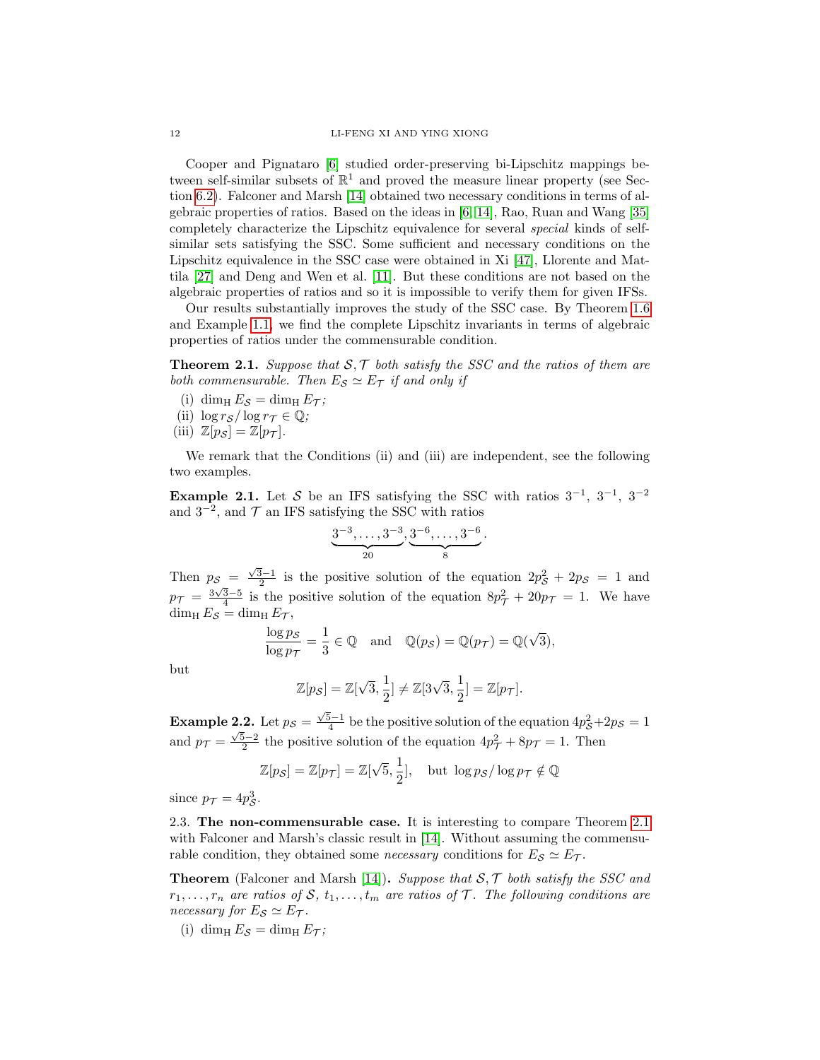Cooper and Pignataro [6] studied order-preserving bi-Lipschitz mappings between self-similar subsets of $\mathbb{R}^1$ and proved the measure linear property (see Section 6.2). Falconer and Marsh [14] obtained two necessary conditions in terms of algebraic properties of ratios. Based on the ideas in [6, 14], Rao, Ruan and Wang [35] completely characterize the Lipschitz equivalence for several *special* kinds of self-similar sets satisfying the SSC. Some sufficient and necessary conditions on the Lipschitz equivalence in the SSC case were obtained in Xi [47], Llorente and Mattila [27] and Deng and Wen et al. [11]. But these conditions are not based on the algebraic properties of ratios and so it is impossible to verify them for given IFSs.

Our results substantially improves the study of the SSC case. By Theorem 1.6 and Example 1.1, we find the complete Lipschitz invariants in terms of algebraic properties of ratios under the commensurable condition.

**Theorem 2.1.** *Suppose that $\mathcal{S}, \mathcal{T}$ both satisfy the SSC and the ratios of them are both commensurable. Then $E_{\mathcal{S}} \simeq E_{\mathcal{T}}$ if and only if*

(i) $\dim_{\mathrm{H}} E_{\mathcal{S}} = \dim_{\mathrm{H}} E_{\mathcal{T}}$;
(ii) $\log r_{\mathcal{S}} / \log r_{\mathcal{T}} \in \mathbb{Q}$;
(iii) $\mathbb{Z}[p_{\mathcal{S}}] = \mathbb{Z}[p_{\mathcal{T}}]$.

We remark that the Conditions (ii) and (iii) are independent, see the following two examples.

**Example 2.1.** Let $\mathcal{S}$ be an IFS satisfying the SSC with ratios $3^{-1}$, $3^{-1}$, $3^{-2}$ and $3^{-2}$, and $\mathcal{T}$ an IFS satisfying the SSC with ratios

$$\underbrace{3^{-3}, \ldots, 3^{-3}}_{20}, \underbrace{3^{-6}, \ldots, 3^{-6}}_{8}.$$

Then $p_{\mathcal{S}} = \frac{\sqrt{3}-1}{2}$ is the positive solution of the equation $2p_{\mathcal{S}}^2 + 2p_{\mathcal{S}} = 1$ and $p_{\mathcal{T}} = \frac{3\sqrt{3}-5}{4}$ is the positive solution of the equation $8p_{\mathcal{T}}^2 + 20p_{\mathcal{T}} = 1$. We have $\dim_{\mathrm{H}} E_{\mathcal{S}} = \dim_{\mathrm{H}} E_{\mathcal{T}}$,

$$\frac{\log p_{\mathcal{S}}}{\log p_{\mathcal{T}}} = \frac{1}{3} \in \mathbb{Q} \quad \text{and} \quad \mathbb{Q}(p_{\mathcal{S}}) = \mathbb{Q}(p_{\mathcal{T}}) = \mathbb{Q}(\sqrt{3}),$$

but

$$\mathbb{Z}[p_{\mathcal{S}}] = \mathbb{Z}[\sqrt{3}, \frac{1}{2}] \neq \mathbb{Z}[3\sqrt{3}, \frac{1}{2}] = \mathbb{Z}[p_{\mathcal{T}}].$$

**Example 2.2.** Let $p_{\mathcal{S}} = \frac{\sqrt{5}-1}{4}$ be the positive solution of the equation $4p_{\mathcal{S}}^2 + 2p_{\mathcal{S}} = 1$ and $p_{\mathcal{T}} = \frac{\sqrt{5}-2}{2}$ the positive solution of the equation $4p_{\mathcal{T}}^2 + 8p_{\mathcal{T}} = 1$. Then

$$\mathbb{Z}[p_{\mathcal{S}}] = \mathbb{Z}[p_{\mathcal{T}}] = \mathbb{Z}[\sqrt{5}, \frac{1}{2}], \quad \text{but } \log p_{\mathcal{S}} / \log p_{\mathcal{T}} \notin \mathbb{Q}$$

since $p_{\mathcal{T}} = 4p_{\mathcal{S}}^3$.

2.3. **The non-commensurable case.** It is interesting to compare Theorem 2.1 with Falconer and Marsh's classic result in [14]. Without assuming the commensurable condition, they obtained some *necessary* conditions for $E_{\mathcal{S}} \simeq E_{\mathcal{T}}$.

**Theorem** (Falconer and Marsh [14])**.** *Suppose that $\mathcal{S}, \mathcal{T}$ both satisfy the SSC and $r_1, \ldots, r_n$ are ratios of $\mathcal{S}$, $t_1, \ldots, t_m$ are ratios of $\mathcal{T}$. The following conditions are necessary for $E_{\mathcal{S}} \simeq E_{\mathcal{T}}$.*

(i) $\dim_{\mathrm{H}} E_{\mathcal{S}} = \dim_{\mathrm{H}} E_{\mathcal{T}}$;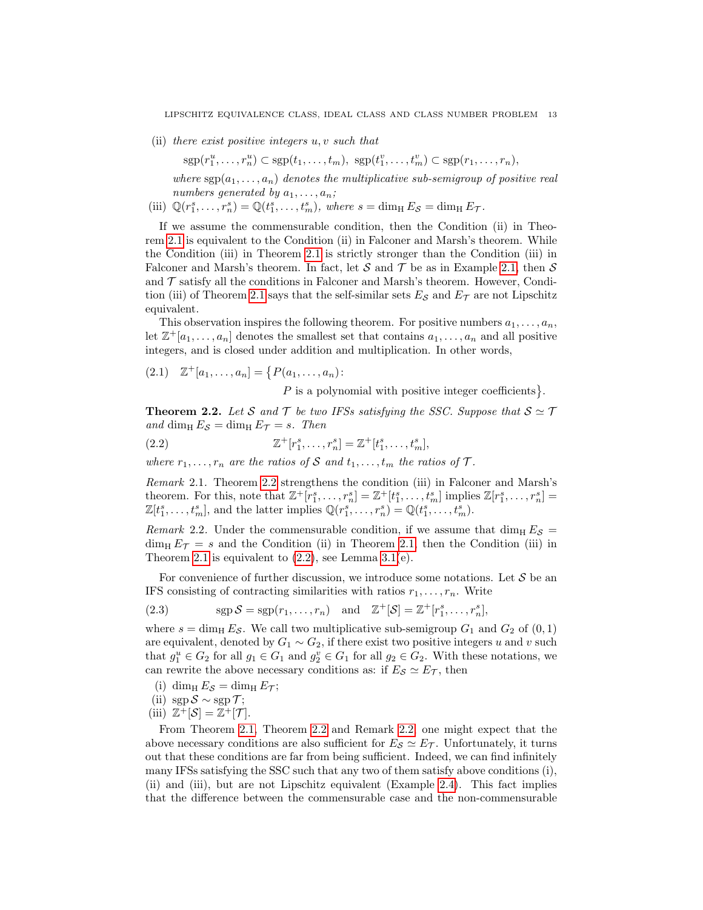(ii) *there exist positive integers $u, v$ such that*

$$\operatorname{sgp}(r_1^u, \dots, r_n^u) \subset \operatorname{sgp}(t_1, \dots, t_m), \ \operatorname{sgp}(t_1^v, \dots, t_m^v) \subset \operatorname{sgp}(r_1, \dots, r_n),$$

*where $\operatorname{sgp}(a_1, \dots, a_n)$ denotes the multiplicative sub-semigroup of positive real numbers generated by $a_1, \dots, a_n$;*

(iii) $\mathbb{Q}(r_1^s, \dots, r_n^s) = \mathbb{Q}(t_1^s, \dots, t_m^s)$*, where $s = \dim_{\mathrm{H}} E_{\mathcal{S}} = \dim_{\mathrm{H}} E_{\mathcal{T}}$.*

If we assume the commensurable condition, then the Condition (ii) in Theorem 2.1 is equivalent to the Condition (ii) in Falconer and Marsh's theorem. While the Condition (iii) in Theorem 2.1 is strictly stronger than the Condition (iii) in Falconer and Marsh's theorem. In fact, let $\mathcal{S}$ and $\mathcal{T}$ be as in Example 2.1, then $\mathcal{S}$ and $\mathcal{T}$ satisfy all the conditions in Falconer and Marsh's theorem. However, Condition (iii) of Theorem 2.1 says that the self-similar sets $E_{\mathcal{S}}$ and $E_{\mathcal{T}}$ are not Lipschitz equivalent.

This observation inspires the following theorem. For positive numbers $a_1, \dots, a_n$, let $\mathbb{Z}^+[a_1, \dots, a_n]$ denotes the smallest set that contains $a_1, \dots, a_n$ and all positive integers, and is closed under addition and multiplication. In other words,

$$\mathbb{Z}^+[a_1, \dots, a_n] = \big\{ P(a_1, \dots, a_n) \colon P \text{ is a polynomial with positive integer coefficients} \big\}. \tag{2.1}$$

**Theorem 2.2.** *Let $\mathcal{S}$ and $\mathcal{T}$ be two IFSs satisfying the SSC. Suppose that $\mathcal{S} \simeq \mathcal{T}$ and $\dim_{\mathrm{H}} E_{\mathcal{S}} = \dim_{\mathrm{H}} E_{\mathcal{T}} = s$. Then*

$$\mathbb{Z}^+[r_1^s, \dots, r_n^s] = \mathbb{Z}^+[t_1^s, \dots, t_m^s], \tag{2.2}$$

*where $r_1, \dots, r_n$ are the ratios of $\mathcal{S}$ and $t_1, \dots, t_m$ the ratios of $\mathcal{T}$.*

*Remark* 2.1. Theorem 2.2 strengthens the condition (iii) in Falconer and Marsh's theorem. For this, note that $\mathbb{Z}^+[r_1^s, \dots, r_n^s] = \mathbb{Z}^+[t_1^s, \dots, t_m^s]$ implies $\mathbb{Z}[r_1^s, \dots, r_n^s] = \mathbb{Z}[t_1^s, \dots, t_m^s]$, and the latter implies $\mathbb{Q}(r_1^s, \dots, r_n^s) = \mathbb{Q}(t_1^s, \dots, t_m^s)$.

*Remark* 2.2. Under the commensurable condition, if we assume that $\dim_{\mathrm{H}} E_{\mathcal{S}} = \dim_{\mathrm{H}} E_{\mathcal{T}} = s$ and the Condition (ii) in Theorem 2.1, then the Condition (iii) in Theorem 2.1 is equivalent to (2.2), see Lemma 3.1(e).

For convenience of further discussion, we introduce some notations. Let $\mathcal{S}$ be an IFS consisting of contracting similarities with ratios $r_1, \dots, r_n$. Write

$$\operatorname{sgp} \mathcal{S} = \operatorname{sgp}(r_1, \dots, r_n) \quad \text{and} \quad \mathbb{Z}^+[\mathcal{S}] = \mathbb{Z}^+[r_1^s, \dots, r_n^s], \tag{2.3}$$

where $s = \dim_{\mathrm{H}} E_{\mathcal{S}}$. We call two multiplicative sub-semigroup $G_1$ and $G_2$ of $(0,1)$ are equivalent, denoted by $G_1 \sim G_2$, if there exist two positive integers $u$ and $v$ such that $g_1^u \in G_2$ for all $g_1 \in G_1$ and $g_2^v \in G_1$ for all $g_2 \in G_2$. With these notations, we can rewrite the above necessary conditions as: if $E_{\mathcal{S}} \simeq E_{\mathcal{T}}$, then

(i) $\dim_{\mathrm{H}} E_{\mathcal{S}} = \dim_{\mathrm{H}} E_{\mathcal{T}}$;
(ii) $\operatorname{sgp} \mathcal{S} \sim \operatorname{sgp} \mathcal{T}$;
(iii) $\mathbb{Z}^+[\mathcal{S}] = \mathbb{Z}^+[\mathcal{T}]$.

From Theorem 2.1, Theorem 2.2 and Remark 2.2, one might expect that the above necessary conditions are also sufficient for $E_{\mathcal{S}} \simeq E_{\mathcal{T}}$. Unfortunately, it turns out that these conditions are far from being sufficient. Indeed, we can find infinitely many IFSs satisfying the SSC such that any two of them satisfy above conditions (i), (ii) and (iii), but are not Lipschitz equivalent (Example 2.4). This fact implies that the difference between the commensurable case and the non-commensurable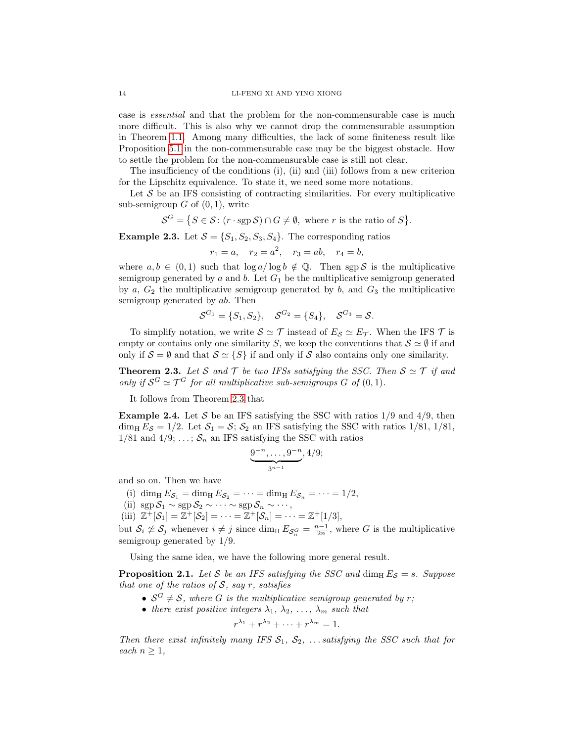case is *essential* and that the problem for the non-commensurable case is much more difficult. This is also why we cannot drop the commensurable assumption in Theorem 1.1. Among many difficulties, the lack of some finiteness result like Proposition 5.1 in the non-commensurable case may be the biggest obstacle. How to settle the problem for the non-commensurable case is still not clear.

The insufficiency of the conditions (i), (ii) and (iii) follows from a new criterion for the Lipschitz equivalence. To state it, we need some more notations.

Let $\mathcal{S}$ be an IFS consisting of contracting similarities. For every multiplicative sub-semigroup $G$ of $(0,1)$, write

$$\mathcal{S}^G = \big\{ S \in \mathcal{S} \colon (r \cdot \operatorname{sgp} \mathcal{S}) \cap G \neq \emptyset, \text{ where } r \text{ is the ratio of } S \big\}.$$

**Example 2.3.** Let $\mathcal{S} = \{S_1, S_2, S_3, S_4\}$. The corresponding ratios

$$r_1 = a, \quad r_2 = a^2, \quad r_3 = ab, \quad r_4 = b,$$

where $a, b \in (0,1)$ such that $\log a / \log b \notin \mathbb{Q}$. Then $\operatorname{sgp} \mathcal{S}$ is the multiplicative semigroup generated by $a$ and $b$. Let $G_1$ be the multiplicative semigroup generated by $a$, $G_2$ the multiplicative semigroup generated by $b$, and $G_3$ the multiplicative semigroup generated by $ab$. Then

$$\mathcal{S}^{G_1} = \{S_1, S_2\}, \quad \mathcal{S}^{G_2} = \{S_4\}, \quad \mathcal{S}^{G_3} = \mathcal{S}.$$

To simplify notation, we write $\mathcal{S} \simeq \mathcal{T}$ instead of $E_{\mathcal{S}} \simeq E_{\mathcal{T}}$. When the IFS $\mathcal{T}$ is empty or contains only one similarity $S$, we keep the conventions that $\mathcal{S} \simeq \emptyset$ if and only if $\mathcal{S} = \emptyset$ and that $\mathcal{S} \simeq \{S\}$ if and only if $\mathcal{S}$ also contains only one similarity.

**Theorem 2.3.** *Let $\mathcal{S}$ and $\mathcal{T}$ be two IFSs satisfying the SSC. Then $\mathcal{S} \simeq \mathcal{T}$ if and only if $\mathcal{S}^G \simeq \mathcal{T}^G$ for all multiplicative sub-semigroups $G$ of $(0,1)$.*

It follows from Theorem 2.3 that

**Example 2.4.** Let $\mathcal{S}$ be an IFS satisfying the SSC with ratios $1/9$ and $4/9$, then $\dim_{\mathrm{H}} E_{\mathcal{S}} = 1/2$. Let $\mathcal{S}_1 = \mathcal{S}$; $\mathcal{S}_2$ an IFS satisfying the SSC with ratios $1/81$, $1/81$, $1/81$ and $4/9$; $\ldots$; $\mathcal{S}_n$ an IFS satisfying the SSC with ratios

$$\underbrace{9^{-n}, \ldots, 9^{-n}}_{3^{n-1}}, 4/9;$$

and so on. Then we have

(i) $\dim_{\mathrm{H}} E_{\mathcal{S}_1} = \dim_{\mathrm{H}} E_{\mathcal{S}_2} = \cdots = \dim_{\mathrm{H}} E_{\mathcal{S}_n} = \cdots = 1/2$,
(ii) $\operatorname{sgp} \mathcal{S}_1 \sim \operatorname{sgp} \mathcal{S}_2 \sim \cdots \sim \operatorname{sgp} \mathcal{S}_n \sim \cdots$,
(iii) $\mathbb{Z}^+[\mathcal{S}_1] = \mathbb{Z}^+[\mathcal{S}_2] = \cdots = \mathbb{Z}^+[\mathcal{S}_n] = \cdots = \mathbb{Z}^+[1/3]$,

but $\mathcal{S}_i \not\simeq \mathcal{S}_j$ whenever $i \neq j$ since $\dim_{\mathrm{H}} E_{\mathcal{S}_n^G} = \frac{n-1}{2n}$, where $G$ is the multiplicative semigroup generated by $1/9$.

Using the same idea, we have the following more general result.

**Proposition 2.1.** *Let $\mathcal{S}$ be an IFS satisfying the SSC and $\dim_{\mathrm{H}} E_{\mathcal{S}} = s$. Suppose that one of the ratios of $\mathcal{S}$, say $r$, satisfies*

- *$\mathcal{S}^G \neq \mathcal{S}$, where $G$ is the multiplicative semigroup generated by $r$;*
- *there exist positive integers $\lambda_1, \lambda_2, \ldots, \lambda_m$ such that*

$$r^{\lambda_1} + r^{\lambda_2} + \cdots + r^{\lambda_m} = 1.$$

*Then there exist infinitely many IFS $\mathcal{S}_1, \mathcal{S}_2, \ldots$ satisfying the SSC such that for each $n \geq 1$,*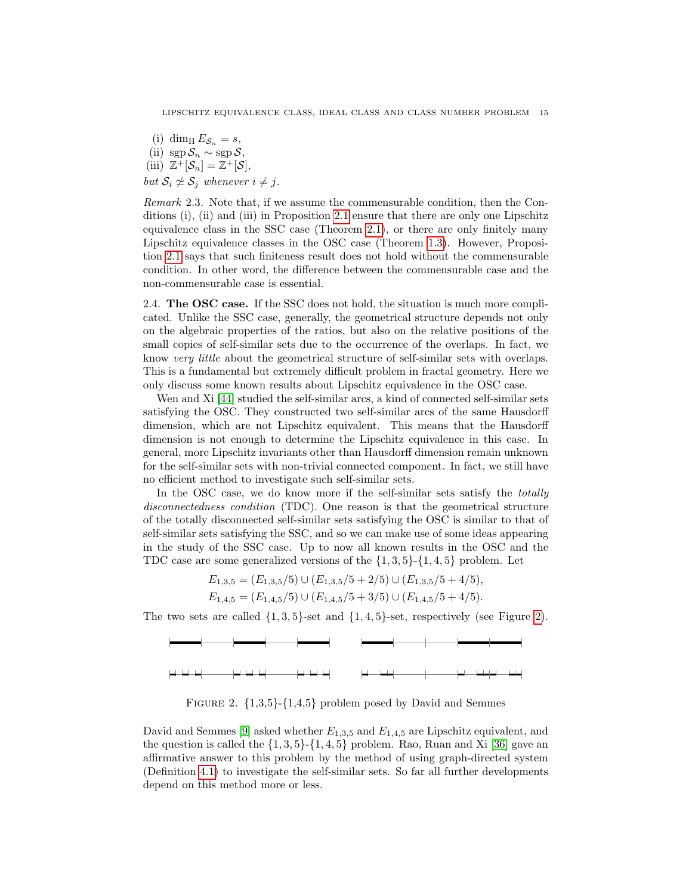(i) $\dim_{\rm H} E_{\mathcal{S}_n} = s$,

(ii) $\operatorname{sgp} \mathcal{S}_n \sim \operatorname{sgp} \mathcal{S}$,

(iii) $\mathbb{Z}^+[\mathcal{S}_n] = \mathbb{Z}^+[\mathcal{S}]$,

*but* $\mathcal{S}_i \not\simeq \mathcal{S}_j$ *whenever* $i \neq j$.

*Remark* 2.3. Note that, if we assume the commensurable condition, then the Conditions (i), (ii) and (iii) in Proposition 2.1 ensure that there are only one Lipschitz equivalence class in the SSC case (Theorem 2.1), or there are only finitely many Lipschitz equivalence classes in the OSC case (Theorem 1.3). However, Proposition 2.1 says that such finiteness result does not hold without the commensurable condition. In other word, the difference between the commensurable case and the non-commensurable case is essential.

2.4. **The OSC case.** If the SSC does not hold, the situation is much more complicated. Unlike the SSC case, generally, the geometrical structure depends not only on the algebraic properties of the ratios, but also on the relative positions of the small copies of self-similar sets due to the occurrence of the overlaps. In fact, we know *very little* about the geometrical structure of self-similar sets with overlaps. This is a fundamental but extremely difficult problem in fractal geometry. Here we only discuss some known results about Lipschitz equivalence in the OSC case.

Wen and Xi [44] studied the self-similar arcs, a kind of connected self-similar sets satisfying the OSC. They constructed two self-similar arcs of the same Hausdorff dimension, which are not Lipschitz equivalent. This means that the Hausdorff dimension is not enough to determine the Lipschitz equivalence class in this case. In general, more Lipschitz invariants other than Hausdorff dimension remain unknown for the self-similar sets with non-trivial connected component. In fact, we still have no efficient method to investigate such self-similar sets.

In the OSC case, we do know more if the self-similar sets satisfy the *totally disconnectedness condition* (TDC). One reason is that the geometrical structure of the totally disconnected self-similar sets satisfying the OSC is similar to that of self-similar sets satisfying the SSC, and so we can make use of some ideas appearing in the study of the SSC case. Up to now all known results in the OSC and the TDC case are some generalized versions of the $\{1,3,5\}$-$\{1,4,5\}$ problem. Let

$$E_{1,3,5} = (E_{1,3,5}/5) \cup (E_{1,3,5}/5 + 2/5) \cup (E_{1,3,5}/5 + 4/5),$$
$$E_{1,4,5} = (E_{1,4,5}/5) \cup (E_{1,4,5}/5 + 3/5) \cup (E_{1,4,5}/5 + 4/5).$$

The two sets are called $\{1,3,5\}$-set and $\{1,4,5\}$-set, respectively (see Figure 2).

FIGURE 2. {1,3,5}-{1,4,5} problem posed by David and Semmes

David and Semmes [9] asked whether $E_{1,3,5}$ and $E_{1,4,5}$ are Lipschitz equivalent, and the question is called the $\{1,3,5\}$-$\{1,4,5\}$ problem. Rao, Ruan and Xi [36] gave an affirmative answer to this problem by the method of using graph-directed system (Definition 4.1) to investigate the self-similar sets. So far all further developments depend on this method more or less.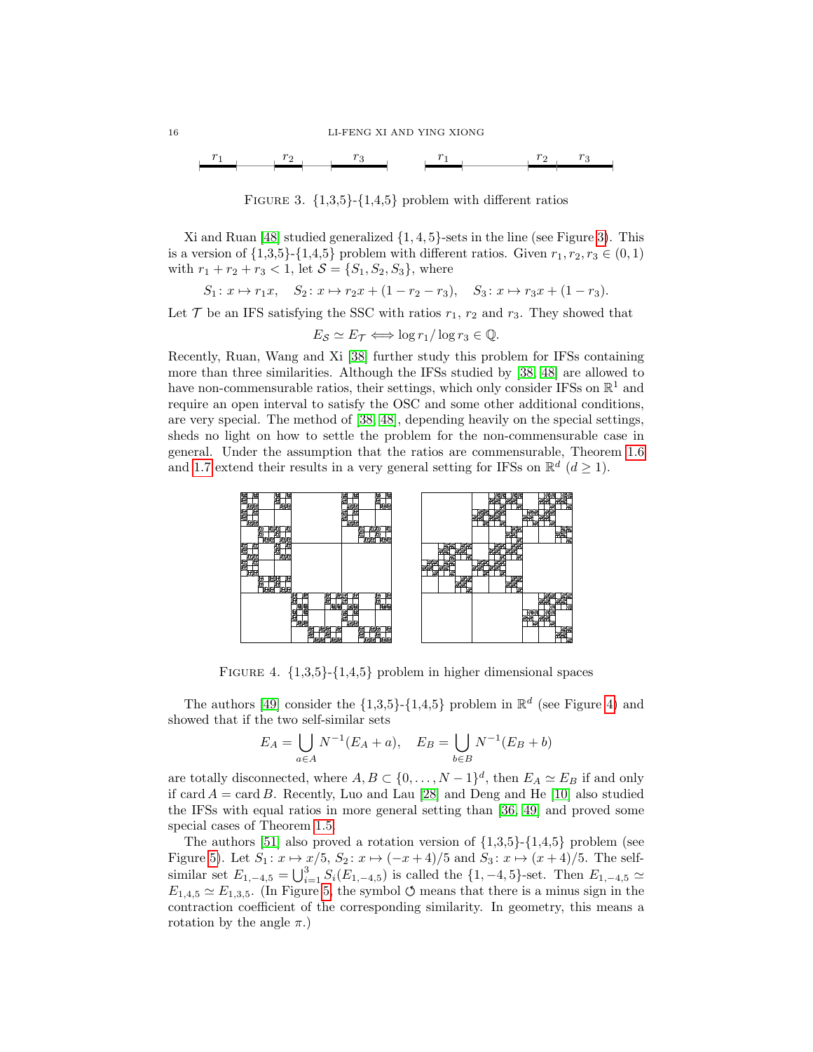FIGURE 3. {1,3,5}-{1,4,5} problem with different ratios

Xi and Ruan [48] studied generalized $\{1,4,5\}$-sets in the line (see Figure 3). This is a version of {1,3,5}-{1,4,5} problem with different ratios. Given $r_1, r_2, r_3 \in (0,1)$ with $r_1 + r_2 + r_3 < 1$, let $\mathcal{S} = \{S_1, S_2, S_3\}$, where

$$S_1 \colon x \mapsto r_1 x, \quad S_2 \colon x \mapsto r_2 x + (1 - r_2 - r_3), \quad S_3 \colon x \mapsto r_3 x + (1 - r_3).$$

Let $\mathcal{T}$ be an IFS satisfying the SSC with ratios $r_1$, $r_2$ and $r_3$. They showed that

$$E_{\mathcal{S}} \simeq E_{\mathcal{T}} \Longleftrightarrow \log r_1 / \log r_3 \in \mathbb{Q}.$$

Recently, Ruan, Wang and Xi [38] further study this problem for IFSs containing more than three similarities. Although the IFSs studied by [38, 48] are allowed to have non-commensurable ratios, their settings, which only consider IFSs on $\mathbb{R}^1$ and require an open interval to satisfy the OSC and some other additional conditions, are very special. The method of [38, 48], depending heavily on the special settings, sheds no light on how to settle the problem for the non-commensurable case in general. Under the assumption that the ratios are commensurable, Theorem 1.6 and 1.7 extend their results in a very general setting for IFSs on $\mathbb{R}^d$ $(d \geq 1)$.

FIGURE 4. {1,3,5}-{1,4,5} problem in higher dimensional spaces

The authors [49] consider the {1,3,5}-{1,4,5} problem in $\mathbb{R}^d$ (see Figure 4) and showed that if the two self-similar sets

$$E_A = \bigcup_{a \in A} N^{-1}(E_A + a), \quad E_B = \bigcup_{b \in B} N^{-1}(E_B + b)$$

are totally disconnected, where $A, B \subset \{0, \ldots, N-1\}^d$, then $E_A \simeq E_B$ if and only if $\operatorname{card} A = \operatorname{card} B$. Recently, Luo and Lau [28] and Deng and He [10] also studied the IFSs with equal ratios in more general setting than [36, 49] and proved some special cases of Theorem 1.5.

The authors [51] also proved a rotation version of {1,3,5}-{1,4,5} problem (see Figure 5). Let $S_1 \colon x \mapsto x/5$, $S_2 \colon x \mapsto (-x+4)/5$ and $S_3 \colon x \mapsto (x+4)/5$. The self-similar set $E_{1,-4,5} = \bigcup_{i=1}^{3} S_i(E_{1,-4,5})$ is called the $\{1,-4,5\}$-set. Then $E_{1,-4,5} \simeq E_{1,4,5} \simeq E_{1,3,5}$. (In Figure 5, the symbol $\circlearrowleft$ means that there is a minus sign in the contraction coefficient of the corresponding similarity. In geometry, this means a rotation by the angle $\pi$.)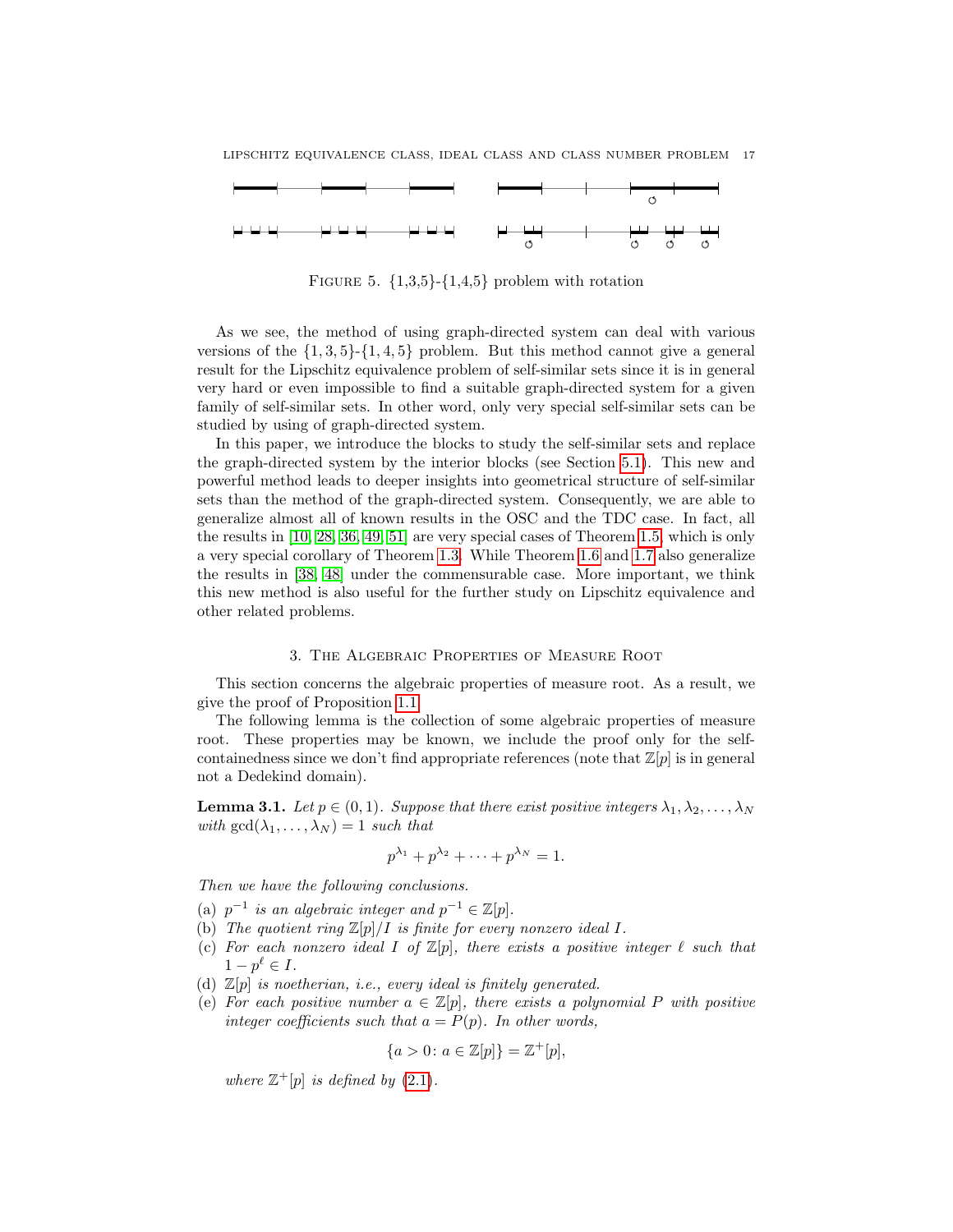FIGURE 5. {1,3,5}-{1,4,5} problem with rotation

As we see, the method of using graph-directed system can deal with various versions of the $\{1,3,5\}$-$\{1,4,5\}$ problem. But this method cannot give a general result for the Lipschitz equivalence problem of self-similar sets since it is in general very hard or even impossible to find a suitable graph-directed system for a given family of self-similar sets. In other word, only very special self-similar sets can be studied by using of graph-directed system.

In this paper, we introduce the blocks to study the self-similar sets and replace the graph-directed system by the interior blocks (see Section 5.1). This new and powerful method leads to deeper insights into geometrical structure of self-similar sets than the method of the graph-directed system. Consequently, we are able to generalize almost all of known results in the OSC and the TDC case. In fact, all the results in [10, 28, 36, 49, 51] are very special cases of Theorem 1.5, which is only a very special corollary of Theorem 1.3. While Theorem 1.6 and 1.7 also generalize the results in [38, 48] under the commensurable case. More important, we think this new method is also useful for the further study on Lipschitz equivalence and other related problems.

## 3. The Algebraic Properties of Measure Root

This section concerns the algebraic properties of measure root. As a result, we give the proof of Proposition 1.1.

The following lemma is the collection of some algebraic properties of measure root. These properties may be known, we include the proof only for the self-containedness since we don't find appropriate references (note that $\mathbb{Z}[p]$ is in general not a Dedekind domain).

**Lemma 3.1.** *Let $p \in (0,1)$. Suppose that there exist positive integers $\lambda_1, \lambda_2, \dots, \lambda_N$ with $\gcd(\lambda_1, \dots, \lambda_N) = 1$ such that*

$$p^{\lambda_1} + p^{\lambda_2} + \cdots + p^{\lambda_N} = 1.$$

*Then we have the following conclusions.*

(a) *$p^{-1}$ is an algebraic integer and $p^{-1} \in \mathbb{Z}[p]$.*
(b) *The quotient ring $\mathbb{Z}[p]/I$ is finite for every nonzero ideal $I$.*
(c) *For each nonzero ideal $I$ of $\mathbb{Z}[p]$, there exists a positive integer $\ell$ such that $1 - p^\ell \in I$.*
(d) *$\mathbb{Z}[p]$ is noetherian, i.e., every ideal is finitely generated.*
(e) *For each positive number $a \in \mathbb{Z}[p]$, there exists a polynomial $P$ with positive integer coefficients such that $a = P(p)$. In other words,*

$$\{a > 0 \colon a \in \mathbb{Z}[p]\} = \mathbb{Z}^+[p],$$

*where $\mathbb{Z}^+[p]$ is defined by (2.1).*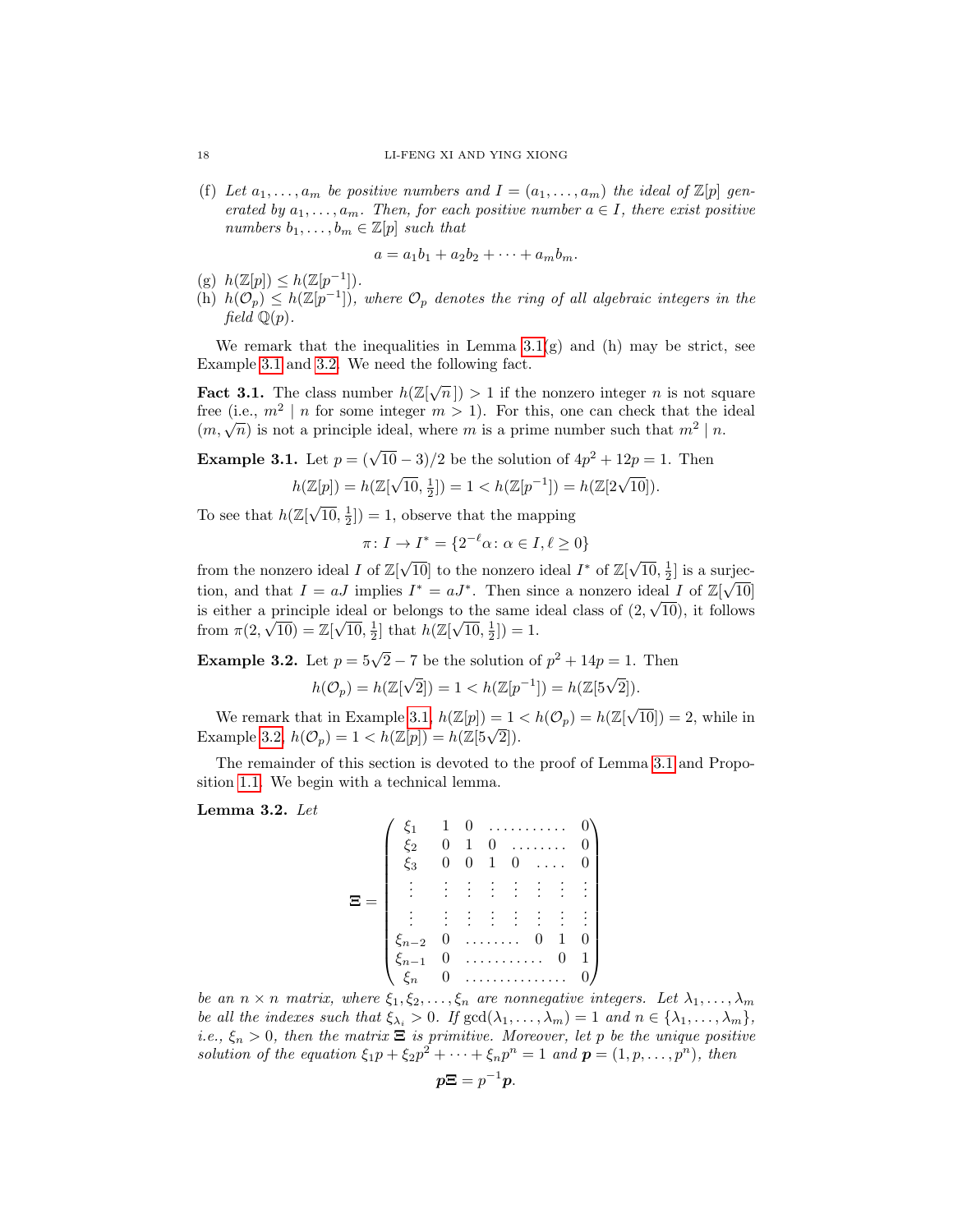(f) *Let $a_1, \ldots, a_m$ be positive numbers and $I = (a_1, \ldots, a_m)$ the ideal of $\mathbb{Z}[p]$ generated by $a_1, \ldots, a_m$. Then, for each positive number $a \in I$, there exist positive numbers $b_1, \ldots, b_m \in \mathbb{Z}[p]$ such that*

$$a = a_1 b_1 + a_2 b_2 + \cdots + a_m b_m.$$

(g) $h(\mathbb{Z}[p]) \leq h(\mathbb{Z}[p^{-1}])$.

(h) $h(\mathcal{O}_p) \leq h(\mathbb{Z}[p^{-1}])$, *where $\mathcal{O}_p$ denotes the ring of all algebraic integers in the field $\mathbb{Q}(p)$.*

We remark that the inequalities in Lemma 3.1(g) and (h) may be strict, see Example 3.1 and 3.2. We need the following fact.

**Fact 3.1.** The class number $h(\mathbb{Z}[\sqrt{n}\,]) > 1$ if the nonzero integer $n$ is not square free (i.e., $m^2 \mid n$ for some integer $m > 1$). For this, one can check that the ideal $(m, \sqrt{n})$ is not a principle ideal, where $m$ is a prime number such that $m^2 \mid n$.

**Example 3.1.** Let $p = (\sqrt{10} - 3)/2$ be the solution of $4p^2 + 12p = 1$. Then

$$h(\mathbb{Z}[p]) = h(\mathbb{Z}[\sqrt{10}, \tfrac{1}{2}]) = 1 < h(\mathbb{Z}[p^{-1}]) = h(\mathbb{Z}[2\sqrt{10}]).$$

To see that $h(\mathbb{Z}[\sqrt{10}, \frac{1}{2}]) = 1$, observe that the mapping

$$\pi \colon I \to I^* = \{2^{-\ell}\alpha \colon \alpha \in I, \ell \geq 0\}$$

from the nonzero ideal $I$ of $\mathbb{Z}[\sqrt{10}]$ to the nonzero ideal $I^*$ of $\mathbb{Z}[\sqrt{10}, \frac{1}{2}]$ is a surjection, and that $I = aJ$ implies $I^* = aJ^*$. Then since a nonzero ideal $I$ of $\mathbb{Z}[\sqrt{10}]$ is either a principle ideal or belongs to the same ideal class of $(2, \sqrt{10})$, it follows from $\pi(2, \sqrt{10}) = \mathbb{Z}[\sqrt{10}, \frac{1}{2}]$ that $h(\mathbb{Z}[\sqrt{10}, \frac{1}{2}]) = 1$.

**Example 3.2.** Let $p = 5\sqrt{2} - 7$ be the solution of $p^2 + 14p = 1$. Then

$$h(\mathcal{O}_p) = h(\mathbb{Z}[\sqrt{2}]) = 1 < h(\mathbb{Z}[p^{-1}]) = h(\mathbb{Z}[5\sqrt{2}]).$$

We remark that in Example 3.1, $h(\mathbb{Z}[p]) = 1 < h(\mathcal{O}_p) = h(\mathbb{Z}[\sqrt{10}]) = 2$, while in Example 3.2, $h(\mathcal{O}_p) = 1 < h(\mathbb{Z}[p]) = h(\mathbb{Z}[5\sqrt{2}])$.

The remainder of this section is devoted to the proof of Lemma 3.1 and Proposition 1.1. We begin with a technical lemma.

**Lemma 3.2.** *Let*

$$\mathbf{\Xi} = \begin{pmatrix} \xi_1 & 1 & 0 & \cdots & \cdots & \cdots & \cdots & 0 \\ \xi_2 & 0 & 1 & 0 & \cdots & \cdots & \cdots & 0 \\ \xi_3 & 0 & 0 & 1 & 0 & \cdots & \cdots & 0 \\ \vdots & \vdots & \vdots & \vdots & \vdots & \vdots & \vdots & \vdots \\ \vdots & \vdots & \vdots & \vdots & \vdots & \vdots & \vdots & \vdots \\ \xi_{n-2} & 0 & \cdots & \cdots & \cdots & 0 & 1 & 0 \\ \xi_{n-1} & 0 & \cdots & \cdots & \cdots & \cdots & 0 & 1 \\ \xi_n & 0 & \cdots & \cdots & \cdots & \cdots & \cdots & 0 \end{pmatrix}$$

*be an $n \times n$ matrix, where $\xi_1, \xi_2, \ldots, \xi_n$ are nonnegative integers. Let $\lambda_1, \ldots, \lambda_m$ be all the indexes such that $\xi_{\lambda_i} > 0$. If $\gcd(\lambda_1, \ldots, \lambda_m) = 1$ and $n \in \{\lambda_1, \ldots, \lambda_m\}$, i.e., $\xi_n > 0$, then the matrix $\mathbf{\Xi}$ is primitive. Moreover, let $p$ be the unique positive solution of the equation $\xi_1 p + \xi_2 p^2 + \cdots + \xi_n p^n = 1$ and $\boldsymbol{p} = (1, p, \ldots, p^n)$, then*

$$\boldsymbol{p}\mathbf{\Xi} = p^{-1}\boldsymbol{p}.$$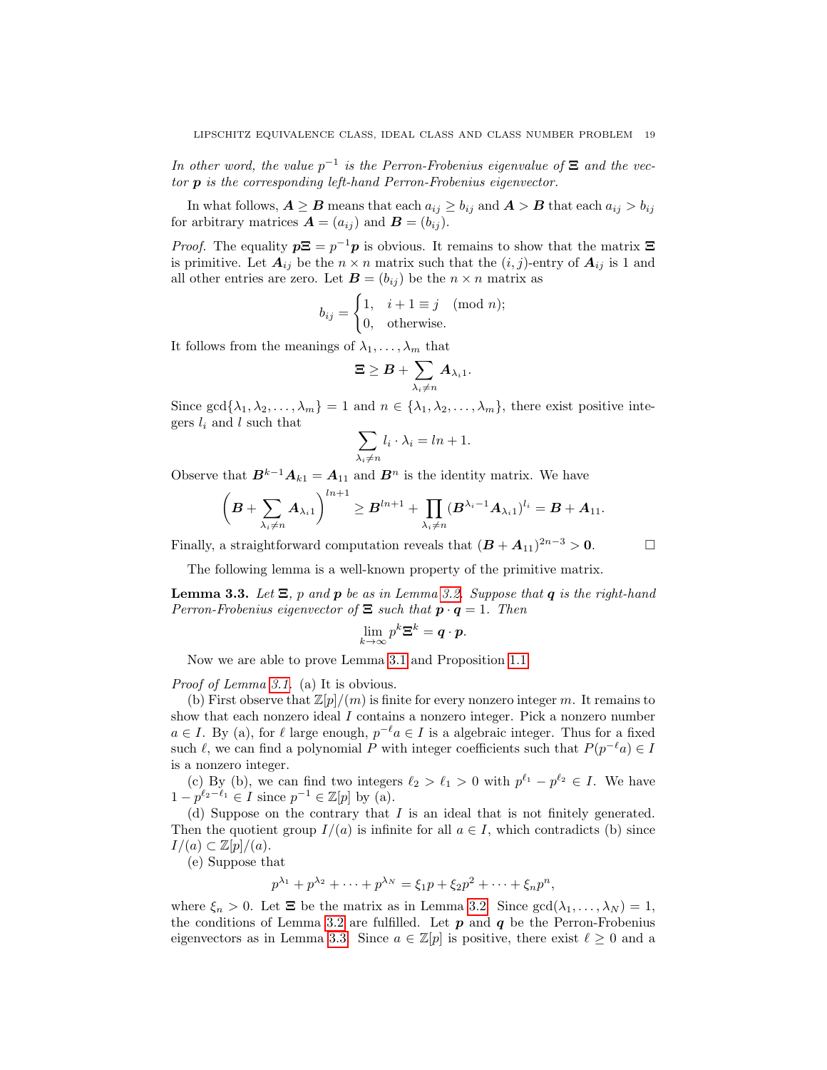*In other word, the value $p^{-1}$ is the Perron-Frobenius eigenvalue of $\boldsymbol{\Xi}$ and the vector $\boldsymbol{p}$ is the corresponding left-hand Perron-Frobenius eigenvector.*

In what follows, $\boldsymbol{A} \geq \boldsymbol{B}$ means that each $a_{ij} \geq b_{ij}$ and $\boldsymbol{A} > \boldsymbol{B}$ that each $a_{ij} > b_{ij}$ for arbitrary matrices $\boldsymbol{A} = (a_{ij})$ and $\boldsymbol{B} = (b_{ij})$.

*Proof.* The equality $\boldsymbol{p}\boldsymbol{\Xi} = p^{-1}\boldsymbol{p}$ is obvious. It remains to show that the matrix $\boldsymbol{\Xi}$ is primitive. Let $\boldsymbol{A}_{ij}$ be the $n \times n$ matrix such that the $(i,j)$-entry of $\boldsymbol{A}_{ij}$ is 1 and all other entries are zero. Let $\boldsymbol{B} = (b_{ij})$ be the $n \times n$ matrix as

$$b_{ij} = \begin{cases} 1, & i+1 \equiv j \pmod n; \\ 0, & \text{otherwise.} \end{cases}$$

It follows from the meanings of $\lambda_1, \ldots, \lambda_m$ that

$$\boldsymbol{\Xi} \geq \boldsymbol{B} + \sum_{\lambda_i \neq n} \boldsymbol{A}_{\lambda_i 1}.$$

Since $\gcd\{\lambda_1, \lambda_2, \ldots, \lambda_m\} = 1$ and $n \in \{\lambda_1, \lambda_2, \ldots, \lambda_m\}$, there exist positive integers $l_i$ and $l$ such that

$$\sum_{\lambda_i \neq n} l_i \cdot \lambda_i = ln + 1.$$

Observe that $\boldsymbol{B}^{k-1}\boldsymbol{A}_{k1} = \boldsymbol{A}_{11}$ and $\boldsymbol{B}^n$ is the identity matrix. We have

$$\left(\boldsymbol{B} + \sum_{\lambda_i \neq n} \boldsymbol{A}_{\lambda_i 1}\right)^{ln+1} \geq \boldsymbol{B}^{ln+1} + \prod_{\lambda_i \neq n} (\boldsymbol{B}^{\lambda_i - 1}\boldsymbol{A}_{\lambda_i 1})^{l_i} = \boldsymbol{B} + \boldsymbol{A}_{11}.$$

Finally, a straightforward computation reveals that $(\boldsymbol{B} + \boldsymbol{A}_{11})^{2n-3} > \boldsymbol{0}$. $\square$

The following lemma is a well-known property of the primitive matrix.

**Lemma 3.3.** *Let $\boldsymbol{\Xi}$, $p$ and $\boldsymbol{p}$ be as in Lemma 3.2. Suppose that $\boldsymbol{q}$ is the right-hand Perron-Frobenius eigenvector of $\boldsymbol{\Xi}$ such that $\boldsymbol{p} \cdot \boldsymbol{q} = 1$. Then*

$$\lim_{k \to \infty} p^k \boldsymbol{\Xi}^k = \boldsymbol{q} \cdot \boldsymbol{p}.$$

Now we are able to prove Lemma 3.1 and Proposition 1.1.

*Proof of Lemma 3.1.* (a) It is obvious.

(b) First observe that $\mathbb{Z}[p]/(m)$ is finite for every nonzero integer $m$. It remains to show that each nonzero ideal $I$ contains a nonzero integer. Pick a nonzero number $a \in I$. By (a), for $\ell$ large enough, $p^{-\ell}a \in I$ is a algebraic integer. Thus for a fixed such $\ell$, we can find a polynomial $P$ with integer coefficients such that $P(p^{-\ell}a) \in I$ is a nonzero integer.

(c) By (b), we can find two integers $\ell_2 > \ell_1 > 0$ with $p^{\ell_1} - p^{\ell_2} \in I$. We have $1 - p^{\ell_2 - \ell_1} \in I$ since $p^{-1} \in \mathbb{Z}[p]$ by (a).

(d) Suppose on the contrary that $I$ is an ideal that is not finitely generated. Then the quotient group $I/(a)$ is infinite for all $a \in I$, which contradicts (b) since $I/(a) \subset \mathbb{Z}[p]/(a)$.

(e) Suppose that

$$p^{\lambda_1} + p^{\lambda_2} + \cdots + p^{\lambda_N} = \xi_1 p + \xi_2 p^2 + \cdots + \xi_n p^n,$$

where $\xi_n > 0$. Let $\boldsymbol{\Xi}$ be the matrix as in Lemma 3.2. Since $\gcd(\lambda_1, \ldots, \lambda_N) = 1$, the conditions of Lemma 3.2 are fulfilled. Let $\boldsymbol{p}$ and $\boldsymbol{q}$ be the Perron-Frobenius eigenvectors as in Lemma 3.3. Since $a \in \mathbb{Z}[p]$ is positive, there exist $\ell \geq 0$ and a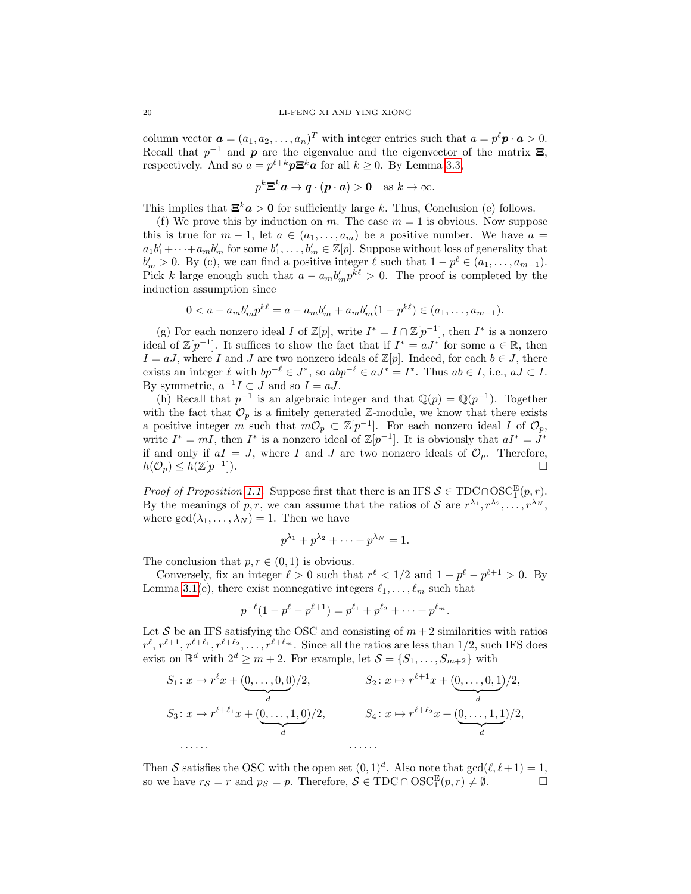column vector $\boldsymbol{a} = (a_1, a_2, \dots, a_n)^T$ with integer entries such that $a = p^\ell \boldsymbol{p} \cdot \boldsymbol{a} > 0$. Recall that $p^{-1}$ and $\boldsymbol{p}$ are the eigenvalue and the eigenvector of the matrix $\boldsymbol{\Xi}$, respectively. And so $a = p^{\ell+k} \boldsymbol{p} \boldsymbol{\Xi}^k \boldsymbol{a}$ for all $k \geq 0$. By Lemma 3.3,

$$p^k \boldsymbol{\Xi}^k \boldsymbol{a} \to \boldsymbol{q} \cdot (\boldsymbol{p} \cdot \boldsymbol{a}) > \boldsymbol{0} \quad \text{as } k \to \infty.$$

This implies that $\boldsymbol{\Xi}^k \boldsymbol{a} > \boldsymbol{0}$ for sufficiently large $k$. Thus, Conclusion (e) follows.

(f) We prove this by induction on $m$. The case $m = 1$ is obvious. Now suppose this is true for $m-1$, let $a \in (a_1, \dots, a_m)$ be a positive number. We have $a = a_1 b_1' + \cdots + a_m b_m'$ for some $b_1', \dots, b_m' \in \mathbb{Z}[p]$. Suppose without loss of generality that $b_m' > 0$. By (c), we can find a positive integer $\ell$ such that $1 - p^\ell \in (a_1, \dots, a_{m-1})$. Pick $k$ large enough such that $a - a_m b_m' p^{k\ell} > 0$. The proof is completed by the induction assumption since

$$0 < a - a_m b_m' p^{k\ell} = a - a_m b_m' + a_m b_m' (1 - p^{k\ell}) \in (a_1, \dots, a_{m-1}).$$

(g) For each nonzero ideal $I$ of $\mathbb{Z}[p]$, write $I^* = I \cap \mathbb{Z}[p^{-1}]$, then $I^*$ is a nonzero ideal of $\mathbb{Z}[p^{-1}]$. It suffices to show the fact that if $I^* = aJ^*$ for some $a \in \mathbb{R}$, then $I = aJ$, where $I$ and $J$ are two nonzero ideals of $\mathbb{Z}[p]$. Indeed, for each $b \in J$, there exists an integer $\ell$ with $bp^{-\ell} \in J^*$, so $abp^{-\ell} \in aJ^* = I^*$. Thus $ab \in I$, i.e., $aJ \subset I$. By symmetric, $a^{-1} I \subset J$ and so $I = aJ$.

(h) Recall that $p^{-1}$ is an algebraic integer and that $\mathbb{Q}(p) = \mathbb{Q}(p^{-1})$. Together with the fact that $\mathcal{O}_p$ is a finitely generated $\mathbb{Z}$-module, we know that there exists a positive integer $m$ such that $m\mathcal{O}_p \subset \mathbb{Z}[p^{-1}]$. For each nonzero ideal $I$ of $\mathcal{O}_p$, write $I^* = mI$, then $I^*$ is a nonzero ideal of $\mathbb{Z}[p^{-1}]$. It is obviously that $aI^* = J^*$ if and only if $aI = J$, where $I$ and $J$ are two nonzero ideals of $\mathcal{O}_p$. Therefore, $h(\mathcal{O}_p) \leq h(\mathbb{Z}[p^{-1}])$. □

*Proof of Proposition 1.1.* Suppose first that there is an IFS $\mathcal{S} \in \mathrm{TDC} \cap \mathrm{OSC}_1^{\mathrm{E}}(p, r)$. By the meanings of $p, r$, we can assume that the ratios of $\mathcal{S}$ are $r^{\lambda_1}, r^{\lambda_2}, \dots, r^{\lambda_N}$, where $\gcd(\lambda_1, \dots, \lambda_N) = 1$. Then we have

$$p^{\lambda_1} + p^{\lambda_2} + \cdots + p^{\lambda_N} = 1.$$

The conclusion that $p, r \in (0, 1)$ is obvious.

Conversely, fix an integer $\ell > 0$ such that $r^\ell < 1/2$ and $1 - p^\ell - p^{\ell+1} > 0$. By Lemma 3.1(e), there exist nonnegative integers $\ell_1, \dots, \ell_m$ such that

$$p^{-\ell}(1 - p^\ell - p^{\ell+1}) = p^{\ell_1} + p^{\ell_2} + \cdots + p^{\ell_m}.$$

Let $\mathcal{S}$ be an IFS satisfying the OSC and consisting of $m+2$ similarities with ratios $r^\ell, r^{\ell+1}, r^{\ell+\ell_1}, r^{\ell+\ell_2}, \dots, r^{\ell+\ell_m}$. Since all the ratios are less than $1/2$, such IFS does exist on $\mathbb{R}^d$ with $2^d \geq m+2$. For example, let $\mathcal{S} = \{S_1, \dots, S_{m+2}\}$ with

$$S_1 \colon x \mapsto r^\ell x + (\underbrace{0, \dots, 0, 0}_{d})/2, \qquad S_2 \colon x \mapsto r^{\ell+1} x + (\underbrace{0, \dots, 0, 1}_{d})/2,$$

$$S_3 \colon x \mapsto r^{\ell+\ell_1} x + (\underbrace{0, \dots, 1, 0}_{d})/2, \qquad S_4 \colon x \mapsto r^{\ell+\ell_2} x + (\underbrace{0, \dots, 1, 1}_{d})/2,$$

$$\cdots\cdots \qquad\qquad \cdots\cdots$$

Then $\mathcal{S}$ satisfies the OSC with the open set $(0, 1)^d$. Also note that $\gcd(\ell, \ell+1) = 1$, so we have $r_{\mathcal{S}} = r$ and $p_{\mathcal{S}} = p$. Therefore, $\mathcal{S} \in \mathrm{TDC} \cap \mathrm{OSC}_1^{\mathrm{E}}(p, r) \neq \emptyset$. □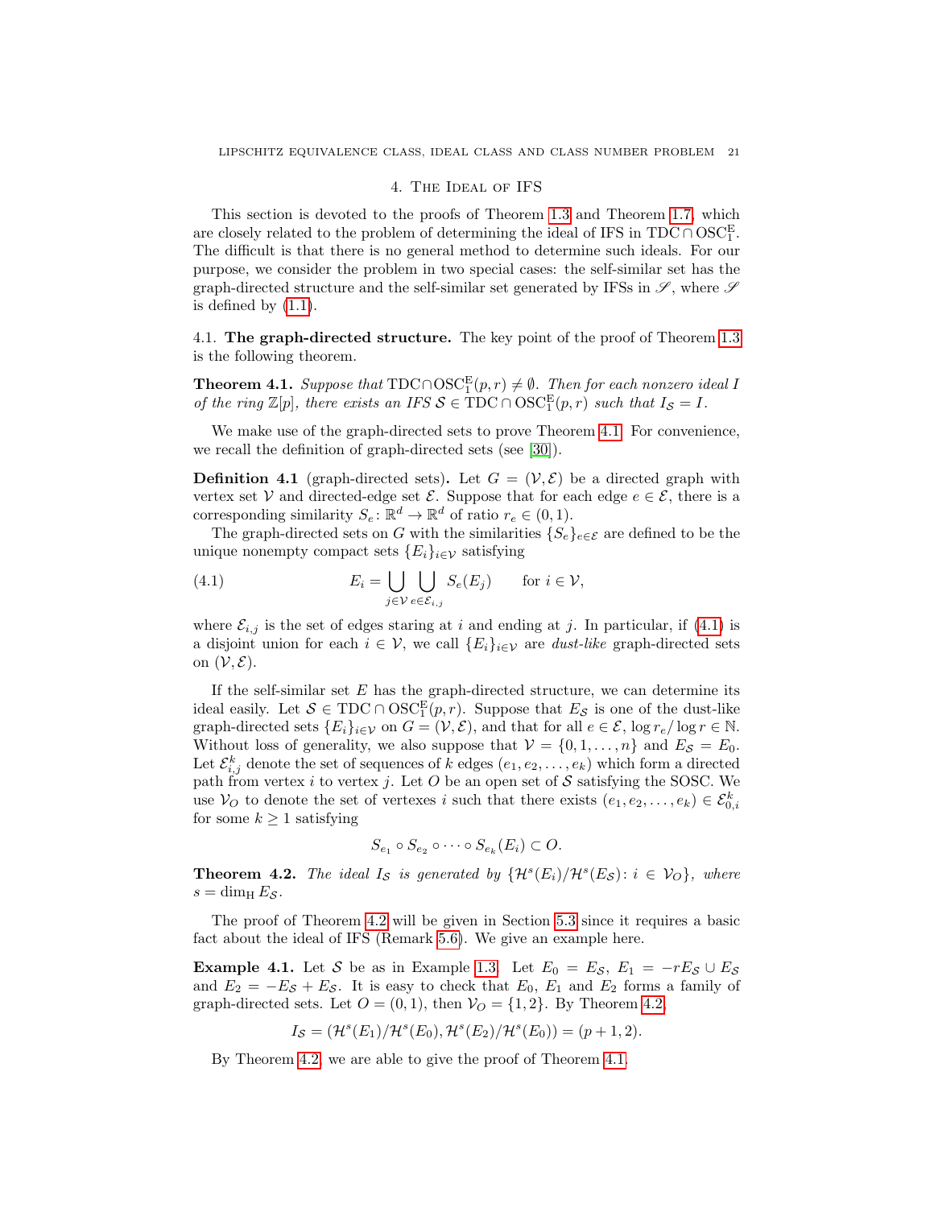## 4. The Ideal of IFS

This section is devoted to the proofs of Theorem 1.3 and Theorem 1.7, which are closely related to the problem of determining the ideal of IFS in $\mathrm{TDC} \cap \mathrm{OSC}_1^{\mathrm{E}}$. The difficult is that there is no general method to determine such ideals. For our purpose, we consider the problem in two special cases: the self-similar set has the graph-directed structure and the self-similar set generated by IFSs in $\mathscr{S}$, where $\mathscr{S}$ is defined by (1.1).

**4.1. The graph-directed structure.** The key point of the proof of Theorem 1.3 is the following theorem.

**Theorem 4.1.** *Suppose that $\mathrm{TDC} \cap \mathrm{OSC}_1^{\mathrm{E}}(p, r) \neq \emptyset$. Then for each nonzero ideal $I$ of the ring $\mathbb{Z}[p]$, there exists an IFS $\mathcal{S} \in \mathrm{TDC} \cap \mathrm{OSC}_1^{\mathrm{E}}(p, r)$ such that $I_{\mathcal{S}} = I$.*

We make use of the graph-directed sets to prove Theorem 4.1. For convenience, we recall the definition of graph-directed sets (see [30]).

**Definition 4.1** (graph-directed sets)**.** Let $G = (\mathcal{V}, \mathcal{E})$ be a directed graph with vertex set $\mathcal{V}$ and directed-edge set $\mathcal{E}$. Suppose that for each edge $e \in \mathcal{E}$, there is a corresponding similarity $S_e \colon \mathbb{R}^d \to \mathbb{R}^d$ of ratio $r_e \in (0, 1)$.

The graph-directed sets on $G$ with the similarities $\{S_e\}_{e \in \mathcal{E}}$ are defined to be the unique nonempty compact sets $\{E_i\}_{i \in \mathcal{V}}$ satisfying

$$E_i = \bigcup_{j \in \mathcal{V}} \bigcup_{e \in \mathcal{E}_{i,j}} S_e(E_j) \qquad \text{for } i \in \mathcal{V}, \tag{4.1}$$

where $\mathcal{E}_{i,j}$ is the set of edges staring at $i$ and ending at $j$. In particular, if (4.1) is a disjoint union for each $i \in \mathcal{V}$, we call $\{E_i\}_{i \in \mathcal{V}}$ are *dust-like* graph-directed sets on $(\mathcal{V}, \mathcal{E})$.

If the self-similar set $E$ has the graph-directed structure, we can determine its ideal easily. Let $\mathcal{S} \in \mathrm{TDC} \cap \mathrm{OSC}_1^{\mathrm{E}}(p, r)$. Suppose that $E_{\mathcal{S}}$ is one of the dust-like graph-directed sets $\{E_i\}_{i \in \mathcal{V}}$ on $G = (\mathcal{V}, \mathcal{E})$, and that for all $e \in \mathcal{E}$, $\log r_e / \log r \in \mathbb{N}$. Without loss of generality, we also suppose that $\mathcal{V} = \{0, 1, \ldots, n\}$ and $E_{\mathcal{S}} = E_0$. Let $\mathcal{E}_{i,j}^k$ denote the set of sequences of $k$ edges $(e_1, e_2, \ldots, e_k)$ which form a directed path from vertex $i$ to vertex $j$. Let $O$ be an open set of $\mathcal{S}$ satisfying the SOSC. We use $\mathcal{V}_O$ to denote the set of vertexes $i$ such that there exists $(e_1, e_2, \ldots, e_k) \in \mathcal{E}_{0,i}^k$ for some $k \geq 1$ satisfying

$$S_{e_1} \circ S_{e_2} \circ \cdots \circ S_{e_k}(E_i) \subset O.$$

**Theorem 4.2.** *The ideal $I_{\mathcal{S}}$ is generated by $\{\mathcal{H}^s(E_i)/\mathcal{H}^s(E_{\mathcal{S}}) \colon i \in \mathcal{V}_O\}$, where $s = \dim_{\mathrm{H}} E_{\mathcal{S}}$.*

The proof of Theorem 4.2 will be given in Section 5.3 since it requires a basic fact about the ideal of IFS (Remark 5.6). We give an example here.

**Example 4.1.** Let $\mathcal{S}$ be as in Example 1.3. Let $E_0 = E_{\mathcal{S}}$, $E_1 = -rE_{\mathcal{S}} \cup E_{\mathcal{S}}$ and $E_2 = -E_{\mathcal{S}} + E_{\mathcal{S}}$. It is easy to check that $E_0$, $E_1$ and $E_2$ forms a family of graph-directed sets. Let $O = (0, 1)$, then $\mathcal{V}_O = \{1, 2\}$. By Theorem 4.2,

$$I_{\mathcal{S}} = (\mathcal{H}^s(E_1)/\mathcal{H}^s(E_0), \mathcal{H}^s(E_2)/\mathcal{H}^s(E_0)) = (p + 1, 2).$$

By Theorem 4.2, we are able to give the proof of Theorem 4.1.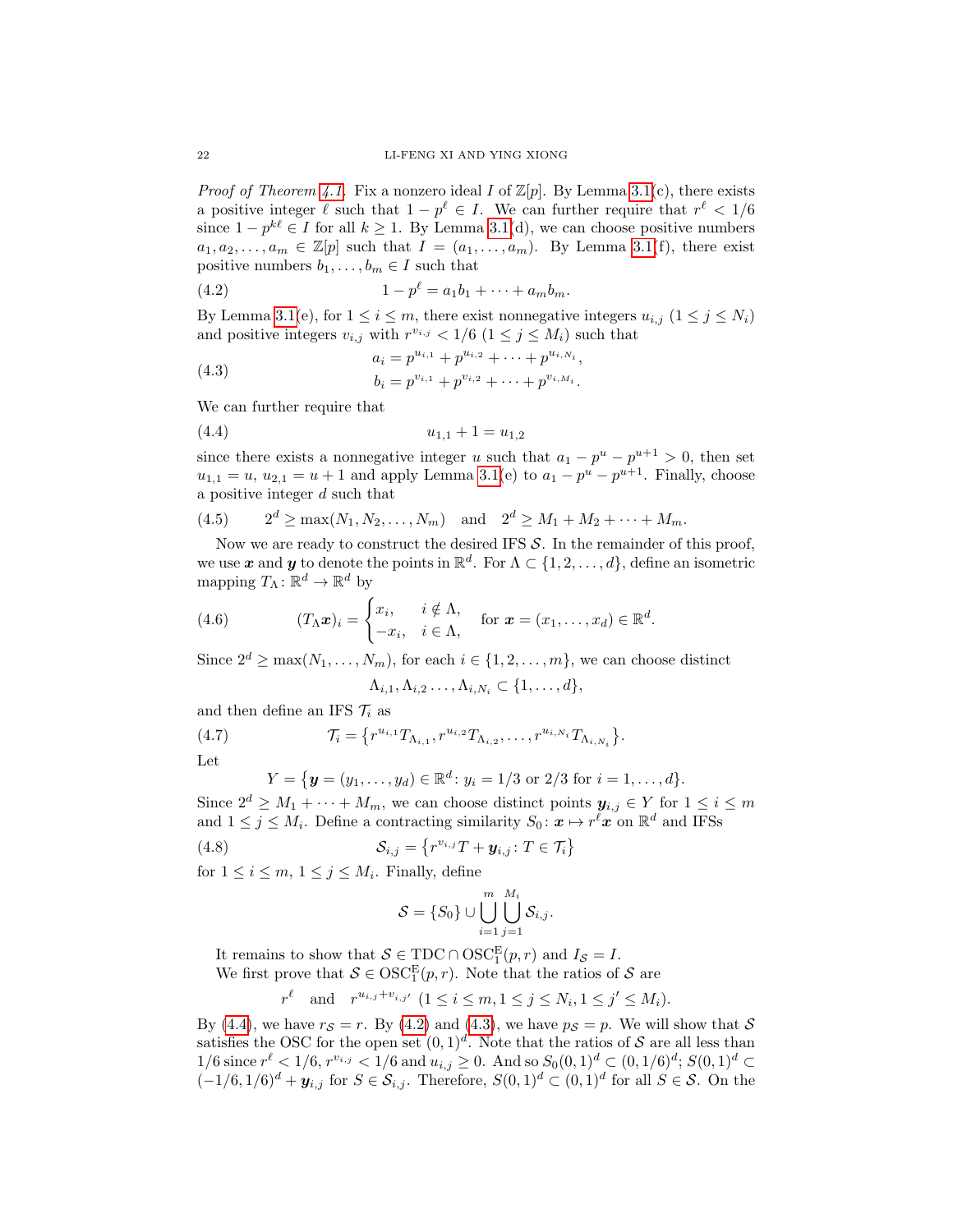*Proof of Theorem 4.1.* Fix a nonzero ideal $I$ of $\mathbb{Z}[p]$. By Lemma 3.1(c), there exists a positive integer $\ell$ such that $1-p^\ell \in I$. We can further require that $r^\ell < 1/6$ since $1-p^{k\ell} \in I$ for all $k \geq 1$. By Lemma 3.1(d), we can choose positive numbers $a_1, a_2, \ldots, a_m \in \mathbb{Z}[p]$ such that $I = (a_1, \ldots, a_m)$. By Lemma 3.1(f), there exist positive numbers $b_1, \ldots, b_m \in I$ such that

$$1 - p^\ell = a_1 b_1 + \cdots + a_m b_m. \tag{4.2}$$

By Lemma 3.1(e), for $1 \leq i \leq m$, there exist nonnegative integers $u_{i,j}$ ($1 \leq j \leq N_i$) and positive integers $v_{i,j}$ with $r^{v_{i,j}} < 1/6$ ($1 \leq j \leq M_i$) such that

$$\begin{aligned} a_i &= p^{u_{i,1}} + p^{u_{i,2}} + \cdots + p^{u_{i,N_i}}, \\ b_i &= p^{v_{i,1}} + p^{v_{i,2}} + \cdots + p^{v_{i,M_i}}. \end{aligned} \tag{4.3}$$

We can further require that

$$u_{1,1} + 1 = u_{1,2} \tag{4.4}$$

since there exists a nonnegative integer $u$ such that $a_1 - p^u - p^{u+1} > 0$, then set $u_{1,1} = u$, $u_{2,1} = u+1$ and apply Lemma 3.1(e) to $a_1 - p^u - p^{u+1}$. Finally, choose a positive integer $d$ such that

$$2^d \geq \max(N_1, N_2, \ldots, N_m) \quad \text{and} \quad 2^d \geq M_1 + M_2 + \cdots + M_m. \tag{4.5}$$

Now we are ready to construct the desired IFS $\mathcal{S}$. In the remainder of this proof, we use $\boldsymbol{x}$ and $\boldsymbol{y}$ to denote the points in $\mathbb{R}^d$. For $\Lambda \subset \{1, 2, \ldots, d\}$, define an isometric mapping $T_\Lambda \colon \mathbb{R}^d \to \mathbb{R}^d$ by

$$(T_\Lambda \boldsymbol{x})_i = \begin{cases} x_i, & i \notin \Lambda, \\ -x_i, & i \in \Lambda, \end{cases} \quad \text{for } \boldsymbol{x} = (x_1, \ldots, x_d) \in \mathbb{R}^d. \tag{4.6}$$

Since $2^d \geq \max(N_1, \ldots, N_m)$, for each $i \in \{1, 2, \ldots, m\}$, we can choose distinct

$$\Lambda_{i,1}, \Lambda_{i,2} \ldots, \Lambda_{i,N_i} \subset \{1, \ldots, d\},$$

and then define an IFS $\mathcal{T}_i$ as

$$\mathcal{T}_i = \left\{ r^{u_{i,1}} T_{\Lambda_{i,1}}, r^{u_{i,2}} T_{\Lambda_{i,2}}, \ldots, r^{u_{i,N_i}} T_{\Lambda_{i,N_i}} \right\}. \tag{4.7}$$

Let

$$Y = \left\{ \boldsymbol{y} = (y_1, \ldots, y_d) \in \mathbb{R}^d \colon y_i = 1/3 \text{ or } 2/3 \text{ for } i = 1, \ldots, d \right\}.$$

Since $2^d \geq M_1 + \cdots + M_m$, we can choose distinct points $\boldsymbol{y}_{i,j} \in Y$ for $1 \leq i \leq m$ and $1 \leq j \leq M_i$. Define a contracting similarity $S_0 \colon \boldsymbol{x} \mapsto r^\ell \boldsymbol{x}$ on $\mathbb{R}^d$ and IFSs

$$\mathcal{S}_{i,j} = \left\{ r^{v_{i,j}} T + \boldsymbol{y}_{i,j} \colon T \in \mathcal{T}_i \right\} \tag{4.8}$$

for $1 \leq i \leq m$, $1 \leq j \leq M_i$. Finally, define

$$\mathcal{S} = \{S_0\} \cup \bigcup_{i=1}^{m} \bigcup_{j=1}^{M_i} \mathcal{S}_{i,j}.$$

It remains to show that $\mathcal{S} \in \mathrm{TDC} \cap \mathrm{OSC}_1^{\mathrm{E}}(p, r)$ and $I_{\mathcal{S}} = I$.

We first prove that $\mathcal{S} \in \mathrm{OSC}_1^{\mathrm{E}}(p, r)$. Note that the ratios of $\mathcal{S}$ are

$$r^\ell \quad \text{and} \quad r^{u_{i,j} + v_{i,j'}} \ (1 \leq i \leq m, 1 \leq j \leq N_i, 1 \leq j' \leq M_i).$$

By (4.4), we have $r_{\mathcal{S}} = r$. By (4.2) and (4.3), we have $p_{\mathcal{S}} = p$. We will show that $\mathcal{S}$ satisfies the OSC for the open set $(0,1)^d$. Note that the ratios of $\mathcal{S}$ are all less than $1/6$ since $r^\ell < 1/6$, $r^{v_{i,j}} < 1/6$ and $u_{i,j} \geq 0$. And so $S_0(0,1)^d \subset (0, 1/6)^d$; $S(0,1)^d \subset (-1/6, 1/6)^d + \boldsymbol{y}_{i,j}$ for $S \in \mathcal{S}_{i,j}$. Therefore, $S(0,1)^d \subset (0,1)^d$ for all $S \in \mathcal{S}$. On the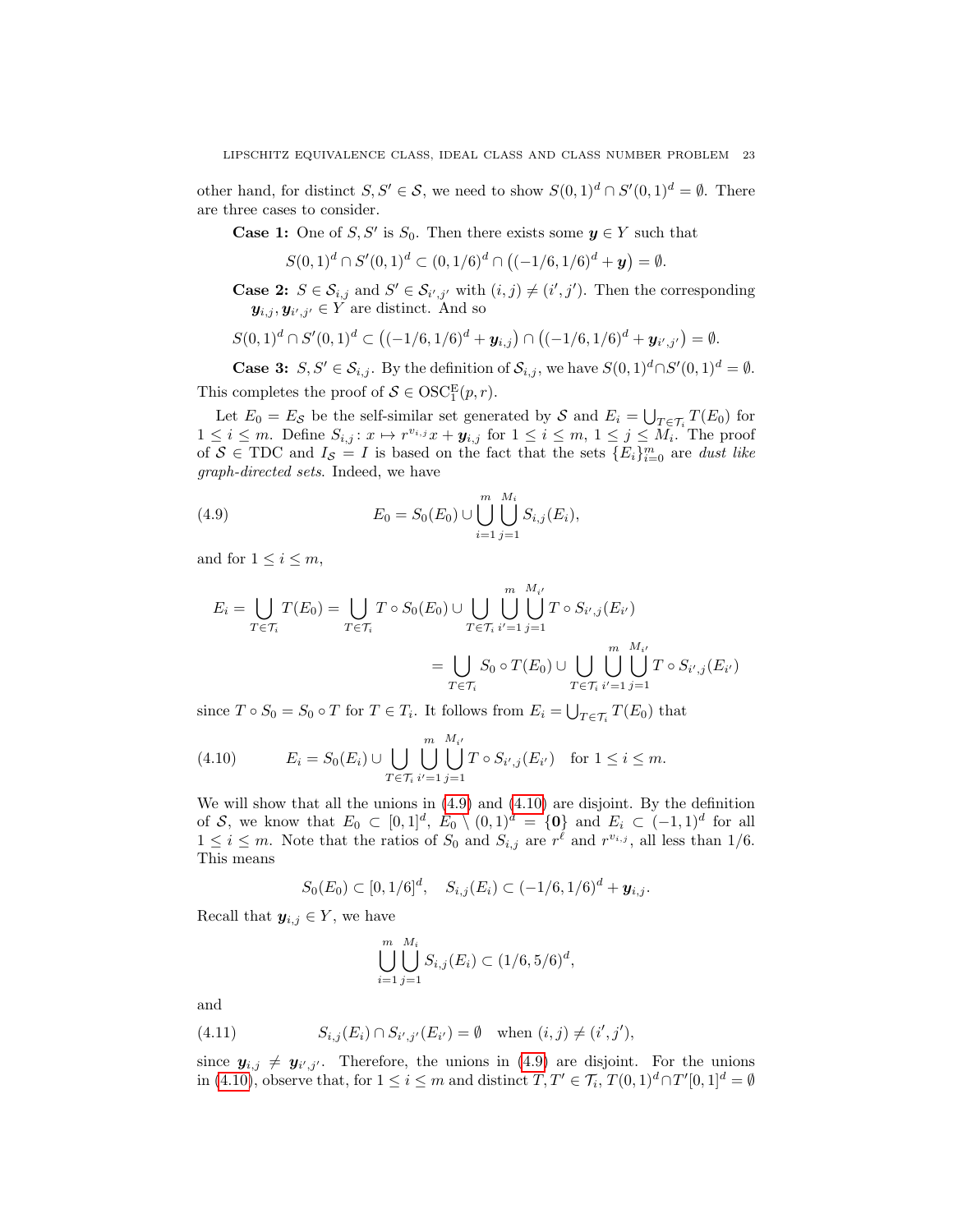other hand, for distinct $S, S' \in \mathcal{S}$, we need to show $S(0,1)^d \cap S'(0,1)^d = \emptyset$. There are three cases to consider.

**Case 1:** One of $S, S'$ is $S_0$. Then there exists some $\boldsymbol{y} \in Y$ such that

$$S(0,1)^d \cap S'(0,1)^d \subset (0,1/6)^d \cap \big((-1/6,1/6)^d + \boldsymbol{y}\big) = \emptyset.$$

**Case 2:** $S \in \mathcal{S}_{i,j}$ and $S' \in \mathcal{S}_{i',j'}$ with $(i,j) \neq (i',j')$. Then the corresponding $\boldsymbol{y}_{i,j}, \boldsymbol{y}_{i',j'} \in Y$ are distinct. And so

$$S(0,1)^d \cap S'(0,1)^d \subset \big((-1/6,1/6)^d + \boldsymbol{y}_{i,j}\big) \cap \big((-1/6,1/6)^d + \boldsymbol{y}_{i',j'}\big) = \emptyset.$$

**Case 3:** $S, S' \in \mathcal{S}_{i,j}$. By the definition of $\mathcal{S}_{i,j}$, we have $S(0,1)^d \cap S'(0,1)^d = \emptyset$.

This completes the proof of $\mathcal{S} \in \mathrm{OSC}_1^{\mathrm{E}}(p,r)$.

Let $E_0 = E_{\mathcal{S}}$ be the self-similar set generated by $\mathcal{S}$ and $E_i = \bigcup_{T \in \mathcal{T}_i} T(E_0)$ for $1 \le i \le m$. Define $S_{i,j} \colon x \mapsto r^{v_{i,j}} x + \boldsymbol{y}_{i,j}$ for $1 \le i \le m$, $1 \le j \le M_i$. The proof of $\mathcal{S} \in \mathrm{TDC}$ and $I_{\mathcal{S}} = I$ is based on the fact that the sets $\{E_i\}_{i=0}^m$ are *dust like graph-directed sets*. Indeed, we have

$$E_0 = S_0(E_0) \cup \bigcup_{i=1}^m \bigcup_{j=1}^{M_i} S_{i,j}(E_i), \tag{4.9}$$

and for $1 \le i \le m$,

$$\begin{aligned} E_i = \bigcup_{T \in \mathcal{T}_i} T(E_0) &= \bigcup_{T \in \mathcal{T}_i} T \circ S_0(E_0) \cup \bigcup_{T \in \mathcal{T}_i} \bigcup_{i'=1}^m \bigcup_{j=1}^{M_{i'}} T \circ S_{i',j}(E_{i'}) \\ &= \bigcup_{T \in \mathcal{T}_i} S_0 \circ T(E_0) \cup \bigcup_{T \in \mathcal{T}_i} \bigcup_{i'=1}^m \bigcup_{j=1}^{M_{i'}} T \circ S_{i',j}(E_{i'}) \end{aligned}$$

since $T \circ S_0 = S_0 \circ T$ for $T \in T_i$. It follows from $E_i = \bigcup_{T \in \mathcal{T}_i} T(E_0)$ that

$$E_i = S_0(E_i) \cup \bigcup_{T \in \mathcal{T}_i} \bigcup_{i'=1}^m \bigcup_{j=1}^{M_{i'}} T \circ S_{i',j}(E_{i'}) \quad \text{for } 1 \le i \le m. \tag{4.10}$$

We will show that all the unions in (4.9) and (4.10) are disjoint. By the definition of $\mathcal{S}$, we know that $E_0 \subset [0,1]^d$, $E_0 \setminus (0,1)^d = \{\mathbf{0}\}$ and $E_i \subset (-1,1)^d$ for all $1 \le i \le m$. Note that the ratios of $S_0$ and $S_{i,j}$ are $r^\ell$ and $r^{v_{i,j}}$, all less than $1/6$. This means

$$S_0(E_0) \subset [0,1/6]^d, \quad S_{i,j}(E_i) \subset (-1/6,1/6)^d + \boldsymbol{y}_{i,j}.$$

Recall that $\boldsymbol{y}_{i,j} \in Y$, we have

$$\bigcup_{i=1}^m \bigcup_{j=1}^{M_i} S_{i,j}(E_i) \subset (1/6,5/6)^d,$$

and

$$S_{i,j}(E_i) \cap S_{i',j'}(E_{i'}) = \emptyset \quad \text{when } (i,j) \neq (i',j'), \tag{4.11}$$

since $\boldsymbol{y}_{i,j} \neq \boldsymbol{y}_{i',j'}$. Therefore, the unions in (4.9) are disjoint. For the unions in (4.10), observe that, for $1 \le i \le m$ and distinct $T, T' \in \mathcal{T}_i$, $T(0,1)^d \cap T'[0,1]^d = \emptyset$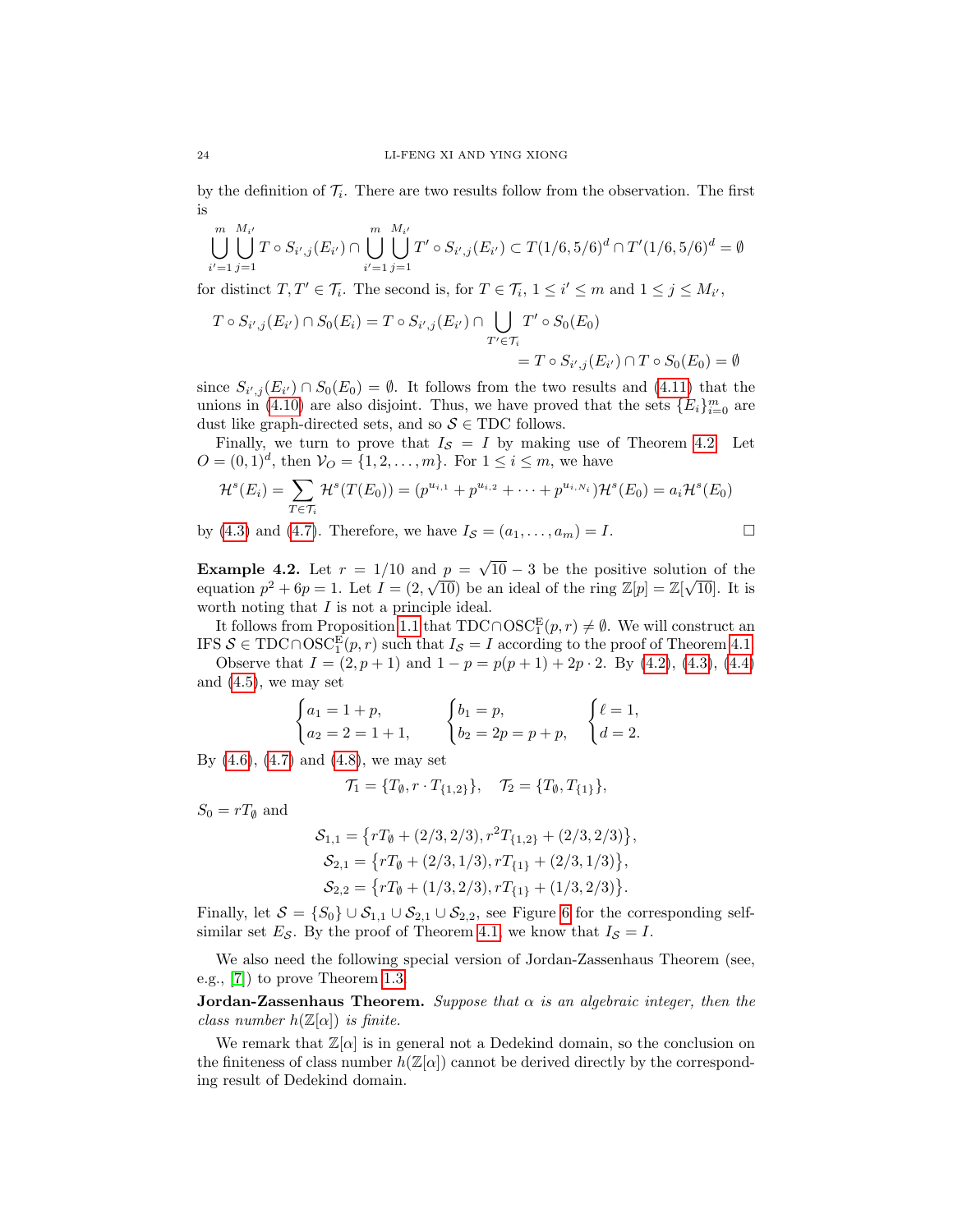by the definition of $\mathcal{T}_i$. There are two results follow from the observation. The first is

$$\bigcup_{i'=1}^{m}\bigcup_{j=1}^{M_{i'}} T\circ S_{i',j}(E_{i'}) \cap \bigcup_{i'=1}^{m}\bigcup_{j=1}^{M_{i'}} T'\circ S_{i',j}(E_{i'}) \subset T(1/6,5/6)^d \cap T'(1/6,5/6)^d = \emptyset$$

for distinct $T, T' \in \mathcal{T}_i$. The second is, for $T \in \mathcal{T}_i$, $1 \le i' \le m$ and $1 \le j \le M_{i'}$,

$$\begin{aligned} T\circ S_{i',j}(E_{i'}) \cap S_0(E_i) &= T\circ S_{i',j}(E_{i'}) \cap \bigcup_{T'\in\mathcal{T}_i} T'\circ S_0(E_0) \\ &= T\circ S_{i',j}(E_{i'}) \cap T\circ S_0(E_0) = \emptyset \end{aligned}$$

since $S_{i',j}(E_{i'}) \cap S_0(E_0) = \emptyset$. It follows from the two results and (4.11) that the unions in (4.10) are also disjoint. Thus, we have proved that the sets $\{E_i\}_{i=0}^m$ are dust like graph-directed sets, and so $\mathcal{S} \in \mathrm{TDC}$ follows.

Finally, we turn to prove that $I_{\mathcal{S}} = I$ by making use of Theorem 4.2. Let $O = (0,1)^d$, then $\mathcal{V}_O = \{1, 2, \dots, m\}$. For $1 \le i \le m$, we have

$$\mathcal{H}^s(E_i) = \sum_{T\in\mathcal{T}_i} \mathcal{H}^s(T(E_0)) = (p^{u_{i,1}} + p^{u_{i,2}} + \cdots + p^{u_{i,N_i}})\mathcal{H}^s(E_0) = a_i\mathcal{H}^s(E_0)$$

by (4.3) and (4.7). Therefore, we have $I_{\mathcal{S}} = (a_1, \dots, a_m) = I$. □

**Example 4.2.** Let $r = 1/10$ and $p = \sqrt{10} - 3$ be the positive solution of the equation $p^2 + 6p = 1$. Let $I = (2, \sqrt{10})$ be an ideal of the ring $\mathbb{Z}[p] = \mathbb{Z}[\sqrt{10}]$. It is worth noting that $I$ is not a principle ideal.

It follows from Proposition 1.1 that $\mathrm{TDC}\cap\mathrm{OSC}_1^{\mathrm{E}}(p,r) \neq \emptyset$. We will construct an IFS $\mathcal{S} \in \mathrm{TDC}\cap\mathrm{OSC}_1^{\mathrm{E}}(p,r)$ such that $I_{\mathcal{S}} = I$ according to the proof of Theorem 4.1.

Observe that $I = (2, p+1)$ and $1 - p = p(p+1) + 2p\cdot 2$. By (4.2), (4.3), (4.4) and (4.5), we may set

$$\begin{cases} a_1 = 1 + p, \\ a_2 = 2 = 1 + 1, \end{cases} \qquad \begin{cases} b_1 = p, \\ b_2 = 2p = p + p, \end{cases} \qquad \begin{cases} \ell = 1, \\ d = 2. \end{cases}$$

By (4.6), (4.7) and (4.8), we may set

$$\mathcal{T}_1 = \{T_\emptyset, r\cdot T_{\{1,2\}}\}, \quad \mathcal{T}_2 = \{T_\emptyset, T_{\{1\}}\},$$

$S_0 = rT_\emptyset$ and

$$\begin{aligned} \mathcal{S}_{1,1} &= \{rT_\emptyset + (2/3, 2/3), r^2T_{\{1,2\}} + (2/3, 2/3)\}, \\ \mathcal{S}_{2,1} &= \{rT_\emptyset + (2/3, 1/3), rT_{\{1\}} + (2/3, 1/3)\}, \\ \mathcal{S}_{2,2} &= \{rT_\emptyset + (1/3, 2/3), rT_{\{1\}} + (1/3, 2/3)\}. \end{aligned}$$

Finally, let $\mathcal{S} = \{S_0\} \cup \mathcal{S}_{1,1} \cup \mathcal{S}_{2,1} \cup \mathcal{S}_{2,2}$, see Figure 6 for the corresponding self-similar set $E_{\mathcal{S}}$. By the proof of Theorem 4.1, we know that $I_{\mathcal{S}} = I$.

We also need the following special version of Jordan-Zassenhaus Theorem (see, e.g., [7]) to prove Theorem 1.3.

**Jordan-Zassenhaus Theorem.** *Suppose that $\alpha$ is an algebraic integer, then the class number $h(\mathbb{Z}[\alpha])$ is finite.*

We remark that $\mathbb{Z}[\alpha]$ is in general not a Dedekind domain, so the conclusion on the finiteness of class number $h(\mathbb{Z}[\alpha])$ cannot be derived directly by the corresponding result of Dedekind domain.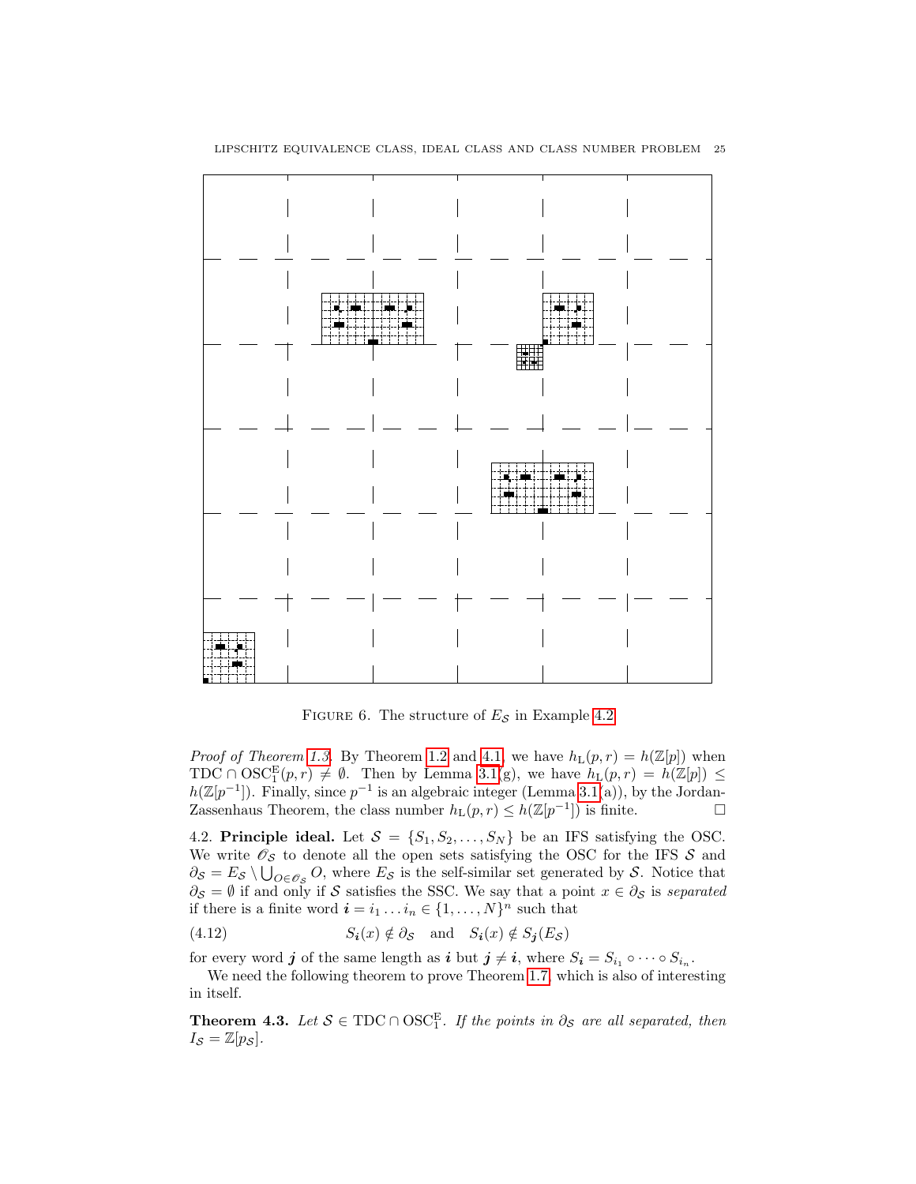FIGURE 6. The structure of $E_{\mathcal{S}}$ in Example 4.2

*Proof of Theorem 1.3.* By Theorem 1.2 and 4.1, we have $h_{\mathrm{L}}(p,r) = h(\mathbb{Z}[p])$ when $\mathrm{TDC} \cap \mathrm{OSC}_1^{\mathrm{E}}(p,r) \neq \emptyset$. Then by Lemma 3.1(g), we have $h_{\mathrm{L}}(p,r) = h(\mathbb{Z}[p]) \leq h(\mathbb{Z}[p^{-1}])$. Finally, since $p^{-1}$ is an algebraic integer (Lemma 3.1(a)), by the Jordan-Zassenhaus Theorem, the class number $h_{\mathrm{L}}(p,r) \leq h(\mathbb{Z}[p^{-1}])$ is finite. $\square$

4.2. **Principle ideal.** Let $\mathcal{S} = \{S_1, S_2, \ldots, S_N\}$ be an IFS satisfying the OSC. We write $\mathscr{O}_{\mathcal{S}}$ to denote all the open sets satisfying the OSC for the IFS $\mathcal{S}$ and $\partial_{\mathcal{S}} = E_{\mathcal{S}} \setminus \bigcup_{O \in \mathscr{O}_{\mathcal{S}}} O$, where $E_{\mathcal{S}}$ is the self-similar set generated by $\mathcal{S}$. Notice that $\partial_{\mathcal{S}} = \emptyset$ if and only if $\mathcal{S}$ satisfies the SSC. We say that a point $x \in \partial_{\mathcal{S}}$ is *separated* if there is a finite word $\boldsymbol{i} = i_1 \ldots i_n \in \{1, \ldots, N\}^n$ such that

$$S_{\boldsymbol{i}}(x) \notin \partial_{\mathcal{S}} \quad \text{and} \quad S_{\boldsymbol{i}}(x) \notin S_{\boldsymbol{j}}(E_{\mathcal{S}}) \tag{4.12}$$

for every word $\boldsymbol{j}$ of the same length as $\boldsymbol{i}$ but $\boldsymbol{j} \neq \boldsymbol{i}$, where $S_{\boldsymbol{i}} = S_{i_1} \circ \cdots \circ S_{i_n}$.

We need the following theorem to prove Theorem 1.7, which is also of interesting in itself.

**Theorem 4.3.** *Let $\mathcal{S} \in \mathrm{TDC} \cap \mathrm{OSC}_1^{\mathrm{E}}$. If the points in $\partial_{\mathcal{S}}$ are all separated, then $I_{\mathcal{S}} = \mathbb{Z}[p_{\mathcal{S}}]$.*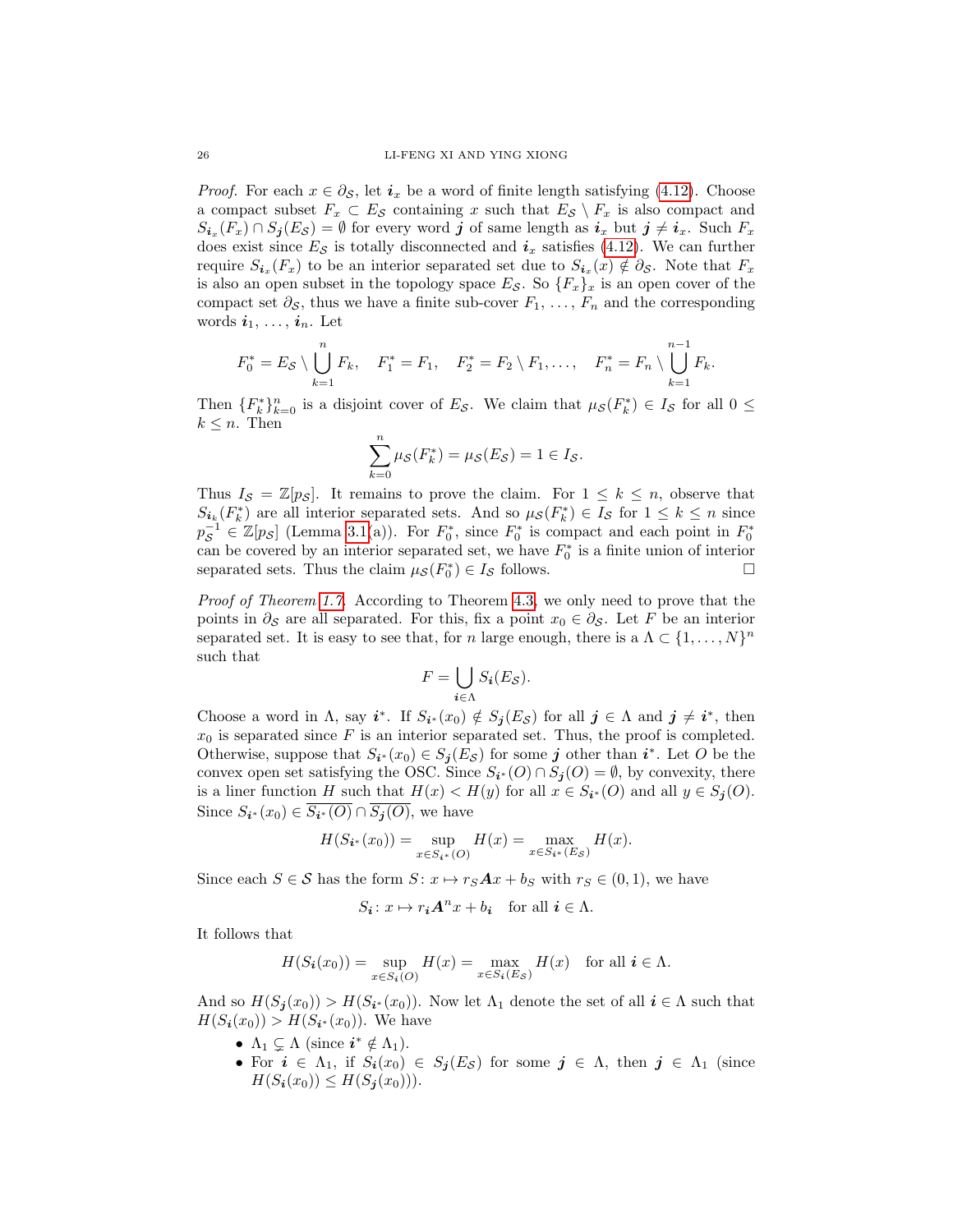*Proof.* For each $x \in \partial_{\mathcal{S}}$, let $\boldsymbol{i}_x$ be a word of finite length satisfying (4.12). Choose a compact subset $F_x \subset E_{\mathcal{S}}$ containing $x$ such that $E_{\mathcal{S}} \setminus F_x$ is also compact and $S_{\boldsymbol{i}_x}(F_x) \cap S_{\boldsymbol{j}}(E_{\mathcal{S}}) = \emptyset$ for every word $\boldsymbol{j}$ of same length as $\boldsymbol{i}_x$ but $\boldsymbol{j} \neq \boldsymbol{i}_x$. Such $F_x$ does exist since $E_{\mathcal{S}}$ is totally disconnected and $\boldsymbol{i}_x$ satisfies (4.12). We can further require $S_{\boldsymbol{i}_x}(F_x)$ to be an interior separated set due to $S_{\boldsymbol{i}_x}(x) \notin \partial_{\mathcal{S}}$. Note that $F_x$ is also an open subset in the topology space $E_{\mathcal{S}}$. So $\{F_x\}_x$ is an open cover of the compact set $\partial_{\mathcal{S}}$, thus we have a finite sub-cover $F_1, \ldots, F_n$ and the corresponding words $\boldsymbol{i}_1, \ldots, \boldsymbol{i}_n$. Let

$$F_0^* = E_{\mathcal{S}} \setminus \bigcup_{k=1}^{n} F_k, \quad F_1^* = F_1, \quad F_2^* = F_2 \setminus F_1, \ldots, \quad F_n^* = F_n \setminus \bigcup_{k=1}^{n-1} F_k.$$

Then $\{F_k^*\}_{k=0}^n$ is a disjoint cover of $E_{\mathcal{S}}$. We claim that $\mu_{\mathcal{S}}(F_k^*) \in I_{\mathcal{S}}$ for all $0 \leq k \leq n$. Then

$$\sum_{k=0}^{n} \mu_{\mathcal{S}}(F_k^*) = \mu_{\mathcal{S}}(E_{\mathcal{S}}) = 1 \in I_{\mathcal{S}}.$$

Thus $I_{\mathcal{S}} = \mathbb{Z}[p_{\mathcal{S}}]$. It remains to prove the claim. For $1 \leq k \leq n$, observe that $S_{\boldsymbol{i}_k}(F_k^*)$ are all interior separated sets. And so $\mu_{\mathcal{S}}(F_k^*) \in I_{\mathcal{S}}$ for $1 \leq k \leq n$ since $p_{\mathcal{S}}^{-1} \in \mathbb{Z}[p_{\mathcal{S}}]$ (Lemma 3.1(a)). For $F_0^*$, since $F_0^*$ is compact and each point in $F_0^*$ can be covered by an interior separated set, we have $F_0^*$ is a finite union of interior separated sets. Thus the claim $\mu_{\mathcal{S}}(F_0^*) \in I_{\mathcal{S}}$ follows. $\square$

*Proof of Theorem 1.7.* According to Theorem 4.3, we only need to prove that the points in $\partial_{\mathcal{S}}$ are all separated. For this, fix a point $x_0 \in \partial_{\mathcal{S}}$. Let $F$ be an interior separated set. It is easy to see that, for $n$ large enough, there is a $\Lambda \subset \{1, \ldots, N\}^n$ such that

$$F = \bigcup_{\boldsymbol{i} \in \Lambda} S_{\boldsymbol{i}}(E_{\mathcal{S}}).$$

Choose a word in $\Lambda$, say $\boldsymbol{i}^*$. If $S_{\boldsymbol{i}^*}(x_0) \notin S_{\boldsymbol{j}}(E_{\mathcal{S}})$ for all $\boldsymbol{j} \in \Lambda$ and $\boldsymbol{j} \neq \boldsymbol{i}^*$, then $x_0$ is separated since $F$ is an interior separated set. Thus, the proof is completed. Otherwise, suppose that $S_{\boldsymbol{i}^*}(x_0) \in S_{\boldsymbol{j}}(E_{\mathcal{S}})$ for some $\boldsymbol{j}$ other than $\boldsymbol{i}^*$. Let $O$ be the convex open set satisfying the OSC. Since $S_{\boldsymbol{i}^*}(O) \cap S_{\boldsymbol{j}}(O) = \emptyset$, by convexity, there is a liner function $H$ such that $H(x) < H(y)$ for all $x \in S_{\boldsymbol{i}^*}(O)$ and all $y \in S_{\boldsymbol{j}}(O)$. Since $S_{\boldsymbol{i}^*}(x_0) \in \overline{S_{\boldsymbol{i}^*}(O)} \cap \overline{S_{\boldsymbol{j}}(O)}$, we have

$$H(S_{\boldsymbol{i}^*}(x_0)) = \sup_{x \in S_{\boldsymbol{i}^*}(O)} H(x) = \max_{x \in S_{\boldsymbol{i}^*}(E_{\mathcal{S}})} H(x).$$

Since each $S \in \mathcal{S}$ has the form $S \colon x \mapsto r_S \boldsymbol{A} x + b_S$ with $r_S \in (0,1)$, we have

$$S_{\boldsymbol{i}} \colon x \mapsto r_{\boldsymbol{i}} \boldsymbol{A}^n x + b_{\boldsymbol{i}} \quad \text{for all } \boldsymbol{i} \in \Lambda.$$

It follows that

$$H(S_{\boldsymbol{i}}(x_0)) = \sup_{x \in S_{\boldsymbol{i}}(O)} H(x) = \max_{x \in S_{\boldsymbol{i}}(E_{\mathcal{S}})} H(x) \quad \text{for all } \boldsymbol{i} \in \Lambda.$$

And so $H(S_{\boldsymbol{j}}(x_0)) > H(S_{\boldsymbol{i}^*}(x_0))$. Now let $\Lambda_1$ denote the set of all $\boldsymbol{i} \in \Lambda$ such that $H(S_{\boldsymbol{i}}(x_0)) > H(S_{\boldsymbol{i}^*}(x_0))$. We have

- $\Lambda_1 \subsetneq \Lambda$ (since $\boldsymbol{i}^* \notin \Lambda_1$).
- For $\boldsymbol{i} \in \Lambda_1$, if $S_{\boldsymbol{i}}(x_0) \in S_{\boldsymbol{j}}(E_{\mathcal{S}})$ for some $\boldsymbol{j} \in \Lambda$, then $\boldsymbol{j} \in \Lambda_1$ (since $H(S_{\boldsymbol{i}}(x_0)) \leq H(S_{\boldsymbol{j}}(x_0))$).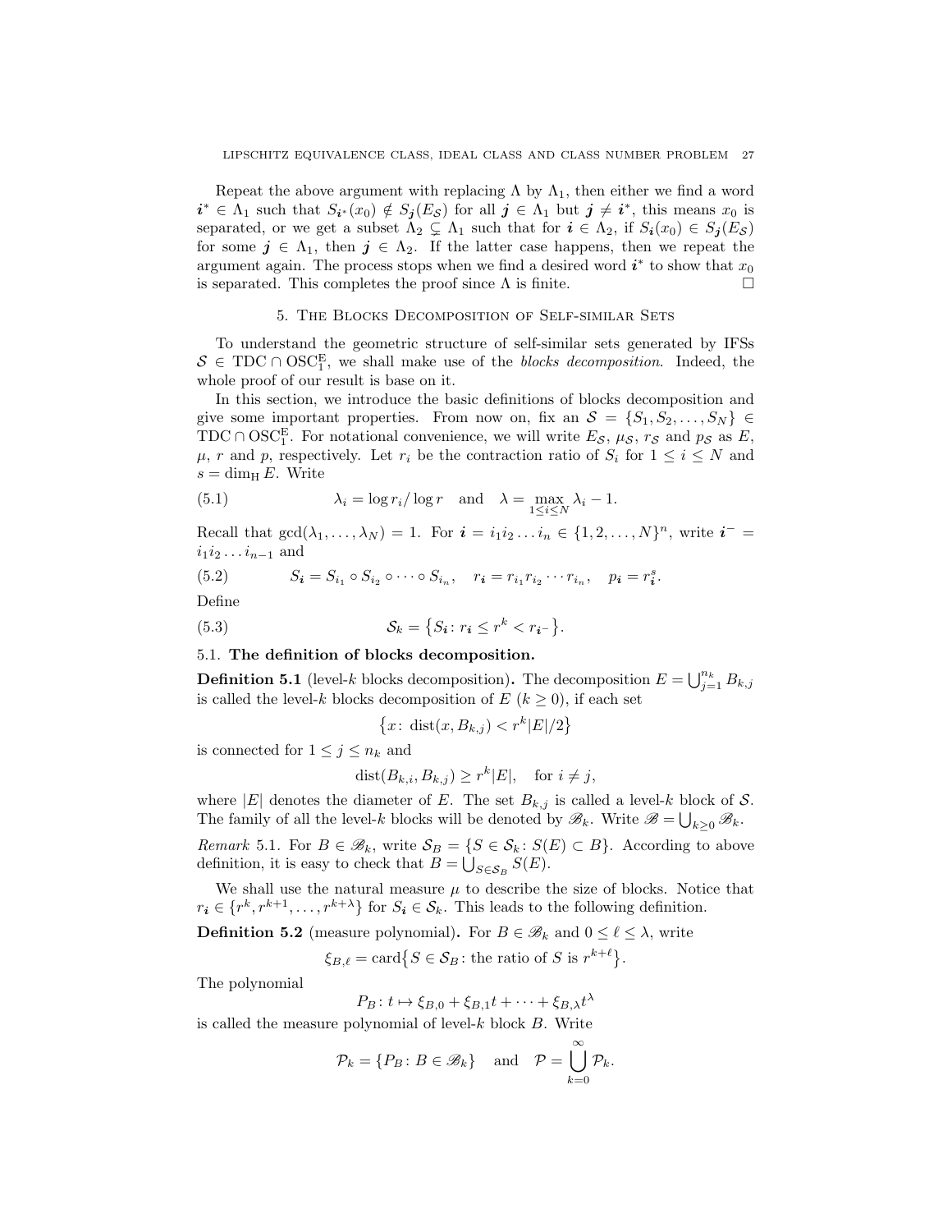Repeat the above argument with replacing $\Lambda$ by $\Lambda_1$, then either we find a word $\boldsymbol{i}^* \in \Lambda_1$ such that $S_{\boldsymbol{i}^*}(x_0) \notin S_{\boldsymbol{j}}(E_{\mathcal{S}})$ for all $\boldsymbol{j} \in \Lambda_1$ but $\boldsymbol{j} \neq \boldsymbol{i}^*$, this means $x_0$ is separated, or we get a subset $\Lambda_2 \subsetneq \Lambda_1$ such that for $\boldsymbol{i} \in \Lambda_2$, if $S_{\boldsymbol{i}}(x_0) \in S_{\boldsymbol{j}}(E_{\mathcal{S}})$ for some $\boldsymbol{j} \in \Lambda_1$, then $\boldsymbol{j} \in \Lambda_2$. If the latter case happens, then we repeat the argument again. The process stops when we find a desired word $\boldsymbol{i}^*$ to show that $x_0$ is separated. This completes the proof since $\Lambda$ is finite. □

## 5. The Blocks Decomposition of Self-similar Sets

To understand the geometric structure of self-similar sets generated by IFSs $\mathcal{S} \in \mathrm{TDC} \cap \mathrm{OSC}_1^{\mathrm{E}}$, we shall make use of the *blocks decomposition*. Indeed, the whole proof of our result is base on it.

In this section, we introduce the basic definitions of blocks decomposition and give some important properties. From now on, fix an $\mathcal{S} = \{S_1, S_2, \dots, S_N\} \in \mathrm{TDC} \cap \mathrm{OSC}_1^{\mathrm{E}}$. For notational convenience, we will write $E_{\mathcal{S}}$, $\mu_{\mathcal{S}}$, $r_{\mathcal{S}}$ and $p_{\mathcal{S}}$ as $E$, $\mu$, $r$ and $p$, respectively. Let $r_i$ be the contraction ratio of $S_i$ for $1 \le i \le N$ and $s = \dim_{\mathrm{H}} E$. Write

$$\lambda_i = \log r_i / \log r \quad \text{and} \quad \lambda = \max_{1 \le i \le N} \lambda_i - 1. \tag{5.1}$$

Recall that $\gcd(\lambda_1, \dots, \lambda_N) = 1$. For $\boldsymbol{i} = i_1 i_2 \dots i_n \in \{1, 2, \dots, N\}^n$, write $\boldsymbol{i}^- = i_1 i_2 \dots i_{n-1}$ and

$$S_{\boldsymbol{i}} = S_{i_1} \circ S_{i_2} \circ \dots \circ S_{i_n}, \quad r_{\boldsymbol{i}} = r_{i_1} r_{i_2} \cdots r_{i_n}, \quad p_{\boldsymbol{i}} = r_{\boldsymbol{i}}^s. \tag{5.2}$$

Define

$$\mathcal{S}_k = \{S_{\boldsymbol{i}} \colon r_{\boldsymbol{i}} \le r^k < r_{\boldsymbol{i}^-}\}. \tag{5.3}$$

### 5.1. The definition of blocks decomposition.

**Definition 5.1** (level-$k$ blocks decomposition)**.** The decomposition $E = \bigcup_{j=1}^{n_k} B_{k,j}$ is called the level-$k$ blocks decomposition of $E$ ($k \ge 0$), if each set

$$\{x \colon \mathrm{dist}(x, B_{k,j}) < r^k |E|/2\}$$

is connected for $1 \le j \le n_k$ and

$$\mathrm{dist}(B_{k,i}, B_{k,j}) \ge r^k |E|, \quad \text{for } i \neq j,$$

where $|E|$ denotes the diameter of $E$. The set $B_{k,j}$ is called a level-$k$ block of $\mathcal{S}$. The family of all the level-$k$ blocks will be denoted by $\mathscr{B}_k$. Write $\mathscr{B} = \bigcup_{k \ge 0} \mathscr{B}_k$.

*Remark* 5.1. For $B \in \mathscr{B}_k$, write $\mathcal{S}_B = \{S \in \mathcal{S}_k \colon S(E) \subset B\}$. According to above definition, it is easy to check that $B = \bigcup_{S \in \mathcal{S}_B} S(E)$.

We shall use the natural measure $\mu$ to describe the size of blocks. Notice that $r_{\boldsymbol{i}} \in \{r^k, r^{k+1}, \dots, r^{k+\lambda}\}$ for $S_{\boldsymbol{i}} \in \mathcal{S}_k$. This leads to the following definition.

**Definition 5.2** (measure polynomial)**.** For $B \in \mathscr{B}_k$ and $0 \le \ell \le \lambda$, write

$$\xi_{B,\ell} = \mathrm{card}\{S \in \mathcal{S}_B \colon \text{the ratio of } S \text{ is } r^{k+\ell}\}.$$

The polynomial

$$P_B \colon t \mapsto \xi_{B,0} + \xi_{B,1} t + \dots + \xi_{B,\lambda} t^{\lambda}$$

is called the measure polynomial of level-$k$ block $B$. Write

$$\mathcal{P}_k = \{P_B \colon B \in \mathscr{B}_k\} \quad \text{and} \quad \mathcal{P} = \bigcup_{k=0}^{\infty} \mathcal{P}_k.$$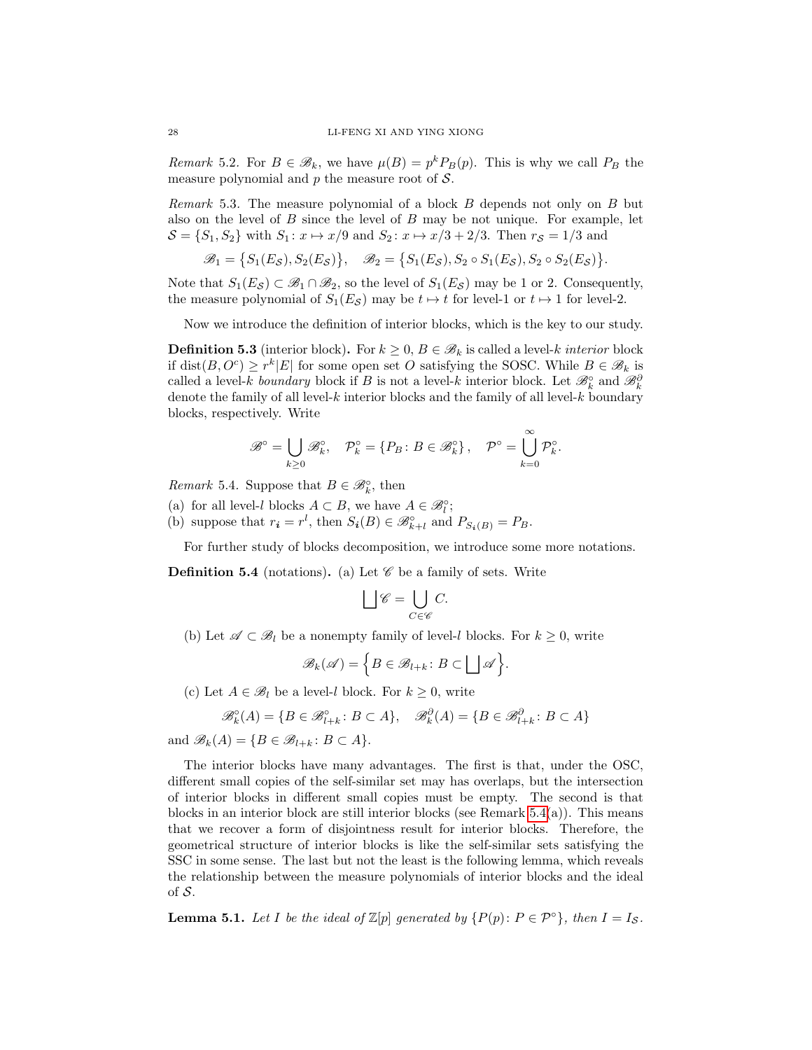*Remark* 5.2. For $B \in \mathscr{B}_k$, we have $\mu(B) = p^k P_B(p)$. This is why we call $P_B$ the measure polynomial and $p$ the measure root of $\mathcal{S}$.

*Remark* 5.3. The measure polynomial of a block $B$ depends not only on $B$ but also on the level of $B$ since the level of $B$ may be not unique. For example, let $\mathcal{S} = \{S_1, S_2\}$ with $S_1 \colon x \mapsto x/9$ and $S_2 \colon x \mapsto x/3 + 2/3$. Then $r_{\mathcal{S}} = 1/3$ and

$$\mathscr{B}_1 = \big\{S_1(E_{\mathcal{S}}), S_2(E_{\mathcal{S}})\big\}, \quad \mathscr{B}_2 = \big\{S_1(E_{\mathcal{S}}), S_2 \circ S_1(E_{\mathcal{S}}), S_2 \circ S_2(E_{\mathcal{S}})\big\}.$$

Note that $S_1(E_{\mathcal{S}}) \subset \mathscr{B}_1 \cap \mathscr{B}_2$, so the level of $S_1(E_{\mathcal{S}})$ may be 1 or 2. Consequently, the measure polynomial of $S_1(E_{\mathcal{S}})$ may be $t \mapsto t$ for level-1 or $t \mapsto 1$ for level-2.

Now we introduce the definition of interior blocks, which is the key to our study.

**Definition 5.3** (interior block)**.** For $k \geq 0$, $B \in \mathscr{B}_k$ is called a level-$k$ *interior* block if $\operatorname{dist}(B, O^c) \geq r^k|E|$ for some open set $O$ satisfying the SOSC. While $B \in \mathscr{B}_k$ is called a level-$k$ *boundary* block if $B$ is not a level-$k$ interior block. Let $\mathscr{B}_k^\circ$ and $\mathscr{B}_k^\partial$ denote the family of all level-$k$ interior blocks and the family of all level-$k$ boundary blocks, respectively. Write

$$\mathscr{B}^\circ = \bigcup_{k \geq 0} \mathscr{B}_k^\circ, \quad \mathcal{P}_k^\circ = \{P_B \colon B \in \mathscr{B}_k^\circ\}, \quad \mathcal{P}^\circ = \bigcup_{k=0}^{\infty} \mathcal{P}_k^\circ.$$

*Remark* 5.4. Suppose that $B \in \mathscr{B}_k^\circ$, then

(a) for all level-$l$ blocks $A \subset B$, we have $A \in \mathscr{B}_l^\circ$;
(b) suppose that $r_{\boldsymbol{i}} = r^l$, then $S_{\boldsymbol{i}}(B) \in \mathscr{B}_{k+l}^\circ$ and $P_{S_{\boldsymbol{i}}(B)} = P_B$.

For further study of blocks decomposition, we introduce some more notations.

**Definition 5.4** (notations)**.** (a) Let $\mathscr{C}$ be a family of sets. Write

$$\bigsqcup \mathscr{C} = \bigcup_{C \in \mathscr{C}} C.$$

(b) Let $\mathscr{A} \subset \mathscr{B}_l$ be a nonempty family of level-$l$ blocks. For $k \geq 0$, write

$$\mathscr{B}_k(\mathscr{A}) = \Big\{B \in \mathscr{B}_{l+k} \colon B \subset \bigsqcup \mathscr{A}\Big\}.$$

(c) Let $A \in \mathscr{B}_l$ be a level-$l$ block. For $k \geq 0$, write

$$\mathscr{B}_k^\circ(A) = \{B \in \mathscr{B}_{l+k}^\circ \colon B \subset A\}, \quad \mathscr{B}_k^\partial(A) = \{B \in \mathscr{B}_{l+k}^\partial \colon B \subset A\}$$

and $\mathscr{B}_k(A) = \{B \in \mathscr{B}_{l+k} \colon B \subset A\}$.

The interior blocks have many advantages. The first is that, under the OSC, different small copies of the self-similar set may has overlaps, but the intersection of interior blocks in different small copies must be empty. The second is that blocks in an interior block are still interior blocks (see Remark 5.4(a)). This means that we recover a form of disjointness result for interior blocks. Therefore, the geometrical structure of interior blocks is like the self-similar sets satisfying the SSC in some sense. The last but not the least is the following lemma, which reveals the relationship between the measure polynomials of interior blocks and the ideal of $\mathcal{S}$.

**Lemma 5.1.** *Let $I$ be the ideal of $\mathbb{Z}[p]$ generated by $\{P(p) \colon P \in \mathcal{P}^\circ\}$, then $I = I_{\mathcal{S}}$.*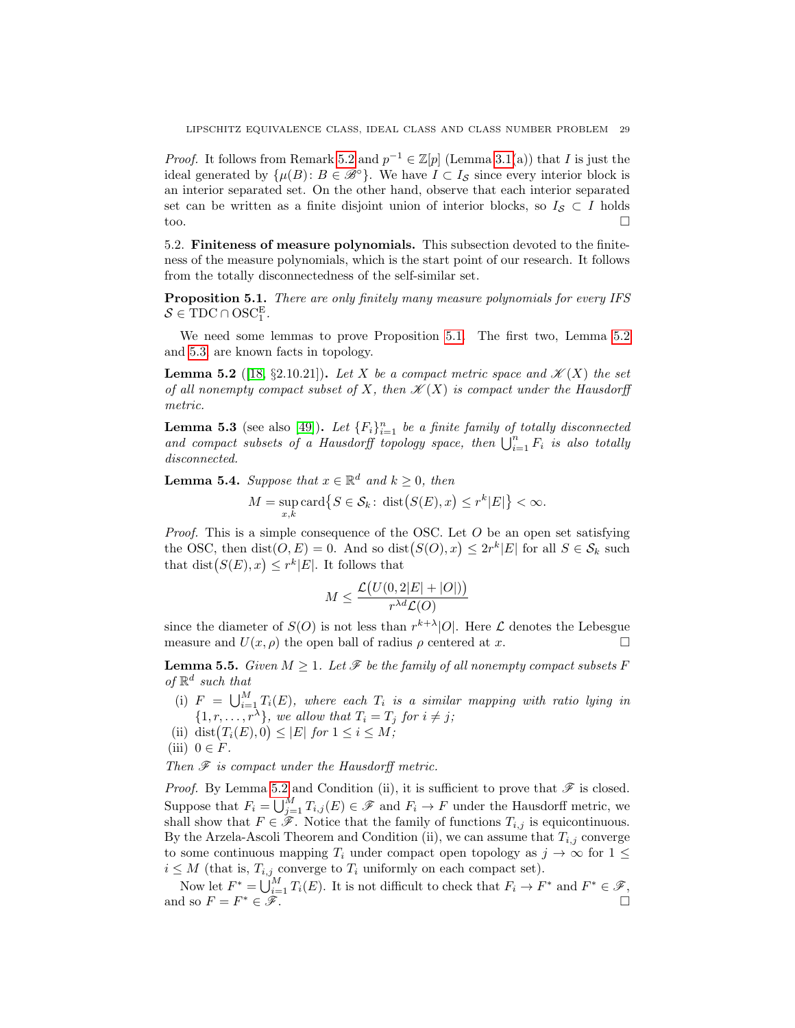*Proof.* It follows from Remark 5.2 and $p^{-1} \in \mathbb{Z}[p]$ (Lemma 3.1(a)) that $I$ is just the ideal generated by $\{\mu(B) \colon B \in \mathscr{B}^\circ\}$. We have $I \subset I_{\mathcal{S}}$ since every interior block is an interior separated set. On the other hand, observe that each interior separated set can be written as a finite disjoint union of interior blocks, so $I_{\mathcal{S}} \subset I$ holds too. $\square$

## 5.2. Finiteness of measure polynomials.

This subsection devoted to the finiteness of the measure polynomials, which is the start point of our research. It follows from the totally disconnectedness of the self-similar set.

**Proposition 5.1.** *There are only finitely many measure polynomials for every IFS $\mathcal{S} \in \mathrm{TDC} \cap \mathrm{OSC}_1^{\mathrm{E}}$.*

We need some lemmas to prove Proposition 5.1. The first two, Lemma 5.2 and 5.3, are known facts in topology.

**Lemma 5.2** ([18, §2.10.21])**.** *Let $X$ be a compact metric space and $\mathscr{K}(X)$ the set of all nonempty compact subset of $X$, then $\mathscr{K}(X)$ is compact under the Hausdorff metric.*

**Lemma 5.3** (see also [49])**.** *Let $\{F_i\}_{i=1}^n$ be a finite family of totally disconnected and compact subsets of a Hausdorff topology space, then $\bigcup_{i=1}^n F_i$ is also totally disconnected.*

**Lemma 5.4.** *Suppose that $x \in \mathbb{R}^d$ and $k \geq 0$, then*

$$M = \sup_{x,k} \operatorname{card}\bigl\{S \in \mathcal{S}_k \colon \operatorname{dist}\bigl(S(E), x\bigr) \leq r^k |E|\bigr\} < \infty.$$

*Proof.* This is a simple consequence of the OSC. Let $O$ be an open set satisfying the OSC, then $\operatorname{dist}(O, E) = 0$. And so $\operatorname{dist}\bigl(S(O), x\bigr) \leq 2r^k |E|$ for all $S \in \mathcal{S}_k$ such that $\operatorname{dist}\bigl(S(E), x\bigr) \leq r^k |E|$. It follows that

$$M \leq \frac{\mathcal{L}\bigl(U(0, 2|E| + |O|)\bigr)}{r^{\lambda d} \mathcal{L}(O)}$$

since the diameter of $S(O)$ is not less than $r^{k+\lambda}|O|$. Here $\mathcal{L}$ denotes the Lebesgue measure and $U(x, \rho)$ the open ball of radius $\rho$ centered at $x$. $\square$

**Lemma 5.5.** *Given $M \geq 1$. Let $\mathscr{F}$ be the family of all nonempty compact subsets $F$ of $\mathbb{R}^d$ such that*

- (i) *$F = \bigcup_{i=1}^M T_i(E)$, where each $T_i$ is a similar mapping with ratio lying in $\{1, r, \ldots, r^\lambda\}$, we allow that $T_i = T_j$ for $i \neq j$;*
- (ii) *$\operatorname{dist}\bigl(T_i(E), 0\bigr) \leq |E|$ for $1 \leq i \leq M$;*
- (iii) *$0 \in F$.*

*Then $\mathscr{F}$ is compact under the Hausdorff metric.*

*Proof.* By Lemma 5.2 and Condition (ii), it is sufficient to prove that $\mathscr{F}$ is closed. Suppose that $F_i = \bigcup_{j=1}^M T_{i,j}(E) \in \mathscr{F}$ and $F_i \to F$ under the Hausdorff metric, we shall show that $F \in \mathscr{F}$. Notice that the family of functions $T_{i,j}$ is equicontinuous. By the Arzela-Ascoli Theorem and Condition (ii), we can assume that $T_{i,j}$ converge to some continuous mapping $T_i$ under compact open topology as $j \to \infty$ for $1 \leq i \leq M$ (that is, $T_{i,j}$ converge to $T_i$ uniformly on each compact set).

Now let $F^* = \bigcup_{i=1}^M T_i(E)$. It is not difficult to check that $F_i \to F^*$ and $F^* \in \mathscr{F}$, and so $F = F^* \in \mathscr{F}$. $\square$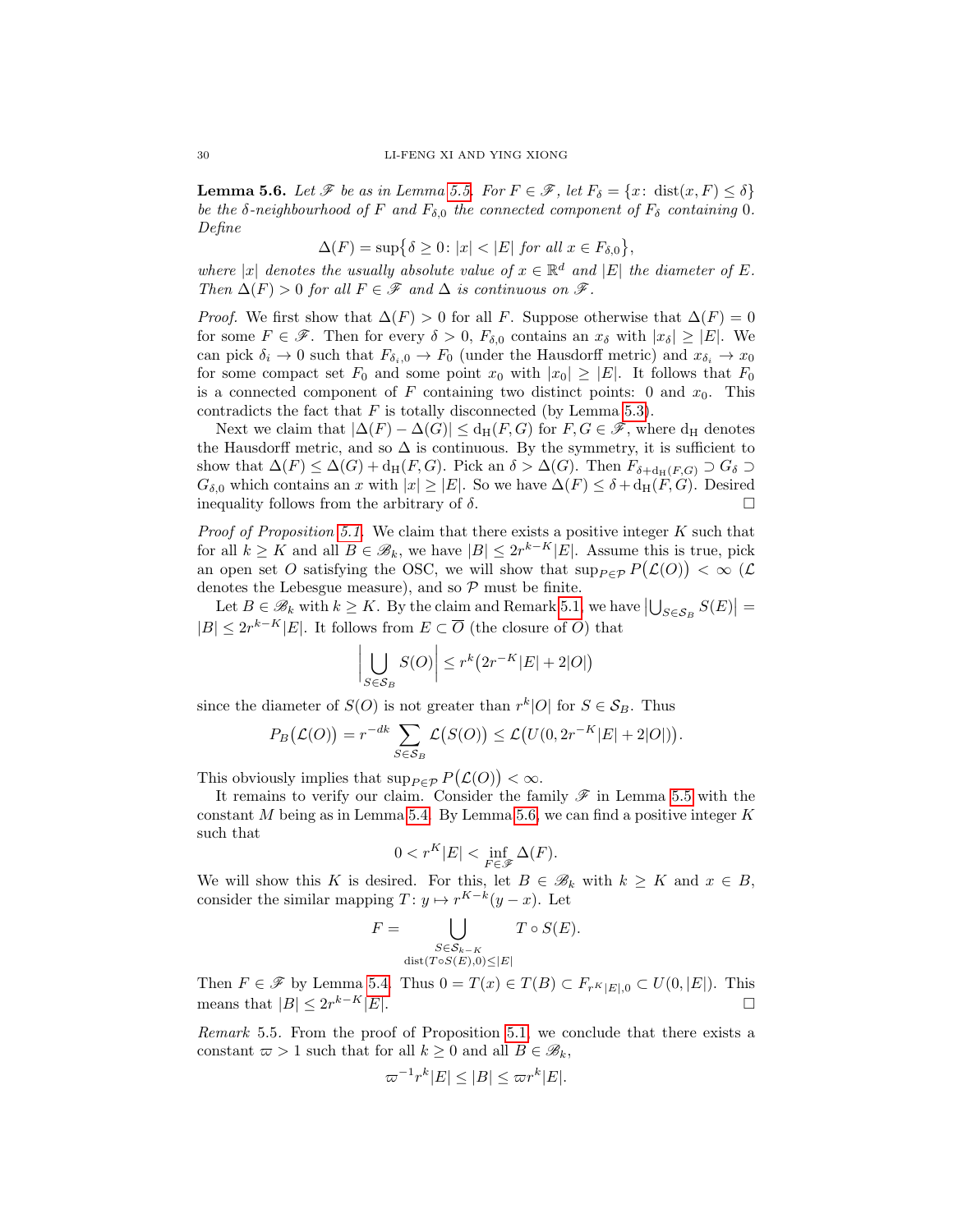**Lemma 5.6.** *Let $\mathscr{F}$ be as in Lemma 5.5. For $F \in \mathscr{F}$, let $F_\delta = \{x\colon \operatorname{dist}(x, F) \le \delta\}$ be the $\delta$-neighbourhood of $F$ and $F_{\delta,0}$ the connected component of $F_\delta$ containing $0$. Define*

$$\Delta(F) = \sup\{\delta \ge 0\colon |x| < |E| \text{ for all } x \in F_{\delta,0}\},$$

*where $|x|$ denotes the usually absolute value of $x \in \mathbb{R}^d$ and $|E|$ the diameter of $E$. Then $\Delta(F) > 0$ for all $F \in \mathscr{F}$ and $\Delta$ is continuous on $\mathscr{F}$.*

*Proof.* We first show that $\Delta(F) > 0$ for all $F$. Suppose otherwise that $\Delta(F) = 0$ for some $F \in \mathscr{F}$. Then for every $\delta > 0$, $F_{\delta,0}$ contains an $x_\delta$ with $|x_\delta| \ge |E|$. We can pick $\delta_i \to 0$ such that $F_{\delta_i,0} \to F_0$ (under the Hausdorff metric) and $x_{\delta_i} \to x_0$ for some compact set $F_0$ and some point $x_0$ with $|x_0| \ge |E|$. It follows that $F_0$ is a connected component of $F$ containing two distinct points: $0$ and $x_0$. This contradicts the fact that $F$ is totally disconnected (by Lemma 5.3).

Next we claim that $|\Delta(F) - \Delta(G)| \le \mathrm{d_H}(F, G)$ for $F, G \in \mathscr{F}$, where $\mathrm{d_H}$ denotes the Hausdorff metric, and so $\Delta$ is continuous. By the symmetry, it is sufficient to show that $\Delta(F) \le \Delta(G) + \mathrm{d_H}(F, G)$. Pick an $\delta > \Delta(G)$. Then $F_{\delta+\mathrm{d_H}(F,G)} \supset G_\delta \supset G_{\delta,0}$ which contains an $x$ with $|x| \ge |E|$. So we have $\Delta(F) \le \delta + \mathrm{d_H}(F, G)$. Desired inequality follows from the arbitrary of $\delta$. $\square$

*Proof of Proposition 5.1.* We claim that there exists a positive integer $K$ such that for all $k \ge K$ and all $B \in \mathscr{B}_k$, we have $|B| \le 2r^{k-K}|E|$. Assume this is true, pick an open set $O$ satisfying the OSC, we will show that $\sup_{P \in \mathcal{P}} P\big(\mathcal{L}(O)\big) < \infty$ ($\mathcal{L}$ denotes the Lebesgue measure), and so $\mathcal{P}$ must be finite.

Let $B \in \mathscr{B}_k$ with $k \ge K$. By the claim and Remark 5.1, we have $\big|\bigcup_{S \in \mathcal{S}_B} S(E)\big| = |B| \le 2r^{k-K}|E|$. It follows from $E \subset \overline{O}$ (the closure of $O$) that

$$\Big|\bigcup_{S \in \mathcal{S}_B} S(O)\Big| \le r^k\big(2r^{-K}|E| + 2|O|\big)$$

since the diameter of $S(O)$ is not greater than $r^k|O|$ for $S \in \mathcal{S}_B$. Thus

$$P_B\big(\mathcal{L}(O)\big) = r^{-dk} \sum_{S \in \mathcal{S}_B} \mathcal{L}\big(S(O)\big) \le \mathcal{L}\big(U(0, 2r^{-K}|E| + 2|O|)\big).$$

This obviously implies that $\sup_{P \in \mathcal{P}} P\big(\mathcal{L}(O)\big) < \infty$.

It remains to verify our claim. Consider the family $\mathscr{F}$ in Lemma 5.5 with the constant $M$ being as in Lemma 5.4. By Lemma 5.6, we can find a positive integer $K$ such that

$$0 < r^K|E| < \inf_{F \in \mathscr{F}} \Delta(F).$$

We will show this $K$ is desired. For this, let $B \in \mathscr{B}_k$ with $k \ge K$ and $x \in B$, consider the similar mapping $T\colon y \mapsto r^{K-k}(y - x)$. Let

$$F = \bigcup_{\substack{S \in \mathcal{S}_{k-K} \\ \operatorname{dist}(T \circ S(E), 0) \le |E|}} T \circ S(E).$$

Then $F \in \mathscr{F}$ by Lemma 5.4. Thus $0 = T(x) \in T(B) \subset F_{r^K|E|,0} \subset U(0, |E|)$. This means that $|B| \le 2r^{k-K}|E|$. $\square$

*Remark* 5.5. From the proof of Proposition 5.1, we conclude that there exists a constant $\varpi > 1$ such that for all $k \ge 0$ and all $B \in \mathscr{B}_k$,

$$\varpi^{-1} r^k |E| \le |B| \le \varpi r^k |E|.$$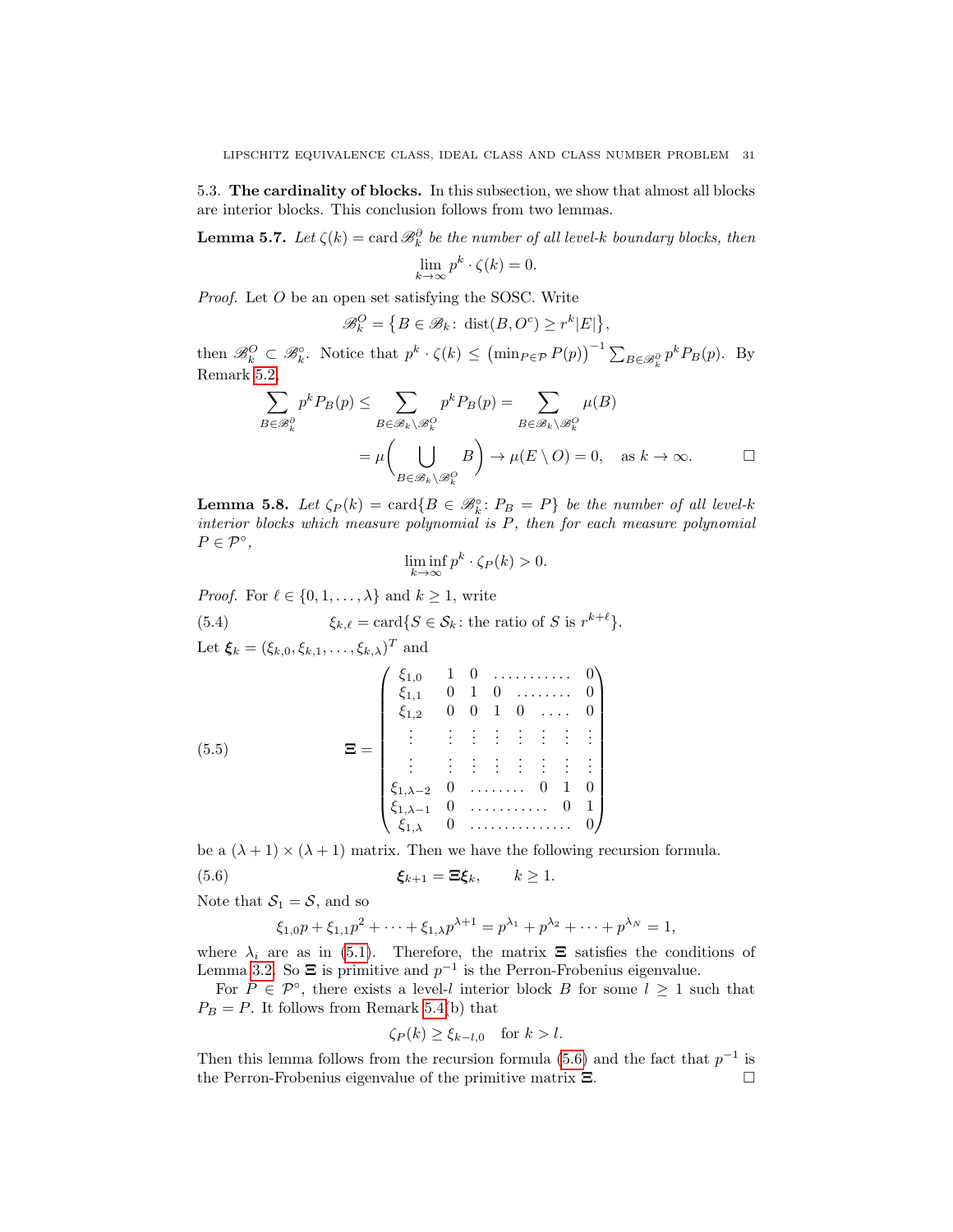5.3. **The cardinality of blocks.** In this subsection, we show that almost all blocks are interior blocks. This conclusion follows from two lemmas.

**Lemma 5.7.** *Let $\zeta(k) = \operatorname{card} \mathscr{B}_k^\partial$ be the number of all level-$k$ boundary blocks, then*

$$\lim_{k\to\infty} p^k \cdot \zeta(k) = 0.$$

*Proof.* Let $O$ be an open set satisfying the SOSC. Write

$$\mathscr{B}_k^O = \big\{B \in \mathscr{B}_k \colon \operatorname{dist}(B, O^c) \geq r^k |E|\big\},$$

then $\mathscr{B}_k^O \subset \mathscr{B}_k^\circ$. Notice that $p^k \cdot \zeta(k) \leq \big(\min_{P\in\mathcal{P}} P(p)\big)^{-1} \sum_{B\in\mathscr{B}_k^\partial} p^k P_B(p)$. By Remark 5.2,

$$\sum_{B\in\mathscr{B}_k^\partial} p^k P_B(p) \leq \sum_{B\in\mathscr{B}_k\setminus\mathscr{B}_k^O} p^k P_B(p) = \sum_{B\in\mathscr{B}_k\setminus\mathscr{B}_k^O} \mu(B)$$

$$= \mu\bigg(\bigcup_{B\in\mathscr{B}_k\setminus\mathscr{B}_k^O} B\bigg) \to \mu(E\setminus O) = 0, \quad \text{as } k\to\infty. \qquad \square$$

**Lemma 5.8.** *Let $\zeta_P(k) = \operatorname{card}\{B \in \mathscr{B}_k^\circ \colon P_B = P\}$ be the number of all level-$k$ interior blocks which measure polynomial is $P$, then for each measure polynomial $P \in \mathcal{P}^\circ$,*

$$\liminf_{k\to\infty} p^k \cdot \zeta_P(k) > 0.$$

*Proof.* For $\ell \in \{0, 1, \ldots, \lambda\}$ and $k \geq 1$, write

$$\xi_{k,\ell} = \operatorname{card}\{S \in \mathcal{S}_k \colon \text{the ratio of } S \text{ is } r^{k+\ell}\}. \tag{5.4}$$

Let $\boldsymbol{\xi}_k = (\xi_{k,0}, \xi_{k,1}, \ldots, \xi_{k,\lambda})^T$ and

$$\boldsymbol{\Xi} = \begin{pmatrix} \xi_{1,0} & 1 & 0 & \cdots & \cdots & 0 \\ \xi_{1,1} & 0 & 1 & 0 & \cdots & 0 \\ \xi_{1,2} & 0 & 0 & 1 & 0 \cdots & 0 \\ \vdots & \vdots & \vdots & \vdots & \vdots & \vdots \\ \vdots & \vdots & \vdots & \vdots & \vdots & \vdots \\ \xi_{1,\lambda-2} & 0 & \cdots & 0 & 1 & 0 \\ \xi_{1,\lambda-1} & 0 & \cdots & \cdots & 0 & 1 \\ \xi_{1,\lambda} & 0 & \cdots & \cdots & \cdots & 0 \end{pmatrix} \tag{5.5}$$

be a $(\lambda+1)\times(\lambda+1)$ matrix. Then we have the following recursion formula.

$$\boldsymbol{\xi}_{k+1} = \boldsymbol{\Xi}\boldsymbol{\xi}_k, \qquad k \geq 1. \tag{5.6}$$

Note that $\mathcal{S}_1 = \mathcal{S}$, and so

$$\xi_{1,0}p + \xi_{1,1}p^2 + \cdots + \xi_{1,\lambda}p^{\lambda+1} = p^{\lambda_1} + p^{\lambda_2} + \cdots + p^{\lambda_N} = 1,$$

where $\lambda_i$ are as in (5.1). Therefore, the matrix $\boldsymbol{\Xi}$ satisfies the conditions of Lemma 3.2. So $\boldsymbol{\Xi}$ is primitive and $p^{-1}$ is the Perron-Frobenius eigenvalue.

For $P \in \mathcal{P}^\circ$, there exists a level-$l$ interior block $B$ for some $l \geq 1$ such that $P_B = P$. It follows from Remark 5.4(b) that

$$\zeta_P(k) \geq \xi_{k-l,0} \quad \text{for } k > l.$$

Then this lemma follows from the recursion formula (5.6) and the fact that $p^{-1}$ is the Perron-Frobenius eigenvalue of the primitive matrix $\boldsymbol{\Xi}$. $\square$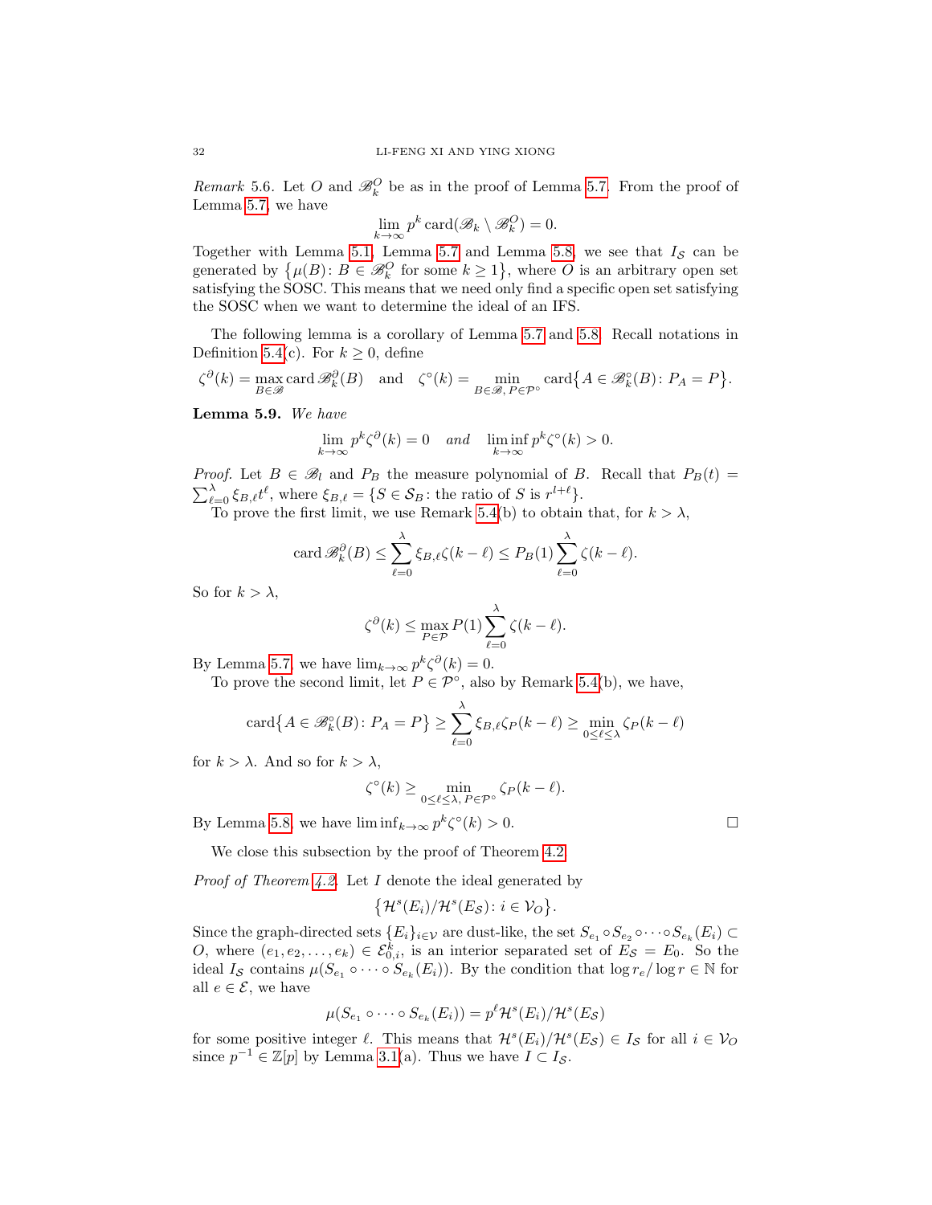*Remark* 5.6. Let $O$ and $\mathscr{B}_k^O$ be as in the proof of Lemma 5.7. From the proof of Lemma 5.7, we have

$$\lim_{k\to\infty} p^k \operatorname{card}(\mathscr{B}_k \setminus \mathscr{B}_k^O) = 0.$$

Together with Lemma 5.1, Lemma 5.7 and Lemma 5.8, we see that $I_{\mathcal{S}}$ can be generated by $\{\mu(B)\colon B \in \mathscr{B}_k^O \text{ for some } k \geq 1\}$, where $O$ is an arbitrary open set satisfying the SOSC. This means that we need only find a specific open set satisfying the SOSC when we want to determine the ideal of an IFS.

The following lemma is a corollary of Lemma 5.7 and 5.8. Recall notations in Definition 5.4(c). For $k \geq 0$, define

$$\zeta^{\partial}(k) = \max_{B\in\mathscr{B}} \operatorname{card} \mathscr{B}_k^{\partial}(B) \quad \text{and} \quad \zeta^{\circ}(k) = \min_{B\in\mathscr{B},\, P\in\mathcal{P}^{\circ}} \operatorname{card}\bigl\{A \in \mathscr{B}_k^{\circ}(B)\colon P_A = P\bigr\}.$$

**Lemma 5.9.** *We have*

$$\lim_{k\to\infty} p^k \zeta^{\partial}(k) = 0 \quad \textit{and} \quad \liminf_{k\to\infty} p^k \zeta^{\circ}(k) > 0.$$

*Proof.* Let $B \in \mathscr{B}_l$ and $P_B$ the measure polynomial of $B$. Recall that $P_B(t) = \sum_{\ell=0}^{\lambda} \xi_{B,\ell} t^{\ell}$, where $\xi_{B,\ell} = \{S \in \mathcal{S}_B\colon \text{the ratio of } S \text{ is } r^{l+\ell}\}$.

To prove the first limit, we use Remark 5.4(b) to obtain that, for $k > \lambda$,

$$\operatorname{card} \mathscr{B}_k^{\partial}(B) \leq \sum_{\ell=0}^{\lambda} \xi_{B,\ell}\zeta(k-\ell) \leq P_B(1)\sum_{\ell=0}^{\lambda}\zeta(k-\ell).$$

So for $k > \lambda$,

$$\zeta^{\partial}(k) \leq \max_{P\in\mathcal{P}} P(1)\sum_{\ell=0}^{\lambda}\zeta(k-\ell).$$

By Lemma 5.7, we have $\lim_{k\to\infty} p^k\zeta^{\partial}(k) = 0$.

To prove the second limit, let $P \in \mathcal{P}^{\circ}$, also by Remark 5.4(b), we have,

$$\operatorname{card}\bigl\{A \in \mathscr{B}_k^{\circ}(B)\colon P_A = P\bigr\} \geq \sum_{\ell=0}^{\lambda} \xi_{B,\ell}\zeta_P(k-\ell) \geq \min_{0\leq\ell\leq\lambda} \zeta_P(k-\ell)$$

for $k > \lambda$. And so for $k > \lambda$,

$$\zeta^{\circ}(k) \geq \min_{0\leq\ell\leq\lambda,\, P\in\mathcal{P}^{\circ}} \zeta_P(k-\ell).$$

By Lemma 5.8, we have $\liminf_{k\to\infty} p^k\zeta^{\circ}(k) > 0$. □

We close this subsection by the proof of Theorem 4.2.

*Proof of Theorem 4.2.* Let $I$ denote the ideal generated by

$$\bigl\{\mathcal{H}^s(E_i)/\mathcal{H}^s(E_{\mathcal{S}})\colon i \in \mathcal{V}_O\bigr\}.$$

Since the graph-directed sets $\{E_i\}_{i\in\mathcal{V}}$ are dust-like, the set $S_{e_1}\circ S_{e_2}\circ\cdots\circ S_{e_k}(E_i) \subset O$, where $(e_1, e_2, \ldots, e_k) \in \mathcal{E}_{0,i}^k$, is an interior separated set of $E_{\mathcal{S}} = E_0$. So the ideal $I_{\mathcal{S}}$ contains $\mu(S_{e_1}\circ\cdots\circ S_{e_k}(E_i))$. By the condition that $\log r_e/\log r \in \mathbb{N}$ for all $e \in \mathcal{E}$, we have

$$\mu(S_{e_1}\circ\cdots\circ S_{e_k}(E_i)) = p^{\ell}\mathcal{H}^s(E_i)/\mathcal{H}^s(E_{\mathcal{S}})$$

for some positive integer $\ell$. This means that $\mathcal{H}^s(E_i)/\mathcal{H}^s(E_{\mathcal{S}}) \in I_{\mathcal{S}}$ for all $i \in \mathcal{V}_O$ since $p^{-1} \in \mathbb{Z}[p]$ by Lemma 3.1(a). Thus we have $I \subset I_{\mathcal{S}}$.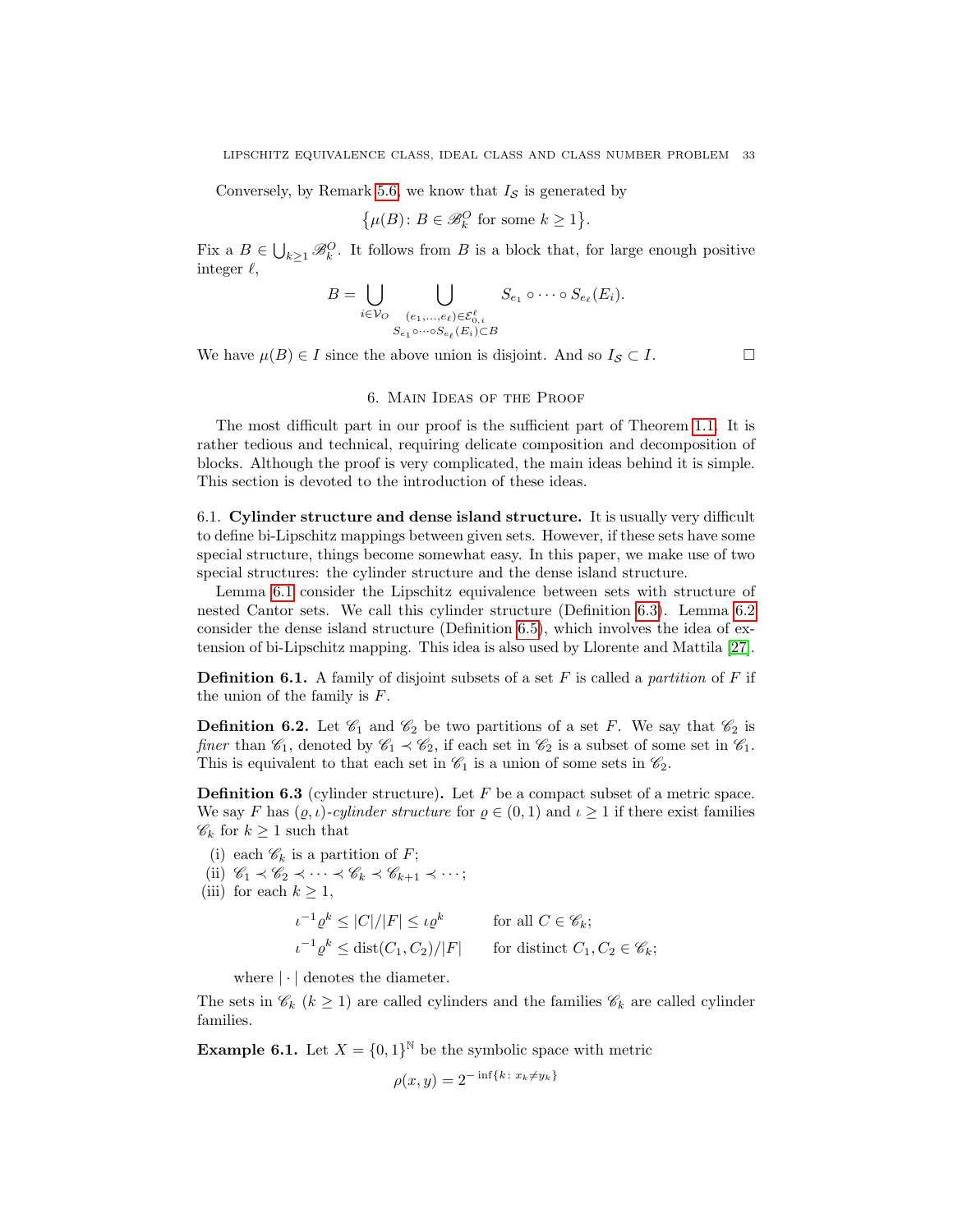Conversely, by Remark 5.6, we know that $I_{\mathcal{S}}$ is generated by

$$\big\{\mu(B)\colon B \in \mathscr{B}_k^O \text{ for some } k \geq 1\big\}.$$

Fix a $B \in \bigcup_{k\geq 1} \mathscr{B}_k^O$. It follows from $B$ is a block that, for large enough positive integer $\ell$,

$$B = \bigcup_{i \in \mathcal{V}_O} \bigcup_{\substack{(e_1,\dots,e_\ell)\in \mathcal{E}_{0,i}^\ell \\ S_{e_1}\circ\cdots\circ S_{e_\ell}(E_i)\subset B}} S_{e_1}\circ \cdots \circ S_{e_\ell}(E_i).$$

We have $\mu(B) \in I$ since the above union is disjoint. And so $I_{\mathcal{S}} \subset I$. $\square$

## 6. Main Ideas of the Proof

The most difficult part in our proof is the sufficient part of Theorem 1.1. It is rather tedious and technical, requiring delicate composition and decomposition of blocks. Although the proof is very complicated, the main ideas behind it is simple. This section is devoted to the introduction of these ideas.

### 6.1. Cylinder structure and dense island structure.

It is usually very difficult to define bi-Lipschitz mappings between given sets. However, if these sets have some special structure, things become somewhat easy. In this paper, we make use of two special structures: the cylinder structure and the dense island structure.

Lemma 6.1 consider the Lipschitz equivalence between sets with structure of nested Cantor sets. We call this cylinder structure (Definition 6.3). Lemma 6.2 consider the dense island structure (Definition 6.5), which involves the idea of extension of bi-Lipschitz mapping. This idea is also used by Llorente and Mattila [27].

**Definition 6.1.** A family of disjoint subsets of a set $F$ is called a *partition* of $F$ if the union of the family is $F$.

**Definition 6.2.** Let $\mathscr{C}_1$ and $\mathscr{C}_2$ be two partitions of a set $F$. We say that $\mathscr{C}_2$ is *finer* than $\mathscr{C}_1$, denoted by $\mathscr{C}_1 \prec \mathscr{C}_2$, if each set in $\mathscr{C}_2$ is a subset of some set in $\mathscr{C}_1$. This is equivalent to that each set in $\mathscr{C}_1$ is a union of some sets in $\mathscr{C}_2$.

**Definition 6.3** (cylinder structure)**.** Let $F$ be a compact subset of a metric space. We say $F$ has $(\varrho,\iota)$*-cylinder structure* for $\varrho \in (0,1)$ and $\iota \geq 1$ if there exist families $\mathscr{C}_k$ for $k \geq 1$ such that

- (i) each $\mathscr{C}_k$ is a partition of $F$;
- (ii) $\mathscr{C}_1 \prec \mathscr{C}_2 \prec \cdots \prec \mathscr{C}_k \prec \mathscr{C}_{k+1} \prec \cdots$;
- (iii) for each $k \geq 1$,

$$\iota^{-1}\varrho^k \leq |C|/|F| \leq \iota\varrho^k \qquad \text{for all } C \in \mathscr{C}_k;$$
$$\iota^{-1}\varrho^k \leq \operatorname{dist}(C_1, C_2)/|F| \qquad \text{for distinct } C_1, C_2 \in \mathscr{C}_k;$$

  where $|\cdot|$ denotes the diameter.

The sets in $\mathscr{C}_k$ ($k \geq 1$) are called cylinders and the families $\mathscr{C}_k$ are called cylinder families.

**Example 6.1.** Let $X = \{0,1\}^{\mathbb{N}}$ be the symbolic space with metric

$$\rho(x,y) = 2^{-\inf\{k\colon x_k \neq y_k\}}$$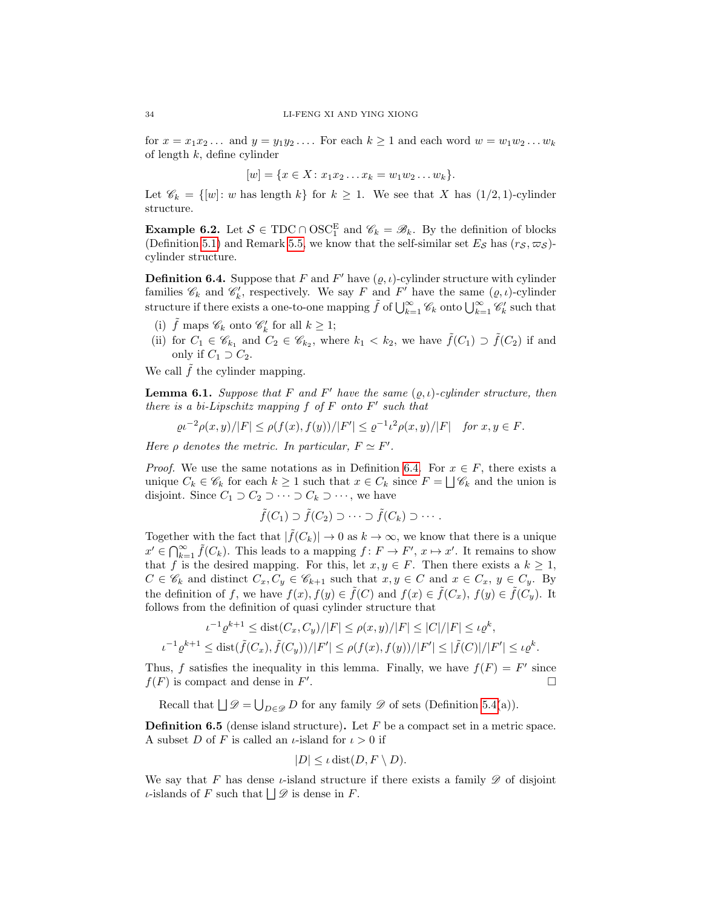for $x = x_1 x_2 \dots$ and $y = y_1 y_2 \dots$. For each $k \geq 1$ and each word $w = w_1 w_2 \dots w_k$ of length $k$, define cylinder

$$[w] = \{x \in X \colon x_1 x_2 \dots x_k = w_1 w_2 \dots w_k\}.$$

Let $\mathscr{C}_k = \{[w] \colon w \text{ has length } k\}$ for $k \geq 1$. We see that $X$ has $(1/2, 1)$-cylinder structure.

**Example 6.2.** Let $\mathcal{S} \in \mathrm{TDC} \cap \mathrm{OSC}_1^{\mathrm{E}}$ and $\mathscr{C}_k = \mathscr{B}_k$. By the definition of blocks (Definition 5.1) and Remark 5.5, we know that the self-similar set $E_{\mathcal{S}}$ has $(r_{\mathcal{S}}, \varpi_{\mathcal{S}})$-cylinder structure.

**Definition 6.4.** Suppose that $F$ and $F'$ have $(\varrho, \iota)$-cylinder structure with cylinder families $\mathscr{C}_k$ and $\mathscr{C}'_k$, respectively. We say $F$ and $F'$ have the same $(\varrho, \iota)$-cylinder structure if there exists a one-to-one mapping $\tilde{f}$ of $\bigcup_{k=1}^\infty \mathscr{C}_k$ onto $\bigcup_{k=1}^\infty \mathscr{C}'_k$ such that

- (i) $\tilde{f}$ maps $\mathscr{C}_k$ onto $\mathscr{C}'_k$ for all $k \geq 1$;
- (ii) for $C_1 \in \mathscr{C}_{k_1}$ and $C_2 \in \mathscr{C}_{k_2}$, where $k_1 < k_2$, we have $\tilde{f}(C_1) \supset \tilde{f}(C_2)$ if and only if $C_1 \supset C_2$.

We call $\tilde{f}$ the cylinder mapping.

**Lemma 6.1.** *Suppose that $F$ and $F'$ have the same $(\varrho, \iota)$-cylinder structure, then there is a bi-Lipschitz mapping $f$ of $F$ onto $F'$ such that*

$$\varrho \iota^{-2} \rho(x, y)/|F| \leq \rho(f(x), f(y))/|F'| \leq \varrho^{-1} \iota^2 \rho(x, y)/|F| \quad \text{for } x, y \in F.$$

*Here $\rho$ denotes the metric. In particular, $F \simeq F'$.*

*Proof.* We use the same notations as in Definition 6.4. For $x \in F$, there exists a unique $C_k \in \mathscr{C}_k$ for each $k \geq 1$ such that $x \in C_k$ since $F = \bigsqcup \mathscr{C}_k$ and the union is disjoint. Since $C_1 \supset C_2 \supset \dots \supset C_k \supset \cdots$, we have

$$\tilde{f}(C_1) \supset \tilde{f}(C_2) \supset \dots \supset \tilde{f}(C_k) \supset \cdots.$$

Together with the fact that $|\tilde{f}(C_k)| \to 0$ as $k \to \infty$, we know that there is a unique $x' \in \bigcap_{k=1}^\infty \tilde{f}(C_k)$. This leads to a mapping $f \colon F \to F'$, $x \mapsto x'$. It remains to show that $f$ is the desired mapping. For this, let $x, y \in F$. Then there exists a $k \geq 1$, $C \in \mathscr{C}_k$ and distinct $C_x, C_y \in \mathscr{C}_{k+1}$ such that $x, y \in C$ and $x \in C_x$, $y \in C_y$. By the definition of $f$, we have $f(x), f(y) \in \tilde{f}(C)$ and $f(x) \in \tilde{f}(C_x)$, $f(y) \in \tilde{f}(C_y)$. It follows from the definition of quasi cylinder structure that

$$\iota^{-1} \varrho^{k+1} \leq \operatorname{dist}(C_x, C_y)/|F| \leq \rho(x, y)/|F| \leq |C|/|F| \leq \iota \varrho^k,$$
$$\iota^{-1} \varrho^{k+1} \leq \operatorname{dist}(\tilde{f}(C_x), \tilde{f}(C_y))/|F'| \leq \rho(f(x), f(y))/|F'| \leq |\tilde{f}(C)|/|F'| \leq \iota \varrho^k.$$

Thus, $f$ satisfies the inequality in this lemma. Finally, we have $f(F) = F'$ since $f(F)$ is compact and dense in $F'$. □

Recall that $\bigsqcup \mathscr{D} = \bigcup_{D \in \mathscr{D}} D$ for any family $\mathscr{D}$ of sets (Definition 5.4(a)).

**Definition 6.5** (dense island structure)**.** Let $F$ be a compact set in a metric space. A subset $D$ of $F$ is called an $\iota$-island for $\iota > 0$ if

$$|D| \leq \iota \operatorname{dist}(D, F \setminus D).$$

We say that $F$ has dense $\iota$-island structure if there exists a family $\mathscr{D}$ of disjoint $\iota$-islands of $F$ such that $\bigsqcup \mathscr{D}$ is dense in $F$.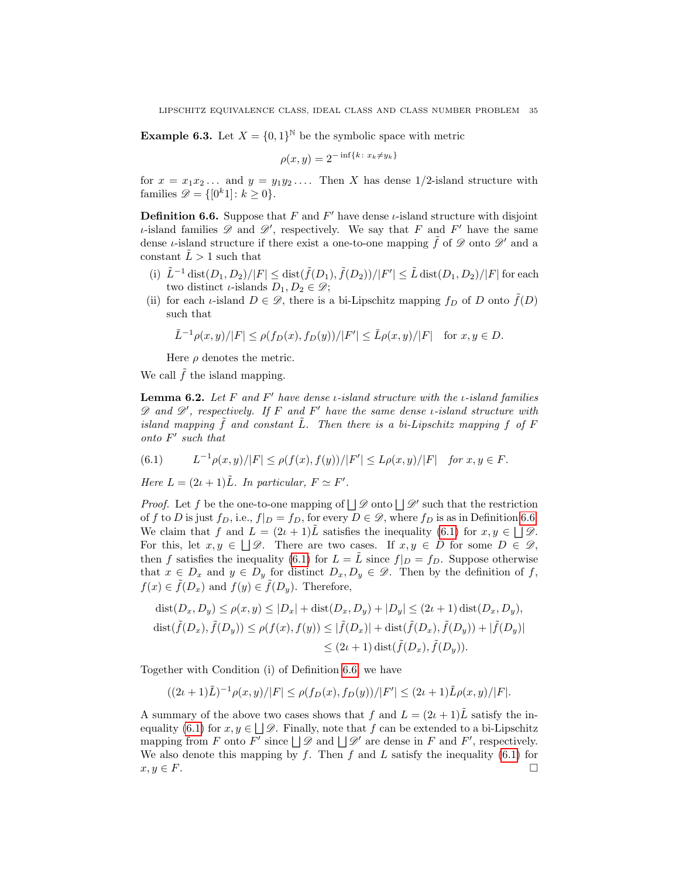**Example 6.3.** Let $X = \{0,1\}^{\mathbb{N}}$ be the symbolic space with metric

$$\rho(x,y) = 2^{-\inf\{k\colon x_k \neq y_k\}}$$

for $x = x_1x_2\dots$ and $y = y_1y_2\dots$. Then $X$ has dense $1/2$-island structure with families $\mathscr{D} = \{[0^k1]\colon k \geq 0\}$.

**Definition 6.6.** Suppose that $F$ and $F'$ have dense $\iota$-island structure with disjoint $\iota$-island families $\mathscr{D}$ and $\mathscr{D}'$, respectively. We say that $F$ and $F'$ have the same dense $\iota$-island structure if there exist a one-to-one mapping $\tilde{f}$ of $\mathscr{D}$ onto $\mathscr{D}'$ and a constant $\tilde{L} > 1$ such that

- (i) $\tilde{L}^{-1}\operatorname{dist}(D_1,D_2)/|F| \leq \operatorname{dist}(\tilde{f}(D_1),\tilde{f}(D_2))/|F'| \leq \tilde{L}\operatorname{dist}(D_1,D_2)/|F|$ for each two distinct $\iota$-islands $D_1, D_2 \in \mathscr{D}$;
- (ii) for each $\iota$-island $D \in \mathscr{D}$, there is a bi-Lipschitz mapping $f_D$ of $D$ onto $\tilde{f}(D)$ such that

$$\tilde{L}^{-1}\rho(x,y)/|F| \leq \rho(f_D(x),f_D(y))/|F'| \leq \tilde{L}\rho(x,y)/|F| \quad \text{for } x,y \in D.$$

  Here $\rho$ denotes the metric.

We call $\tilde{f}$ the island mapping.

**Lemma 6.2.** *Let $F$ and $F'$ have dense $\iota$-island structure with the $\iota$-island families $\mathscr{D}$ and $\mathscr{D}'$, respectively. If $F$ and $F'$ have the same dense $\iota$-island structure with island mapping $\tilde{f}$ and constant $\tilde{L}$. Then there is a bi-Lipschitz mapping $f$ of $F$ onto $F'$ such that*

$$L^{-1}\rho(x,y)/|F| \leq \rho(f(x),f(y))/|F'| \leq L\rho(x,y)/|F| \quad \text{for } x,y \in F. \tag{6.1}$$

*Here $L = (2\iota+1)\tilde{L}$. In particular, $F \simeq F'$.*

*Proof.* Let $f$ be the one-to-one mapping of $\bigsqcup\mathscr{D}$ onto $\bigsqcup\mathscr{D}'$ such that the restriction of $f$ to $D$ is just $f_D$, i.e., $f|_D = f_D$, for every $D \in \mathscr{D}$, where $f_D$ is as in Definition 6.6. We claim that $f$ and $L = (2\iota+1)\tilde{L}$ satisfies the inequality (6.1) for $x,y \in \bigsqcup\mathscr{D}$. For this, let $x,y \in \bigsqcup\mathscr{D}$. There are two cases. If $x,y \in D$ for some $D \in \mathscr{D}$, then $f$ satisfies the inequality (6.1) for $L = \tilde{L}$ since $f|_D = f_D$. Suppose otherwise that $x \in D_x$ and $y \in D_y$ for distinct $D_x, D_y \in \mathscr{D}$. Then by the definition of $f$, $f(x) \in \tilde{f}(D_x)$ and $f(y) \in \tilde{f}(D_y)$. Therefore,

$$\begin{aligned}
\operatorname{dist}(D_x,D_y) \leq \rho(x,y) &\leq |D_x| + \operatorname{dist}(D_x,D_y) + |D_y| \leq (2\iota+1)\operatorname{dist}(D_x,D_y),\\
\operatorname{dist}(\tilde{f}(D_x),\tilde{f}(D_y)) \leq \rho(f(x),f(y)) &\leq |\tilde{f}(D_x)| + \operatorname{dist}(\tilde{f}(D_x),\tilde{f}(D_y)) + |\tilde{f}(D_y)|\\
&\leq (2\iota+1)\operatorname{dist}(\tilde{f}(D_x),\tilde{f}(D_y)).
\end{aligned}$$

Together with Condition (i) of Definition 6.6, we have

$$((2\iota+1)\tilde{L})^{-1}\rho(x,y)/|F| \leq \rho(f_D(x),f_D(y))/|F'| \leq (2\iota+1)\tilde{L}\rho(x,y)/|F|.$$

A summary of the above two cases shows that $f$ and $L = (2\iota+1)\tilde{L}$ satisfy the inequality (6.1) for $x,y \in \bigsqcup\mathscr{D}$. Finally, note that $f$ can be extended to a bi-Lipschitz mapping from $F$ onto $F'$ since $\bigsqcup\mathscr{D}$ and $\bigsqcup\mathscr{D}'$ are dense in $F$ and $F'$, respectively. We also denote this mapping by $f$. Then $f$ and $L$ satisfy the inequality (6.1) for $x,y \in F$. $\square$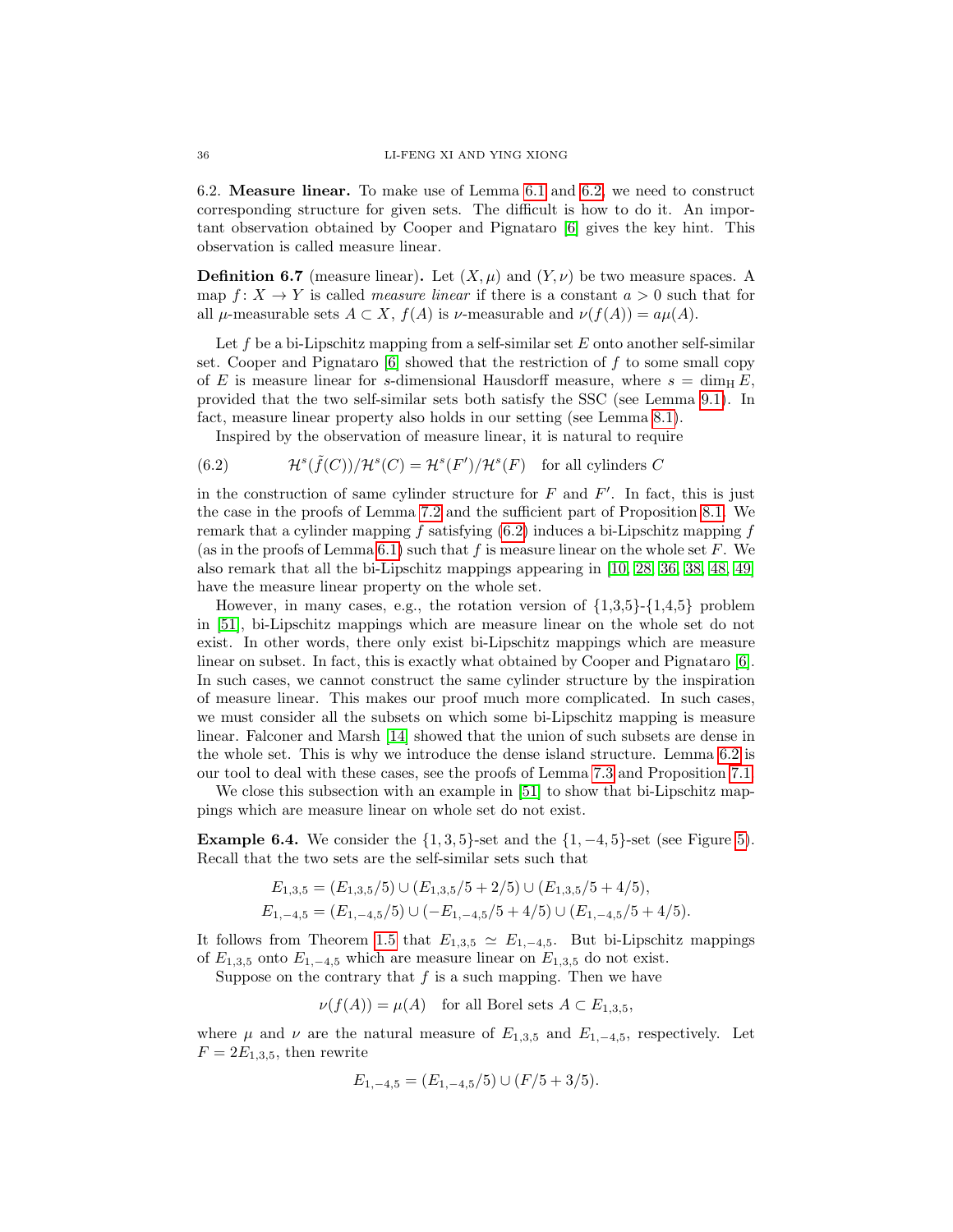### 6.2. Measure linear.

To make use of Lemma 6.1 and 6.2, we need to construct corresponding structure for given sets. The difficult is how to do it. An important observation obtained by Cooper and Pignataro [6] gives the key hint. This observation is called measure linear.

**Definition 6.7** (measure linear)**.** Let $(X, \mu)$ and $(Y, \nu)$ be two measure spaces. A map $f\colon X \to Y$ is called *measure linear* if there is a constant $a > 0$ such that for all $\mu$-measurable sets $A \subset X$, $f(A)$ is $\nu$-measurable and $\nu(f(A)) = a\mu(A)$.

Let $f$ be a bi-Lipschitz mapping from a self-similar set $E$ onto another self-similar set. Cooper and Pignataro [6] showed that the restriction of $f$ to some small copy of $E$ is measure linear for $s$-dimensional Hausdorff measure, where $s = \dim_{\mathrm{H}} E$, provided that the two self-similar sets both satisfy the SSC (see Lemma 9.1). In fact, measure linear property also holds in our setting (see Lemma 8.1).

Inspired by the observation of measure linear, it is natural to require

$$\mathcal{H}^s(\tilde{f}(C))/\mathcal{H}^s(C) = \mathcal{H}^s(F')/\mathcal{H}^s(F) \quad \text{for all cylinders } C \tag{6.2}$$

in the construction of same cylinder structure for $F$ and $F'$. In fact, this is just the case in the proofs of Lemma 7.2 and the sufficient part of Proposition 8.1. We remark that a cylinder mapping $f$ satisfying (6.2) induces a bi-Lipschitz mapping $f$ (as in the proofs of Lemma 6.1) such that $f$ is measure linear on the whole set $F$. We also remark that all the bi-Lipschitz mappings appearing in [10, 28, 36, 38, 48, 49] have the measure linear property on the whole set.

However, in many cases, e.g., the rotation version of {1,3,5}-{1,4,5} problem in [51], bi-Lipschitz mappings which are measure linear on the whole set do not exist. In other words, there only exist bi-Lipschitz mappings which are measure linear on subset. In fact, this is exactly what obtained by Cooper and Pignataro [6]. In such cases, we cannot construct the same cylinder structure by the inspiration of measure linear. This makes our proof much more complicated. In such cases, we must consider all the subsets on which some bi-Lipschitz mapping is measure linear. Falconer and Marsh [14] showed that the union of such subsets are dense in the whole set. This is why we introduce the dense island structure. Lemma 6.2 is our tool to deal with these cases, see the proofs of Lemma 7.3 and Proposition 7.1.

We close this subsection with an example in [51] to show that bi-Lipschitz mappings which are measure linear on whole set do not exist.

**Example 6.4.** We consider the $\{1, 3, 5\}$-set and the $\{1, -4, 5\}$-set (see Figure 5). Recall that the two sets are the self-similar sets such that

$$E_{1,3,5} = (E_{1,3,5}/5) \cup (E_{1,3,5}/5 + 2/5) \cup (E_{1,3,5}/5 + 4/5),$$
$$E_{1,-4,5} = (E_{1,-4,5}/5) \cup (-E_{1,-4,5}/5 + 4/5) \cup (E_{1,-4,5}/5 + 4/5).$$

It follows from Theorem 1.5 that $E_{1,3,5} \simeq E_{1,-4,5}$. But bi-Lipschitz mappings of $E_{1,3,5}$ onto $E_{1,-4,5}$ which are measure linear on $E_{1,3,5}$ do not exist.

Suppose on the contrary that $f$ is a such mapping. Then we have

$$\nu(f(A)) = \mu(A) \quad \text{for all Borel sets } A \subset E_{1,3,5},$$

where $\mu$ and $\nu$ are the natural measure of $E_{1,3,5}$ and $E_{1,-4,5}$, respectively. Let $F = 2E_{1,3,5}$, then rewrite

$$E_{1,-4,5} = (E_{1,-4,5}/5) \cup (F/5 + 3/5).$$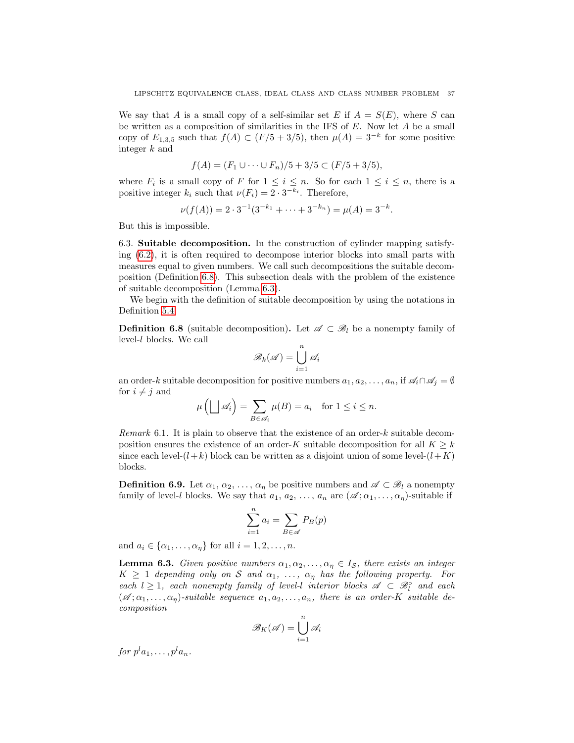We say that $A$ is a small copy of a self-similar set $E$ if $A = S(E)$, where $S$ can be written as a composition of similarities in the IFS of $E$. Now let $A$ be a small copy of $E_{1,3,5}$ such that $f(A) \subset (F/5 + 3/5)$, then $\mu(A) = 3^{-k}$ for some positive integer $k$ and

$$f(A) = (F_1 \cup \cdots \cup F_n)/5 + 3/5 \subset (F/5 + 3/5),$$

where $F_i$ is a small copy of $F$ for $1 \leq i \leq n$. So for each $1 \leq i \leq n$, there is a positive integer $k_i$ such that $\nu(F_i) = 2 \cdot 3^{-k_i}$. Therefore,

$$\nu(f(A)) = 2 \cdot 3^{-1}(3^{-k_1} + \cdots + 3^{-k_n}) = \mu(A) = 3^{-k}.$$

But this is impossible.

6.3. **Suitable decomposition.** In the construction of cylinder mapping satisfying (6.2), it is often required to decompose interior blocks into small parts with measures equal to given numbers. We call such decompositions the suitable decomposition (Definition 6.8). This subsection deals with the problem of the existence of suitable decomposition (Lemma 6.3).

We begin with the definition of suitable decomposition by using the notations in Definition 5.4.

**Definition 6.8** (suitable decomposition)**.** Let $\mathscr{A} \subset \mathscr{B}_l$ be a nonempty family of level-$l$ blocks. We call

$$\mathscr{B}_k(\mathscr{A}) = \bigcup_{i=1}^{n} \mathscr{A}_i$$

an order-$k$ suitable decomposition for positive numbers $a_1, a_2, \ldots, a_n$, if $\mathscr{A}_i \cap \mathscr{A}_j = \emptyset$ for $i \neq j$ and

$$\mu\left(\bigsqcup \mathscr{A}_i\right) = \sum_{B \in \mathscr{A}_i} \mu(B) = a_i \quad \text{for } 1 \leq i \leq n.$$

*Remark* 6.1. It is plain to observe that the existence of an order-$k$ suitable decomposition ensures the existence of an order-$K$ suitable decomposition for all $K \geq k$ since each level-$(l+k)$ block can be written as a disjoint union of some level-$(l+K)$ blocks.

**Definition 6.9.** Let $\alpha_1, \alpha_2, \ldots, \alpha_\eta$ be positive numbers and $\mathscr{A} \subset \mathscr{B}_l$ a nonempty family of level-$l$ blocks. We say that $a_1, a_2, \ldots, a_n$ are $(\mathscr{A}; \alpha_1, \ldots, \alpha_\eta)$-suitable if

$$\sum_{i=1}^{n} a_i = \sum_{B \in \mathscr{A}} P_B(p)$$

and $a_i \in \{\alpha_1, \ldots, \alpha_\eta\}$ for all $i = 1, 2, \ldots, n$.

**Lemma 6.3.** *Given positive numbers $\alpha_1, \alpha_2, \ldots, \alpha_\eta \in I_{\mathcal{S}}$, there exists an integer $K \geq 1$ depending only on $\mathcal{S}$ and $\alpha_1, \ldots, \alpha_\eta$ has the following property. For each $l \geq 1$, each nonempty family of level-$l$ interior blocks $\mathscr{A} \subset \mathscr{B}_l^\circ$ and each $(\mathscr{A}; \alpha_1, \ldots, \alpha_\eta)$-suitable sequence $a_1, a_2, \ldots, a_n$, there is an order-$K$ suitable decomposition*

$$\mathscr{B}_K(\mathscr{A}) = \bigcup_{i=1}^{n} \mathscr{A}_i$$

*for $p^l a_1, \ldots, p^l a_n$.*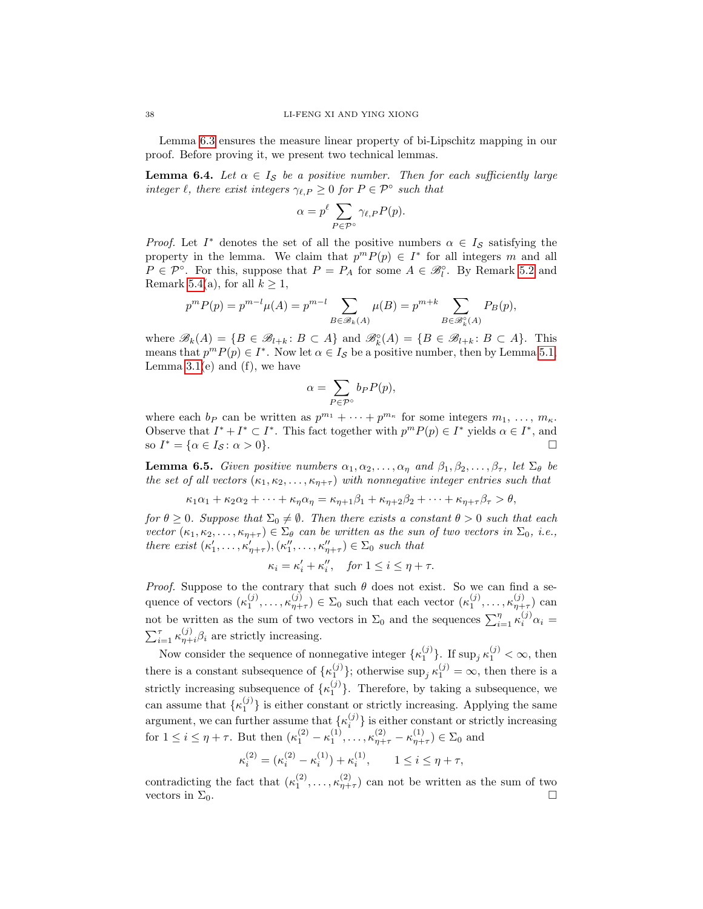Lemma 6.3 ensures the measure linear property of bi-Lipschitz mapping in our proof. Before proving it, we present two technical lemmas.

**Lemma 6.4.** *Let $\alpha \in I_{\mathcal{S}}$ be a positive number. Then for each sufficiently large integer $\ell$, there exist integers $\gamma_{\ell,P} \geq 0$ for $P \in \mathcal{P}^\circ$ such that*

$$\alpha = p^\ell \sum_{P \in \mathcal{P}^\circ} \gamma_{\ell,P} P(p).$$

*Proof.* Let $I^*$ denotes the set of all the positive numbers $\alpha \in I_{\mathcal{S}}$ satisfying the property in the lemma. We claim that $p^m P(p) \in I^*$ for all integers $m$ and all $P \in \mathcal{P}^\circ$. For this, suppose that $P = P_A$ for some $A \in \mathscr{B}_l^\circ$. By Remark 5.2 and Remark 5.4(a), for all $k \geq 1$,

$$p^m P(p) = p^{m-l}\mu(A) = p^{m-l} \sum_{B \in \mathscr{B}_k(A)} \mu(B) = p^{m+k} \sum_{B \in \mathscr{B}_k^\circ(A)} P_B(p),$$

where $\mathscr{B}_k(A) = \{B \in \mathscr{B}_{l+k} \colon B \subset A\}$ and $\mathscr{B}_k^\circ(A) = \{B \in \mathscr{B}_{l+k} \colon B \subset A\}$. This means that $p^m P(p) \in I^*$. Now let $\alpha \in I_{\mathcal{S}}$ be a positive number, then by Lemma 5.1, Lemma 3.1(e) and (f), we have

$$\alpha = \sum_{P \in \mathcal{P}^\circ} b_P P(p),$$

where each $b_P$ can be written as $p^{m_1} + \cdots + p^{m_\kappa}$ for some integers $m_1, \ldots, m_\kappa$. Observe that $I^* + I^* \subset I^*$. This fact together with $p^m P(p) \in I^*$ yields $\alpha \in I^*$, and so $I^* = \{\alpha \in I_{\mathcal{S}} \colon \alpha > 0\}$. □

**Lemma 6.5.** *Given positive numbers $\alpha_1, \alpha_2, \ldots, \alpha_\eta$ and $\beta_1, \beta_2, \ldots, \beta_\tau$, let $\Sigma_\theta$ be the set of all vectors $(\kappa_1, \kappa_2, \ldots, \kappa_{\eta+\tau})$ with nonnegative integer entries such that*

$$\kappa_1\alpha_1 + \kappa_2\alpha_2 + \cdots + \kappa_\eta\alpha_\eta = \kappa_{\eta+1}\beta_1 + \kappa_{\eta+2}\beta_2 + \cdots + \kappa_{\eta+\tau}\beta_\tau > \theta,$$

*for $\theta \geq 0$. Suppose that $\Sigma_0 \neq \emptyset$. Then there exists a constant $\theta > 0$ such that each vector $(\kappa_1, \kappa_2, \ldots, \kappa_{\eta+\tau}) \in \Sigma_\theta$ can be written as the sun of two vectors in $\Sigma_0$, i.e., there exist $(\kappa_1', \ldots, \kappa_{\eta+\tau}'), (\kappa_1'', \ldots, \kappa_{\eta+\tau}'') \in \Sigma_0$ such that*

$$\kappa_i = \kappa_i' + \kappa_i'', \quad \text{for } 1 \leq i \leq \eta + \tau.$$

*Proof.* Suppose to the contrary that such $\theta$ does not exist. So we can find a sequence of vectors $(\kappa_1^{(j)}, \ldots, \kappa_{\eta+\tau}^{(j)}) \in \Sigma_0$ such that each vector $(\kappa_1^{(j)}, \ldots, \kappa_{\eta+\tau}^{(j)})$ can not be written as the sum of two vectors in $\Sigma_0$ and the sequences $\sum_{i=1}^\eta \kappa_i^{(j)}\alpha_i = \sum_{i=1}^\tau \kappa_{\eta+i}^{(j)}\beta_i$ are strictly increasing.

Now consider the sequence of nonnegative integer $\{\kappa_1^{(j)}\}$. If $\sup_j \kappa_1^{(j)} < \infty$, then there is a constant subsequence of $\{\kappa_1^{(j)}\}$; otherwise $\sup_j \kappa_1^{(j)} = \infty$, then there is a strictly increasing subsequence of $\{\kappa_1^{(j)}\}$. Therefore, by taking a subsequence, we can assume that $\{\kappa_1^{(j)}\}$ is either constant or strictly increasing. Applying the same argument, we can further assume that $\{\kappa_i^{(j)}\}$ is either constant or strictly increasing for $1 \leq i \leq \eta + \tau$. But then $(\kappa_1^{(2)} - \kappa_1^{(1)}, \ldots, \kappa_{\eta+\tau}^{(2)} - \kappa_{\eta+\tau}^{(1)}) \in \Sigma_0$ and

$$\kappa_i^{(2)} = (\kappa_i^{(2)} - \kappa_i^{(1)}) + \kappa_i^{(1)}, \qquad 1 \leq i \leq \eta + \tau,$$

contradicting the fact that $(\kappa_1^{(2)}, \ldots, \kappa_{\eta+\tau}^{(2)})$ can not be written as the sum of two vectors in $\Sigma_0$. □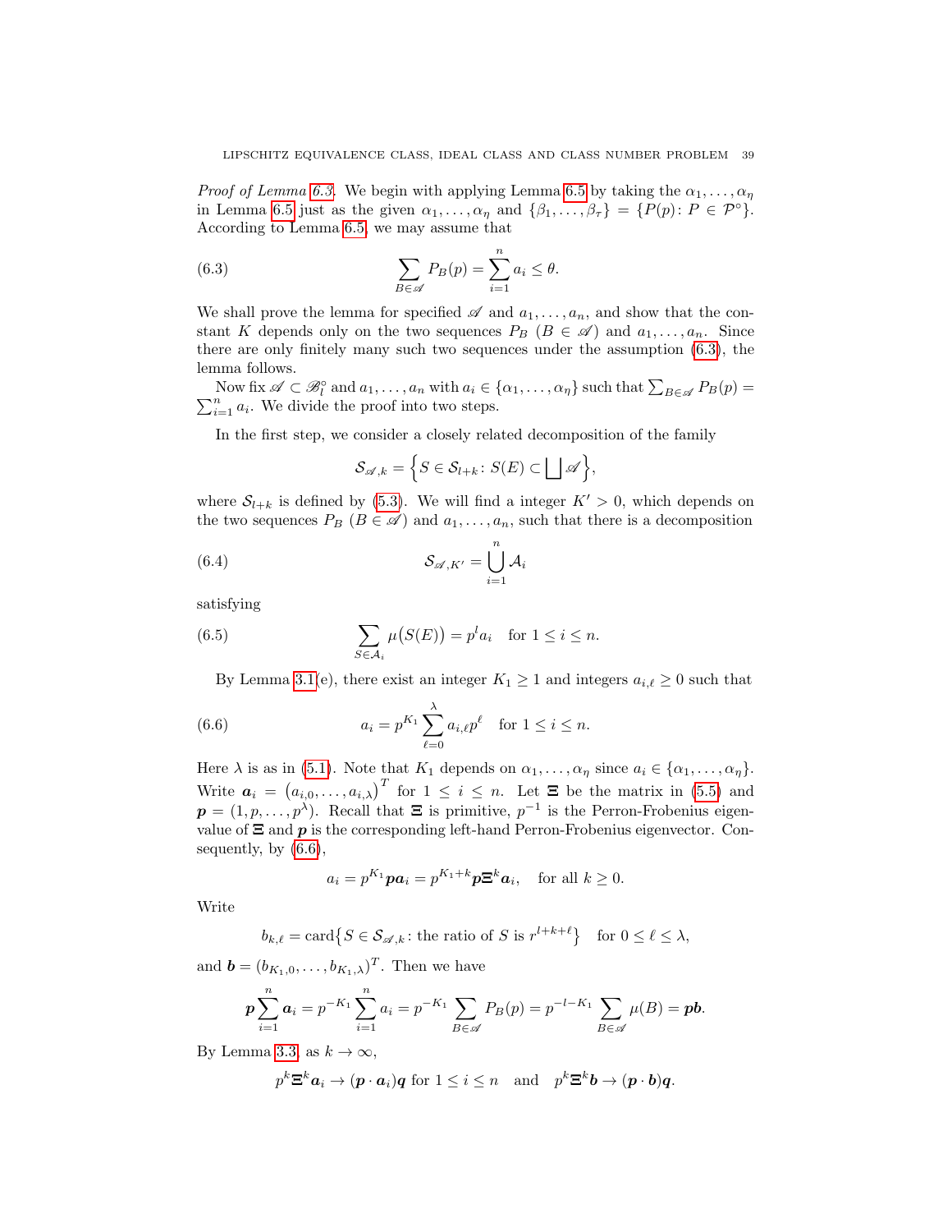*Proof of Lemma 6.3.* We begin with applying Lemma 6.5 by taking the $\alpha_1, \dots, \alpha_\eta$ in Lemma 6.5 just as the given $\alpha_1, \dots, \alpha_\eta$ and $\{\beta_1, \dots, \beta_\tau\} = \{P(p) \colon P \in \mathcal{P}^\circ\}$. According to Lemma 6.5, we may assume that

$$\sum_{B \in \mathscr{A}} P_B(p) = \sum_{i=1}^n a_i \le \theta. \tag{6.3}$$

We shall prove the lemma for specified $\mathscr{A}$ and $a_1, \dots, a_n$, and show that the constant $K$ depends only on the two sequences $P_B$ ($B \in \mathscr{A}$) and $a_1, \dots, a_n$. Since there are only finitely many such two sequences under the assumption (6.3), the lemma follows.

Now fix $\mathscr{A} \subset \mathscr{B}_l^\circ$ and $a_1, \dots, a_n$ with $a_i \in \{\alpha_1, \dots, \alpha_\eta\}$ such that $\sum_{B \in \mathscr{A}} P_B(p) = \sum_{i=1}^n a_i$. We divide the proof into two steps.

In the first step, we consider a closely related decomposition of the family

$$\mathcal{S}_{\mathscr{A},k} = \Big\{ S \in \mathcal{S}_{l+k} \colon S(E) \subset \bigsqcup \mathscr{A} \Big\},$$

where $\mathcal{S}_{l+k}$ is defined by (5.3). We will find a integer $K' > 0$, which depends on the two sequences $P_B$ ($B \in \mathscr{A}$) and $a_1, \dots, a_n$, such that there is a decomposition

$$\mathcal{S}_{\mathscr{A},K'} = \bigcup_{i=1}^n \mathcal{A}_i \tag{6.4}$$

satisfying

$$\sum_{S \in \mathcal{A}_i} \mu\big(S(E)\big) = p^l a_i \quad \text{for } 1 \le i \le n. \tag{6.5}$$

By Lemma 3.1(e), there exist an integer $K_1 \ge 1$ and integers $a_{i,\ell} \ge 0$ such that

$$a_i = p^{K_1} \sum_{\ell=0}^{\lambda} a_{i,\ell} p^\ell \quad \text{for } 1 \le i \le n. \tag{6.6}$$

Here $\lambda$ is as in (5.1). Note that $K_1$ depends on $\alpha_1, \dots, \alpha_\eta$ since $a_i \in \{\alpha_1, \dots, \alpha_\eta\}$. Write $\boldsymbol{a}_i = \big(a_{i,0}, \dots, a_{i,\lambda}\big)^T$ for $1 \le i \le n$. Let $\boldsymbol{\Xi}$ be the matrix in (5.5) and $\boldsymbol{p} = (1, p, \dots, p^\lambda)$. Recall that $\boldsymbol{\Xi}$ is primitive, $p^{-1}$ is the Perron-Frobenius eigenvalue of $\boldsymbol{\Xi}$ and $\boldsymbol{p}$ is the corresponding left-hand Perron-Frobenius eigenvector. Consequently, by (6.6),

$$a_i = p^{K_1} \boldsymbol{p} \boldsymbol{a}_i = p^{K_1 + k} \boldsymbol{p} \boldsymbol{\Xi}^k \boldsymbol{a}_i, \quad \text{for all } k \ge 0.$$

Write

$$b_{k,\ell} = \operatorname{card}\big\{ S \in \mathcal{S}_{\mathscr{A},k} \colon \text{the ratio of } S \text{ is } r^{l+k+\ell} \big\} \quad \text{for } 0 \le \ell \le \lambda,$$

and $\boldsymbol{b} = (b_{K_1,0}, \dots, b_{K_1,\lambda})^T$. Then we have

$$\boldsymbol{p} \sum_{i=1}^n \boldsymbol{a}_i = p^{-K_1} \sum_{i=1}^n a_i = p^{-K_1} \sum_{B \in \mathscr{A}} P_B(p) = p^{-l-K_1} \sum_{B \in \mathscr{A}} \mu(B) = \boldsymbol{p}\boldsymbol{b}.$$

By Lemma 3.3, as $k \to \infty$,

$$p^k \boldsymbol{\Xi}^k \boldsymbol{a}_i \to (\boldsymbol{p} \cdot \boldsymbol{a}_i) \boldsymbol{q} \text{ for } 1 \le i \le n \quad \text{and} \quad p^k \boldsymbol{\Xi}^k \boldsymbol{b} \to (\boldsymbol{p} \cdot \boldsymbol{b}) \boldsymbol{q}.$$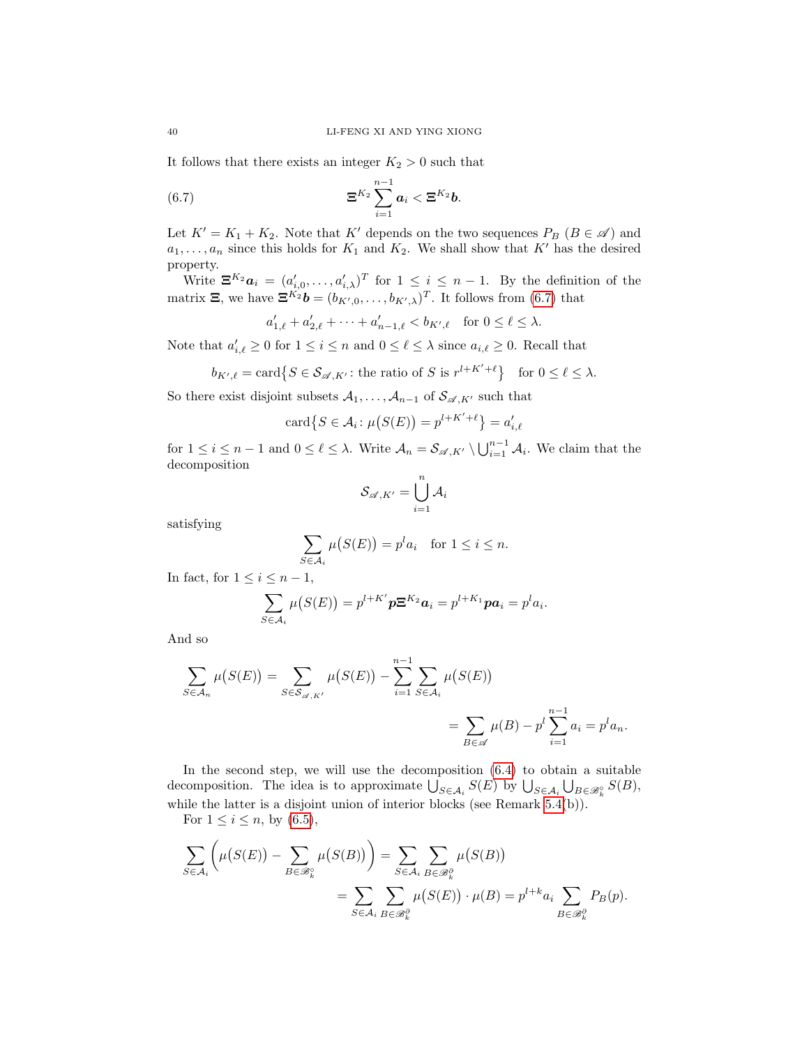It follows that there exists an integer $K_2 > 0$ such that

$$\boldsymbol{\Xi}^{K_2} \sum_{i=1}^{n-1} \boldsymbol{a}_i < \boldsymbol{\Xi}^{K_2} \boldsymbol{b}. \tag{6.7}$$

Let $K' = K_1 + K_2$. Note that $K'$ depends on the two sequences $P_B$ ($B \in \mathscr{A}$) and $a_1, \ldots, a_n$ since this holds for $K_1$ and $K_2$. We shall show that $K'$ has the desired property.

Write $\boldsymbol{\Xi}^{K_2} \boldsymbol{a}_i = (a'_{i,0}, \ldots, a'_{i,\lambda})^T$ for $1 \le i \le n-1$. By the definition of the matrix $\boldsymbol{\Xi}$, we have $\boldsymbol{\Xi}^{K_2} \boldsymbol{b} = (b_{K',0}, \ldots, b_{K',\lambda})^T$. It follows from (6.7) that

$$a'_{1,\ell} + a'_{2,\ell} + \cdots + a'_{n-1,\ell} < b_{K',\ell} \quad \text{for } 0 \le \ell \le \lambda.$$

Note that $a'_{i,\ell} \ge 0$ for $1 \le i \le n$ and $0 \le \ell \le \lambda$ since $a_{i,\ell} \ge 0$. Recall that

$$b_{K',\ell} = \operatorname{card}\{S \in \mathcal{S}_{\mathscr{A},K'} \colon \text{the ratio of } S \text{ is } r^{l+K'+\ell}\} \quad \text{for } 0 \le \ell \le \lambda.$$

So there exist disjoint subsets $\mathcal{A}_1, \ldots, \mathcal{A}_{n-1}$ of $\mathcal{S}_{\mathscr{A},K'}$ such that

$$\operatorname{card}\{S \in \mathcal{A}_i \colon \mu(S(E)) = p^{l+K'+\ell}\} = a'_{i,\ell}$$

for $1 \le i \le n-1$ and $0 \le \ell \le \lambda$. Write $\mathcal{A}_n = \mathcal{S}_{\mathscr{A},K'} \setminus \bigcup_{i=1}^{n-1} \mathcal{A}_i$. We claim that the decomposition

$$\mathcal{S}_{\mathscr{A},K'} = \bigcup_{i=1}^{n} \mathcal{A}_i$$

satisfying

$$\sum_{S \in \mathcal{A}_i} \mu(S(E)) = p^l a_i \quad \text{for } 1 \le i \le n.$$

In fact, for $1 \le i \le n-1$,

$$\sum_{S \in \mathcal{A}_i} \mu(S(E)) = p^{l+K'} \boldsymbol{p} \boldsymbol{\Xi}^{K_2} \boldsymbol{a}_i = p^{l+K_1} \boldsymbol{p} \boldsymbol{a}_i = p^l a_i.$$

And so

$$\begin{aligned}\sum_{S \in \mathcal{A}_n} \mu(S(E)) &= \sum_{S \in \mathcal{S}_{\mathscr{A},K'}} \mu(S(E)) - \sum_{i=1}^{n-1} \sum_{S \in \mathcal{A}_i} \mu(S(E)) \\ &= \sum_{B \in \mathscr{A}} \mu(B) - p^l \sum_{i=1}^{n-1} a_i = p^l a_n.\end{aligned}$$

In the second step, we will use the decomposition (6.4) to obtain a suitable decomposition. The idea is to approximate $\bigcup_{S \in \mathcal{A}_i} S(E)$ by $\bigcup_{S \in \mathcal{A}_i} \bigcup_{B \in \mathscr{B}_k^\circ} S(B)$, while the latter is a disjoint union of interior blocks (see Remark 5.4(b)).

For $1 \le i \le n$, by (6.5),

$$\begin{aligned}\sum_{S \in \mathcal{A}_i} \Big( \mu(S(E)) - \sum_{B \in \mathscr{B}_k^\circ} \mu(S(B)) \Big) &= \sum_{S \in \mathcal{A}_i} \sum_{B \in \mathscr{B}_k^\partial} \mu(S(B)) \\ &= \sum_{S \in \mathcal{A}_i} \sum_{B \in \mathscr{B}_k^\partial} \mu(S(E)) \cdot \mu(B) = p^{l+k} a_i \sum_{B \in \mathscr{B}_k^\partial} P_B(p).\end{aligned}$$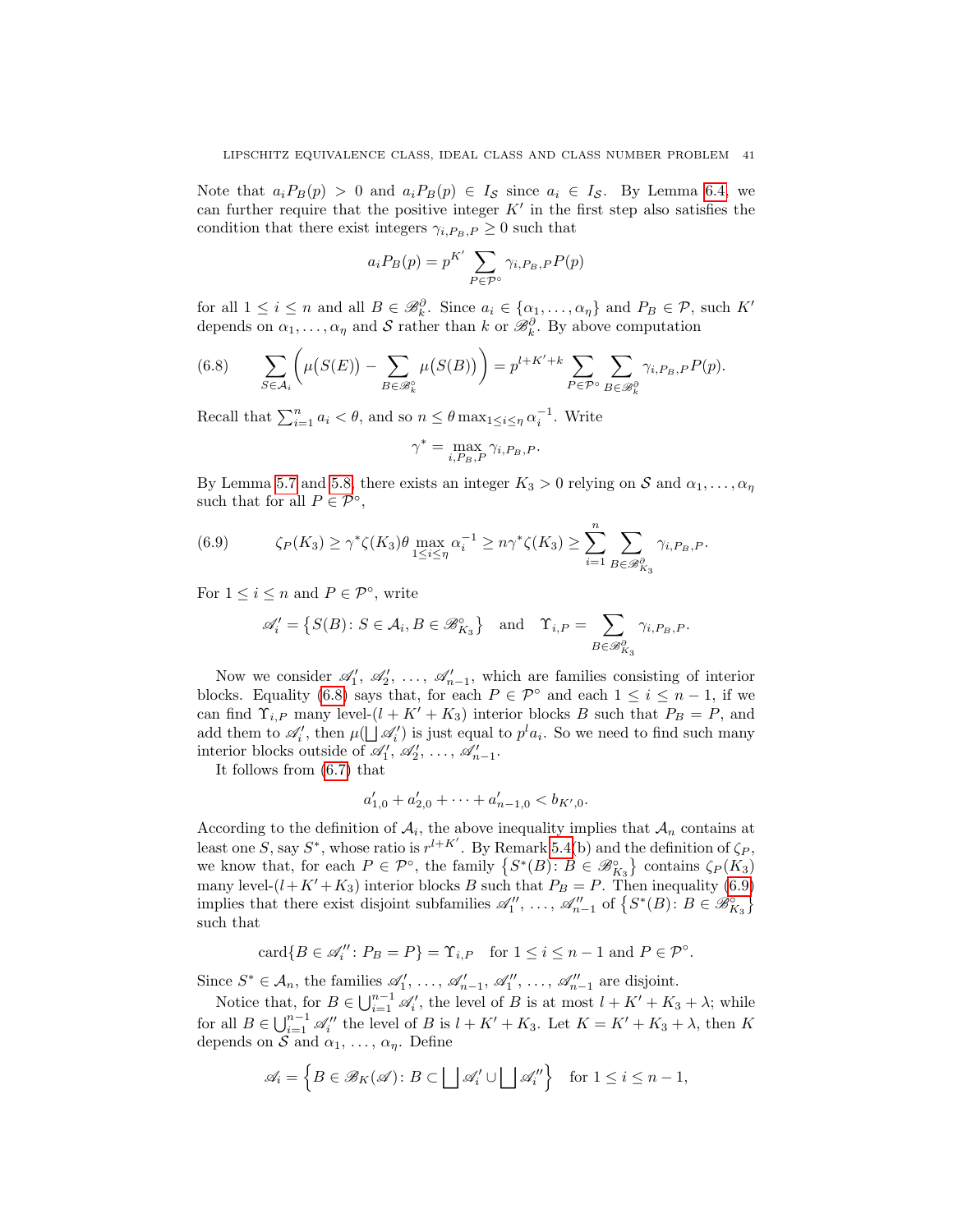Note that $a_i P_B(p) > 0$ and $a_i P_B(p) \in I_{\mathcal{S}}$ since $a_i \in I_{\mathcal{S}}$. By Lemma 6.4, we can further require that the positive integer $K'$ in the first step also satisfies the condition that there exist integers $\gamma_{i,P_B,P} \geq 0$ such that

$$a_i P_B(p) = p^{K'} \sum_{P \in \mathcal{P}^\circ} \gamma_{i,P_B,P} P(p)$$

for all $1 \leq i \leq n$ and all $B \in \mathscr{B}_k^\partial$. Since $a_i \in \{\alpha_1, \ldots, \alpha_\eta\}$ and $P_B \in \mathcal{P}$, such $K'$ depends on $\alpha_1, \ldots, \alpha_\eta$ and $\mathcal{S}$ rather than $k$ or $\mathscr{B}_k^\partial$. By above computation

$$\sum_{S \in \mathcal{A}_i} \left( \mu\big(S(E)\big) - \sum_{B \in \mathscr{B}_k^\circ} \mu\big(S(B)\big) \right) = p^{l+K'+k} \sum_{P \in \mathcal{P}^\circ} \sum_{B \in \mathscr{B}_k^\partial} \gamma_{i,P_B,P} P(p). \tag{6.8}$$

Recall that $\sum_{i=1}^n a_i < \theta$, and so $n \leq \theta \max_{1 \leq i \leq \eta} \alpha_i^{-1}$. Write

$$\gamma^* = \max_{i,P_B,P} \gamma_{i,P_B,P}.$$

By Lemma 5.7 and 5.8, there exists an integer $K_3 > 0$ relying on $\mathcal{S}$ and $\alpha_1, \ldots, \alpha_\eta$ such that for all $P \in \mathcal{P}^\circ$,

$$\zeta_P(K_3) \geq \gamma^* \zeta(K_3) \theta \max_{1 \leq i \leq \eta} \alpha_i^{-1} \geq n\gamma^* \zeta(K_3) \geq \sum_{i=1}^n \sum_{B \in \mathscr{B}_{K_3}^\partial} \gamma_{i,P_B,P}. \tag{6.9}$$

For $1 \leq i \leq n$ and $P \in \mathcal{P}^\circ$, write

$$\mathscr{A}_i' = \big\{ S(B) \colon S \in \mathcal{A}_i, B \in \mathscr{B}_{K_3}^\circ \big\} \quad \text{and} \quad \Upsilon_{i,P} = \sum_{B \in \mathscr{B}_{K_3}^\partial} \gamma_{i,P_B,P}.$$

Now we consider $\mathscr{A}_1'$, $\mathscr{A}_2'$, $\ldots$, $\mathscr{A}_{n-1}'$, which are families consisting of interior blocks. Equality (6.8) says that, for each $P \in \mathcal{P}^\circ$ and each $1 \leq i \leq n-1$, if we can find $\Upsilon_{i,P}$ many level-$(l + K' + K_3)$ interior blocks $B$ such that $P_B = P$, and add them to $\mathscr{A}_i'$, then $\mu(\bigsqcup \mathscr{A}_i')$ is just equal to $p^l a_i$. So we need to find such many interior blocks outside of $\mathscr{A}_1'$, $\mathscr{A}_2'$, $\ldots$, $\mathscr{A}_{n-1}'$.

It follows from (6.7) that

$$a_{1,0}' + a_{2,0}' + \cdots + a_{n-1,0}' < b_{K',0}.$$

According to the definition of $\mathcal{A}_i$, the above inequality implies that $\mathcal{A}_n$ contains at least one $S$, say $S^*$, whose ratio is $r^{l+K'}$. By Remark 5.4(b) and the definition of $\zeta_P$, we know that, for each $P \in \mathcal{P}^\circ$, the family $\big\{ S^*(B) \colon B \in \mathscr{B}_{K_3}^\circ \big\}$ contains $\zeta_P(K_3)$ many level-$(l+K'+K_3)$ interior blocks $B$ such that $P_B = P$. Then inequality (6.9) implies that there exist disjoint subfamilies $\mathscr{A}_1''$, $\ldots$, $\mathscr{A}_{n-1}''$ of $\big\{ S^*(B) \colon B \in \mathscr{B}_{K_3}^\circ \big\}$ such that

$$\operatorname{card}\{B \in \mathscr{A}_i'' \colon P_B = P\} = \Upsilon_{i,P} \quad \text{for } 1 \leq i \leq n-1 \text{ and } P \in \mathcal{P}^\circ.$$

Since $S^* \in \mathcal{A}_n$, the families $\mathscr{A}_1'$, $\ldots$, $\mathscr{A}_{n-1}'$, $\mathscr{A}_1''$, $\ldots$, $\mathscr{A}_{n-1}''$ are disjoint.

Notice that, for $B \in \bigcup_{i=1}^{n-1} \mathscr{A}_i'$, the level of $B$ is at most $l + K' + K_3 + \lambda$; while for all $B \in \bigcup_{i=1}^{n-1} \mathscr{A}_i''$ the level of $B$ is $l + K' + K_3$. Let $K = K' + K_3 + \lambda$, then $K$ depends on $\mathcal{S}$ and $\alpha_1$, $\ldots$, $\alpha_\eta$. Define

$$\mathscr{A}_i = \Big\{ B \in \mathscr{B}_K(\mathscr{A}) \colon B \subset \bigsqcup \mathscr{A}_i' \cup \bigsqcup \mathscr{A}_i'' \Big\} \quad \text{for } 1 \leq i \leq n-1,$$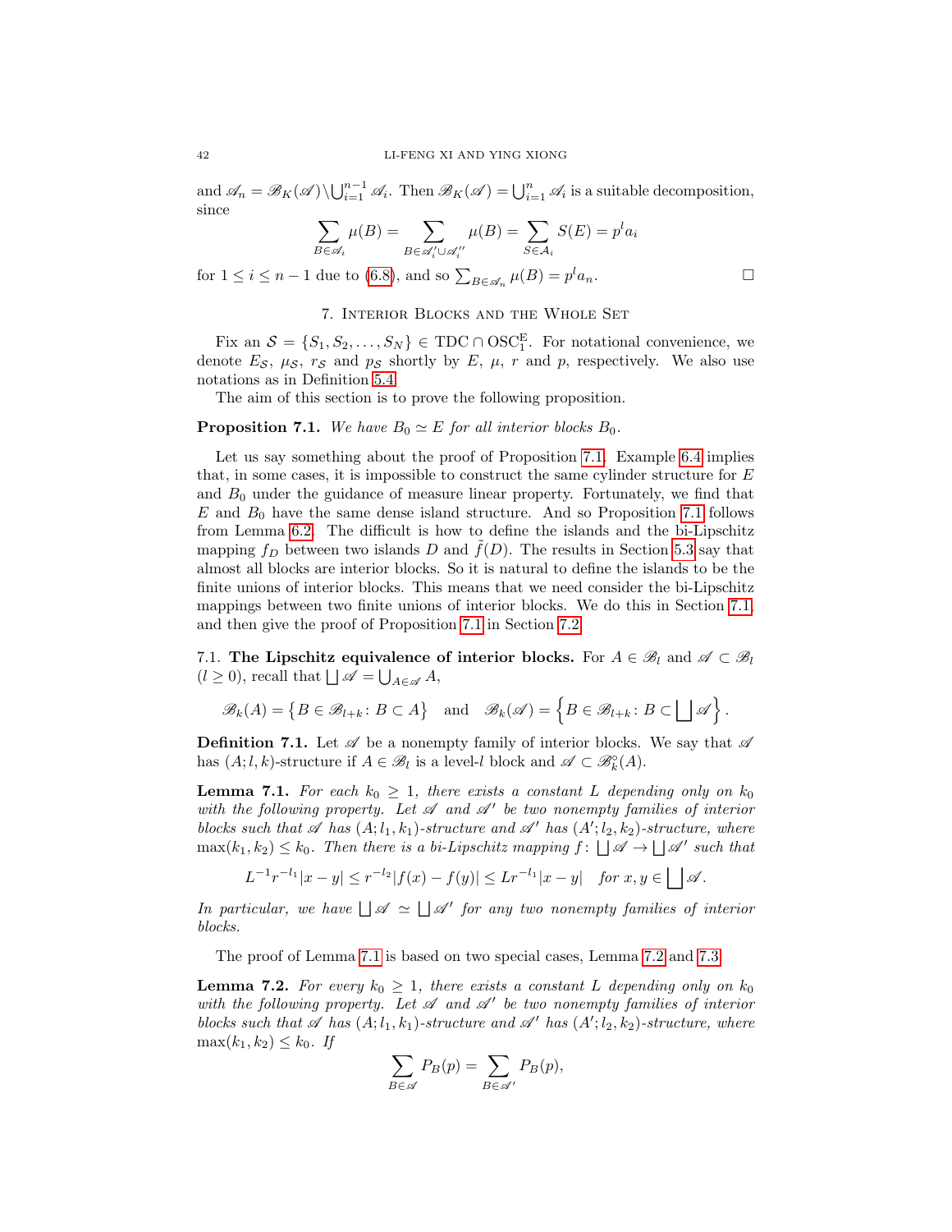and $\mathscr{A}_n = \mathscr{B}_K(\mathscr{A}) \backslash \bigcup_{i=1}^{n-1} \mathscr{A}_i$. Then $\mathscr{B}_K(\mathscr{A}) = \bigcup_{i=1}^{n} \mathscr{A}_i$ is a suitable decomposition, since

$$\sum_{B \in \mathscr{A}_i} \mu(B) = \sum_{B \in \mathscr{A}_i' \cup \mathscr{A}_i''} \mu(B) = \sum_{S \in \mathcal{A}_i} S(E) = p^l a_i$$

for $1 \le i \le n-1$ due to (6.8), and so $\sum_{B \in \mathscr{A}_n} \mu(B) = p^l a_n$. □

## 7. Interior Blocks and the Whole Set

Fix an $\mathcal{S} = \{S_1, S_2, \ldots, S_N\} \in \mathrm{TDC} \cap \mathrm{OSC}_1^{\mathrm{E}}$. For notational convenience, we denote $E_{\mathcal{S}}$, $\mu_{\mathcal{S}}$, $r_{\mathcal{S}}$ and $p_{\mathcal{S}}$ shortly by $E$, $\mu$, $r$ and $p$, respectively. We also use notations as in Definition 5.4.

The aim of this section is to prove the following proposition.

**Proposition 7.1.** *We have $B_0 \simeq E$ for all interior blocks $B_0$.*

Let us say something about the proof of Proposition 7.1. Example 6.4 implies that, in some cases, it is impossible to construct the same cylinder structure for $E$ and $B_0$ under the guidance of measure linear property. Fortunately, we find that $E$ and $B_0$ have the same dense island structure. And so Proposition 7.1 follows from Lemma 6.2. The difficult is how to define the islands and the bi-Lipschitz mapping $f_D$ between two islands $D$ and $\tilde{f}(D)$. The results in Section 5.3 say that almost all blocks are interior blocks. So it is natural to define the islands to be the finite unions of interior blocks. This means that we need consider the bi-Lipschitz mappings between two finite unions of interior blocks. We do this in Section 7.1 and then give the proof of Proposition 7.1 in Section 7.2.

7.1. **The Lipschitz equivalence of interior blocks.** For $A \in \mathscr{B}_l$ and $\mathscr{A} \subset \mathscr{B}_l$ ($l \ge 0$), recall that $\bigsqcup \mathscr{A} = \bigcup_{A \in \mathscr{A}} A$,

$$\mathscr{B}_k(A) = \{B \in \mathscr{B}_{l+k} \colon B \subset A\} \quad \text{and} \quad \mathscr{B}_k(\mathscr{A}) = \left\{B \in \mathscr{B}_{l+k} \colon B \subset \bigsqcup \mathscr{A}\right\}.$$

**Definition 7.1.** Let $\mathscr{A}$ be a nonempty family of interior blocks. We say that $\mathscr{A}$ has $(A; l, k)$-structure if $A \in \mathscr{B}_l$ is a level-$l$ block and $\mathscr{A} \subset \mathscr{B}_k^{\circ}(A)$.

**Lemma 7.1.** *For each $k_0 \ge 1$, there exists a constant $L$ depending only on $k_0$ with the following property. Let $\mathscr{A}$ and $\mathscr{A}'$ be two nonempty families of interior blocks such that $\mathscr{A}$ has $(A; l_1, k_1)$-structure and $\mathscr{A}'$ has $(A'; l_2, k_2)$-structure, where $\max(k_1, k_2) \le k_0$. Then there is a bi-Lipschitz mapping $f \colon \bigsqcup \mathscr{A} \to \bigsqcup \mathscr{A}'$ such that*

$$L^{-1} r^{-l_1} |x - y| \le r^{-l_2} |f(x) - f(y)| \le L r^{-l_1} |x - y| \quad \text{for } x, y \in \bigsqcup \mathscr{A}.$$

*In particular, we have $\bigsqcup \mathscr{A} \simeq \bigsqcup \mathscr{A}'$ for any two nonempty families of interior blocks.*

The proof of Lemma 7.1 is based on two special cases, Lemma 7.2 and 7.3.

**Lemma 7.2.** *For every $k_0 \ge 1$, there exists a constant $L$ depending only on $k_0$ with the following property. Let $\mathscr{A}$ and $\mathscr{A}'$ be two nonempty families of interior blocks such that $\mathscr{A}$ has $(A; l_1, k_1)$-structure and $\mathscr{A}'$ has $(A'; l_2, k_2)$-structure, where $\max(k_1, k_2) \le k_0$. If*

$$\sum_{B \in \mathscr{A}} P_B(p) = \sum_{B \in \mathscr{A}'} P_B(p),$$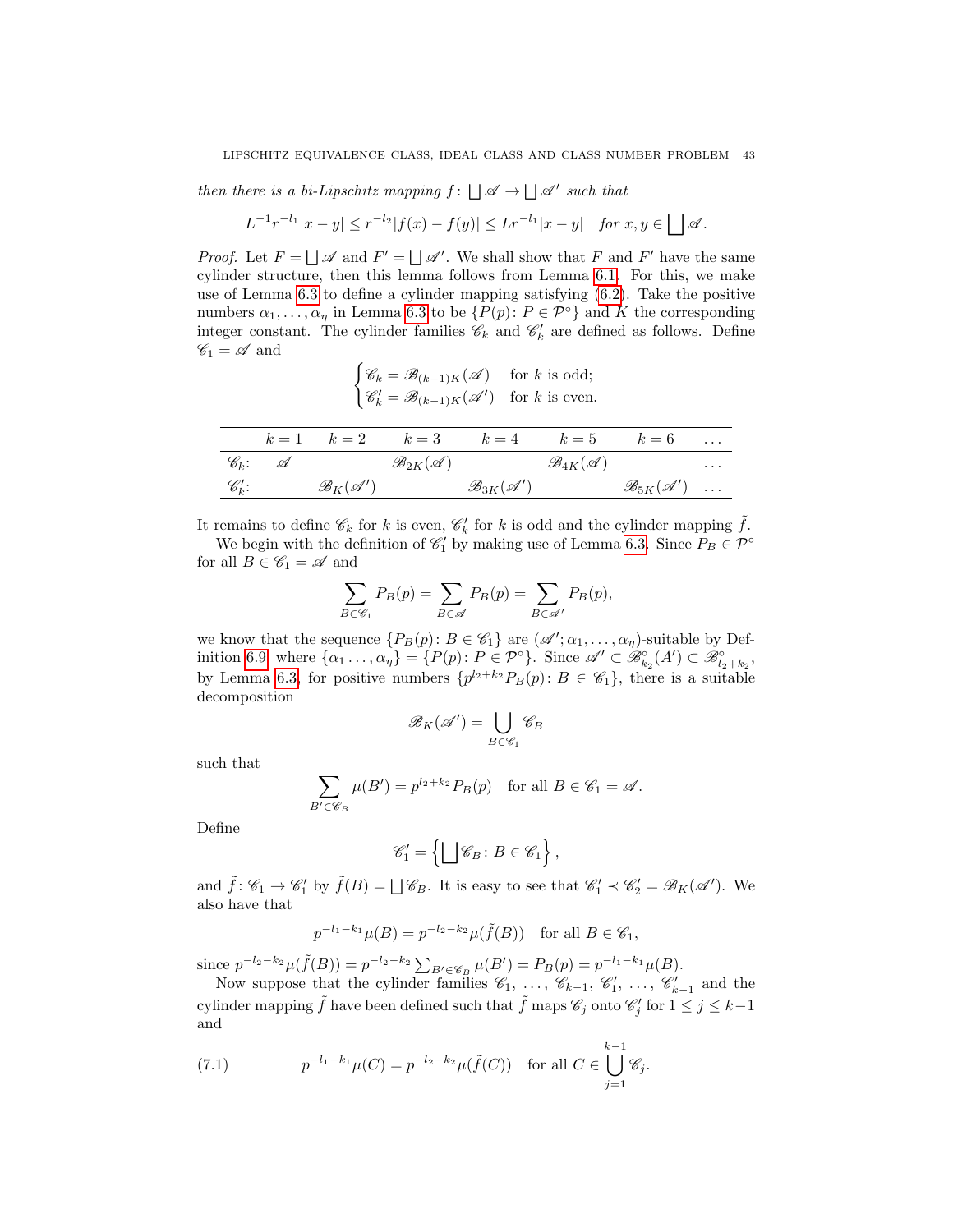*then there is a bi-Lipschitz mapping* $f\colon \bigsqcup \mathscr{A} \to \bigsqcup \mathscr{A}'$ *such that*

$$L^{-1} r^{-l_1}|x-y| \le r^{-l_2}|f(x)-f(y)| \le L r^{-l_1}|x-y| \quad \textit{for } x,y \in \bigsqcup \mathscr{A}.$$

*Proof.* Let $F = \bigsqcup \mathscr{A}$ and $F' = \bigsqcup \mathscr{A}'$. We shall show that $F$ and $F'$ have the same cylinder structure, then this lemma follows from Lemma 6.1. For this, we make use of Lemma 6.3 to define a cylinder mapping satisfying (6.2). Take the positive numbers $\alpha_1, \dots, \alpha_\eta$ in Lemma 6.3 to be $\{P(p)\colon P \in \mathcal{P}^\circ\}$ and $K$ the corresponding integer constant. The cylinder families $\mathscr{C}_k$ and $\mathscr{C}'_k$ are defined as follows. Define $\mathscr{C}_1 = \mathscr{A}$ and

$$\begin{cases} \mathscr{C}_k = \mathscr{B}_{(k-1)K}(\mathscr{A}) & \text{for } k \text{ is odd;} \\ \mathscr{C}'_k = \mathscr{B}_{(k-1)K}(\mathscr{A}') & \text{for } k \text{ is even.} \end{cases}$$

| | $k=1$ | $k=2$ | $k=3$ | $k=4$ | $k=5$ | $k=6$ | $\dots$ |
|---|---|---|---|---|---|---|---|
| $\mathscr{C}_k$: | $\mathscr{A}$ | | $\mathscr{B}_{2K}(\mathscr{A})$ | | $\mathscr{B}_{4K}(\mathscr{A})$ | | $\dots$ |
| $\mathscr{C}'_k$: | | $\mathscr{B}_{K}(\mathscr{A}')$ | | $\mathscr{B}_{3K}(\mathscr{A}')$ | | $\mathscr{B}_{5K}(\mathscr{A}')$ | $\dots$ |

It remains to define $\mathscr{C}_k$ for $k$ is even, $\mathscr{C}'_k$ for $k$ is odd and the cylinder mapping $\tilde{f}$.

We begin with the definition of $\mathscr{C}'_1$ by making use of Lemma 6.3. Since $P_B \in \mathcal{P}^\circ$ for all $B \in \mathscr{C}_1 = \mathscr{A}$ and

$$\sum_{B \in \mathscr{C}_1} P_B(p) = \sum_{B \in \mathscr{A}} P_B(p) = \sum_{B \in \mathscr{A}'} P_B(p),$$

we know that the sequence $\{P_B(p)\colon B \in \mathscr{C}_1\}$ are $(\mathscr{A}'; \alpha_1, \dots, \alpha_\eta)$-suitable by Definition 6.9, where $\{\alpha_1 \dots, \alpha_\eta\} = \{P(p)\colon P \in \mathcal{P}^\circ\}$. Since $\mathscr{A}' \subset \mathscr{B}^\circ_{k_2}(A') \subset \mathscr{B}^\circ_{l_2+k_2}$, by Lemma 6.3, for positive numbers $\{p^{l_2+k_2} P_B(p)\colon B \in \mathscr{C}_1\}$, there is a suitable decomposition

$$\mathscr{B}_K(\mathscr{A}') = \bigcup_{B \in \mathscr{C}_1} \mathscr{C}_B$$

such that

$$\sum_{B' \in \mathscr{C}_B} \mu(B') = p^{l_2+k_2} P_B(p) \quad \text{for all } B \in \mathscr{C}_1 = \mathscr{A}.$$

Define

$$\mathscr{C}'_1 = \left\{ \bigsqcup \mathscr{C}_B \colon B \in \mathscr{C}_1 \right\},$$

and $\tilde{f}\colon \mathscr{C}_1 \to \mathscr{C}'_1$ by $\tilde{f}(B) = \bigsqcup \mathscr{C}_B$. It is easy to see that $\mathscr{C}'_1 \prec \mathscr{C}'_2 = \mathscr{B}_K(\mathscr{A}')$. We also have that

$$p^{-l_1-k_1}\mu(B) = p^{-l_2-k_2}\mu(\tilde{f}(B)) \quad \text{for all } B \in \mathscr{C}_1,$$

since $p^{-l_2-k_2}\mu(\tilde{f}(B)) = p^{-l_2-k_2}\sum_{B' \in \mathscr{C}_B}\mu(B') = P_B(p) = p^{-l_1-k_1}\mu(B)$.

Now suppose that the cylinder families $\mathscr{C}_1, \dots, \mathscr{C}_{k-1}, \mathscr{C}'_1, \dots, \mathscr{C}'_{k-1}$ and the cylinder mapping $\tilde{f}$ have been defined such that $\tilde{f}$ maps $\mathscr{C}_j$ onto $\mathscr{C}'_j$ for $1 \le j \le k-1$ and

$$p^{-l_1-k_1}\mu(C) = p^{-l_2-k_2}\mu(\tilde{f}(C)) \quad \text{for all } C \in \bigcup_{j=1}^{k-1} \mathscr{C}_j. \tag{7.1}$$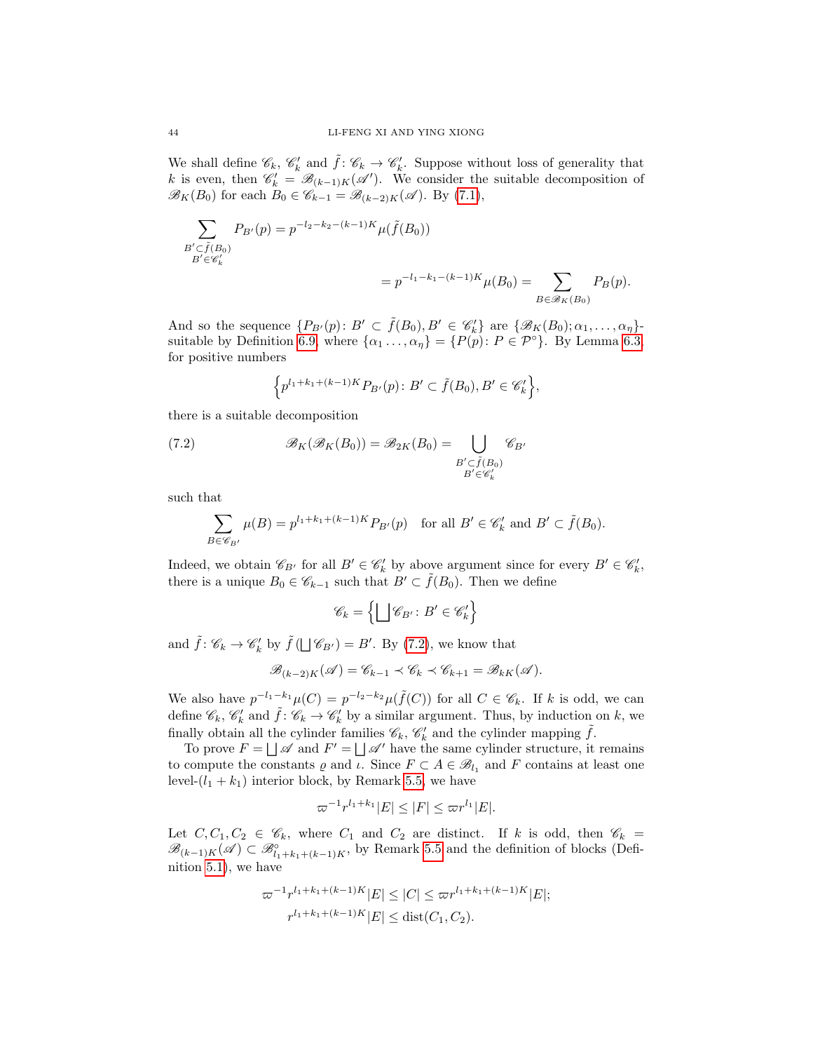We shall define $\mathscr{C}_k$, $\mathscr{C}'_k$ and $\tilde{f}\colon \mathscr{C}_k \to \mathscr{C}'_k$. Suppose without loss of generality that $k$ is even, then $\mathscr{C}'_k = \mathscr{B}_{(k-1)K}(\mathscr{A}')$. We consider the suitable decomposition of $\mathscr{B}_K(B_0)$ for each $B_0 \in \mathscr{C}_{k-1} = \mathscr{B}_{(k-2)K}(\mathscr{A})$. By (7.1),

$$\sum_{\substack{B' \subset \tilde{f}(B_0) \\ B' \in \mathscr{C}'_k}} P_{B'}(p) = p^{-l_2-k_2-(k-1)K}\mu(\tilde{f}(B_0))$$

$$= p^{-l_1-k_1-(k-1)K}\mu(B_0) = \sum_{B \in \mathscr{B}_K(B_0)} P_B(p).$$

And so the sequence $\{P_{B'}(p)\colon B' \subset \tilde{f}(B_0), B' \in \mathscr{C}'_k\}$ are $\{\mathscr{B}_K(B_0); \alpha_1, \dots, \alpha_\eta\}$-suitable by Definition 6.9, where $\{\alpha_1 \dots, \alpha_\eta\} = \{P(p)\colon P \in \mathcal{P}^\circ\}$. By Lemma 6.3, for positive numbers

$$\Big\{p^{l_1+k_1+(k-1)K}P_{B'}(p)\colon B' \subset \tilde{f}(B_0), B' \in \mathscr{C}'_k\Big\},$$

there is a suitable decomposition

$$\mathscr{B}_K(\mathscr{B}_K(B_0)) = \mathscr{B}_{2K}(B_0) = \bigcup_{\substack{B' \subset \tilde{f}(B_0) \\ B' \in \mathscr{C}'_k}} \mathscr{C}_{B'} \tag{7.2}$$

such that

$$\sum_{B \in \mathscr{C}_{B'}} \mu(B) = p^{l_1+k_1+(k-1)K}P_{B'}(p) \quad \text{for all } B' \in \mathscr{C}'_k \text{ and } B' \subset \tilde{f}(B_0).$$

Indeed, we obtain $\mathscr{C}_{B'}$ for all $B' \in \mathscr{C}'_k$ by above argument since for every $B' \in \mathscr{C}'_k$, there is a unique $B_0 \in \mathscr{C}_{k-1}$ such that $B' \subset \tilde{f}(B_0)$. Then we define

$$\mathscr{C}_k = \Big\{\bigsqcup \mathscr{C}_{B'}\colon B' \in \mathscr{C}'_k\Big\}$$

and $\tilde{f}\colon \mathscr{C}_k \to \mathscr{C}'_k$ by $\tilde{f}\left(\bigsqcup \mathscr{C}_{B'}\right) = B'$. By (7.2), we know that

$$\mathscr{B}_{(k-2)K}(\mathscr{A}) = \mathscr{C}_{k-1} \prec \mathscr{C}_k \prec \mathscr{C}_{k+1} = \mathscr{B}_{kK}(\mathscr{A}).$$

We also have $p^{-l_1-k_1}\mu(C) = p^{-l_2-k_2}\mu(\tilde{f}(C))$ for all $C \in \mathscr{C}_k$. If $k$ is odd, we can define $\mathscr{C}_k$, $\mathscr{C}'_k$ and $\tilde{f}\colon \mathscr{C}_k \to \mathscr{C}'_k$ by a similar argument. Thus, by induction on $k$, we finally obtain all the cylinder families $\mathscr{C}_k$, $\mathscr{C}'_k$ and the cylinder mapping $\tilde{f}$.

To prove $F = \bigsqcup \mathscr{A}$ and $F' = \bigsqcup \mathscr{A}'$ have the same cylinder structure, it remains to compute the constants $\varrho$ and $\iota$. Since $F \subset A \in \mathscr{B}_{l_1}$ and $F$ contains at least one level-$(l_1+k_1)$ interior block, by Remark 5.5, we have

$$\varpi^{-1}r^{l_1+k_1}|E| \le |F| \le \varpi r^{l_1}|E|.$$

Let $C, C_1, C_2 \in \mathscr{C}_k$, where $C_1$ and $C_2$ are distinct. If $k$ is odd, then $\mathscr{C}_k = \mathscr{B}_{(k-1)K}(\mathscr{A}) \subset \mathscr{B}^\circ_{l_1+k_1+(k-1)K}$, by Remark 5.5 and the definition of blocks (Definition 5.1), we have

$$\varpi^{-1}r^{l_1+k_1+(k-1)K}|E| \le |C| \le \varpi r^{l_1+k_1+(k-1)K}|E|;$$
$$r^{l_1+k_1+(k-1)K}|E| \le \operatorname{dist}(C_1, C_2).$$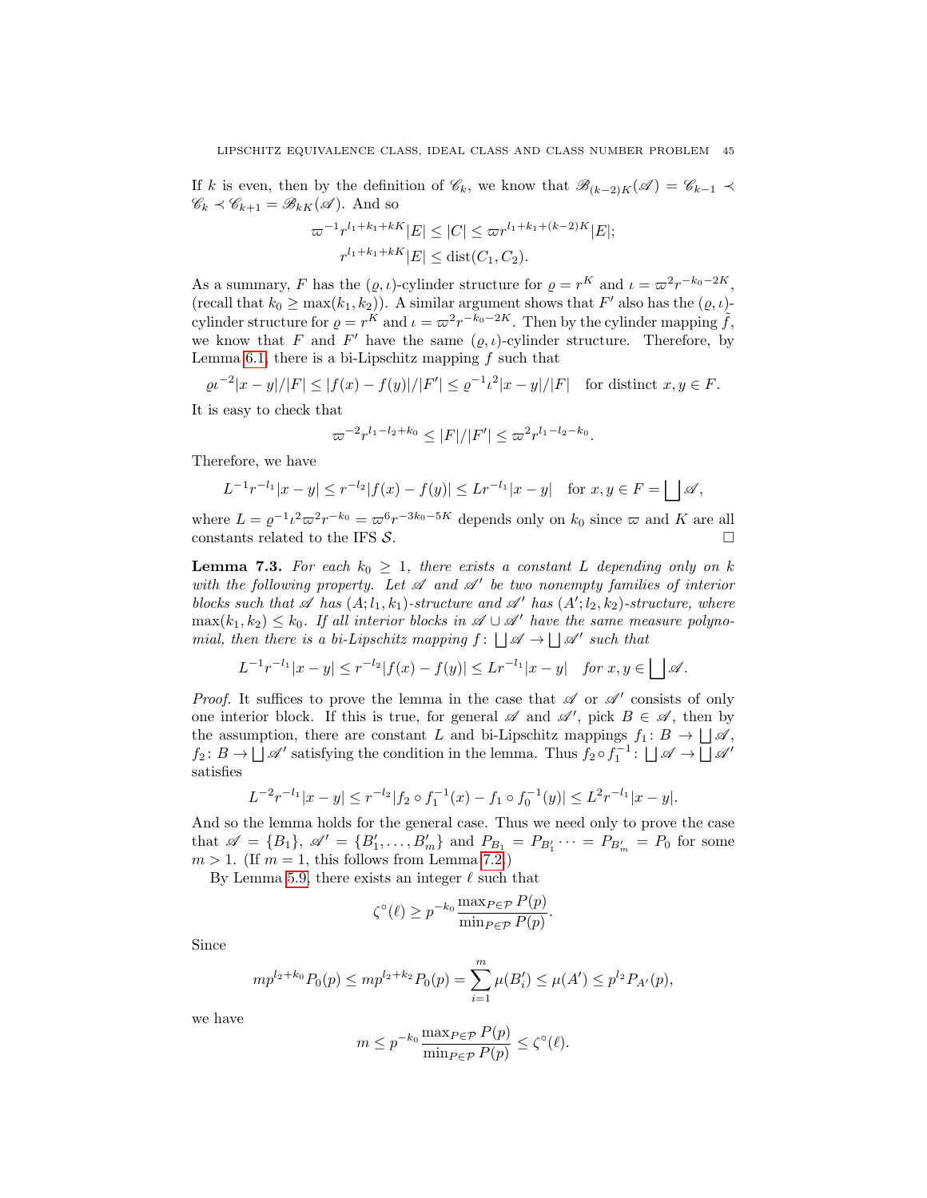If $k$ is even, then by the definition of $\mathscr{C}_k$, we know that $\mathscr{B}_{(k-2)K}(\mathscr{A}) = \mathscr{C}_{k-1} \prec \mathscr{C}_k \prec \mathscr{C}_{k+1} = \mathscr{B}_{kK}(\mathscr{A})$. And so

$$\varpi^{-1} r^{l_1+k_1+kK}|E| \le |C| \le \varpi r^{l_1+k_1+(k-2)K}|E|;$$
$$r^{l_1+k_1+kK}|E| \le \operatorname{dist}(C_1, C_2).$$

As a summary, $F$ has the $(\varrho, \iota)$-cylinder structure for $\varrho = r^K$ and $\iota = \varpi^2 r^{-k_0-2K}$, (recall that $k_0 \ge \max(k_1, k_2)$). A similar argument shows that $F'$ also has the $(\varrho, \iota)$-cylinder structure for $\varrho = r^K$ and $\iota = \varpi^2 r^{-k_0-2K}$. Then by the cylinder mapping $\tilde{f}$, we know that $F$ and $F'$ have the same $(\varrho, \iota)$-cylinder structure. Therefore, by Lemma 6.1, there is a bi-Lipschitz mapping $f$ such that

$$\varrho\iota^{-2}|x-y|/|F| \le |f(x)-f(y)|/|F'| \le \varrho^{-1}\iota^2|x-y|/|F| \quad \text{for distinct } x, y \in F.$$

It is easy to check that

$$\varpi^{-2} r^{l_1-l_2+k_0} \le |F|/|F'| \le \varpi^2 r^{l_1-l_2-k_0}.$$

Therefore, we have

$$L^{-1} r^{-l_1}|x-y| \le r^{-l_2}|f(x)-f(y)| \le L r^{-l_1}|x-y| \quad \text{for } x, y \in F = \bigsqcup \mathscr{A},$$

where $L = \varrho^{-1}\iota^2\varpi^2 r^{-k_0} = \varpi^6 r^{-3k_0-5K}$ depends only on $k_0$ since $\varpi$ and $K$ are all constants related to the IFS $\mathcal{S}$. $\square$

**Lemma 7.3.** *For each $k_0 \ge 1$, there exists a constant $L$ depending only on $k$ with the following property. Let $\mathscr{A}$ and $\mathscr{A}'$ be two nonempty families of interior blocks such that $\mathscr{A}$ has $(A; l_1, k_1)$-structure and $\mathscr{A}'$ has $(A'; l_2, k_2)$-structure, where $\max(k_1, k_2) \le k_0$. If all interior blocks in $\mathscr{A} \cup \mathscr{A}'$ have the same measure polynomial, then there is a bi-Lipschitz mapping $f \colon \bigsqcup \mathscr{A} \to \bigsqcup \mathscr{A}'$ such that*

$$L^{-1} r^{-l_1}|x-y| \le r^{-l_2}|f(x)-f(y)| \le L r^{-l_1}|x-y| \quad \text{for } x, y \in \bigsqcup \mathscr{A}.$$

*Proof.* It suffices to prove the lemma in the case that $\mathscr{A}$ or $\mathscr{A}'$ consists of only one interior block. If this is true, for general $\mathscr{A}$ and $\mathscr{A}'$, pick $B \in \mathscr{A}$, then by the assumption, there are constant $L$ and bi-Lipschitz mappings $f_1 \colon B \to \bigsqcup \mathscr{A}$, $f_2 \colon B \to \bigsqcup \mathscr{A}'$ satisfying the condition in the lemma. Thus $f_2 \circ f_1^{-1} \colon \bigsqcup \mathscr{A} \to \bigsqcup \mathscr{A}'$ satisfies

$$L^{-2} r^{-l_1}|x-y| \le r^{-l_2}|f_2 \circ f_1^{-1}(x) - f_1 \circ f_0^{-1}(y)| \le L^2 r^{-l_1}|x-y|.$$

And so the lemma holds for the general case. Thus we need only to prove the case that $\mathscr{A} = \{B_1\}$, $\mathscr{A}' = \{B'_1, \dots, B'_m\}$ and $P_{B_1} = P_{B'_1} \cdots = P_{B'_m} = P_0$ for some $m > 1$. (If $m = 1$, this follows from Lemma 7.2.)

By Lemma 5.9, there exists an integer $\ell$ such that

$$\zeta^\circ(\ell) \ge p^{-k_0} \frac{\max_{P\in\mathcal{P}} P(p)}{\min_{P\in\mathcal{P}} P(p)}.$$

Since

$$m p^{l_2+k_0} P_0(p) \le m p^{l_2+k_2} P_0(p) = \sum_{i=1}^{m} \mu(B'_i) \le \mu(A') \le p^{l_2} P_{A'}(p),$$

we have

$$m \le p^{-k_0} \frac{\max_{P\in\mathcal{P}} P(p)}{\min_{P\in\mathcal{P}} P(p)} \le \zeta^\circ(\ell).$$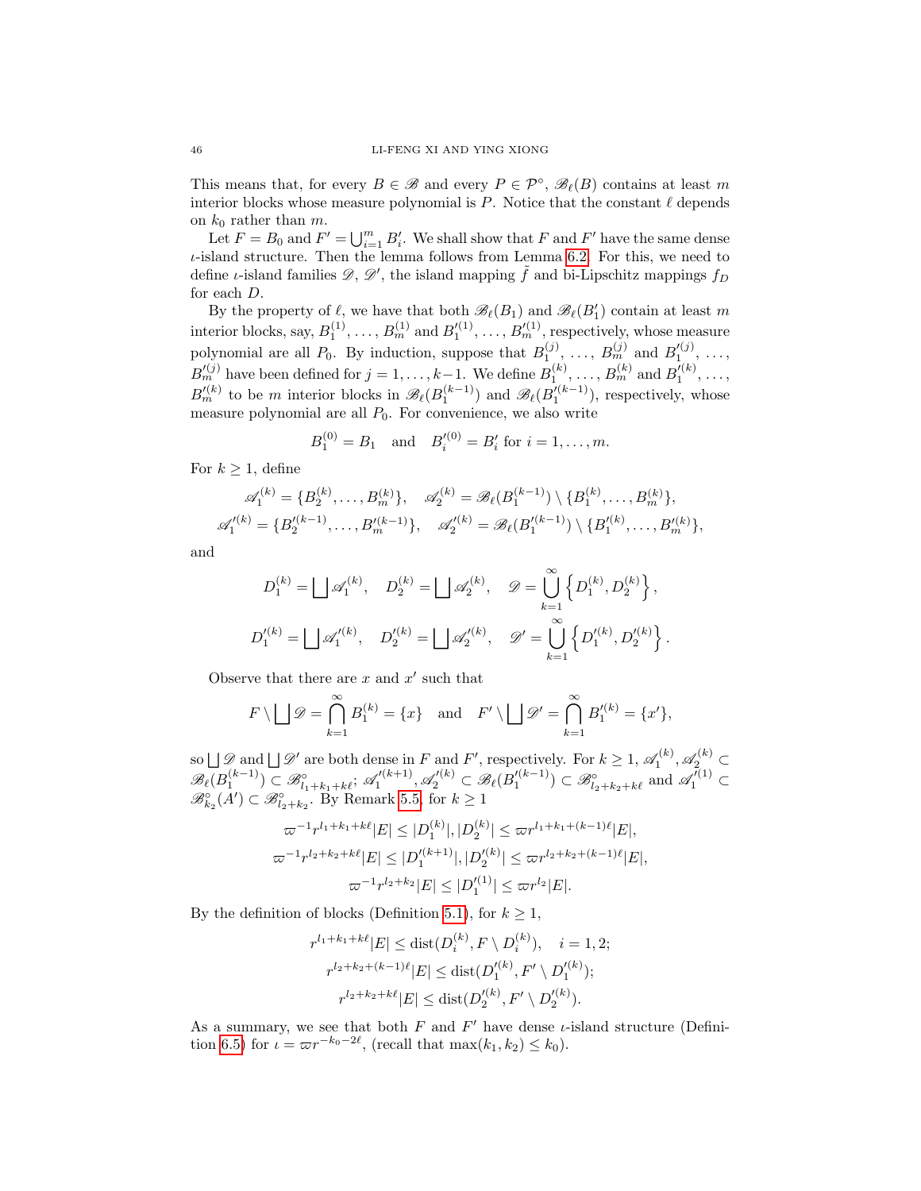This means that, for every $B \in \mathscr{B}$ and every $P \in \mathcal{P}^\circ$, $\mathscr{B}_\ell(B)$ contains at least $m$ interior blocks whose measure polynomial is $P$. Notice that the constant $\ell$ depends on $k_0$ rather than $m$.

Let $F = B_0$ and $F' = \bigcup_{i=1}^m B_i'$. We shall show that $F$ and $F'$ have the same dense $\iota$-island structure. Then the lemma follows from Lemma 6.2. For this, we need to define $\iota$-island families $\mathscr{D}$, $\mathscr{D}'$, the island mapping $\tilde{f}$ and bi-Lipschitz mappings $f_D$ for each $D$.

By the property of $\ell$, we have that both $\mathscr{B}_\ell(B_1)$ and $\mathscr{B}_\ell(B_1')$ contain at least $m$ interior blocks, say, $B_1^{(1)}, \ldots, B_m^{(1)}$ and $B_1'^{(1)}, \ldots, B_m'^{(1)}$, respectively, whose measure polynomial are all $P_0$. By induction, suppose that $B_1^{(j)}, \ldots, B_m^{(j)}$ and $B_1'^{(j)}, \ldots, B_m'^{(j)}$ have been defined for $j = 1, \ldots, k-1$. We define $B_1^{(k)}, \ldots, B_m^{(k)}$ and $B_1'^{(k)}, \ldots, B_m'^{(k)}$ to be $m$ interior blocks in $\mathscr{B}_\ell(B_1^{(k-1)})$ and $\mathscr{B}_\ell(B_1'^{(k-1)})$, respectively, whose measure polynomial are all $P_0$. For convenience, we also write

$$B_1^{(0)} = B_1 \quad \text{and} \quad B_i'^{(0)} = B_i' \text{ for } i = 1, \ldots, m.$$

For $k \geq 1$, define

$$\mathscr{A}_1^{(k)} = \{B_2^{(k)}, \ldots, B_m^{(k)}\}, \quad \mathscr{A}_2^{(k)} = \mathscr{B}_\ell(B_1^{(k-1)}) \setminus \{B_1^{(k)}, \ldots, B_m^{(k)}\},$$
$$\mathscr{A}_1'^{(k)} = \{B_2'^{(k-1)}, \ldots, B_m'^{(k-1)}\}, \quad \mathscr{A}_2'^{(k)} = \mathscr{B}_\ell(B_1'^{(k-1)}) \setminus \{B_1'^{(k)}, \ldots, B_m'^{(k)}\},$$

and

$$D_1^{(k)} = \bigsqcup \mathscr{A}_1^{(k)}, \quad D_2^{(k)} = \bigsqcup \mathscr{A}_2^{(k)}, \quad \mathscr{D} = \bigcup_{k=1}^\infty \left\{ D_1^{(k)}, D_2^{(k)} \right\},$$
$$D_1'^{(k)} = \bigsqcup \mathscr{A}_1'^{(k)}, \quad D_2'^{(k)} = \bigsqcup \mathscr{A}_2'^{(k)}, \quad \mathscr{D}' = \bigcup_{k=1}^\infty \left\{ D_1'^{(k)}, D_2'^{(k)} \right\}.$$

Observe that there are $x$ and $x'$ such that

$$F \setminus \bigsqcup \mathscr{D} = \bigcap_{k=1}^\infty B_1^{(k)} = \{x\} \quad \text{and} \quad F' \setminus \bigsqcup \mathscr{D}' = \bigcap_{k=1}^\infty B_1'^{(k)} = \{x'\},$$

so $\bigsqcup \mathscr{D}$ and $\bigsqcup \mathscr{D}'$ are both dense in $F$ and $F'$, respectively. For $k \geq 1$, $\mathscr{A}_1^{(k)}, \mathscr{A}_2^{(k)} \subset \mathscr{B}_\ell(B_1^{(k-1)}) \subset \mathscr{B}^\circ_{l_1+k_1+k\ell}$; $\mathscr{A}_1'^{(k+1)}, \mathscr{A}_2'^{(k)} \subset \mathscr{B}_\ell(B_1'^{(k-1)}) \subset \mathscr{B}^\circ_{l_2+k_2+k\ell}$ and $\mathscr{A}_1'^{(1)} \subset \mathscr{B}^\circ_{k_2}(A') \subset \mathscr{B}^\circ_{l_2+k_2}$. By Remark 5.5, for $k \geq 1$

$$\varpi^{-1} r^{l_1+k_1+k\ell}|E| \leq |D_1^{(k)}|, |D_2^{(k)}| \leq \varpi r^{l_1+k_1+(k-1)\ell}|E|,$$
$$\varpi^{-1} r^{l_2+k_2+k\ell}|E| \leq |D_1'^{(k+1)}|, |D_2'^{(k)}| \leq \varpi r^{l_2+k_2+(k-1)\ell}|E|,$$
$$\varpi^{-1} r^{l_2+k_2}|E| \leq |D_1'^{(1)}| \leq \varpi r^{l_2}|E|.$$

By the definition of blocks (Definition 5.1), for $k \geq 1$,

$$r^{l_1+k_1+k\ell}|E| \leq \operatorname{dist}(D_i^{(k)}, F \setminus D_i^{(k)}), \quad i = 1, 2;$$
$$r^{l_2+k_2+(k-1)\ell}|E| \leq \operatorname{dist}(D_1'^{(k)}, F' \setminus D_1'^{(k)});$$
$$r^{l_2+k_2+k\ell}|E| \leq \operatorname{dist}(D_2'^{(k)}, F' \setminus D_2'^{(k)}).$$

As a summary, we see that both $F$ and $F'$ have dense $\iota$-island structure (Definition 6.5) for $\iota = \varpi r^{-k_0-2\ell}$, (recall that $\max(k_1, k_2) \leq k_0$).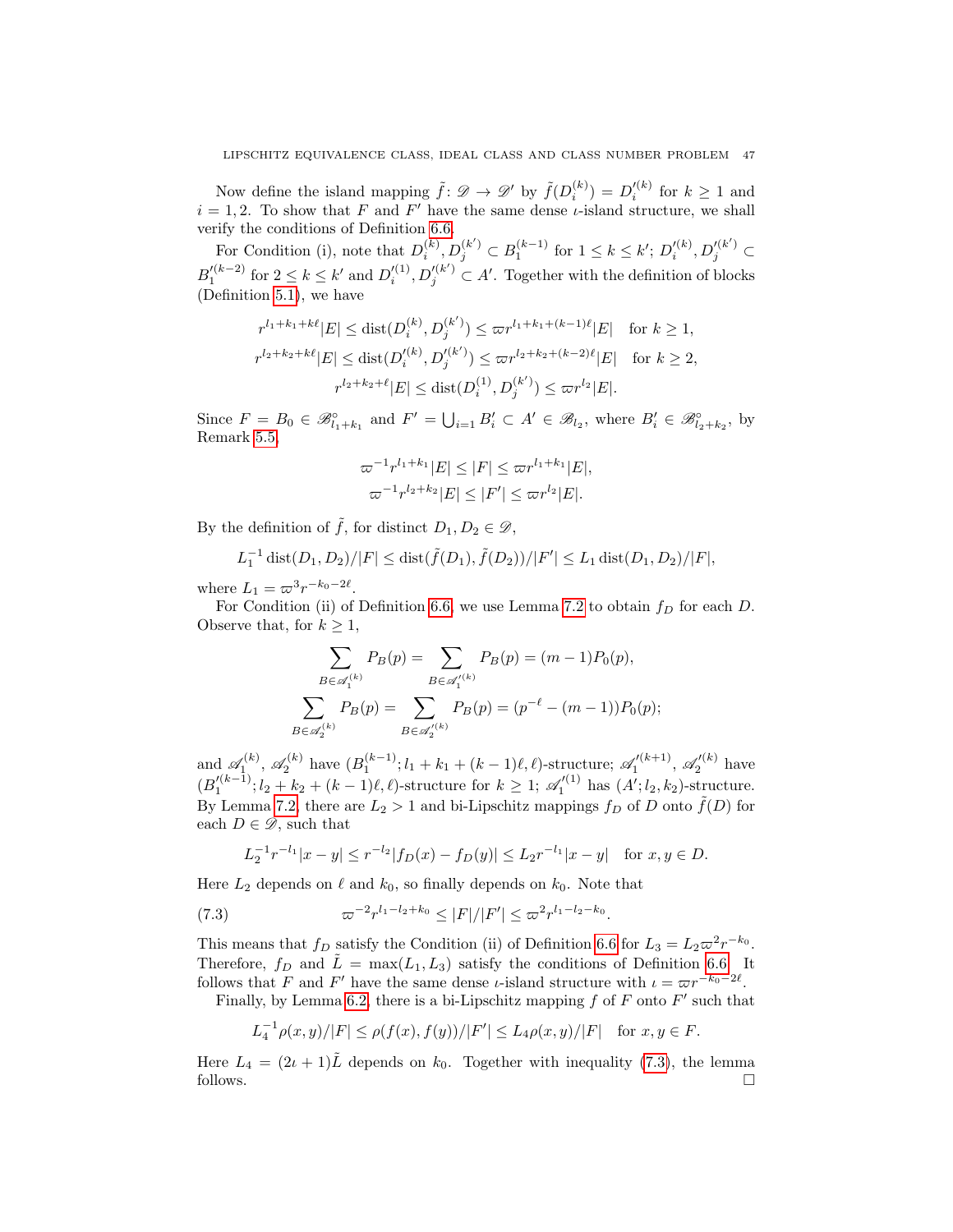Now define the island mapping $\tilde{f}\colon \mathscr{D} \to \mathscr{D}'$ by $\tilde{f}(D_i^{(k)}) = D_i'^{(k)}$ for $k \geq 1$ and $i = 1, 2$. To show that $F$ and $F'$ have the same dense $\iota$-island structure, we shall verify the conditions of Definition 6.6.

For Condition (i), note that $D_i^{(k)}, D_j^{(k')} \subset B_1^{(k-1)}$ for $1 \leq k \leq k'$; $D_i'^{(k)}, D_j'^{(k')} \subset B_1'^{(k-2)}$ for $2 \leq k \leq k'$ and $D_i'^{(1)}, D_j'^{(k')} \subset A'$. Together with the definition of blocks (Definition 5.1), we have

$$
\begin{aligned}
r^{l_1+k_1+k\ell}|E| \leq \operatorname{dist}(D_i^{(k)}, D_j^{(k')}) &\leq \varpi r^{l_1+k_1+(k-1)\ell}|E| \quad \text{for } k \geq 1,\\
r^{l_2+k_2+k\ell}|E| \leq \operatorname{dist}(D_i'^{(k)}, D_j'^{(k')}) &\leq \varpi r^{l_2+k_2+(k-2)\ell}|E| \quad \text{for } k \geq 2,\\
r^{l_2+k_2+\ell}|E| \leq \operatorname{dist}(D_i^{(1)}, D_j^{(k')}) &\leq \varpi r^{l_2}|E|.
\end{aligned}
$$

Since $F = B_0 \in \mathscr{B}^\circ_{l_1+k_1}$ and $F' = \bigcup_{i=1} B_i' \subset A' \in \mathscr{B}_{l_2}$, where $B_i' \in \mathscr{B}^\circ_{l_2+k_2}$, by Remark 5.5,

$$
\begin{aligned}
\varpi^{-1} r^{l_1+k_1}|E| \leq |F| \leq \varpi r^{l_1+k_1}|E|,\\
\varpi^{-1} r^{l_2+k_2}|E| \leq |F'| \leq \varpi r^{l_2}|E|.
\end{aligned}
$$

By the definition of $\tilde{f}$, for distinct $D_1, D_2 \in \mathscr{D}$,

$$
L_1^{-1} \operatorname{dist}(D_1, D_2)/|F| \leq \operatorname{dist}(\tilde{f}(D_1), \tilde{f}(D_2))/|F'| \leq L_1 \operatorname{dist}(D_1, D_2)/|F|,
$$

where $L_1 = \varpi^3 r^{-k_0-2\ell}$.

For Condition (ii) of Definition 6.6, we use Lemma 7.2 to obtain $f_D$ for each $D$. Observe that, for $k \geq 1$,

$$
\begin{aligned}
\sum_{B \in \mathscr{A}_1^{(k)}} P_B(p) &= \sum_{B \in \mathscr{A}_1'^{(k)}} P_B(p) = (m-1)P_0(p),\\
\sum_{B \in \mathscr{A}_2^{(k)}} P_B(p) &= \sum_{B \in \mathscr{A}_2'^{(k)}} P_B(p) = (p^{-\ell} - (m-1))P_0(p);
\end{aligned}
$$

and $\mathscr{A}_1^{(k)}$, $\mathscr{A}_2^{(k)}$ have $(B_1^{(k-1)}; l_1 + k_1 + (k-1)\ell, \ell)$-structure; $\mathscr{A}_1'^{(k+1)}$, $\mathscr{A}_2'^{(k)}$ have $(B_1'^{(k-1)}; l_2 + k_2 + (k-1)\ell, \ell)$-structure for $k \geq 1$; $\mathscr{A}_1'^{(1)}$ has $(A'; l_2, k_2)$-structure. By Lemma 7.2, there are $L_2 > 1$ and bi-Lipschitz mappings $f_D$ of $D$ onto $\tilde{f}(D)$ for each $D \in \mathscr{D}$, such that

$$
L_2^{-1} r^{-l_1}|x-y| \leq r^{-l_2}|f_D(x) - f_D(y)| \leq L_2 r^{-l_1}|x-y| \quad \text{for } x, y \in D.
$$

Here $L_2$ depends on $\ell$ and $k_0$, so finally depends on $k_0$. Note that

$$
\varpi^{-2} r^{l_1-l_2+k_0} \leq |F|/|F'| \leq \varpi^2 r^{l_1-l_2-k_0}. \tag{7.3}
$$

This means that $f_D$ satisfy the Condition (ii) of Definition 6.6 for $L_3 = L_2\varpi^2 r^{-k_0}$. Therefore, $f_D$ and $\tilde{L} = \max(L_1, L_3)$ satisfy the conditions of Definition 6.6. It follows that $F$ and $F'$ have the same dense $\iota$-island structure with $\iota = \varpi r^{-k_0-2\ell}$.

Finally, by Lemma 6.2, there is a bi-Lipschitz mapping $f$ of $F$ onto $F'$ such that

$$
L_4^{-1} \rho(x,y)/|F| \leq \rho(f(x), f(y))/|F'| \leq L_4 \rho(x,y)/|F| \quad \text{for } x, y \in F.
$$

Here $L_4 = (2\iota + 1)\tilde{L}$ depends on $k_0$. Together with inequality (7.3), the lemma follows. $\square$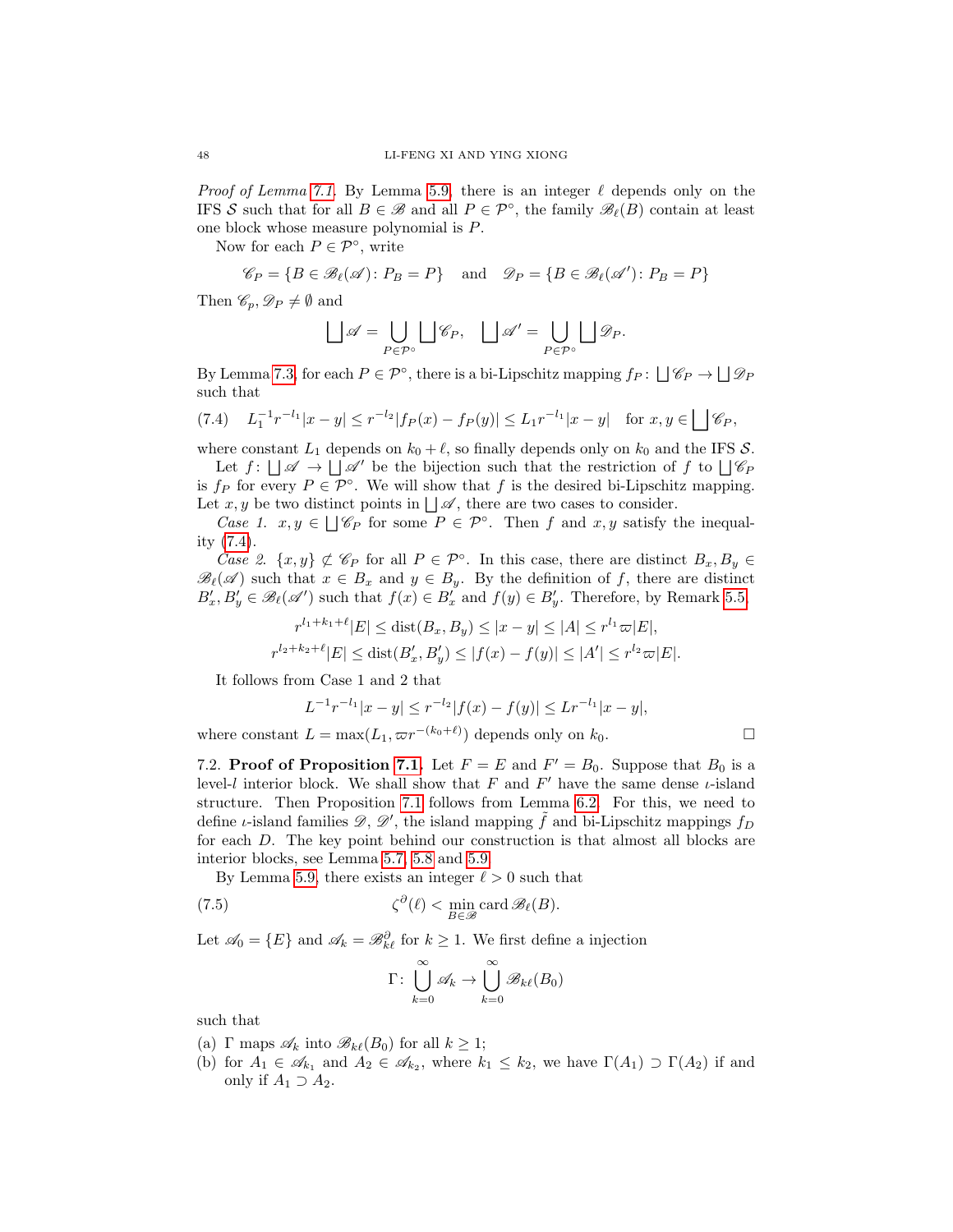*Proof of Lemma 7.1.* By Lemma 5.9, there is an integer $\ell$ depends only on the IFS $\mathcal{S}$ such that for all $B \in \mathscr{B}$ and all $P \in \mathcal{P}^\circ$, the family $\mathscr{B}_\ell(B)$ contain at least one block whose measure polynomial is $P$.

Now for each $P \in \mathcal{P}^\circ$, write

$$\mathscr{C}_P = \{B \in \mathscr{B}_\ell(\mathscr{A}) \colon P_B = P\} \quad \text{and} \quad \mathscr{D}_P = \{B \in \mathscr{B}_\ell(\mathscr{A}') \colon P_B = P\}$$

Then $\mathscr{C}_p, \mathscr{D}_P \neq \emptyset$ and

$$\bigsqcup \mathscr{A} = \bigcup_{P \in \mathcal{P}^\circ} \bigsqcup \mathscr{C}_P, \quad \bigsqcup \mathscr{A}' = \bigcup_{P \in \mathcal{P}^\circ} \bigsqcup \mathscr{D}_P.$$

By Lemma 7.3, for each $P \in \mathcal{P}^\circ$, there is a bi-Lipschitz mapping $f_P \colon \bigsqcup \mathscr{C}_P \to \bigsqcup \mathscr{D}_P$ such that

$$L_1^{-1} r^{-l_1} |x-y| \le r^{-l_2} |f_P(x) - f_P(y)| \le L_1 r^{-l_1} |x-y| \quad \text{for } x, y \in \bigsqcup \mathscr{C}_P, \tag{7.4}$$

where constant $L_1$ depends on $k_0 + \ell$, so finally depends only on $k_0$ and the IFS $\mathcal{S}$.

Let $f \colon \bigsqcup \mathscr{A} \to \bigsqcup \mathscr{A}'$ be the bijection such that the restriction of $f$ to $\bigsqcup \mathscr{C}_P$ is $f_P$ for every $P \in \mathcal{P}^\circ$. We will show that $f$ is the desired bi-Lipschitz mapping. Let $x, y$ be two distinct points in $\bigsqcup \mathscr{A}$, there are two cases to consider.

*Case 1.* $x, y \in \bigsqcup \mathscr{C}_P$ for some $P \in \mathcal{P}^\circ$. Then $f$ and $x, y$ satisfy the inequality (7.4).

*Case 2.* $\{x, y\} \not\subset \mathscr{C}_P$ for all $P \in \mathcal{P}^\circ$. In this case, there are distinct $B_x, B_y \in \mathscr{B}_\ell(\mathscr{A})$ such that $x \in B_x$ and $y \in B_y$. By the definition of $f$, there are distinct $B_x', B_y' \in \mathscr{B}_\ell(\mathscr{A}')$ such that $f(x) \in B_x'$ and $f(y) \in B_y'$. Therefore, by Remark 5.5,

$$r^{l_1 + k_1 + \ell} |E| \le \operatorname{dist}(B_x, B_y) \le |x-y| \le |A| \le r^{l_1} \varpi |E|,$$

$$r^{l_2 + k_2 + \ell} |E| \le \operatorname{dist}(B_x', B_y') \le |f(x) - f(y)| \le |A'| \le r^{l_2} \varpi |E|.$$

It follows from Case 1 and 2 that

$$L^{-1} r^{-l_1} |x-y| \le r^{-l_2} |f(x) - f(y)| \le L r^{-l_1} |x-y|,$$

where constant $L = \max(L_1, \varpi r^{-(k_0+\ell)})$ depends only on $k_0$. $\square$

7.2. **Proof of Proposition 7.1.** Let $F = E$ and $F' = B_0$. Suppose that $B_0$ is a level-$l$ interior block. We shall show that $F$ and $F'$ have the same dense $\iota$-island structure. Then Proposition 7.1 follows from Lemma 6.2. For this, we need to define $\iota$-island families $\mathscr{D}$, $\mathscr{D}'$, the island mapping $\tilde{f}$ and bi-Lipschitz mappings $f_D$ for each $D$. The key point behind our construction is that almost all blocks are interior blocks, see Lemma 5.7, 5.8 and 5.9.

By Lemma 5.9, there exists an integer $\ell > 0$ such that

$$\zeta^\partial(\ell) < \min_{B \in \mathscr{B}} \operatorname{card} \mathscr{B}_\ell(B). \tag{7.5}$$

Let $\mathscr{A}_0 = \{E\}$ and $\mathscr{A}_k = \mathscr{B}_{k\ell}^\partial$ for $k \ge 1$. We first define a injection

$$\Gamma \colon \bigcup_{k=0}^\infty \mathscr{A}_k \to \bigcup_{k=0}^\infty \mathscr{B}_{k\ell}(B_0)$$

such that

(a) $\Gamma$ maps $\mathscr{A}_k$ into $\mathscr{B}_{k\ell}(B_0)$ for all $k \ge 1$;
(b) for $A_1 \in \mathscr{A}_{k_1}$ and $A_2 \in \mathscr{A}_{k_2}$, where $k_1 \le k_2$, we have $\Gamma(A_1) \supset \Gamma(A_2)$ if and only if $A_1 \supset A_2$.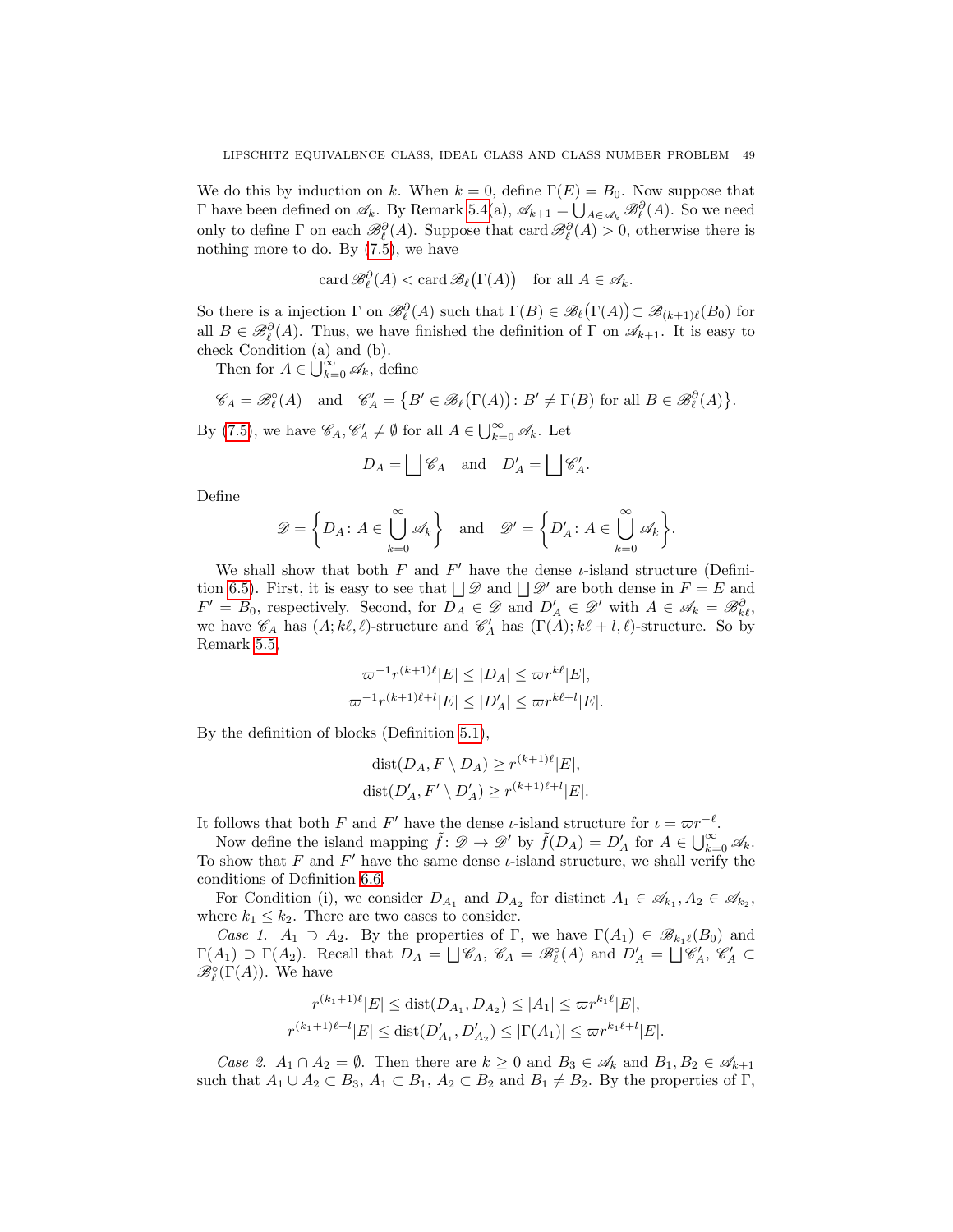We do this by induction on $k$. When $k = 0$, define $\Gamma(E) = B_0$. Now suppose that $\Gamma$ have been defined on $\mathscr{A}_k$. By Remark 5.4(a), $\mathscr{A}_{k+1} = \bigcup_{A\in\mathscr{A}_k} \mathscr{B}^\partial_\ell(A)$. So we need only to define $\Gamma$ on each $\mathscr{B}^\partial_\ell(A)$. Suppose that $\operatorname{card}\mathscr{B}^\partial_\ell(A) > 0$, otherwise there is nothing more to do. By (7.5), we have

$$\operatorname{card}\mathscr{B}^\partial_\ell(A) < \operatorname{card}\mathscr{B}_\ell\big(\Gamma(A)\big) \quad \text{for all } A \in \mathscr{A}_k.$$

So there is a injection $\Gamma$ on $\mathscr{B}^\partial_\ell(A)$ such that $\Gamma(B) \in \mathscr{B}_\ell\big(\Gamma(A)\big) \subset \mathscr{B}_{(k+1)\ell}(B_0)$ for all $B \in \mathscr{B}^\partial_\ell(A)$. Thus, we have finished the definition of $\Gamma$ on $\mathscr{A}_{k+1}$. It is easy to check Condition (a) and (b).

Then for $A \in \bigcup_{k=0}^\infty \mathscr{A}_k$, define

$$\mathscr{C}_A = \mathscr{B}^\circ_\ell(A) \quad \text{and} \quad \mathscr{C}'_A = \big\{B' \in \mathscr{B}_\ell\big(\Gamma(A)\big) \colon B' \neq \Gamma(B) \text{ for all } B \in \mathscr{B}^\partial_\ell(A)\big\}.$$

By (7.5), we have $\mathscr{C}_A, \mathscr{C}'_A \neq \emptyset$ for all $A \in \bigcup_{k=0}^\infty \mathscr{A}_k$. Let

$$D_A = \bigsqcup \mathscr{C}_A \quad \text{and} \quad D'_A = \bigsqcup \mathscr{C}'_A.$$

Define

$$\mathscr{D} = \left\{D_A \colon A \in \bigcup_{k=0}^\infty \mathscr{A}_k\right\} \quad \text{and} \quad \mathscr{D}' = \left\{D'_A \colon A \in \bigcup_{k=0}^\infty \mathscr{A}_k\right\}.$$

We shall show that both $F$ and $F'$ have the dense $\iota$-island structure (Definition 6.5). First, it is easy to see that $\bigsqcup \mathscr{D}$ and $\bigsqcup \mathscr{D}'$ are both dense in $F = E$ and $F' = B_0$, respectively. Second, for $D_A \in \mathscr{D}$ and $D'_A \in \mathscr{D}'$ with $A \in \mathscr{A}_k = \mathscr{B}^\partial_{k\ell}$, we have $\mathscr{C}_A$ has $(A; k\ell, \ell)$-structure and $\mathscr{C}'_A$ has $(\Gamma(A); k\ell + l, \ell)$-structure. So by Remark 5.5,

$$\varpi^{-1} r^{(k+1)\ell}|E| \le |D_A| \le \varpi r^{k\ell}|E|,$$
$$\varpi^{-1} r^{(k+1)\ell+l}|E| \le |D'_A| \le \varpi r^{k\ell+l}|E|.$$

By the definition of blocks (Definition 5.1),

$$\operatorname{dist}(D_A, F \setminus D_A) \ge r^{(k+1)\ell}|E|,$$
$$\operatorname{dist}(D'_A, F' \setminus D'_A) \ge r^{(k+1)\ell+l}|E|.$$

It follows that both $F$ and $F'$ have the dense $\iota$-island structure for $\iota = \varpi r^{-\ell}$.

Now define the island mapping $\tilde{f} \colon \mathscr{D} \to \mathscr{D}'$ by $\tilde{f}(D_A) = D'_A$ for $A \in \bigcup_{k=0}^\infty \mathscr{A}_k$. To show that $F$ and $F'$ have the same dense $\iota$-island structure, we shall verify the conditions of Definition 6.6.

For Condition (i), we consider $D_{A_1}$ and $D_{A_2}$ for distinct $A_1 \in \mathscr{A}_{k_1}, A_2 \in \mathscr{A}_{k_2}$, where $k_1 \le k_2$. There are two cases to consider.

*Case 1.* $A_1 \supset A_2$. By the properties of $\Gamma$, we have $\Gamma(A_1) \in \mathscr{B}_{k_1\ell}(B_0)$ and $\Gamma(A_1) \supset \Gamma(A_2)$. Recall that $D_A = \bigsqcup \mathscr{C}_A$, $\mathscr{C}_A = \mathscr{B}^\circ_\ell(A)$ and $D'_A = \bigsqcup \mathscr{C}'_A$, $\mathscr{C}'_A \subset \mathscr{B}^\circ_\ell(\Gamma(A))$. We have

$$r^{(k_1+1)\ell}|E| \le \operatorname{dist}(D_{A_1}, D_{A_2}) \le |A_1| \le \varpi r^{k_1\ell}|E|,$$
$$r^{(k_1+1)\ell+l}|E| \le \operatorname{dist}(D'_{A_1}, D'_{A_2}) \le |\Gamma(A_1)| \le \varpi r^{k_1\ell+l}|E|.$$

*Case 2.* $A_1 \cap A_2 = \emptyset$. Then there are $k \ge 0$ and $B_3 \in \mathscr{A}_k$ and $B_1, B_2 \in \mathscr{A}_{k+1}$ such that $A_1 \cup A_2 \subset B_3$, $A_1 \subset B_1$, $A_2 \subset B_2$ and $B_1 \neq B_2$. By the properties of $\Gamma$,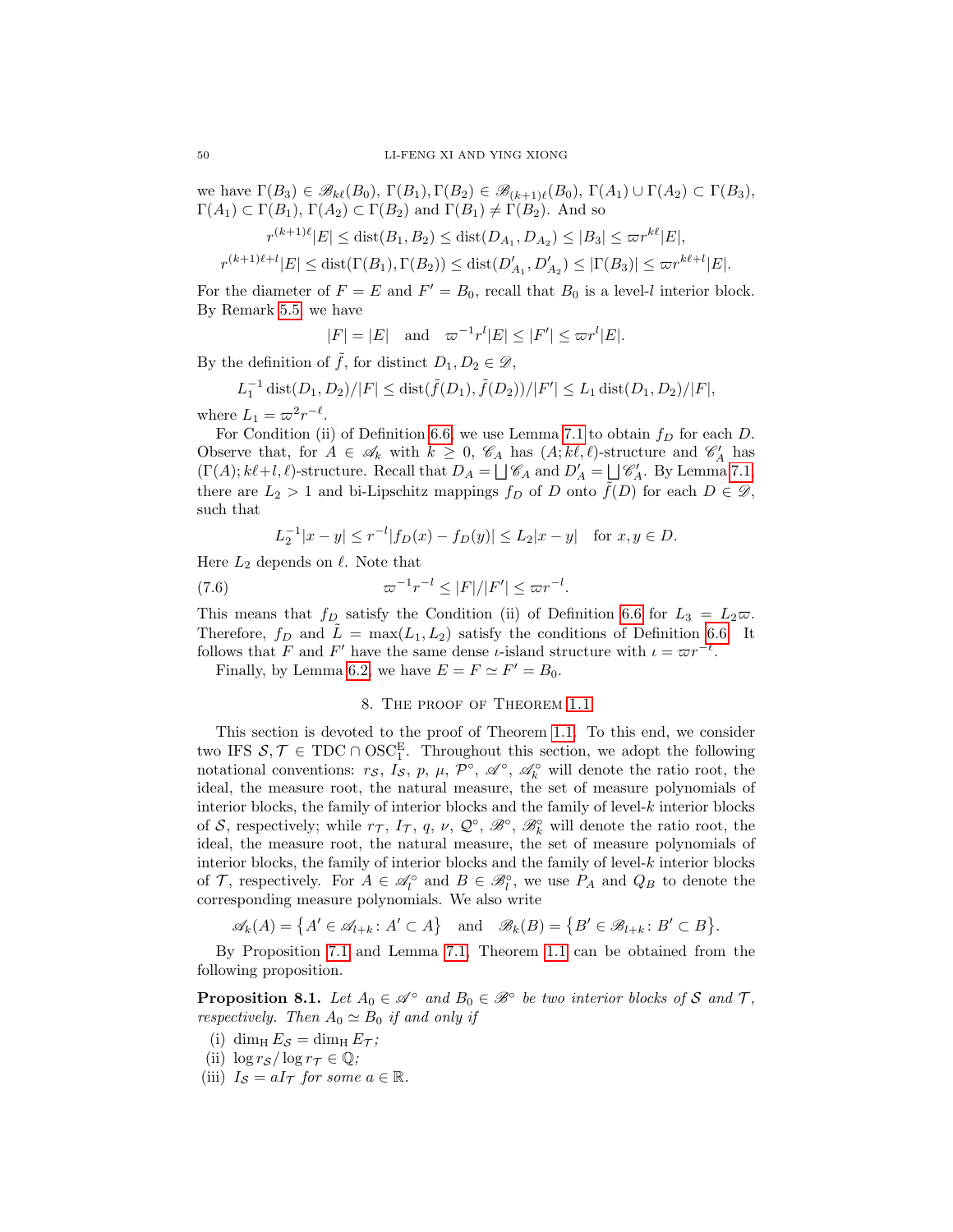we have $\Gamma(B_3) \in \mathscr{B}_{k\ell}(B_0)$, $\Gamma(B_1), \Gamma(B_2) \in \mathscr{B}_{(k+1)\ell}(B_0)$, $\Gamma(A_1) \cup \Gamma(A_2) \subset \Gamma(B_3)$, $\Gamma(A_1) \subset \Gamma(B_1)$, $\Gamma(A_2) \subset \Gamma(B_2)$ and $\Gamma(B_1) \neq \Gamma(B_2)$. And so

$$r^{(k+1)\ell}|E| \le \operatorname{dist}(B_1, B_2) \le \operatorname{dist}(D_{A_1}, D_{A_2}) \le |B_3| \le \varpi r^{k\ell}|E|,$$

$$r^{(k+1)\ell+l}|E| \le \operatorname{dist}(\Gamma(B_1), \Gamma(B_2)) \le \operatorname{dist}(D'_{A_1}, D'_{A_2}) \le |\Gamma(B_3)| \le \varpi r^{k\ell+l}|E|.$$

For the diameter of $F = E$ and $F' = B_0$, recall that $B_0$ is a level-$l$ interior block. By Remark 5.5, we have

$$|F| = |E| \quad \text{and} \quad \varpi^{-1} r^l |E| \le |F'| \le \varpi r^l |E|.$$

By the definition of $\tilde{f}$, for distinct $D_1, D_2 \in \mathscr{D}$,

$$L_1^{-1} \operatorname{dist}(D_1, D_2)/|F| \le \operatorname{dist}(\tilde{f}(D_1), \tilde{f}(D_2))/|F'| \le L_1 \operatorname{dist}(D_1, D_2)/|F|,$$

where $L_1 = \varpi^2 r^{-\ell}$.

For Condition (ii) of Definition 6.6, we use Lemma 7.1 to obtain $f_D$ for each $D$. Observe that, for $A \in \mathscr{A}_k$ with $k \ge 0$, $\mathscr{C}_A$ has $(A; k\ell, \ell)$-structure and $\mathscr{C}'_A$ has $(\Gamma(A); k\ell + l, \ell)$-structure. Recall that $D_A = \bigsqcup \mathscr{C}_A$ and $D'_A = \bigsqcup \mathscr{C}'_A$. By Lemma 7.1, there are $L_2 > 1$ and bi-Lipschitz mappings $f_D$ of $D$ onto $\tilde{f}(D)$ for each $D \in \mathscr{D}$, such that

$$L_2^{-1}|x - y| \le r^{-l}|f_D(x) - f_D(y)| \le L_2|x - y| \quad \text{for } x, y \in D.$$

Here $L_2$ depends on $\ell$. Note that

$$\varpi^{-1} r^{-l} \le |F|/|F'| \le \varpi r^{-l}. \tag{7.6}$$

This means that $f_D$ satisfy the Condition (ii) of Definition 6.6 for $L_3 = L_2 \varpi$. Therefore, $f_D$ and $\tilde{L} = \max(L_1, L_2)$ satisfy the conditions of Definition 6.6. It follows that $F$ and $F'$ have the same dense $\iota$-island structure with $\iota = \varpi r^{-\ell}$.

Finally, by Lemma 6.2, we have $E = F \simeq F' = B_0$.

## 8. The proof of Theorem 1.1

This section is devoted to the proof of Theorem 1.1. To this end, we consider two IFS $\mathcal{S}, \mathcal{T} \in \mathrm{TDC} \cap \mathrm{OSC}_1^{\mathrm{E}}$. Throughout this section, we adopt the following notational conventions: $r_{\mathcal{S}}$, $I_{\mathcal{S}}$, $p$, $\mu$, $\mathcal{P}^\circ$, $\mathscr{A}^\circ$, $\mathscr{A}_k^\circ$ will denote the ratio root, the ideal, the measure root, the natural measure, the set of measure polynomials of interior blocks, the family of interior blocks and the family of level-$k$ interior blocks of $\mathcal{S}$, respectively; while $r_{\mathcal{T}}$, $I_{\mathcal{T}}$, $q$, $\nu$, $\mathcal{Q}^\circ$, $\mathscr{B}^\circ$, $\mathscr{B}_k^\circ$ will denote the ratio root, the ideal, the measure root, the natural measure, the set of measure polynomials of interior blocks, the family of interior blocks and the family of level-$k$ interior blocks of $\mathcal{T}$, respectively. For $A \in \mathscr{A}_l^\circ$ and $B \in \mathscr{B}_l^\circ$, we use $P_A$ and $Q_B$ to denote the corresponding measure polynomials. We also write

$$\mathscr{A}_k(A) = \{A' \in \mathscr{A}_{l+k} \colon A' \subset A\} \quad \text{and} \quad \mathscr{B}_k(B) = \{B' \in \mathscr{B}_{l+k} \colon B' \subset B\}.$$

By Proposition 7.1 and Lemma 7.1, Theorem 1.1 can be obtained from the following proposition.

**Proposition 8.1.** *Let $A_0 \in \mathscr{A}^\circ$ and $B_0 \in \mathscr{B}^\circ$ be two interior blocks of $\mathcal{S}$ and $\mathcal{T}$, respectively. Then $A_0 \simeq B_0$ if and only if*

- (i) $\dim_{\mathrm{H}} E_{\mathcal{S}} = \dim_{\mathrm{H}} E_{\mathcal{T}}$;
- (ii) $\log r_{\mathcal{S}} / \log r_{\mathcal{T}} \in \mathbb{Q}$;
- (iii) $I_{\mathcal{S}} = a I_{\mathcal{T}}$ *for some* $a \in \mathbb{R}$.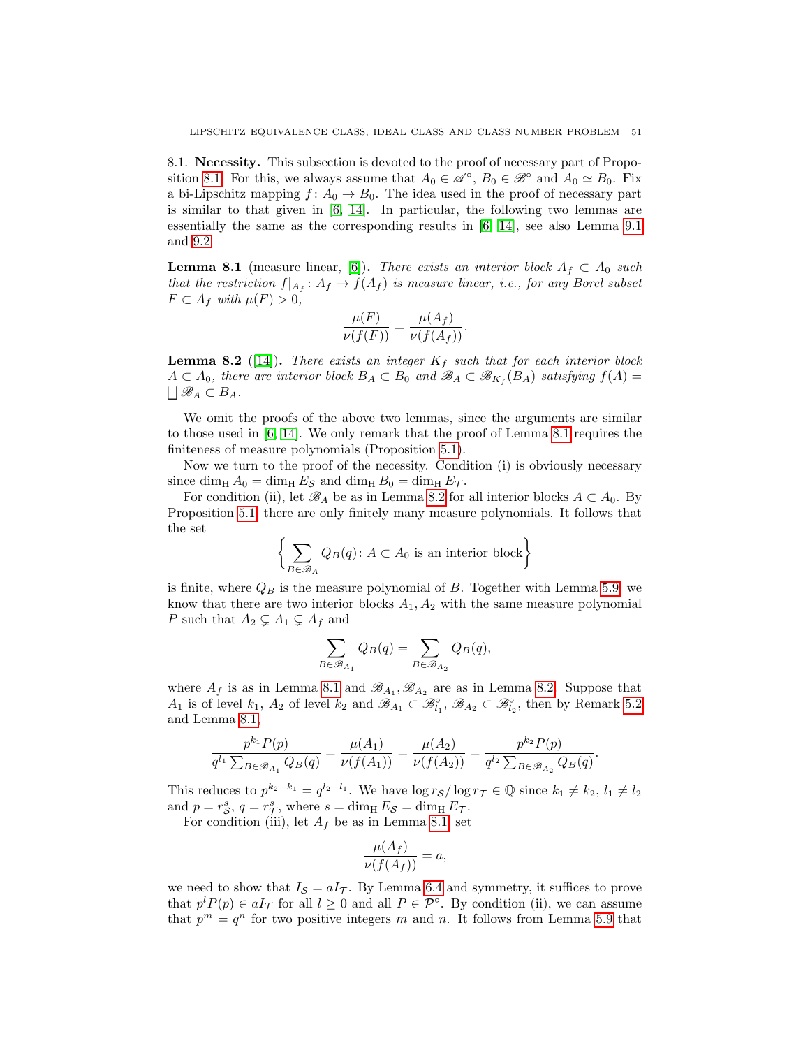### 8.1. Necessity.

**8.1. Necessity.** This subsection is devoted to the proof of necessary part of Proposition 8.1. For this, we always assume that $A_0 \in \mathscr{A}^\circ$, $B_0 \in \mathscr{B}^\circ$ and $A_0 \simeq B_0$. Fix a bi-Lipschitz mapping $f\colon A_0 \to B_0$. The idea used in the proof of necessary part is similar to that given in [6, 14]. In particular, the following two lemmas are essentially the same as the corresponding results in [6, 14], see also Lemma 9.1 and 9.2.

**Lemma 8.1** (measure linear, [6])**.** *There exists an interior block $A_f \subset A_0$ such that the restriction $f|_{A_f}\colon A_f \to f(A_f)$ is measure linear, i.e., for any Borel subset $F \subset A_f$ with $\mu(F) > 0$,*

$$\frac{\mu(F)}{\nu(f(F))} = \frac{\mu(A_f)}{\nu(f(A_f))}.$$

**Lemma 8.2** ([14])**.** *There exists an integer $K_f$ such that for each interior block $A \subset A_0$, there are interior block $B_A \subset B_0$ and $\mathscr{B}_A \subset \mathscr{B}_{K_f}(B_A)$ satisfying $f(A) = \bigsqcup \mathscr{B}_A \subset B_A$.*

We omit the proofs of the above two lemmas, since the arguments are similar to those used in [6, 14]. We only remark that the proof of Lemma 8.1 requires the finiteness of measure polynomials (Proposition 5.1).

Now we turn to the proof of the necessity. Condition (i) is obviously necessary since $\dim_{\mathrm{H}} A_0 = \dim_{\mathrm{H}} E_{\mathcal{S}}$ and $\dim_{\mathrm{H}} B_0 = \dim_{\mathrm{H}} E_{\mathcal{T}}$.

For condition (ii), let $\mathscr{B}_A$ be as in Lemma 8.2 for all interior blocks $A \subset A_0$. By Proposition 5.1, there are only finitely many measure polynomials. It follows that the set

$$\left\{ \sum_{B \in \mathscr{B}_A} Q_B(q) \colon A \subset A_0 \text{ is an interior block} \right\}$$

is finite, where $Q_B$ is the measure polynomial of $B$. Together with Lemma 5.9, we know that there are two interior blocks $A_1, A_2$ with the same measure polynomial $P$ such that $A_2 \subsetneq A_1 \subsetneq A_f$ and

$$\sum_{B \in \mathscr{B}_{A_1}} Q_B(q) = \sum_{B \in \mathscr{B}_{A_2}} Q_B(q),$$

where $A_f$ is as in Lemma 8.1 and $\mathscr{B}_{A_1}, \mathscr{B}_{A_2}$ are as in Lemma 8.2. Suppose that $A_1$ is of level $k_1$, $A_2$ of level $k_2$ and $\mathscr{B}_{A_1} \subset \mathscr{B}^\circ_{l_1}$, $\mathscr{B}_{A_2} \subset \mathscr{B}^\circ_{l_2}$, then by Remark 5.2 and Lemma 8.1,

$$\frac{p^{k_1} P(p)}{q^{l_1} \sum_{B \in \mathscr{B}_{A_1}} Q_B(q)} = \frac{\mu(A_1)}{\nu(f(A_1))} = \frac{\mu(A_2)}{\nu(f(A_2))} = \frac{p^{k_2} P(p)}{q^{l_2} \sum_{B \in \mathscr{B}_{A_2}} Q_B(q)}.$$

This reduces to $p^{k_2 - k_1} = q^{l_2 - l_1}$. We have $\log r_{\mathcal{S}} / \log r_{\mathcal{T}} \in \mathbb{Q}$ since $k_1 \neq k_2$, $l_1 \neq l_2$ and $p = r_{\mathcal{S}}^s$, $q = r_{\mathcal{T}}^s$, where $s = \dim_{\mathrm{H}} E_{\mathcal{S}} = \dim_{\mathrm{H}} E_{\mathcal{T}}$.

For condition (iii), let $A_f$ be as in Lemma 8.1, set

$$\frac{\mu(A_f)}{\nu(f(A_f))} = a,$$

we need to show that $I_{\mathcal{S}} = a I_{\mathcal{T}}$. By Lemma 6.4 and symmetry, it suffices to prove that $p^l P(p) \in a I_{\mathcal{T}}$ for all $l \geq 0$ and all $P \in \mathcal{P}^\circ$. By condition (ii), we can assume that $p^m = q^n$ for two positive integers $m$ and $n$. It follows from Lemma 5.9 that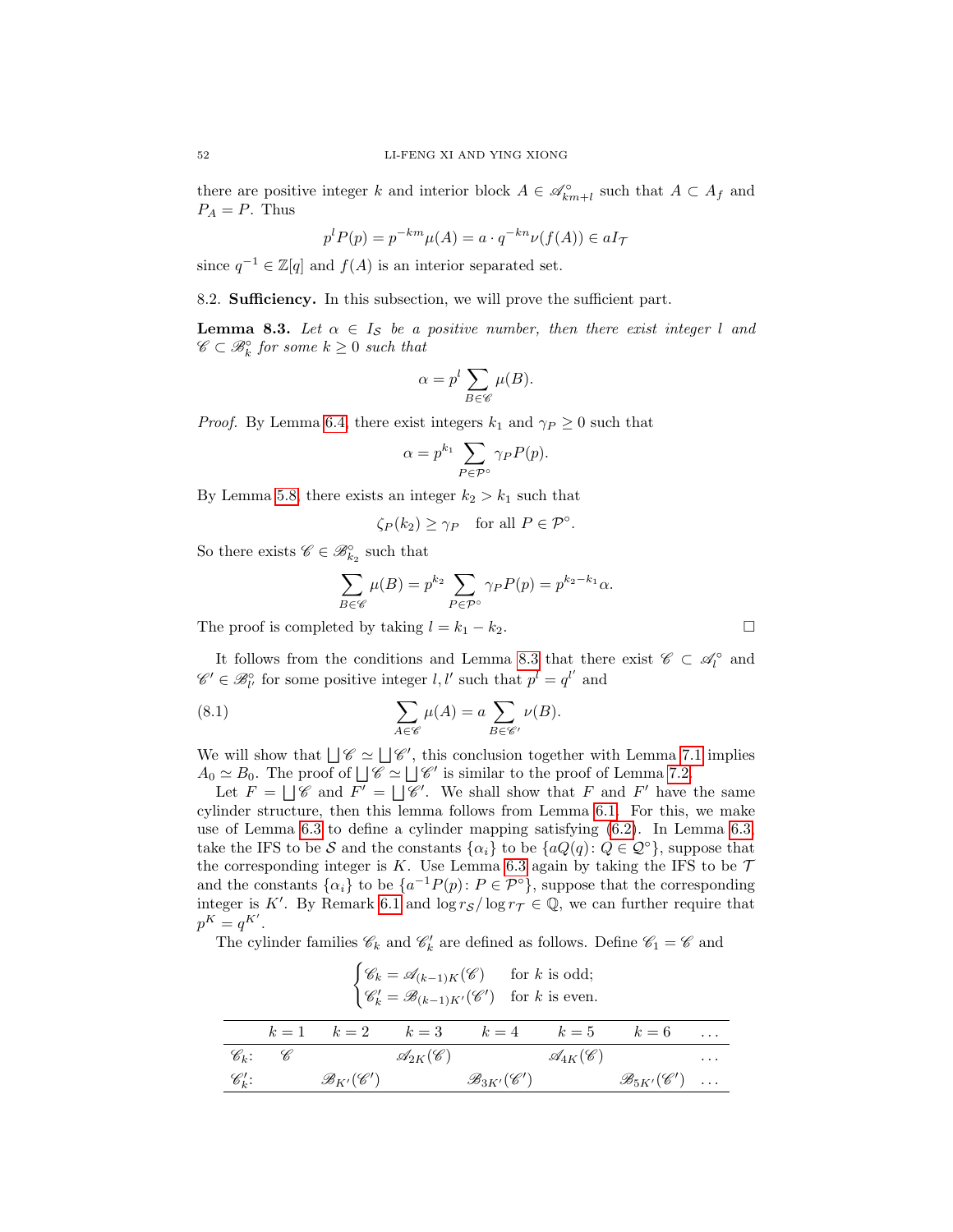there are positive integer $k$ and interior block $A \in \mathscr{A}^\circ_{km+l}$ such that $A \subset A_f$ and $P_A = P$. Thus

$$p^l P(p) = p^{-km}\mu(A) = a \cdot q^{-kn}\nu(f(A)) \in aI_\mathcal{T}$$

since $q^{-1} \in \mathbb{Z}[q]$ and $f(A)$ is an interior separated set.

8.2. **Sufficiency.** In this subsection, we will prove the sufficient part.

**Lemma 8.3.** *Let $\alpha \in I_\mathcal{S}$ be a positive number, then there exist integer $l$ and $\mathscr{C} \subset \mathscr{B}^\circ_k$ for some $k \geq 0$ such that*

$$\alpha = p^l \sum_{B \in \mathscr{C}} \mu(B).$$

*Proof.* By Lemma 6.4, there exist integers $k_1$ and $\gamma_P \geq 0$ such that

$$\alpha = p^{k_1} \sum_{P \in \mathcal{P}^\circ} \gamma_P P(p).$$

By Lemma 5.8, there exists an integer $k_2 > k_1$ such that

$$\zeta_P(k_2) \geq \gamma_P \quad \text{for all } P \in \mathcal{P}^\circ.$$

So there exists $\mathscr{C} \in \mathscr{B}^\circ_{k_2}$ such that

$$\sum_{B \in \mathscr{C}} \mu(B) = p^{k_2} \sum_{P \in \mathcal{P}^\circ} \gamma_P P(p) = p^{k_2 - k_1}\alpha.$$

The proof is completed by taking $l = k_1 - k_2$. □

It follows from the conditions and Lemma 8.3 that there exist $\mathscr{C} \subset \mathscr{A}^\circ_l$ and $\mathscr{C}' \in \mathscr{B}^\circ_{l'}$ for some positive integer $l, l'$ such that $p^l = q^{l'}$ and

$$\sum_{A \in \mathscr{C}} \mu(A) = a \sum_{B \in \mathscr{C}'} \nu(B). \tag{8.1}$$

We will show that $\bigsqcup \mathscr{C} \simeq \bigsqcup \mathscr{C}'$, this conclusion together with Lemma 7.1 implies $A_0 \simeq B_0$. The proof of $\bigsqcup \mathscr{C} \simeq \bigsqcup \mathscr{C}'$ is similar to the proof of Lemma 7.2.

Let $F = \bigsqcup \mathscr{C}$ and $F' = \bigsqcup \mathscr{C}'$. We shall show that $F$ and $F'$ have the same cylinder structure, then this lemma follows from Lemma 6.1. For this, we make use of Lemma 6.3 to define a cylinder mapping satisfying (6.2). In Lemma 6.3 take the IFS to be $\mathcal{S}$ and the constants $\{\alpha_i\}$ to be $\{aQ(q) \colon Q \in \mathcal{Q}^\circ\}$, suppose that the corresponding integer is $K$. Use Lemma 6.3 again by taking the IFS to be $\mathcal{T}$ and the constants $\{\alpha_i\}$ to be $\{a^{-1}P(p) \colon P \in \mathcal{P}^\circ\}$, suppose that the corresponding integer is $K'$. By Remark 6.1 and $\log r_\mathcal{S} / \log r_\mathcal{T} \in \mathbb{Q}$, we can further require that $p^K = q^{K'}$.

The cylinder families $\mathscr{C}_k$ and $\mathscr{C}'_k$ are defined as follows. Define $\mathscr{C}_1 = \mathscr{C}$ and

$$\begin{cases} \mathscr{C}_k = \mathscr{A}_{(k-1)K}(\mathscr{C}) & \text{for } k \text{ is odd;} \\ \mathscr{C}'_k = \mathscr{B}_{(k-1)K'}(\mathscr{C}') & \text{for } k \text{ is even.} \end{cases}$$

| | $k=1$ | $k=2$ | $k=3$ | $k=4$ | $k=5$ | $k=6$ | $\ldots$ |
|---|---|---|---|---|---|---|---|
| $\mathscr{C}_k$: | $\mathscr{C}$ | | $\mathscr{A}_{2K}(\mathscr{C})$ | | $\mathscr{A}_{4K}(\mathscr{C})$ | | $\ldots$ |
| $\mathscr{C}'_k$: | | $\mathscr{B}_{K'}(\mathscr{C}')$ | | $\mathscr{B}_{3K'}(\mathscr{C}')$ | | $\mathscr{B}_{5K'}(\mathscr{C}')$ | $\ldots$ |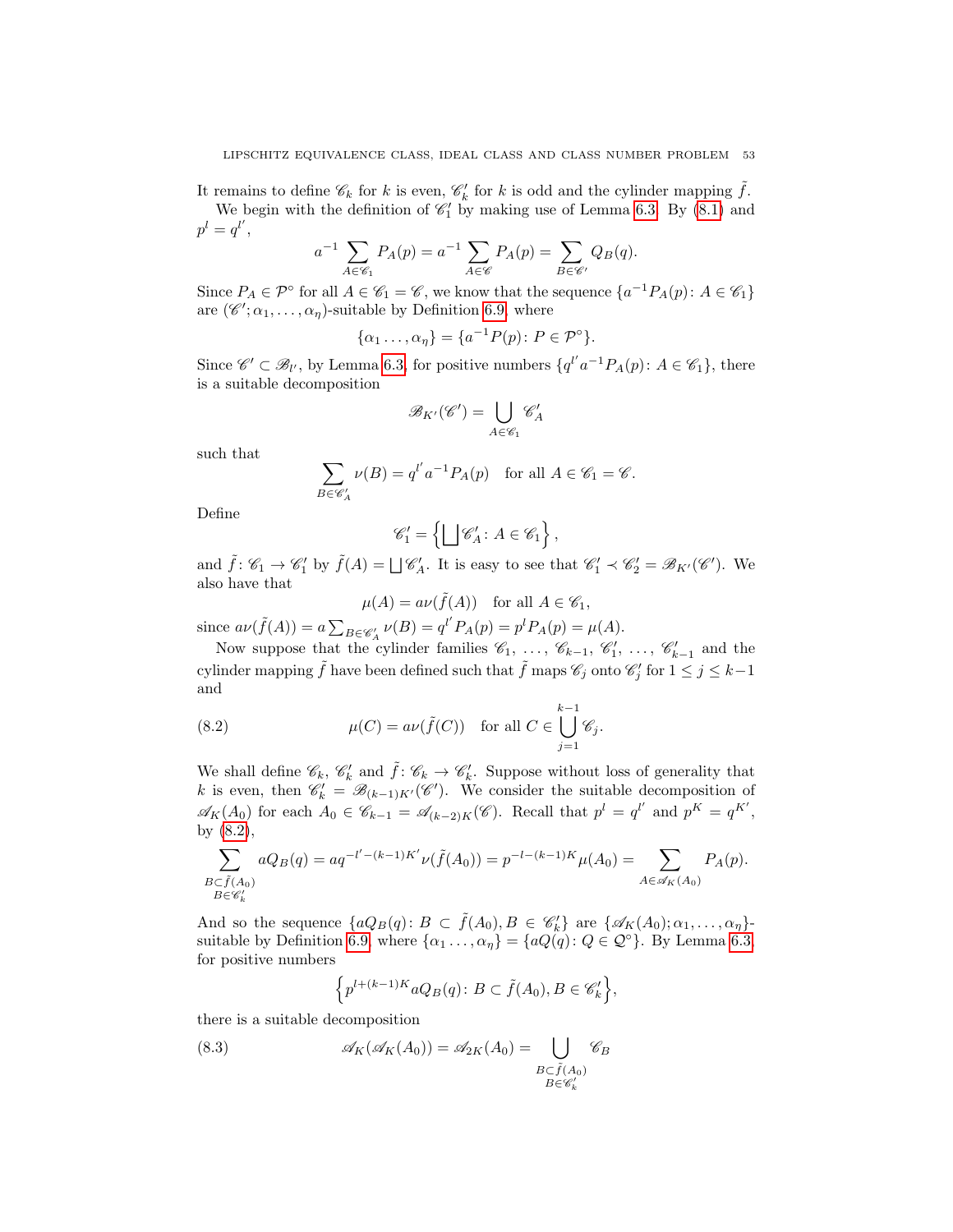It remains to define $\mathscr{C}_k$ for $k$ is even, $\mathscr{C}'_k$ for $k$ is odd and the cylinder mapping $\tilde{f}$.

We begin with the definition of $\mathscr{C}'_1$ by making use of Lemma 6.3. By (8.1) and $p^l = q^{l'}$,

$$a^{-1}\sum_{A\in\mathscr{C}_1} P_A(p) = a^{-1}\sum_{A\in\mathscr{C}} P_A(p) = \sum_{B\in\mathscr{C}'} Q_B(q).$$

Since $P_A \in \mathcal{P}^\circ$ for all $A \in \mathscr{C}_1 = \mathscr{C}$, we know that the sequence $\{a^{-1}P_A(p)\colon A \in \mathscr{C}_1\}$ are $(\mathscr{C}'; \alpha_1, \ldots, \alpha_\eta)$-suitable by Definition 6.9, where

$$\{\alpha_1 \ldots, \alpha_\eta\} = \{a^{-1}P(p)\colon P \in \mathcal{P}^\circ\}.$$

Since $\mathscr{C}' \subset \mathscr{B}_{l'}$, by Lemma 6.3, for positive numbers $\{q^{l'}a^{-1}P_A(p)\colon A \in \mathscr{C}_1\}$, there is a suitable decomposition

$$\mathscr{B}_{K'}(\mathscr{C}') = \bigcup_{A\in\mathscr{C}_1} \mathscr{C}'_A$$

such that

$$\sum_{B\in\mathscr{C}'_A} \nu(B) = q^{l'}a^{-1}P_A(p) \quad \text{for all } A \in \mathscr{C}_1 = \mathscr{C}.$$

Define

$$\mathscr{C}'_1 = \left\{\bigsqcup \mathscr{C}'_A\colon A \in \mathscr{C}_1\right\},$$

and $\tilde{f}\colon \mathscr{C}_1 \to \mathscr{C}'_1$ by $\tilde{f}(A) = \bigsqcup \mathscr{C}'_A$. It is easy to see that $\mathscr{C}'_1 \prec \mathscr{C}'_2 = \mathscr{B}_{K'}(\mathscr{C}')$. We also have that

$$\mu(A) = a\nu(\tilde{f}(A)) \quad \text{for all } A \in \mathscr{C}_1,$$

since $a\nu(\tilde{f}(A)) = a\sum_{B\in\mathscr{C}'_A} \nu(B) = q^{l'}P_A(p) = p^l P_A(p) = \mu(A)$.

Now suppose that the cylinder families $\mathscr{C}_1, \ldots, \mathscr{C}_{k-1}, \mathscr{C}'_1, \ldots, \mathscr{C}'_{k-1}$ and the cylinder mapping $\tilde{f}$ have been defined such that $\tilde{f}$ maps $\mathscr{C}_j$ onto $\mathscr{C}'_j$ for $1 \le j \le k-1$ and

$$\mu(C) = a\nu(\tilde{f}(C)) \quad \text{for all } C \in \bigcup_{j=1}^{k-1} \mathscr{C}_j. \tag{8.2}$$

We shall define $\mathscr{C}_k$, $\mathscr{C}'_k$ and $\tilde{f}\colon \mathscr{C}_k \to \mathscr{C}'_k$. Suppose without loss of generality that $k$ is even, then $\mathscr{C}'_k = \mathscr{B}_{(k-1)K'}(\mathscr{C}')$. We consider the suitable decomposition of $\mathscr{A}_K(A_0)$ for each $A_0 \in \mathscr{C}_{k-1} = \mathscr{A}_{(k-2)K}(\mathscr{C})$. Recall that $p^l = q^{l'}$ and $p^K = q^{K'}$, by (8.2),

$$\sum_{\substack{B\subset\tilde{f}(A_0)\\ B\in\mathscr{C}'_k}} aQ_B(q) = aq^{-l'-(k-1)K'}\nu(\tilde{f}(A_0)) = p^{-l-(k-1)K}\mu(A_0) = \sum_{A\in\mathscr{A}_K(A_0)} P_A(p).$$

And so the sequence $\{aQ_B(q)\colon B \subset \tilde{f}(A_0), B \in \mathscr{C}'_k\}$ are $\{\mathscr{A}_K(A_0); \alpha_1, \ldots, \alpha_\eta\}$-suitable by Definition 6.9, where $\{\alpha_1 \ldots, \alpha_\eta\} = \{aQ(q)\colon Q \in \mathcal{Q}^\circ\}$. By Lemma 6.3, for positive numbers

$$\left\{p^{l+(k-1)K}aQ_B(q)\colon B \subset \tilde{f}(A_0), B \in \mathscr{C}'_k\right\},$$

there is a suitable decomposition

$$\mathscr{A}_K(\mathscr{A}_K(A_0)) = \mathscr{A}_{2K}(A_0) = \bigcup_{\substack{B\subset\tilde{f}(A_0)\\ B\in\mathscr{C}'_k}} \mathscr{C}_B \tag{8.3}$$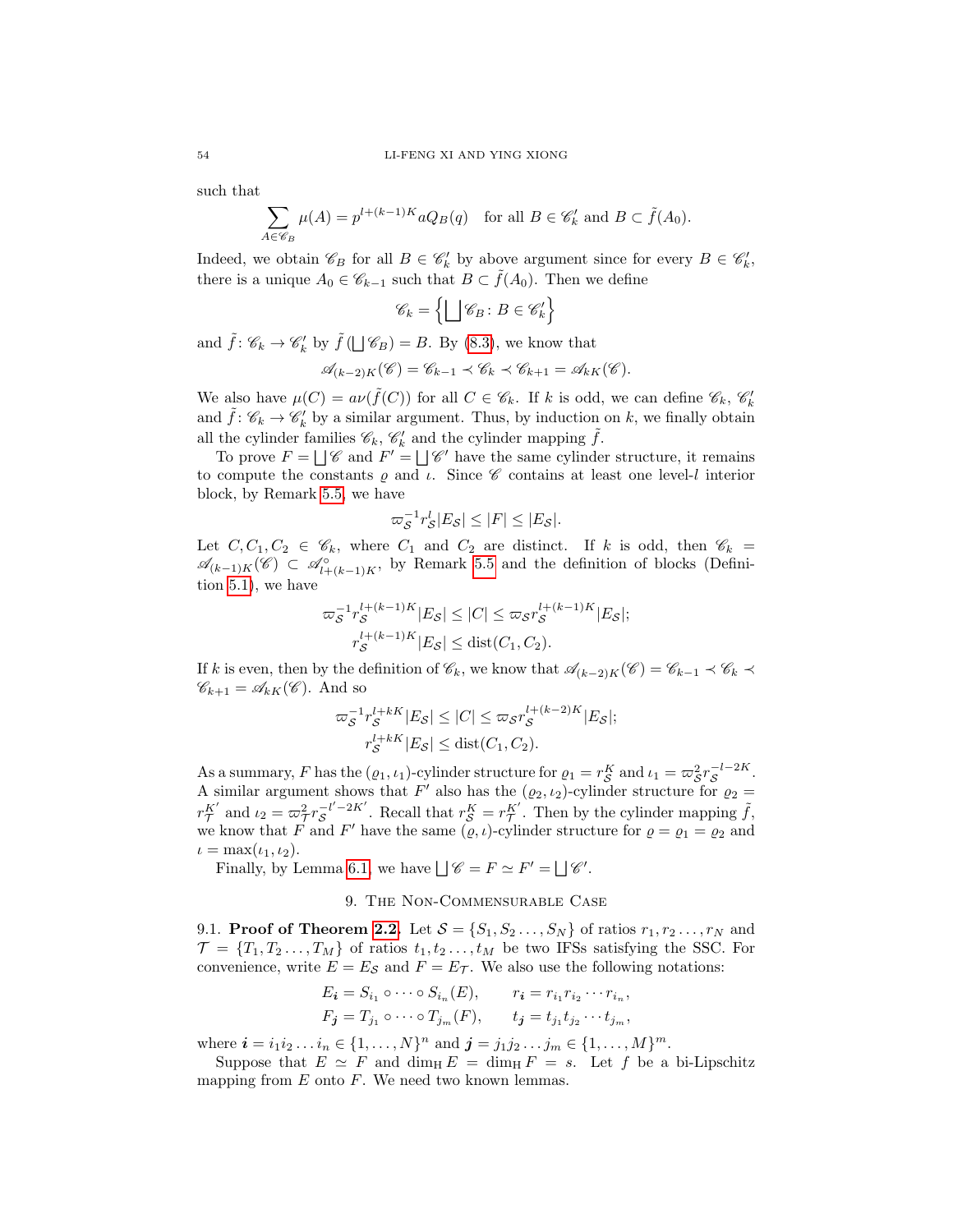such that

$$\sum_{A\in\mathscr{C}_B}\mu(A)=p^{l+(k-1)K}aQ_B(q)\quad\text{for all } B\in\mathscr{C}'_k \text{ and } B\subset\tilde{f}(A_0).$$

Indeed, we obtain $\mathscr{C}_B$ for all $B\in\mathscr{C}'_k$ by above argument since for every $B\in\mathscr{C}'_k$, there is a unique $A_0\in\mathscr{C}_{k-1}$ such that $B\subset\tilde{f}(A_0)$. Then we define

$$\mathscr{C}_k=\left\{\bigsqcup\mathscr{C}_B\colon B\in\mathscr{C}'_k\right\}$$

and $\tilde{f}\colon\mathscr{C}_k\to\mathscr{C}'_k$ by $\tilde{f}\left(\bigsqcup\mathscr{C}_B\right)=B$. By (8.3), we know that

$$\mathscr{A}_{(k-2)K}(\mathscr{C})=\mathscr{C}_{k-1}\prec\mathscr{C}_k\prec\mathscr{C}_{k+1}=\mathscr{A}_{kK}(\mathscr{C}).$$

We also have $\mu(C)=a\nu(\tilde{f}(C))$ for all $C\in\mathscr{C}_k$. If $k$ is odd, we can define $\mathscr{C}_k$, $\mathscr{C}'_k$ and $\tilde{f}\colon\mathscr{C}_k\to\mathscr{C}'_k$ by a similar argument. Thus, by induction on $k$, we finally obtain all the cylinder families $\mathscr{C}_k$, $\mathscr{C}'_k$ and the cylinder mapping $\tilde{f}$.

To prove $F=\bigsqcup\mathscr{C}$ and $F'=\bigsqcup\mathscr{C}'$ have the same cylinder structure, it remains to compute the constants $\varrho$ and $\iota$. Since $\mathscr{C}$ contains at least one level-$l$ interior block, by Remark 5.5, we have

$$\varpi_{\mathcal{S}}^{-1}r_{\mathcal{S}}^{l}|E_{\mathcal{S}}|\le|F|\le|E_{\mathcal{S}}|.$$

Let $C,C_1,C_2\in\mathscr{C}_k$, where $C_1$ and $C_2$ are distinct. If $k$ is odd, then $\mathscr{C}_k=\mathscr{A}_{(k-1)K}(\mathscr{C})\subset\mathscr{A}^{\circ}_{l+(k-1)K}$, by Remark 5.5 and the definition of blocks (Definition 5.1), we have

$$\varpi_{\mathcal{S}}^{-1}r_{\mathcal{S}}^{l+(k-1)K}|E_{\mathcal{S}}|\le|C|\le\varpi_{\mathcal{S}}r_{\mathcal{S}}^{l+(k-1)K}|E_{\mathcal{S}}|;$$
$$r_{\mathcal{S}}^{l+(k-1)K}|E_{\mathcal{S}}|\le\operatorname{dist}(C_1,C_2).$$

If $k$ is even, then by the definition of $\mathscr{C}_k$, we know that $\mathscr{A}_{(k-2)K}(\mathscr{C})=\mathscr{C}_{k-1}\prec\mathscr{C}_k\prec\mathscr{C}_{k+1}=\mathscr{A}_{kK}(\mathscr{C})$. And so

$$\varpi_{\mathcal{S}}^{-1}r_{\mathcal{S}}^{l+kK}|E_{\mathcal{S}}|\le|C|\le\varpi_{\mathcal{S}}r_{\mathcal{S}}^{l+(k-2)K}|E_{\mathcal{S}}|;$$
$$r_{\mathcal{S}}^{l+kK}|E_{\mathcal{S}}|\le\operatorname{dist}(C_1,C_2).$$

As a summary, $F$ has the $(\varrho_1,\iota_1)$-cylinder structure for $\varrho_1=r_{\mathcal{S}}^{K}$ and $\iota_1=\varpi_{\mathcal{S}}^{2}r_{\mathcal{S}}^{-l-2K}$. A similar argument shows that $F'$ also has the $(\varrho_2,\iota_2)$-cylinder structure for $\varrho_2=r_{\mathcal{T}}^{K'}$ and $\iota_2=\varpi_{\mathcal{T}}^{2}r_{\mathcal{S}}^{-l'-2K'}$. Recall that $r_{\mathcal{S}}^{K}=r_{\mathcal{T}}^{K'}$. Then by the cylinder mapping $\tilde{f}$, we know that $F$ and $F'$ have the same $(\varrho,\iota)$-cylinder structure for $\varrho=\varrho_1=\varrho_2$ and $\iota=\max(\iota_1,\iota_2)$.

Finally, by Lemma 6.1, we have $\bigsqcup\mathscr{C}=F\simeq F'=\bigsqcup\mathscr{C}'$.

## 9. The Non-Commensurable Case

9.1. **Proof of Theorem 2.2.** Let $\mathcal{S}=\{S_1,S_2\dots,S_N\}$ of ratios $r_1,r_2\dots,r_N$ and $\mathcal{T}=\{T_1,T_2\dots,T_M\}$ of ratios $t_1,t_2\dots,t_M$ be two IFSs satisfying the SSC. For convenience, write $E=E_{\mathcal{S}}$ and $F=E_{\mathcal{T}}$. We also use the following notations:

$$E_{\boldsymbol{i}}=S_{i_1}\circ\cdots\circ S_{i_n}(E),\qquad r_{\boldsymbol{i}}=r_{i_1}r_{i_2}\cdots r_{i_n},$$
$$F_{\boldsymbol{j}}=T_{j_1}\circ\cdots\circ T_{j_m}(F),\qquad t_{\boldsymbol{j}}=t_{j_1}t_{j_2}\cdots t_{j_m},$$

where $\boldsymbol{i}=i_1i_2\dots i_n\in\{1,\dots,N\}^n$ and $\boldsymbol{j}=j_1j_2\dots j_m\in\{1,\dots,M\}^m$.

Suppose that $E\simeq F$ and $\dim_{\mathrm{H}}E=\dim_{\mathrm{H}}F=s$. Let $f$ be a bi-Lipschitz mapping from $E$ onto $F$. We need two known lemmas.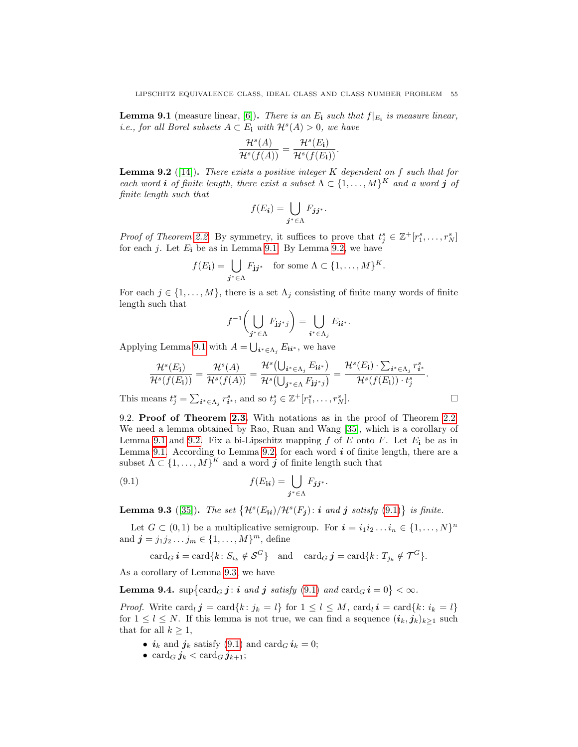**Lemma 9.1** (measure linear, [6]). *There is an $E_{\mathbf{i}}$ such that $f|_{E_{\mathbf{i}}}$ is measure linear, i.e., for all Borel subsets $A \subset E_{\mathbf{i}}$ with $\mathcal{H}^s(A) > 0$, we have*

$$\frac{\mathcal{H}^s(A)}{\mathcal{H}^s(f(A))} = \frac{\mathcal{H}^s(E_{\mathbf{i}})}{\mathcal{H}^s(f(E_{\mathbf{i}}))}.$$

**Lemma 9.2** ([14]). *There exists a positive integer $K$ dependent on $f$ such that for each word $\boldsymbol{i}$ of finite length, there exist a subset $\Lambda \subset \{1, \dots, M\}^K$ and a word $\boldsymbol{j}$ of finite length such that*

$$f(E_{\boldsymbol{i}}) = \bigcup_{\boldsymbol{j}^* \in \Lambda} F_{\boldsymbol{j}\boldsymbol{j}^*}.$$

*Proof of Theorem 2.2.* By symmetry, it suffices to prove that $t_j^s \in \mathbb{Z}^+[r_1^s, \dots, r_N^s]$ for each $j$. Let $E_{\mathbf{i}}$ be as in Lemma 9.1. By Lemma 9.2, we have

$$f(E_{\mathbf{i}}) = \bigcup_{\boldsymbol{j}^* \in \Lambda} F_{\mathbf{j}\boldsymbol{j}^*} \quad \text{for some } \Lambda \subset \{1, \dots, M\}^K.$$

For each $j \in \{1, \dots, M\}$, there is a set $\Lambda_j$ consisting of finite many words of finite length such that

$$f^{-1}\bigg(\bigcup_{\boldsymbol{j}^* \in \Lambda} F_{\mathbf{j}\boldsymbol{j}^* j}\bigg) = \bigcup_{\boldsymbol{i}^* \in \Lambda_j} E_{\mathbf{i}\boldsymbol{i}^*}.$$

Applying Lemma 9.1 with $A = \bigcup_{\boldsymbol{i}^* \in \Lambda_j} E_{\mathbf{i}\boldsymbol{i}^*}$, we have

$$\frac{\mathcal{H}^s(E_{\mathbf{i}})}{\mathcal{H}^s(f(E_{\mathbf{i}}))} = \frac{\mathcal{H}^s(A)}{\mathcal{H}^s(f(A))} = \frac{\mathcal{H}^s\big(\bigcup_{\boldsymbol{i}^* \in \Lambda_j} E_{\mathbf{i}\boldsymbol{i}^*}\big)}{\mathcal{H}^s\big(\bigcup_{\boldsymbol{j}^* \in \Lambda} F_{\mathbf{j}\boldsymbol{j}^* j}\big)} = \frac{\mathcal{H}^s(E_{\mathbf{i}}) \cdot \sum_{\boldsymbol{i}^* \in \Lambda_j} r_{\boldsymbol{i}^*}^s}{\mathcal{H}^s(f(E_{\mathbf{i}})) \cdot t_j^s}.$$

This means $t_j^s = \sum_{\boldsymbol{i}^* \in \Lambda_j} r_{\boldsymbol{i}^*}^s$, and so $t_j^s \in \mathbb{Z}^+[r_1^s, \dots, r_N^s]$. $\square$

9.2. **Proof of Theorem 2.3.** With notations as in the proof of Theorem 2.2. We need a lemma obtained by Rao, Ruan and Wang [35], which is a corollary of Lemma 9.1 and 9.2. Fix a bi-Lipschitz mapping $f$ of $E$ onto $F$. Let $E_{\mathbf{i}}$ be as in Lemma 9.1. According to Lemma 9.2, for each word $\boldsymbol{i}$ of finite length, there are a subset $\Lambda \subset \{1, \dots, M\}^K$ and a word $\boldsymbol{j}$ of finite length such that

$$f(E_{\mathbf{i}\boldsymbol{i}}) = \bigcup_{\boldsymbol{j}^* \in \Lambda} F_{\boldsymbol{j}\boldsymbol{j}^*}. \tag{9.1}$$

**Lemma 9.3** ([35]). *The set $\{\mathcal{H}^s(E_{\mathbf{i}\boldsymbol{i}})/\mathcal{H}^s(F_{\boldsymbol{j}}) \colon \boldsymbol{i}$ and $\boldsymbol{j}$ satisfy (9.1)$\}$ is finite.*

Let $G \subset (0,1)$ be a multiplicative semigroup. For $\boldsymbol{i} = i_1 i_2 \dots i_n \in \{1, \dots, N\}^n$ and $\boldsymbol{j} = j_1 j_2 \dots j_m \in \{1, \dots, M\}^m$, define

$$\operatorname{card}_G \boldsymbol{i} = \operatorname{card}\{k \colon S_{i_k} \notin \mathcal{S}^G\} \quad \text{and} \quad \operatorname{card}_G \boldsymbol{j} = \operatorname{card}\{k \colon T_{j_k} \notin \mathcal{T}^G\}.$$

As a corollary of Lemma 9.3, we have

**Lemma 9.4.** $\sup\{\operatorname{card}_G \boldsymbol{j} \colon \boldsymbol{i}$ *and* $\boldsymbol{j}$ *satisfy* (9.1) *and* $\operatorname{card}_G \boldsymbol{i} = 0\} < \infty$.

*Proof.* Write $\operatorname{card}_l \boldsymbol{j} = \operatorname{card}\{k \colon j_k = l\}$ for $1 \le l \le M$, $\operatorname{card}_l \boldsymbol{i} = \operatorname{card}\{k \colon i_k = l\}$ for $1 \le l \le N$. If this lemma is not true, we can find a sequence $(\boldsymbol{i}_k, \boldsymbol{j}_k)_{k \ge 1}$ such that for all $k \ge 1$,

- $\boldsymbol{i}_k$ and $\boldsymbol{j}_k$ satisfy (9.1) and $\operatorname{card}_G \boldsymbol{i}_k = 0$;
- $\operatorname{card}_G \boldsymbol{j}_k < \operatorname{card}_G \boldsymbol{j}_{k+1}$;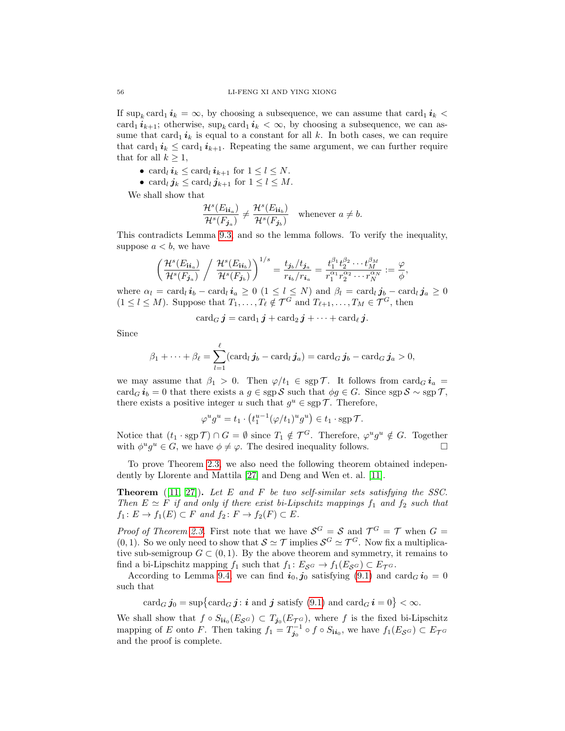If $\sup_k \operatorname{card}_1 \boldsymbol{i}_k = \infty$, by choosing a subsequence, we can assume that $\operatorname{card}_1 \boldsymbol{i}_k < \operatorname{card}_1 \boldsymbol{i}_{k+1}$; otherwise, $\sup_k \operatorname{card}_1 \boldsymbol{i}_k < \infty$, by choosing a subsequence, we can assume that $\operatorname{card}_1 \boldsymbol{i}_k$ is equal to a constant for all $k$. In both cases, we can require that $\operatorname{card}_1 \boldsymbol{i}_k \le \operatorname{card}_1 \boldsymbol{i}_{k+1}$. Repeating the same argument, we can further require that for all $k \ge 1$,

- $\operatorname{card}_l \boldsymbol{i}_k \le \operatorname{card}_l \boldsymbol{i}_{k+1}$ for $1 \le l \le N$.
- $\operatorname{card}_l \boldsymbol{j}_k \le \operatorname{card}_l \boldsymbol{j}_{k+1}$ for $1 \le l \le M$.

We shall show that

$$\frac{\mathcal{H}^s(E_{\mathbf{i}\boldsymbol{i}_a})}{\mathcal{H}^s(F_{\boldsymbol{j}_a})} \ne \frac{\mathcal{H}^s(E_{\mathbf{i}\boldsymbol{i}_b})}{\mathcal{H}^s(F_{\boldsymbol{j}_b})} \quad \text{whenever } a \ne b.$$

This contradicts Lemma 9.3, and so the lemma follows. To verify the inequality, suppose $a < b$, we have

$$\left( \frac{\mathcal{H}^s(E_{\mathbf{i}\boldsymbol{i}_a})}{\mathcal{H}^s(F_{\boldsymbol{j}_a})} \Bigg/ \frac{\mathcal{H}^s(E_{\mathbf{i}\boldsymbol{i}_b})}{\mathcal{H}^s(F_{\boldsymbol{j}_b})} \right)^{1/s} = \frac{t_{\boldsymbol{j}_b}/t_{\boldsymbol{j}_a}}{r_{\boldsymbol{i}_b}/r_{\boldsymbol{i}_a}} = \frac{t_1^{\beta_1} t_2^{\beta_2} \cdots t_M^{\beta_M}}{r_1^{\alpha_1} r_2^{\alpha_2} \cdots r_N^{\alpha_N}} := \frac{\varphi}{\phi},$$

where $\alpha_l = \operatorname{card}_l \boldsymbol{i}_b - \operatorname{card}_l \boldsymbol{i}_a \ge 0$ $(1 \le l \le N)$ and $\beta_l = \operatorname{card}_l \boldsymbol{j}_b - \operatorname{card}_l \boldsymbol{j}_a \ge 0$ $(1 \le l \le M)$. Suppose that $T_1, \dots, T_\ell \notin \mathcal{T}^G$ and $T_{\ell+1}, \dots, T_M \in \mathcal{T}^G$, then

$$\operatorname{card}_G \boldsymbol{j} = \operatorname{card}_1 \boldsymbol{j} + \operatorname{card}_2 \boldsymbol{j} + \cdots + \operatorname{card}_\ell \boldsymbol{j}.$$

Since

$$\beta_1 + \cdots + \beta_\ell = \sum_{l=1}^{\ell} (\operatorname{card}_l \boldsymbol{j}_b - \operatorname{card}_l \boldsymbol{j}_a) = \operatorname{card}_G \boldsymbol{j}_b - \operatorname{card}_G \boldsymbol{j}_a > 0,$$

we may assume that $\beta_1 > 0$. Then $\varphi/t_1 \in \operatorname{sgp} \mathcal{T}$. It follows from $\operatorname{card}_G \boldsymbol{i}_a = \operatorname{card}_G \boldsymbol{i}_b = 0$ that there exists a $g \in \operatorname{sgp} \mathcal{S}$ such that $\phi g \in G$. Since $\operatorname{sgp} \mathcal{S} \sim \operatorname{sgp} \mathcal{T}$, there exists a positive integer $u$ such that $g^u \in \operatorname{sgp} \mathcal{T}$. Therefore,

$$\varphi^u g^u = t_1 \cdot \left( t_1^{u-1} (\varphi/t_1)^u g^u \right) \in t_1 \cdot \operatorname{sgp} \mathcal{T}.$$

Notice that $(t_1 \cdot \operatorname{sgp} \mathcal{T}) \cap G = \emptyset$ since $T_1 \notin \mathcal{T}^G$. Therefore, $\varphi^u g^u \notin G$. Together with $\phi^u g^u \in G$, we have $\phi \ne \varphi$. The desired inequality follows. $\square$

To prove Theorem 2.3, we also need the following theorem obtained independently by Llorente and Mattila [27] and Deng and Wen et. al. [11].

**Theorem** ([11, 27])**.** *Let $E$ and $F$ be two self-similar sets satisfying the SSC. Then $E \simeq F$ if and only if there exist bi-Lipschitz mappings $f_1$ and $f_2$ such that $f_1 \colon E \to f_1(E) \subset F$ and $f_2 \colon F \to f_2(F) \subset E$.*

*Proof of Theorem 2.3.* First note that we have $\mathcal{S}^G = \mathcal{S}$ and $\mathcal{T}^G = \mathcal{T}$ when $G = (0,1)$. So we only need to show that $\mathcal{S} \simeq \mathcal{T}$ implies $\mathcal{S}^G \simeq \mathcal{T}^G$. Now fix a multiplicative sub-semigroup $G \subset (0,1)$. By the above theorem and symmetry, it remains to find a bi-Lipschitz mapping $f_1$ such that $f_1 \colon E_{\mathcal{S}^G} \to f_1(E_{\mathcal{S}^G}) \subset E_{\mathcal{T}^G}$.

According to Lemma 9.4, we can find $\boldsymbol{i}_0, \boldsymbol{j}_0$ satisfying (9.1) and $\operatorname{card}_G \boldsymbol{i}_0 = 0$ such that

$$\operatorname{card}_G \boldsymbol{j}_0 = \sup\left\{ \operatorname{card}_G \boldsymbol{j} \colon \boldsymbol{i} \text{ and } \boldsymbol{j} \text{ satisfy (9.1) and } \operatorname{card}_G \boldsymbol{i} = 0 \right\} < \infty.$$

We shall show that $f \circ S_{\mathbf{i}\boldsymbol{i}_0}(E_{\mathcal{S}^G}) \subset T_{\boldsymbol{j}_0}(E_{\mathcal{T}^G})$, where $f$ is the fixed bi-Lipschitz mapping of $E$ onto $F$. Then taking $f_1 = T_{\boldsymbol{j}_0}^{-1} \circ f \circ S_{\mathbf{i}\boldsymbol{i}_0}$, we have $f_1(E_{\mathcal{S}^G}) \subset E_{\mathcal{T}^G}$ and the proof is complete.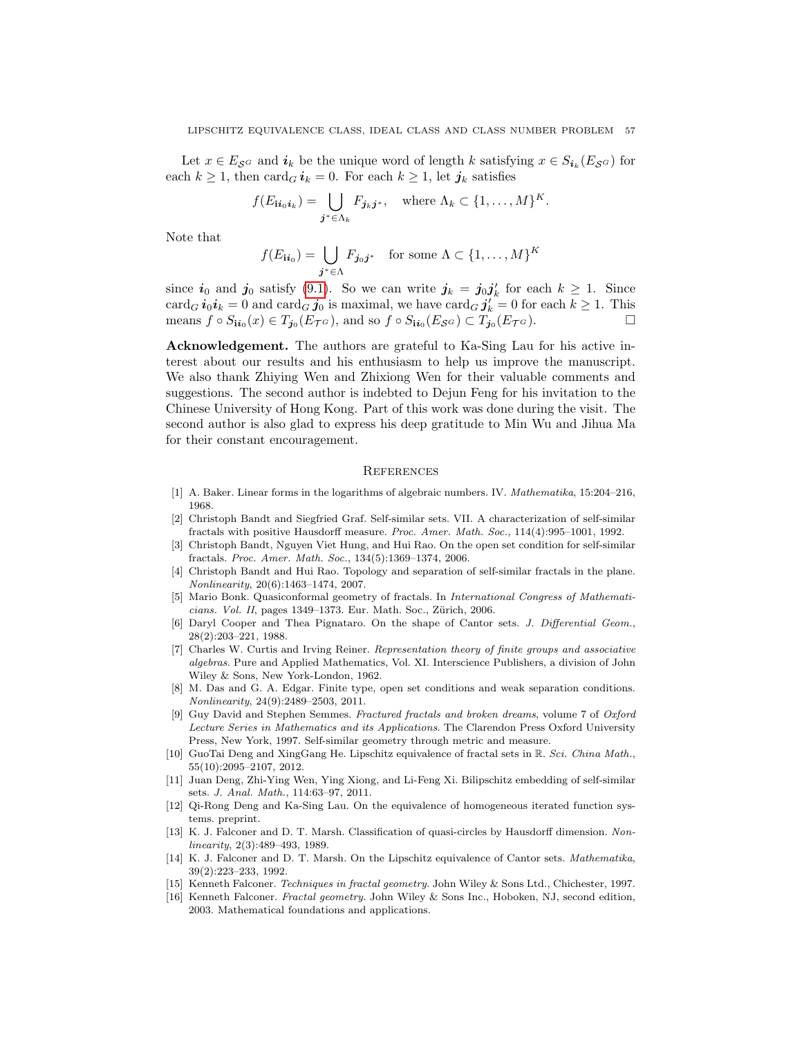Let $x \in E_{\mathcal{S}^G}$ and $\boldsymbol{i}_k$ be the unique word of length $k$ satisfying $x \in S_{\boldsymbol{i}_k}(E_{\mathcal{S}^G})$ for each $k \geq 1$, then $\text{card}_G\, \boldsymbol{i}_k = 0$. For each $k \geq 1$, let $\boldsymbol{j}_k$ satisfies

$$f(E_{\mathbf{i}\boldsymbol{i}_0\boldsymbol{i}_k}) = \bigcup_{\boldsymbol{j}^* \in \Lambda_k} F_{\boldsymbol{j}_k \boldsymbol{j}^*}, \quad \text{where } \Lambda_k \subset \{1, \ldots, M\}^K.$$

Note that

$$f(E_{\mathbf{i}\boldsymbol{i}_0}) = \bigcup_{\boldsymbol{j}^* \in \Lambda} F_{\boldsymbol{j}_0 \boldsymbol{j}^*} \quad \text{for some } \Lambda \subset \{1, \ldots, M\}^K$$

since $\boldsymbol{i}_0$ and $\boldsymbol{j}_0$ satisfy (9.1). So we can write $\boldsymbol{j}_k = \boldsymbol{j}_0 \boldsymbol{j}'_k$ for each $k \geq 1$. Since $\text{card}_G\, \boldsymbol{i}_0 \boldsymbol{i}_k = 0$ and $\text{card}_G\, \boldsymbol{j}_0$ is maximal, we have $\text{card}_G\, \boldsymbol{j}'_k = 0$ for each $k \geq 1$. This means $f \circ S_{\mathbf{i}\boldsymbol{i}_0}(x) \in T_{\boldsymbol{j}_0}(E_{\mathcal{T}^G})$, and so $f \circ S_{\mathbf{i}\boldsymbol{i}_0}(E_{\mathcal{S}^G}) \subset T_{\boldsymbol{j}_0}(E_{\mathcal{T}^G})$. □

**Acknowledgement.** The authors are grateful to Ka-Sing Lau for his active interest about our results and his enthusiasm to help us improve the manuscript. We also thank Zhiying Wen and Zhixiong Wen for their valuable comments and suggestions. The second author is indebted to Dejun Feng for his invitation to the Chinese University of Hong Kong. Part of this work was done during the visit. The second author is also glad to express his deep gratitude to Min Wu and Jihua Ma for their constant encouragement.

## References

[1] A. Baker. Linear forms in the logarithms of algebraic numbers. IV. *Mathematika*, 15:204–216, 1968.

[2] Christoph Bandt and Siegfried Graf. Self-similar sets. VII. A characterization of self-similar fractals with positive Hausdorff measure. *Proc. Amer. Math. Soc.*, 114(4):995–1001, 1992.

[3] Christoph Bandt, Nguyen Viet Hung, and Hui Rao. On the open set condition for self-similar fractals. *Proc. Amer. Math. Soc.*, 134(5):1369–1374, 2006.

[4] Christoph Bandt and Hui Rao. Topology and separation of self-similar fractals in the plane. *Nonlinearity*, 20(6):1463–1474, 2007.

[5] Mario Bonk. Quasiconformal geometry of fractals. In *International Congress of Mathematicians. Vol. II*, pages 1349–1373. Eur. Math. Soc., Zürich, 2006.

[6] Daryl Cooper and Thea Pignataro. On the shape of Cantor sets. *J. Differential Geom.*, 28(2):203–221, 1988.

[7] Charles W. Curtis and Irving Reiner. *Representation theory of finite groups and associative algebras*. Pure and Applied Mathematics, Vol. XI. Interscience Publishers, a division of John Wiley & Sons, New York-London, 1962.

[8] M. Das and G. A. Edgar. Finite type, open set conditions and weak separation conditions. *Nonlinearity*, 24(9):2489–2503, 2011.

[9] Guy David and Stephen Semmes. *Fractured fractals and broken dreams*, volume 7 of *Oxford Lecture Series in Mathematics and its Applications*. The Clarendon Press Oxford University Press, New York, 1997. Self-similar geometry through metric and measure.

[10] GuoTai Deng and XingGang He. Lipschitz equivalence of fractal sets in $\mathbb{R}$. *Sci. China Math.*, 55(10):2095–2107, 2012.

[11] Juan Deng, Zhi-Ying Wen, Ying Xiong, and Li-Feng Xi. Bilipschitz embedding of self-similar sets. *J. Anal. Math.*, 114:63–97, 2011.

[12] Qi-Rong Deng and Ka-Sing Lau. On the equivalence of homogeneous iterated function systems. preprint.

[13] K. J. Falconer and D. T. Marsh. Classification of quasi-circles by Hausdorff dimension. *Nonlinearity*, 2(3):489–493, 1989.

[14] K. J. Falconer and D. T. Marsh. On the Lipschitz equivalence of Cantor sets. *Mathematika*, 39(2):223–233, 1992.

[15] Kenneth Falconer. *Techniques in fractal geometry*. John Wiley & Sons Ltd., Chichester, 1997.

[16] Kenneth Falconer. *Fractal geometry*. John Wiley & Sons Inc., Hoboken, NJ, second edition, 2003. Mathematical foundations and applications.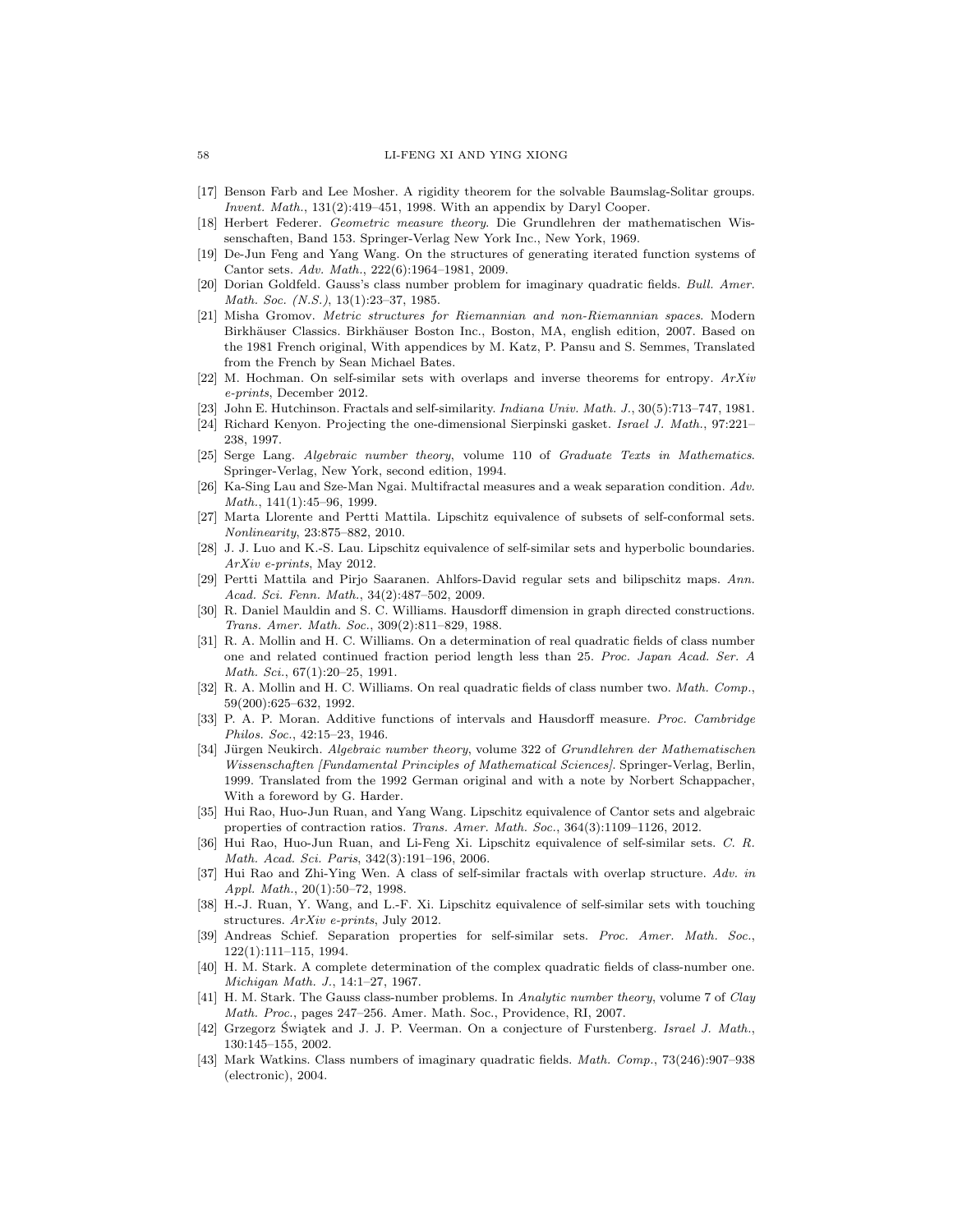[17] Benson Farb and Lee Mosher. A rigidity theorem for the solvable Baumslag-Solitar groups. *Invent. Math.*, 131(2):419–451, 1998. With an appendix by Daryl Cooper.

[18] Herbert Federer. *Geometric measure theory*. Die Grundlehren der mathematischen Wissenschaften, Band 153. Springer-Verlag New York Inc., New York, 1969.

[19] De-Jun Feng and Yang Wang. On the structures of generating iterated function systems of Cantor sets. *Adv. Math.*, 222(6):1964–1981, 2009.

[20] Dorian Goldfeld. Gauss's class number problem for imaginary quadratic fields. *Bull. Amer. Math. Soc. (N.S.)*, 13(1):23–37, 1985.

[21] Misha Gromov. *Metric structures for Riemannian and non-Riemannian spaces*. Modern Birkhäuser Classics. Birkhäuser Boston Inc., Boston, MA, english edition, 2007. Based on the 1981 French original, With appendices by M. Katz, P. Pansu and S. Semmes, Translated from the French by Sean Michael Bates.

[22] M. Hochman. On self-similar sets with overlaps and inverse theorems for entropy. *ArXiv e-prints*, December 2012.

[23] John E. Hutchinson. Fractals and self-similarity. *Indiana Univ. Math. J.*, 30(5):713–747, 1981.

[24] Richard Kenyon. Projecting the one-dimensional Sierpinski gasket. *Israel J. Math.*, 97:221–238, 1997.

[25] Serge Lang. *Algebraic number theory*, volume 110 of *Graduate Texts in Mathematics*. Springer-Verlag, New York, second edition, 1994.

[26] Ka-Sing Lau and Sze-Man Ngai. Multifractal measures and a weak separation condition. *Adv. Math.*, 141(1):45–96, 1999.

[27] Marta Llorente and Pertti Mattila. Lipschitz equivalence of subsets of self-conformal sets. *Nonlinearity*, 23:875–882, 2010.

[28] J. J. Luo and K.-S. Lau. Lipschitz equivalence of self-similar sets and hyperbolic boundaries. *ArXiv e-prints*, May 2012.

[29] Pertti Mattila and Pirjo Saaranen. Ahlfors-David regular sets and bilipschitz maps. *Ann. Acad. Sci. Fenn. Math.*, 34(2):487–502, 2009.

[30] R. Daniel Mauldin and S. C. Williams. Hausdorff dimension in graph directed constructions. *Trans. Amer. Math. Soc.*, 309(2):811–829, 1988.

[31] R. A. Mollin and H. C. Williams. On a determination of real quadratic fields of class number one and related continued fraction period length less than 25. *Proc. Japan Acad. Ser. A Math. Sci.*, 67(1):20–25, 1991.

[32] R. A. Mollin and H. C. Williams. On real quadratic fields of class number two. *Math. Comp.*, 59(200):625–632, 1992.

[33] P. A. P. Moran. Additive functions of intervals and Hausdorff measure. *Proc. Cambridge Philos. Soc.*, 42:15–23, 1946.

[34] Jürgen Neukirch. *Algebraic number theory*, volume 322 of *Grundlehren der Mathematischen Wissenschaften [Fundamental Principles of Mathematical Sciences]*. Springer-Verlag, Berlin, 1999. Translated from the 1992 German original and with a note by Norbert Schappacher, With a foreword by G. Harder.

[35] Hui Rao, Huo-Jun Ruan, and Yang Wang. Lipschitz equivalence of Cantor sets and algebraic properties of contraction ratios. *Trans. Amer. Math. Soc.*, 364(3):1109–1126, 2012.

[36] Hui Rao, Huo-Jun Ruan, and Li-Feng Xi. Lipschitz equivalence of self-similar sets. *C. R. Math. Acad. Sci. Paris*, 342(3):191–196, 2006.

[37] Hui Rao and Zhi-Ying Wen. A class of self-similar fractals with overlap structure. *Adv. in Appl. Math.*, 20(1):50–72, 1998.

[38] H.-J. Ruan, Y. Wang, and L.-F. Xi. Lipschitz equivalence of self-similar sets with touching structures. *ArXiv e-prints*, July 2012.

[39] Andreas Schief. Separation properties for self-similar sets. *Proc. Amer. Math. Soc.*, 122(1):111–115, 1994.

[40] H. M. Stark. A complete determination of the complex quadratic fields of class-number one. *Michigan Math. J.*, 14:1–27, 1967.

[41] H. M. Stark. The Gauss class-number problems. In *Analytic number theory*, volume 7 of *Clay Math. Proc.*, pages 247–256. Amer. Math. Soc., Providence, RI, 2007.

[42] Grzegorz Świątek and J. J. P. Veerman. On a conjecture of Furstenberg. *Israel J. Math.*, 130:145–155, 2002.

[43] Mark Watkins. Class numbers of imaginary quadratic fields. *Math. Comp.*, 73(246):907–938 (electronic), 2004.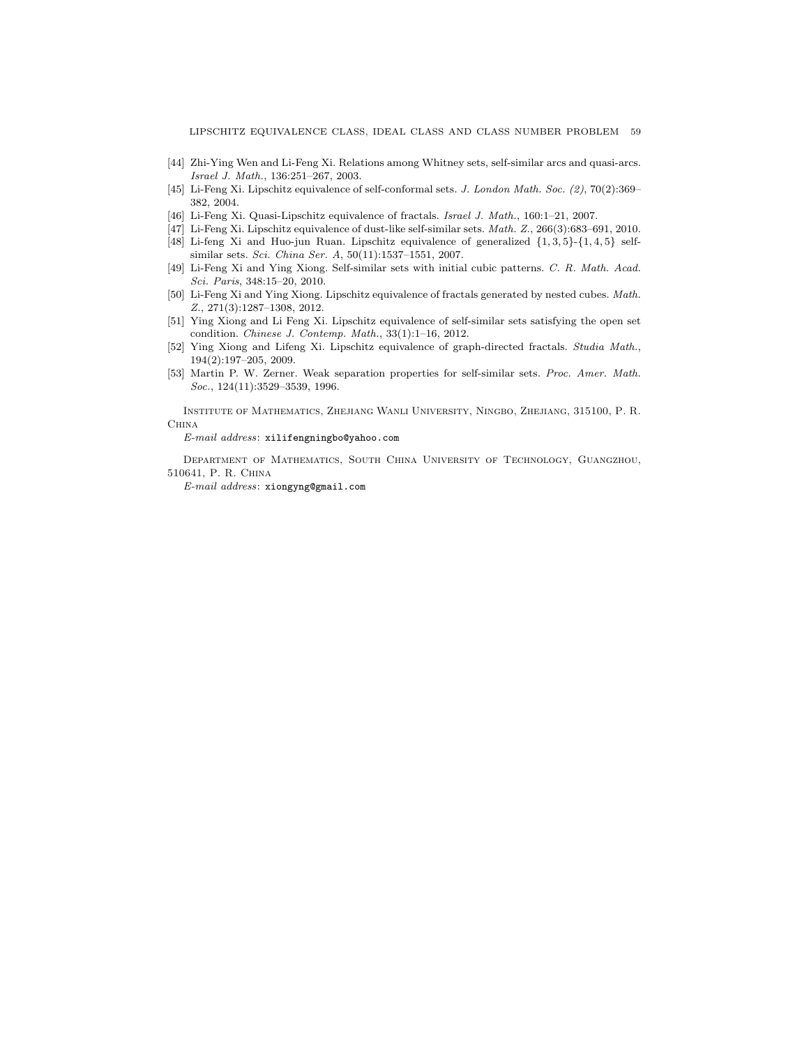[44] Zhi-Ying Wen and Li-Feng Xi. Relations among Whitney sets, self-similar arcs and quasi-arcs. *Israel J. Math.*, 136:251–267, 2003.

[45] Li-Feng Xi. Lipschitz equivalence of self-conformal sets. *J. London Math. Soc. (2)*, 70(2):369–382, 2004.

[46] Li-Feng Xi. Quasi-Lipschitz equivalence of fractals. *Israel J. Math.*, 160:1–21, 2007.

[47] Li-Feng Xi. Lipschitz equivalence of dust-like self-similar sets. *Math. Z.*, 266(3):683–691, 2010.

[48] Li-feng Xi and Huo-jun Ruan. Lipschitz equivalence of generalized $\{1,3,5\}$-$\{1,4,5\}$ self-similar sets. *Sci. China Ser. A*, 50(11):1537–1551, 2007.

[49] Li-Feng Xi and Ying Xiong. Self-similar sets with initial cubic patterns. *C. R. Math. Acad. Sci. Paris*, 348:15–20, 2010.

[50] Li-Feng Xi and Ying Xiong. Lipschitz equivalence of fractals generated by nested cubes. *Math. Z.*, 271(3):1287–1308, 2012.

[51] Ying Xiong and Li Feng Xi. Lipschitz equivalence of self-similar sets satisfying the open set condition. *Chinese J. Contemp. Math.*, 33(1):1–16, 2012.

[52] Ying Xiong and Lifeng Xi. Lipschitz equivalence of graph-directed fractals. *Studia Math.*, 194(2):197–205, 2009.

[53] Martin P. W. Zerner. Weak separation properties for self-similar sets. *Proc. Amer. Math. Soc.*, 124(11):3529–3539, 1996.

Institute of Mathematics, Zhejiang Wanli University, Ningbo, Zhejiang, 315100, P. R. China

*E-mail address*: xilifengningbo@yahoo.com

Department of Mathematics, South China University of Technology, Guangzhou, 510641, P. R. China

*E-mail address*: xiongyng@gmail.com